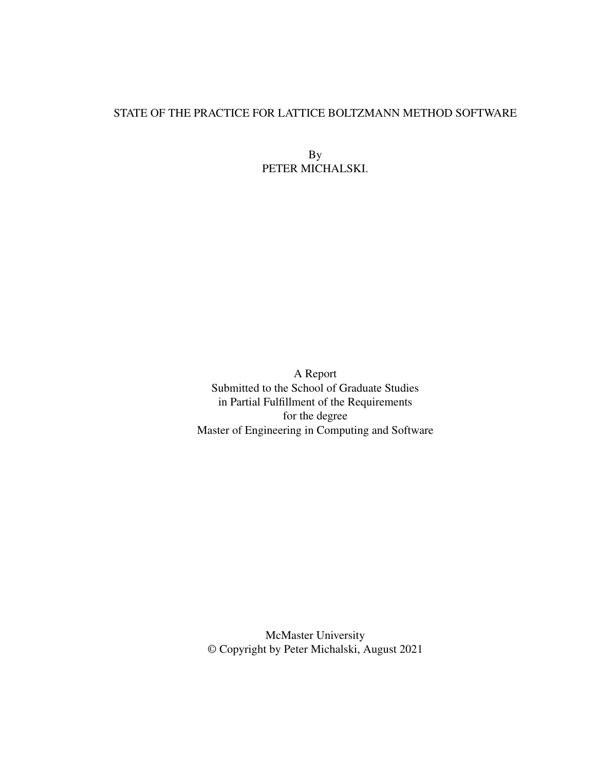# STATE OF THE PRACTICE FOR LATTICE BOLTZMANN METHOD SOFTWARE

By
PETER MICHALSKI.

A Report
Submitted to the School of Graduate Studies
in Partial Fulfillment of the Requirements
for the degree
Master of Engineering in Computing and Software

McMaster University
© Copyright by Peter Michalski, August 2021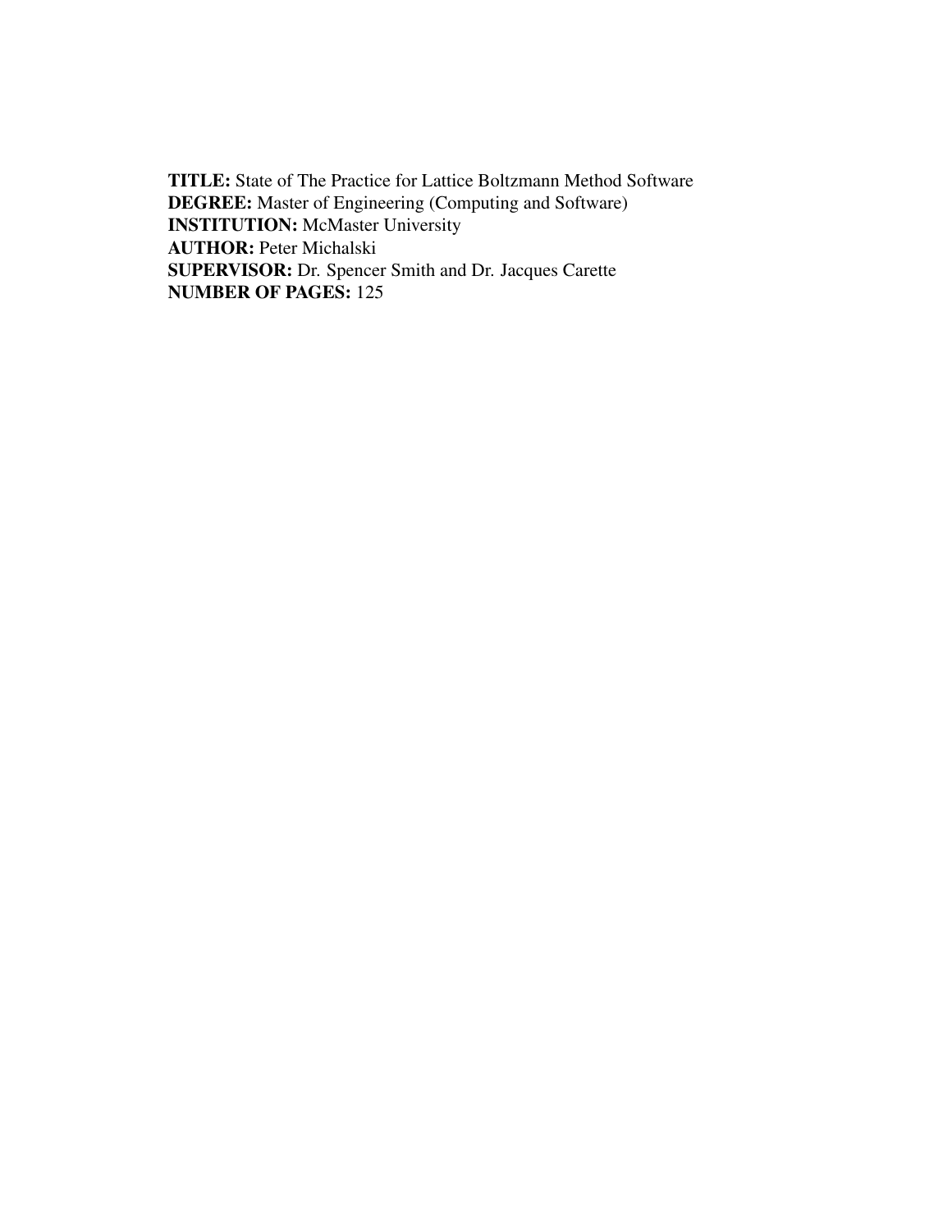**TITLE:** State of The Practice for Lattice Boltzmann Method Software
**DEGREE:** Master of Engineering (Computing and Software)
**INSTITUTION:** McMaster University
**AUTHOR:** Peter Michalski
**SUPERVISOR:** Dr. Spencer Smith and Dr. Jacques Carette
**NUMBER OF PAGES:** 125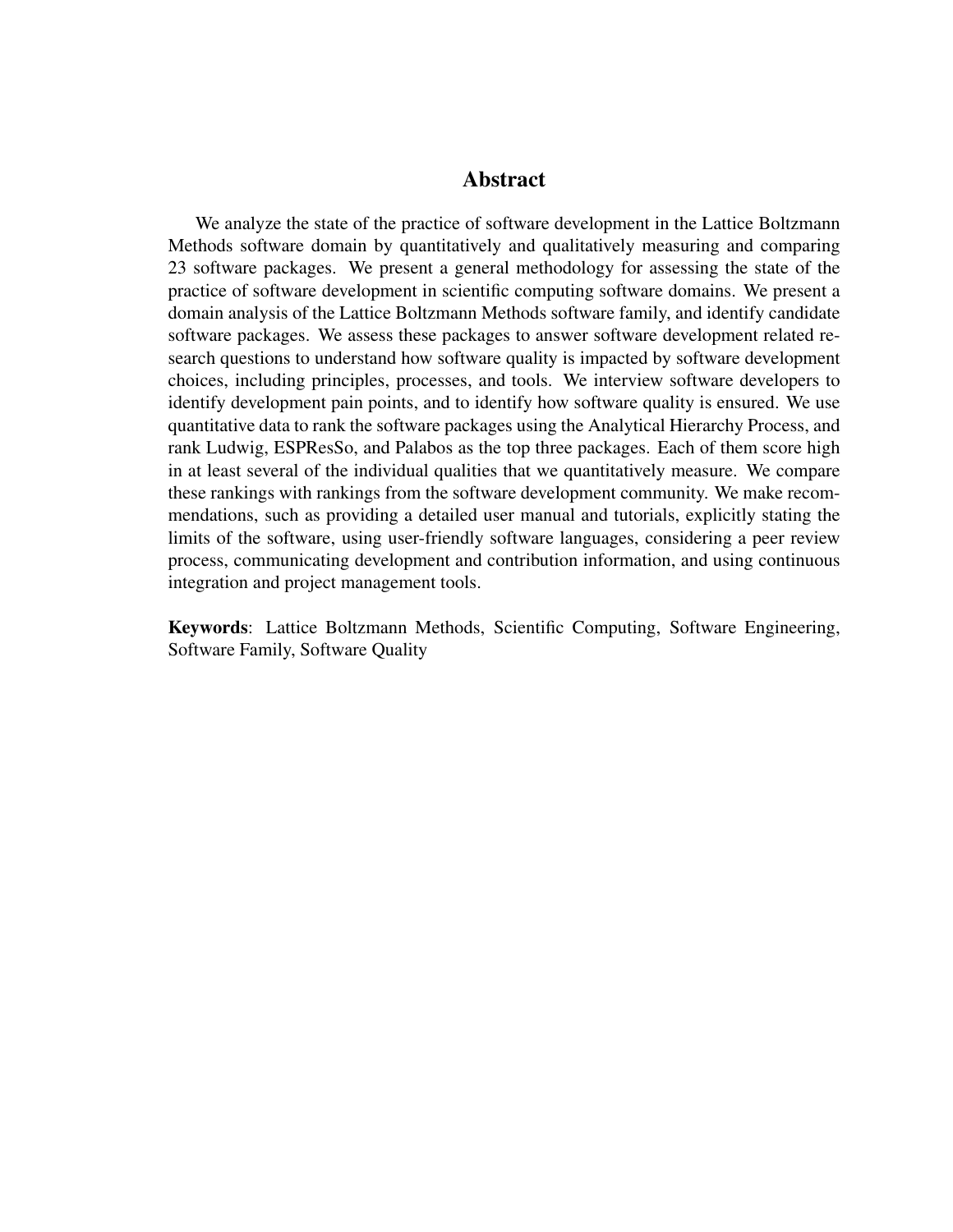## Abstract

We analyze the state of the practice of software development in the Lattice Boltzmann Methods software domain by quantitatively and qualitatively measuring and comparing 23 software packages. We present a general methodology for assessing the state of the practice of software development in scientific computing software domains. We present a domain analysis of the Lattice Boltzmann Methods software family, and identify candidate software packages. We assess these packages to answer software development related research questions to understand how software quality is impacted by software development choices, including principles, processes, and tools. We interview software developers to identify development pain points, and to identify how software quality is ensured. We use quantitative data to rank the software packages using the Analytical Hierarchy Process, and rank Ludwig, ESPResSo, and Palabos as the top three packages. Each of them score high in at least several of the individual qualities that we quantitatively measure. We compare these rankings with rankings from the software development community. We make recommendations, such as providing a detailed user manual and tutorials, explicitly stating the limits of the software, using user-friendly software languages, considering a peer review process, communicating development and contribution information, and using continuous integration and project management tools.

**Keywords**: Lattice Boltzmann Methods, Scientific Computing, Software Engineering, Software Family, Software Quality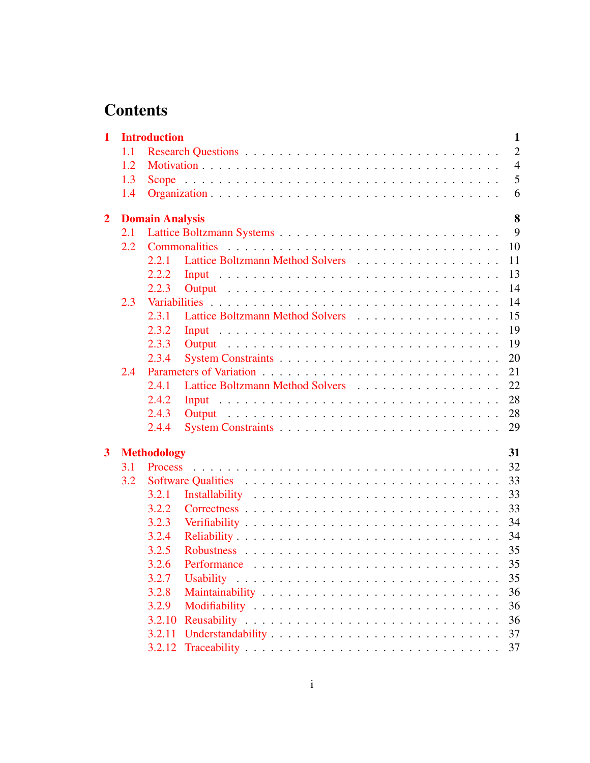# Contents

**1 Introduction** **1**
- 1.1 Research Questions . . . . . . . . . . 2
- 1.2 Motivation . . . . . . . . . . 4
- 1.3 Scope . . . . . . . . . . 5
- 1.4 Organization . . . . . . . . . . 6

**2 Domain Analysis** **8**
- 2.1 Lattice Boltzmann Systems . . . . . . . . . . 9
- 2.2 Commonalities . . . . . . . . . . 10
  - 2.2.1 Lattice Boltzmann Method Solvers . . . . . . . . . . 11
  - 2.2.2 Input . . . . . . . . . . 13
  - 2.2.3 Output . . . . . . . . . . 14
- 2.3 Variabilities . . . . . . . . . . 14
  - 2.3.1 Lattice Boltzmann Method Solvers . . . . . . . . . . 15
  - 2.3.2 Input . . . . . . . . . . 19
  - 2.3.3 Output . . . . . . . . . . 19
  - 2.3.4 System Constraints . . . . . . . . . . 20
- 2.4 Parameters of Variation . . . . . . . . . . 21
  - 2.4.1 Lattice Boltzmann Method Solvers . . . . . . . . . . 22
  - 2.4.2 Input . . . . . . . . . . 28
  - 2.4.3 Output . . . . . . . . . . 28
  - 2.4.4 System Constraints . . . . . . . . . . 29

**3 Methodology** **31**
- 3.1 Process . . . . . . . . . . 32
- 3.2 Software Qualities . . . . . . . . . . 33
  - 3.2.1 Installability . . . . . . . . . . 33
  - 3.2.2 Correctness . . . . . . . . . . 33
  - 3.2.3 Verifiability . . . . . . . . . . 34
  - 3.2.4 Reliability . . . . . . . . . . 34
  - 3.2.5 Robustness . . . . . . . . . . 35
  - 3.2.6 Performance . . . . . . . . . . 35
  - 3.2.7 Usability . . . . . . . . . . 35
  - 3.2.8 Maintainability . . . . . . . . . . 36
  - 3.2.9 Modifiability . . . . . . . . . . 36
  - 3.2.10 Reusability . . . . . . . . . . 36
  - 3.2.11 Understandability . . . . . . . . . . 37
  - 3.2.12 Traceability . . . . . . . . . . 37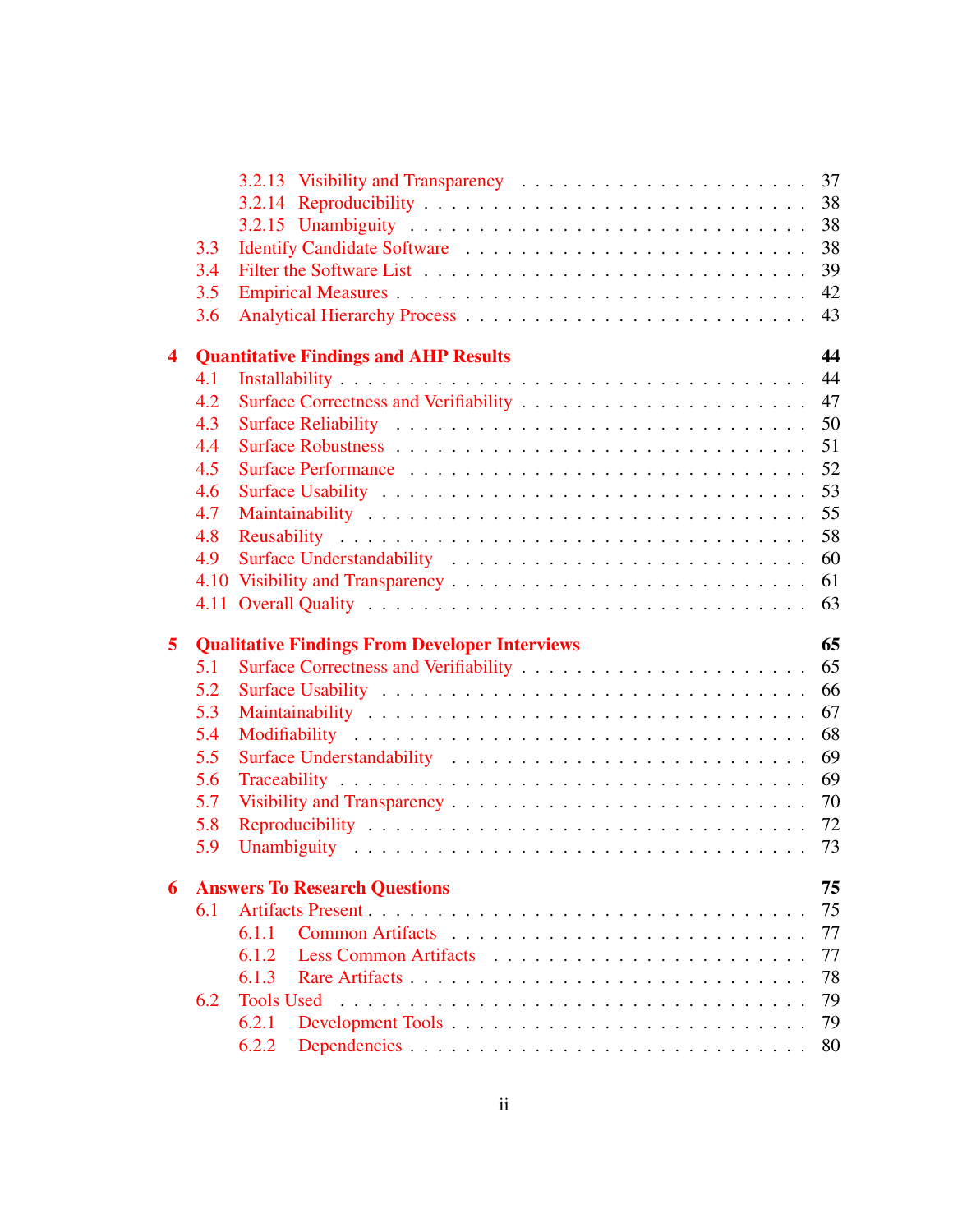- 3.2.13 Visibility and Transparency . . . 37
- 3.2.14 Reproducibility . . . 38
- 3.2.15 Unambiguity . . . 38
- 3.3 Identify Candidate Software . . . 38
- 3.4 Filter the Software List . . . 39
- 3.5 Empirical Measures . . . 42
- 3.6 Analytical Hierarchy Process . . . 43

**4 Quantitative Findings and AHP Results** **44**

- 4.1 Installability . . . 44
- 4.2 Surface Correctness and Verifiability . . . 47
- 4.3 Surface Reliability . . . 50
- 4.4 Surface Robustness . . . 51
- 4.5 Surface Performance . . . 52
- 4.6 Surface Usability . . . 53
- 4.7 Maintainability . . . 55
- 4.8 Reusability . . . 58
- 4.9 Surface Understandability . . . 60
- 4.10 Visibility and Transparency . . . 61
- 4.11 Overall Quality . . . 63

**5 Qualitative Findings From Developer Interviews** **65**

- 5.1 Surface Correctness and Verifiability . . . 65
- 5.2 Surface Usability . . . 66
- 5.3 Maintainability . . . 67
- 5.4 Modifiability . . . 68
- 5.5 Surface Understandability . . . 69
- 5.6 Traceability . . . 69
- 5.7 Visibility and Transparency . . . 70
- 5.8 Reproducibility . . . 72
- 5.9 Unambiguity . . . 73

**6 Answers To Research Questions** **75**

- 6.1 Artifacts Present . . . 75
  - 6.1.1 Common Artifacts . . . 77
  - 6.1.2 Less Common Artifacts . . . 77
  - 6.1.3 Rare Artifacts . . . 78
- 6.2 Tools Used . . . 79
  - 6.2.1 Development Tools . . . 79
  - 6.2.2 Dependencies . . . 80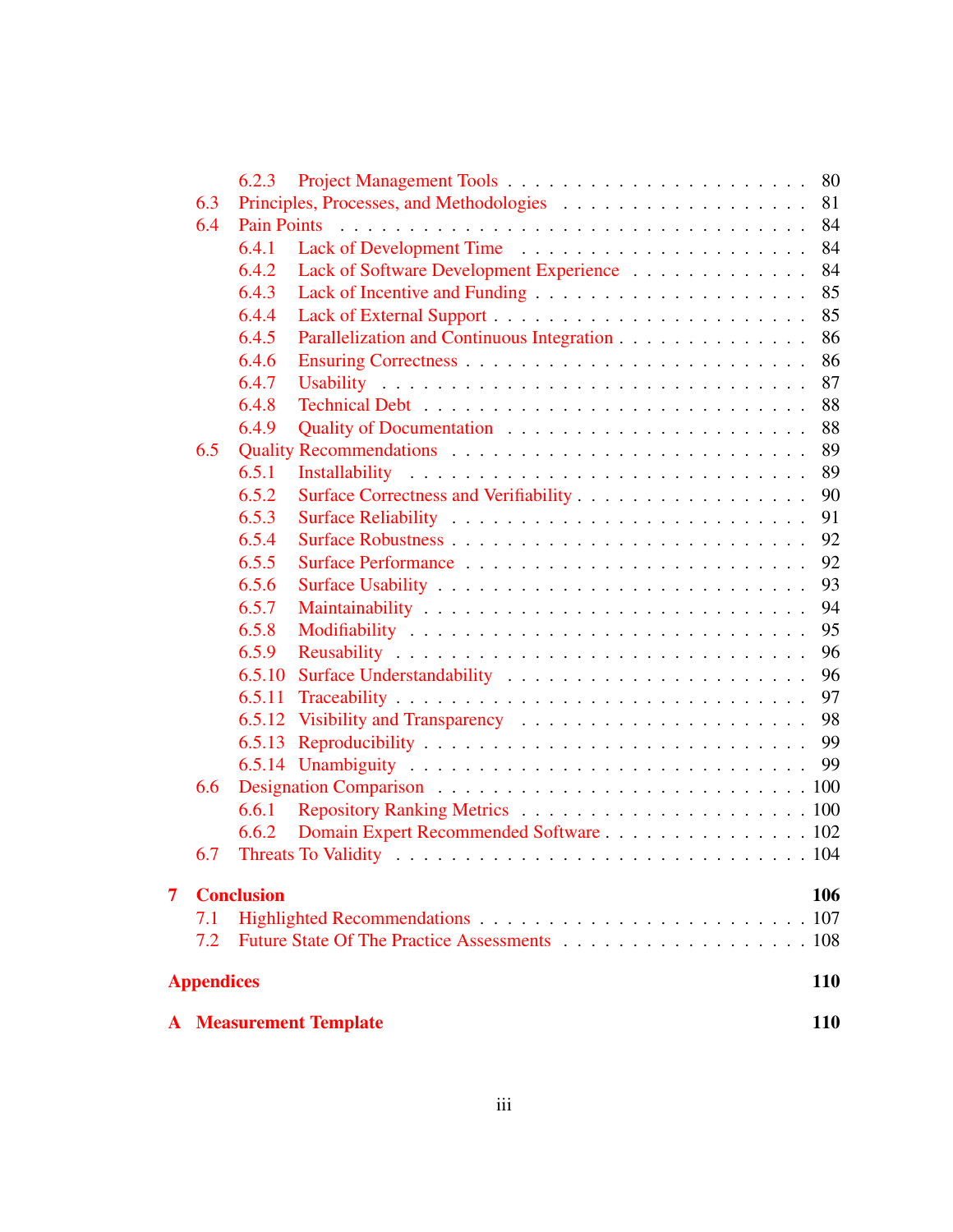6.2.3 Project Management Tools . . . . . . . . . . . . . . . . . . . . . 80
6.3 Principles, Processes, and Methodologies . . . . . . . . . . . . . . . . . 81
6.4 Pain Points . . . . . . . . . . . . . . . . . . . . . . . . . . . . . . . . 84
6.4.1 Lack of Development Time . . . . . . . . . . . . . . . . . . . . . 84
6.4.2 Lack of Software Development Experience . . . . . . . . . . . . . 84
6.4.3 Lack of Incentive and Funding . . . . . . . . . . . . . . . . . . . . 85
6.4.4 Lack of External Support . . . . . . . . . . . . . . . . . . . . . . . 85
6.4.5 Parallelization and Continuous Integration . . . . . . . . . . . . . . 86
6.4.6 Ensuring Correctness . . . . . . . . . . . . . . . . . . . . . . . . . 86
6.4.7 Usability . . . . . . . . . . . . . . . . . . . . . . . . . . . . . . . 87
6.4.8 Technical Debt . . . . . . . . . . . . . . . . . . . . . . . . . . . . 88
6.4.9 Quality of Documentation . . . . . . . . . . . . . . . . . . . . . . 88
6.5 Quality Recommendations . . . . . . . . . . . . . . . . . . . . . . . . . 89
6.5.1 Installability . . . . . . . . . . . . . . . . . . . . . . . . . . . . . 89
6.5.2 Surface Correctness and Verifiability . . . . . . . . . . . . . . . . . 90
6.5.3 Surface Reliability . . . . . . . . . . . . . . . . . . . . . . . . . . 91
6.5.4 Surface Robustness . . . . . . . . . . . . . . . . . . . . . . . . . . 92
6.5.5 Surface Performance . . . . . . . . . . . . . . . . . . . . . . . . . 92
6.5.6 Surface Usability . . . . . . . . . . . . . . . . . . . . . . . . . . . 93
6.5.7 Maintainability . . . . . . . . . . . . . . . . . . . . . . . . . . . . 94
6.5.8 Modifiability . . . . . . . . . . . . . . . . . . . . . . . . . . . . . 95
6.5.9 Reusability . . . . . . . . . . . . . . . . . . . . . . . . . . . . . . 96
6.5.10 Surface Understandability . . . . . . . . . . . . . . . . . . . . . . 96
6.5.11 Traceability . . . . . . . . . . . . . . . . . . . . . . . . . . . . . . 97
6.5.12 Visibility and Transparency . . . . . . . . . . . . . . . . . . . . . 98
6.5.13 Reproducibility . . . . . . . . . . . . . . . . . . . . . . . . . . . . 99
6.5.14 Unambiguity . . . . . . . . . . . . . . . . . . . . . . . . . . . . . 99
6.6 Designation Comparison . . . . . . . . . . . . . . . . . . . . . . . . . . 100
6.6.1 Repository Ranking Metrics . . . . . . . . . . . . . . . . . . . . . 100
6.6.2 Domain Expert Recommended Software . . . . . . . . . . . . . . . 102
6.7 Threats To Validity . . . . . . . . . . . . . . . . . . . . . . . . . . . . . 104

**7 Conclusion** **106**
7.1 Highlighted Recommendations . . . . . . . . . . . . . . . . . . . . . . . 107
7.2 Future State Of The Practice Assessments . . . . . . . . . . . . . . . . . 108

**Appendices** **110**

**A Measurement Template** **110**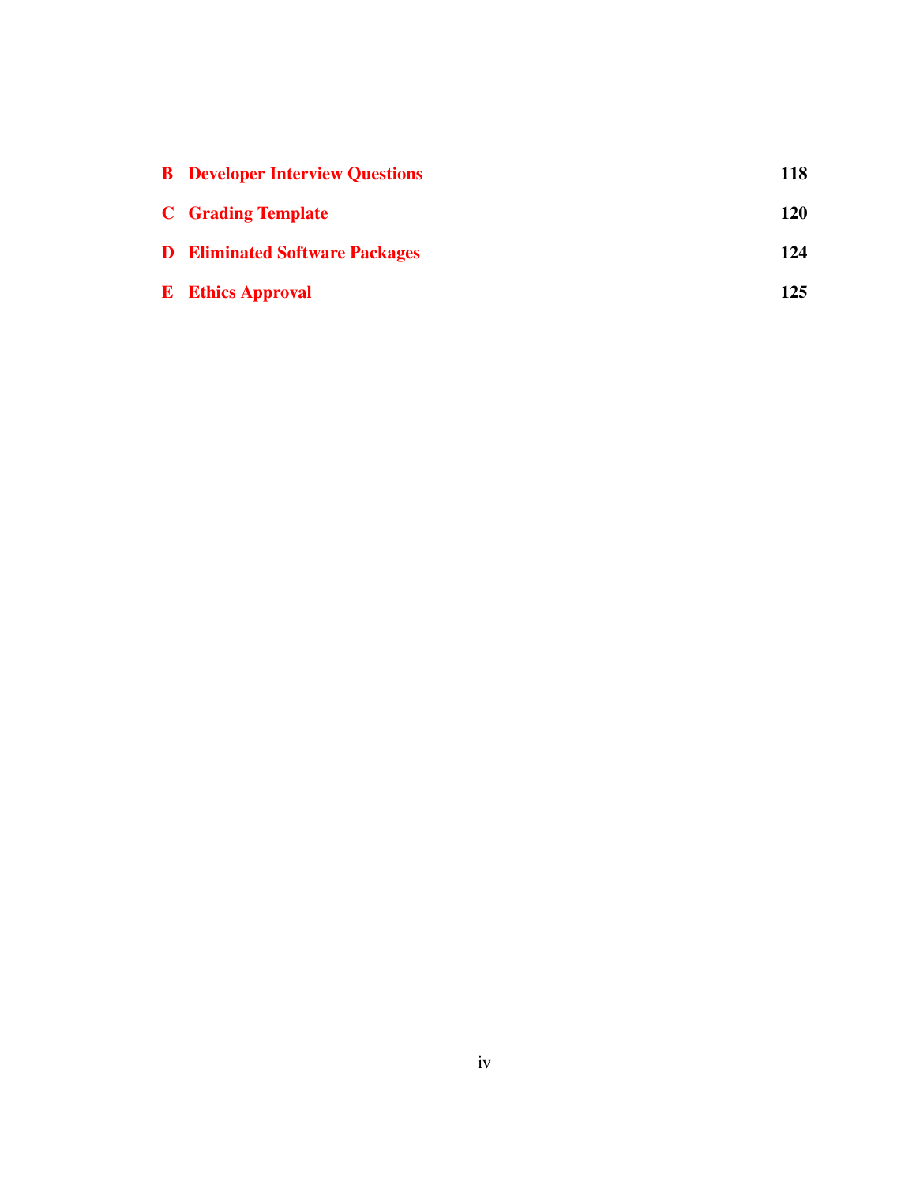| | | |
|---|---|---|
| **B** | **Developer Interview Questions** | **118** |
| **C** | **Grading Template** | **120** |
| **D** | **Eliminated Software Packages** | **124** |
| **E** | **Ethics Approval** | **125** |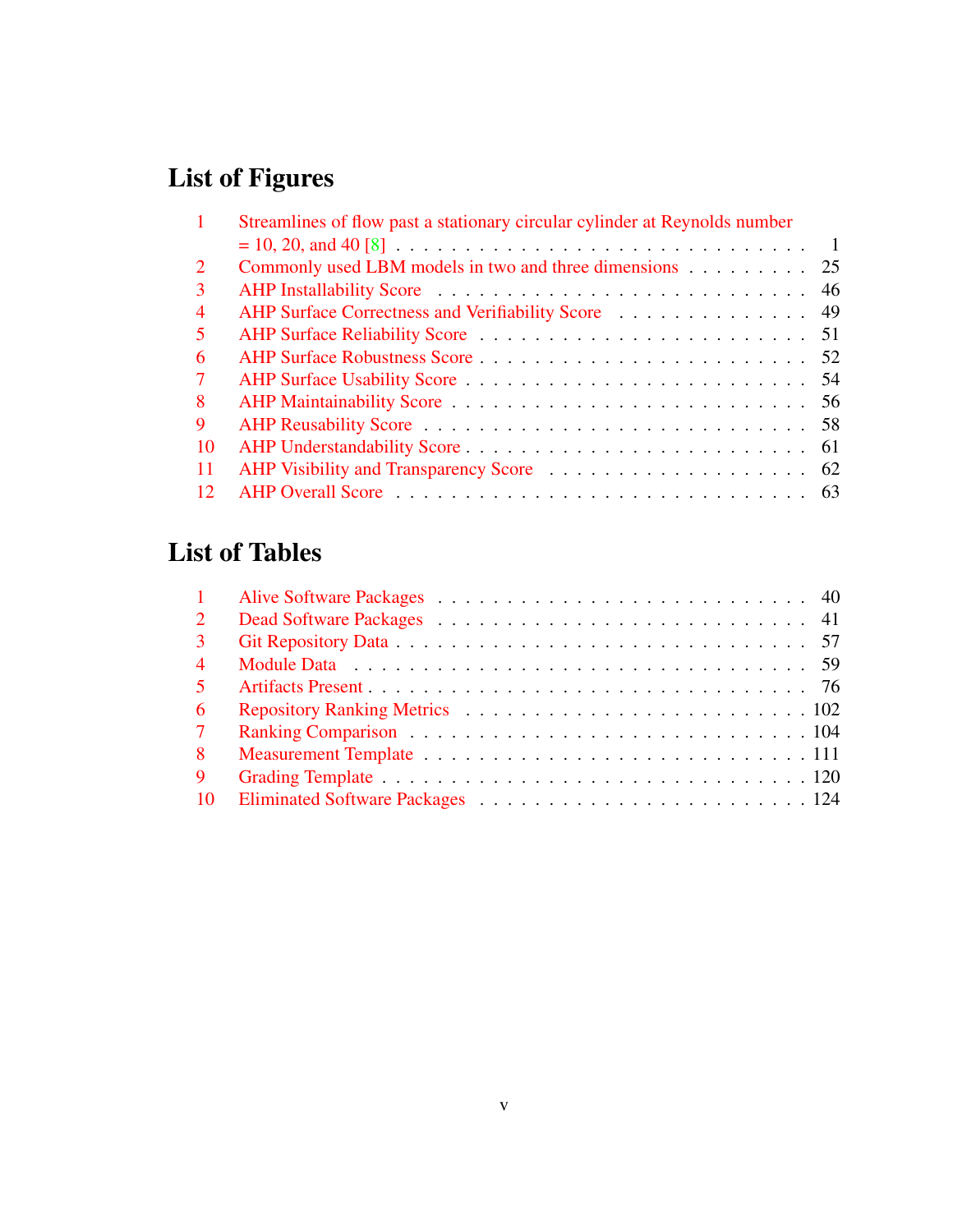# List of Figures

| | | |
|---|---|---|
| 1 | Streamlines of flow past a stationary circular cylinder at Reynolds number = 10, 20, and 40 [8] | 1 |
| 2 | Commonly used LBM models in two and three dimensions | 25 |
| 3 | AHP Installability Score | 46 |
| 4 | AHP Surface Correctness and Verifiability Score | 49 |
| 5 | AHP Surface Reliability Score | 51 |
| 6 | AHP Surface Robustness Score | 52 |
| 7 | AHP Surface Usability Score | 54 |
| 8 | AHP Maintainability Score | 56 |
| 9 | AHP Reusability Score | 58 |
| 10 | AHP Understandability Score | 61 |
| 11 | AHP Visibility and Transparency Score | 62 |
| 12 | AHP Overall Score | 63 |

# List of Tables

| | | |
|---|---|---|
| 1 | Alive Software Packages | 40 |
| 2 | Dead Software Packages | 41 |
| 3 | Git Repository Data | 57 |
| 4 | Module Data | 59 |
| 5 | Artifacts Present | 76 |
| 6 | Repository Ranking Metrics | 102 |
| 7 | Ranking Comparison | 104 |
| 8 | Measurement Template | 111 |
| 9 | Grading Template | 120 |
| 10 | Eliminated Software Packages | 124 |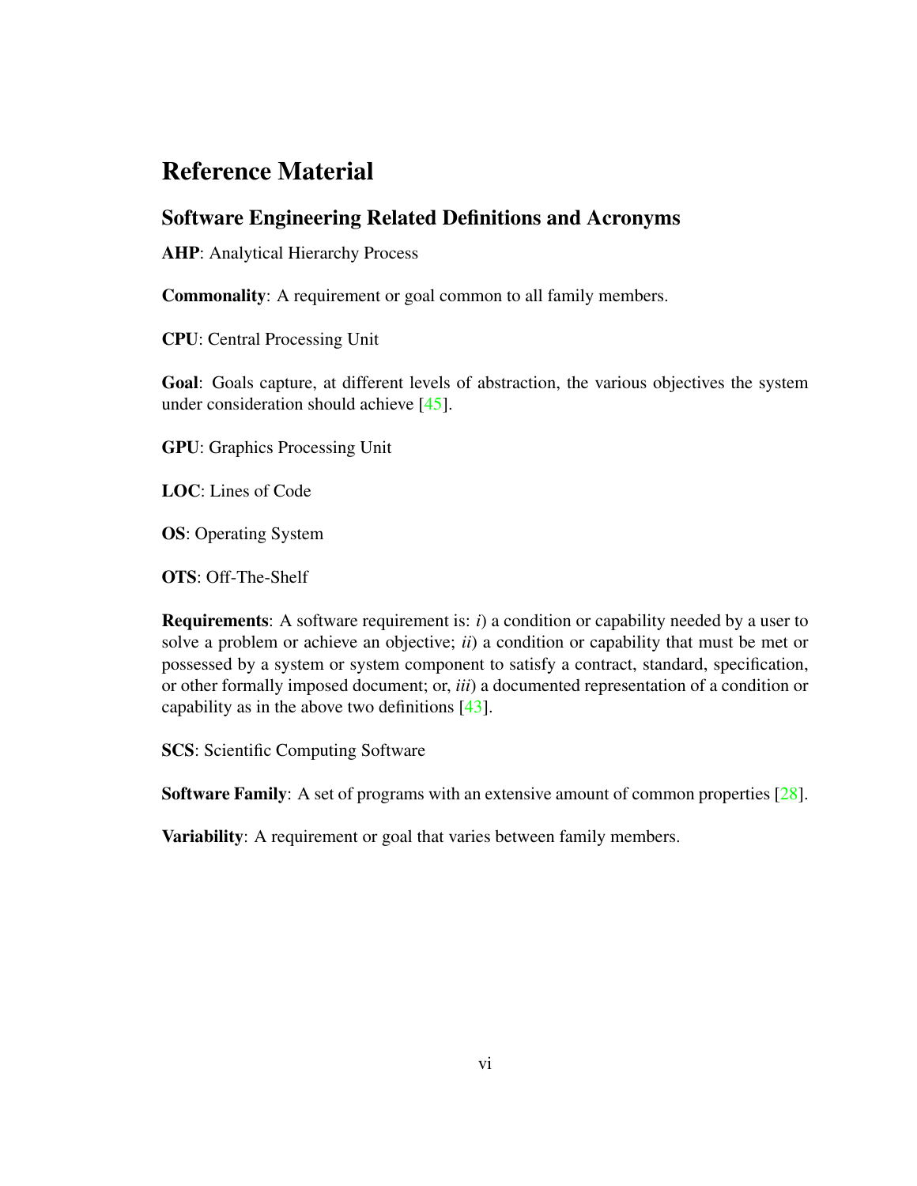# Reference Material

## Software Engineering Related Definitions and Acronyms

**AHP**: Analytical Hierarchy Process

**Commonality**: A requirement or goal common to all family members.

**CPU**: Central Processing Unit

**Goal**: Goals capture, at different levels of abstraction, the various objectives the system under consideration should achieve [45].

**GPU**: Graphics Processing Unit

**LOC**: Lines of Code

**OS**: Operating System

**OTS**: Off-The-Shelf

**Requirements**: A software requirement is: *i*) a condition or capability needed by a user to solve a problem or achieve an objective; *ii*) a condition or capability that must be met or possessed by a system or system component to satisfy a contract, standard, specification, or other formally imposed document; or, *iii*) a documented representation of a condition or capability as in the above two definitions [43].

**SCS**: Scientific Computing Software

**Software Family**: A set of programs with an extensive amount of common properties [28].

**Variability**: A requirement or goal that varies between family members.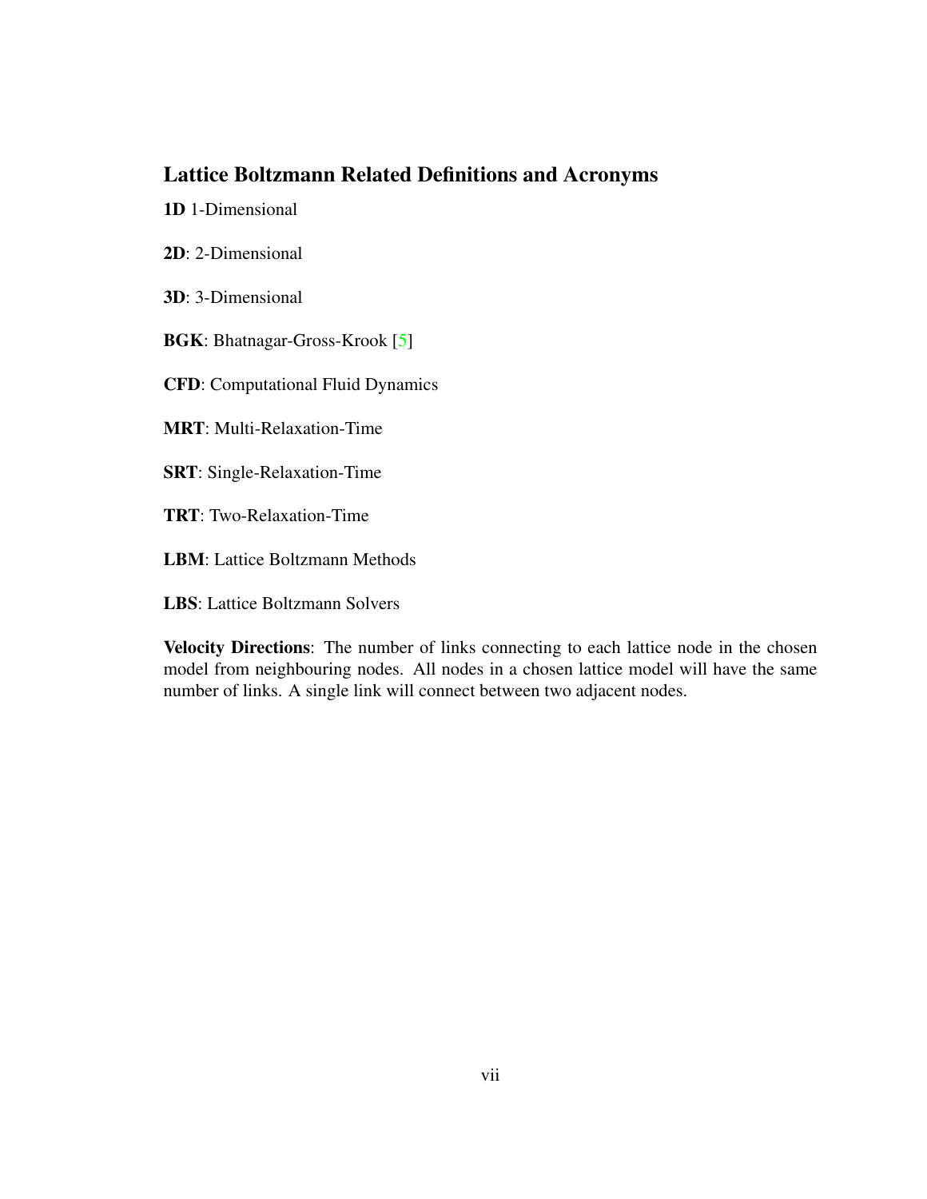## Lattice Boltzmann Related Definitions and Acronyms

**1D** 1-Dimensional

**2D**: 2-Dimensional

**3D**: 3-Dimensional

**BGK**: Bhatnagar-Gross-Krook [5]

**CFD**: Computational Fluid Dynamics

**MRT**: Multi-Relaxation-Time

**SRT**: Single-Relaxation-Time

**TRT**: Two-Relaxation-Time

**LBM**: Lattice Boltzmann Methods

**LBS**: Lattice Boltzmann Solvers

**Velocity Directions**: The number of links connecting to each lattice node in the chosen model from neighbouring nodes. All nodes in a chosen lattice model will have the same number of links. A single link will connect between two adjacent nodes.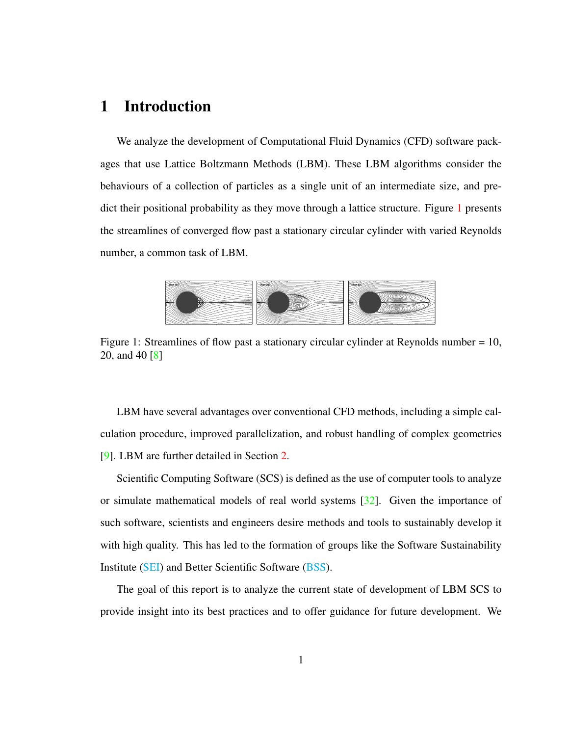# 1 Introduction

We analyze the development of Computational Fluid Dynamics (CFD) software packages that use Lattice Boltzmann Methods (LBM). These LBM algorithms consider the behaviours of a collection of particles as a single unit of an intermediate size, and predict their positional probability as they move through a lattice structure. Figure 1 presents the streamlines of converged flow past a stationary circular cylinder with varied Reynolds number, a common task of LBM.

Figure 1: Streamlines of flow past a stationary circular cylinder at Reynolds number = 10, 20, and 40 [8]

LBM have several advantages over conventional CFD methods, including a simple calculation procedure, improved parallelization, and robust handling of complex geometries [9]. LBM are further detailed in Section 2.

Scientific Computing Software (SCS) is defined as the use of computer tools to analyze or simulate mathematical models of real world systems [32]. Given the importance of such software, scientists and engineers desire methods and tools to sustainably develop it with high quality. This has led to the formation of groups like the Software Sustainability Institute (SEI) and Better Scientific Software (BSS).

The goal of this report is to analyze the current state of development of LBM SCS to provide insight into its best practices and to offer guidance for future development. We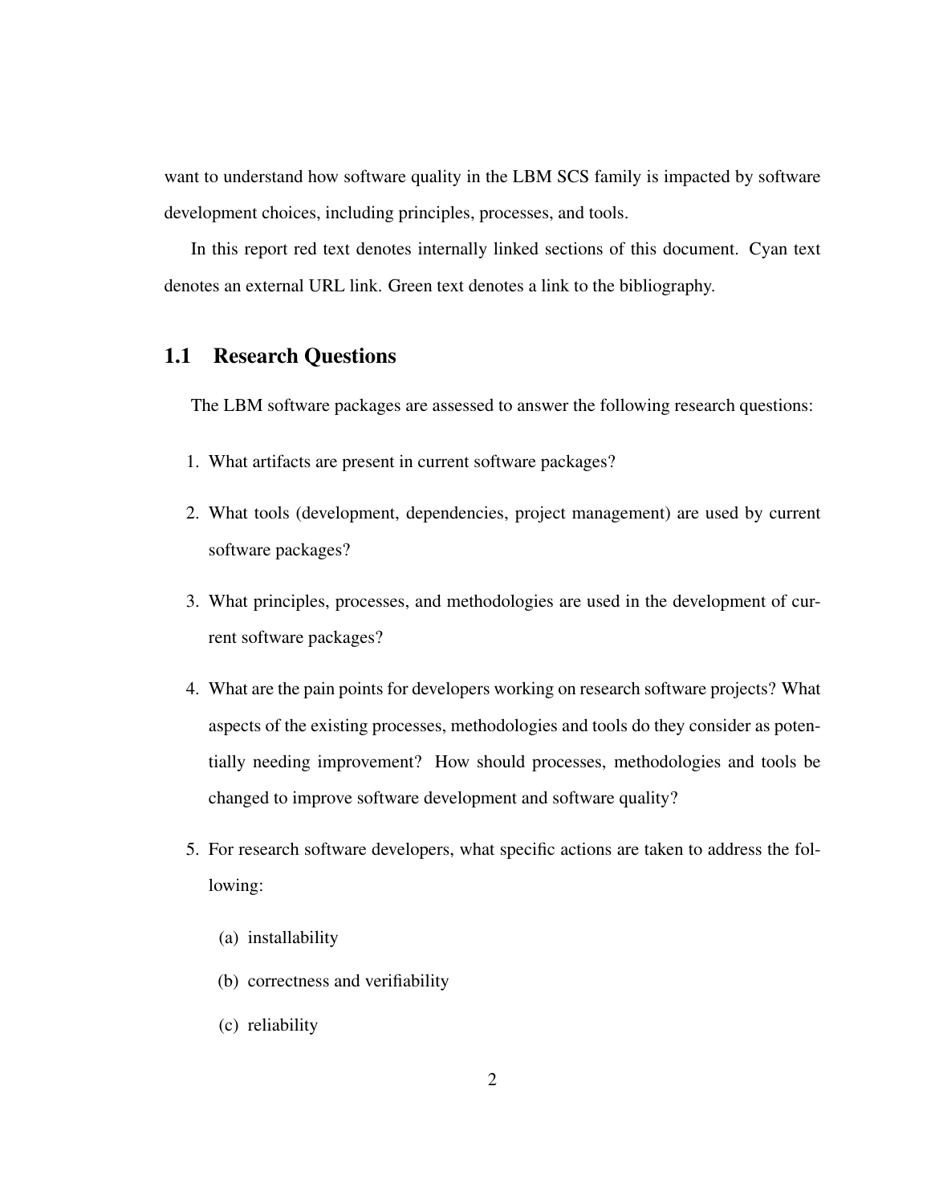want to understand how software quality in the LBM SCS family is impacted by software development choices, including principles, processes, and tools.

In this report red text denotes internally linked sections of this document. Cyan text denotes an external URL link. Green text denotes a link to the bibliography.

## 1.1 Research Questions

The LBM software packages are assessed to answer the following research questions:

1. What artifacts are present in current software packages?
2. What tools (development, dependencies, project management) are used by current software packages?
3. What principles, processes, and methodologies are used in the development of current software packages?
4. What are the pain points for developers working on research software projects? What aspects of the existing processes, methodologies and tools do they consider as potentially needing improvement? How should processes, methodologies and tools be changed to improve software development and software quality?
5. For research software developers, what specific actions are taken to address the following:
   (a) installability
   (b) correctness and verifiability
   (c) reliability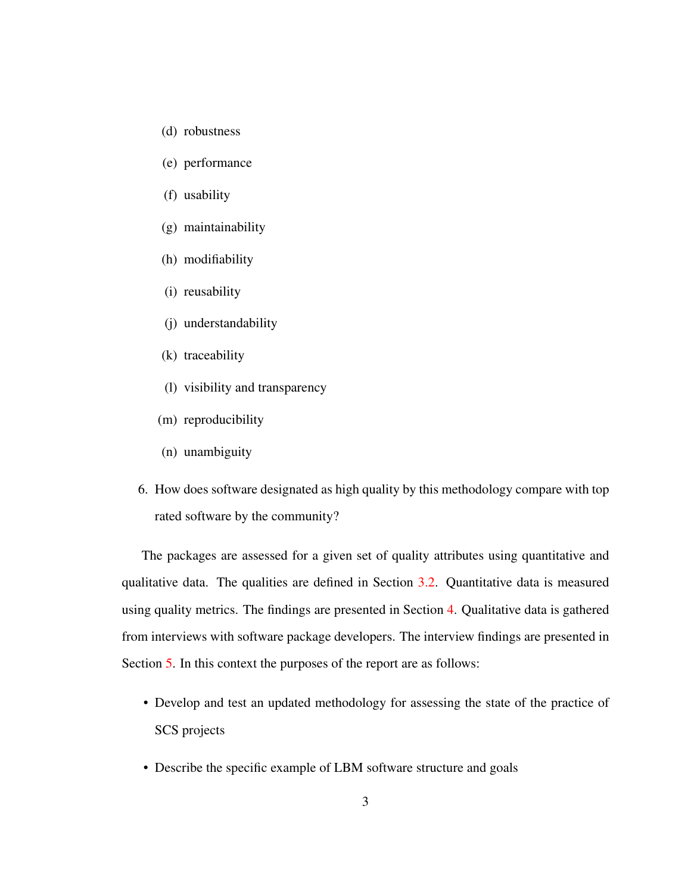(d) robustness

   (e) performance

   (f) usability

   (g) maintainability

   (h) modifiability

   (i) reusability

   (j) understandability

   (k) traceability

   (l) visibility and transparency

   (m) reproducibility

   (n) unambiguity

6. How does software designated as high quality by this methodology compare with top rated software by the community?

The packages are assessed for a given set of quality attributes using quantitative and qualitative data. The qualities are defined in Section 3.2. Quantitative data is measured using quality metrics. The findings are presented in Section 4. Qualitative data is gathered from interviews with software package developers. The interview findings are presented in Section 5. In this context the purposes of the report are as follows:

- Develop and test an updated methodology for assessing the state of the practice of SCS projects
- Describe the specific example of LBM software structure and goals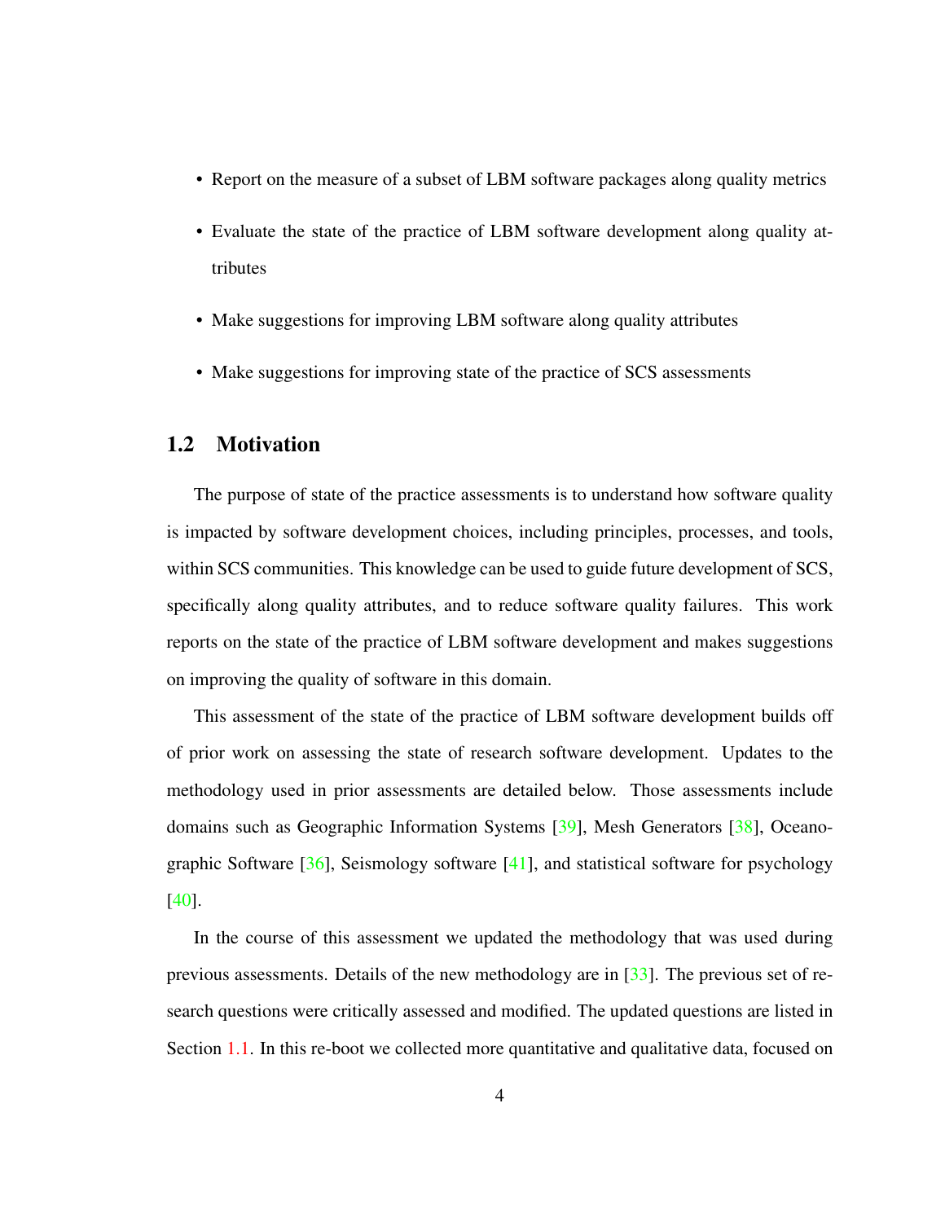- Report on the measure of a subset of LBM software packages along quality metrics
- Evaluate the state of the practice of LBM software development along quality attributes
- Make suggestions for improving LBM software along quality attributes
- Make suggestions for improving state of the practice of SCS assessments

## 1.2 Motivation

The purpose of state of the practice assessments is to understand how software quality is impacted by software development choices, including principles, processes, and tools, within SCS communities. This knowledge can be used to guide future development of SCS, specifically along quality attributes, and to reduce software quality failures. This work reports on the state of the practice of LBM software development and makes suggestions on improving the quality of software in this domain.

This assessment of the state of the practice of LBM software development builds off of prior work on assessing the state of research software development. Updates to the methodology used in prior assessments are detailed below. Those assessments include domains such as Geographic Information Systems [39], Mesh Generators [38], Oceanographic Software [36], Seismology software [41], and statistical software for psychology [40].

In the course of this assessment we updated the methodology that was used during previous assessments. Details of the new methodology are in [33]. The previous set of research questions were critically assessed and modified. The updated questions are listed in Section 1.1. In this re-boot we collected more quantitative and qualitative data, focused on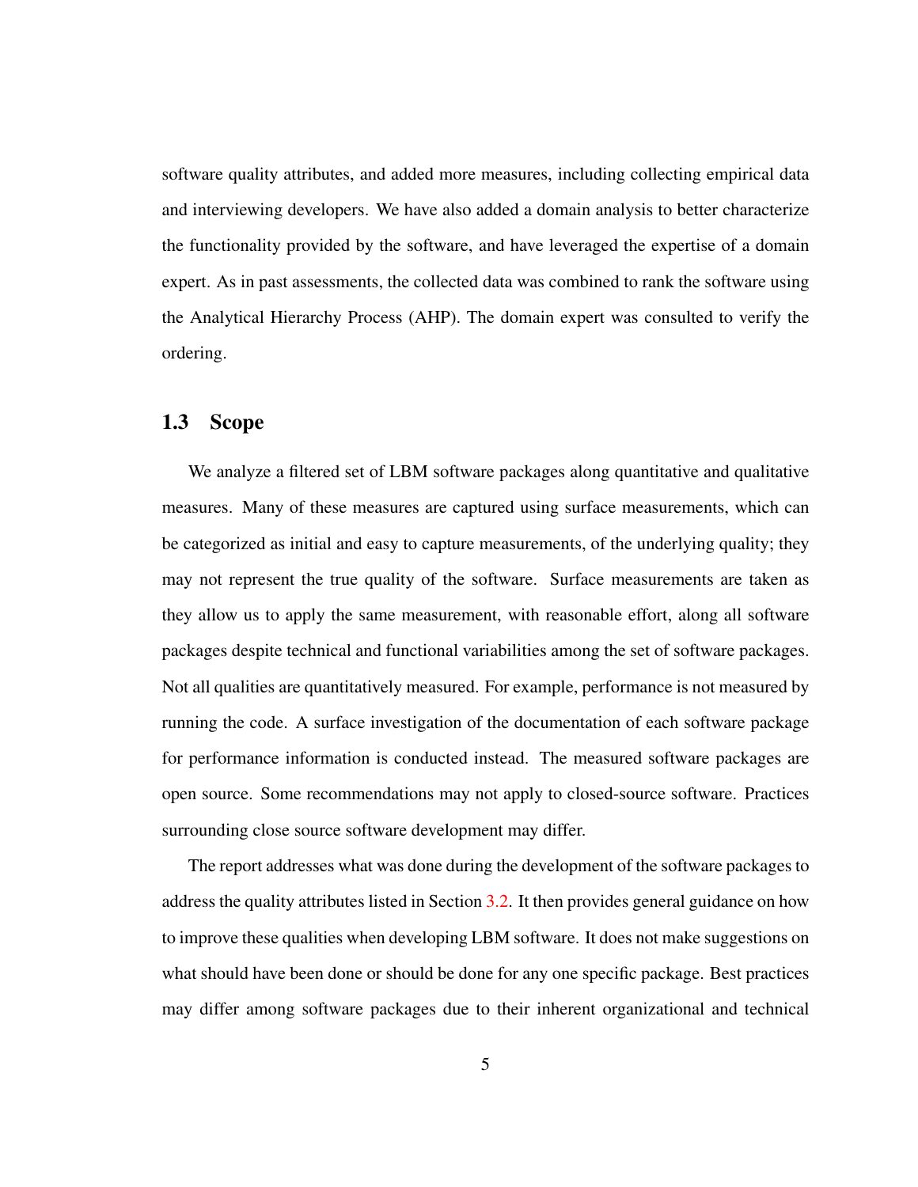software quality attributes, and added more measures, including collecting empirical data and interviewing developers. We have also added a domain analysis to better characterize the functionality provided by the software, and have leveraged the expertise of a domain expert. As in past assessments, the collected data was combined to rank the software using the Analytical Hierarchy Process (AHP). The domain expert was consulted to verify the ordering.

## 1.3 Scope

We analyze a filtered set of LBM software packages along quantitative and qualitative measures. Many of these measures are captured using surface measurements, which can be categorized as initial and easy to capture measurements, of the underlying quality; they may not represent the true quality of the software. Surface measurements are taken as they allow us to apply the same measurement, with reasonable effort, along all software packages despite technical and functional variabilities among the set of software packages. Not all qualities are quantitatively measured. For example, performance is not measured by running the code. A surface investigation of the documentation of each software package for performance information is conducted instead. The measured software packages are open source. Some recommendations may not apply to closed-source software. Practices surrounding close source software development may differ.

The report addresses what was done during the development of the software packages to address the quality attributes listed in Section 3.2. It then provides general guidance on how to improve these qualities when developing LBM software. It does not make suggestions on what should have been done or should be done for any one specific package. Best practices may differ among software packages due to their inherent organizational and technical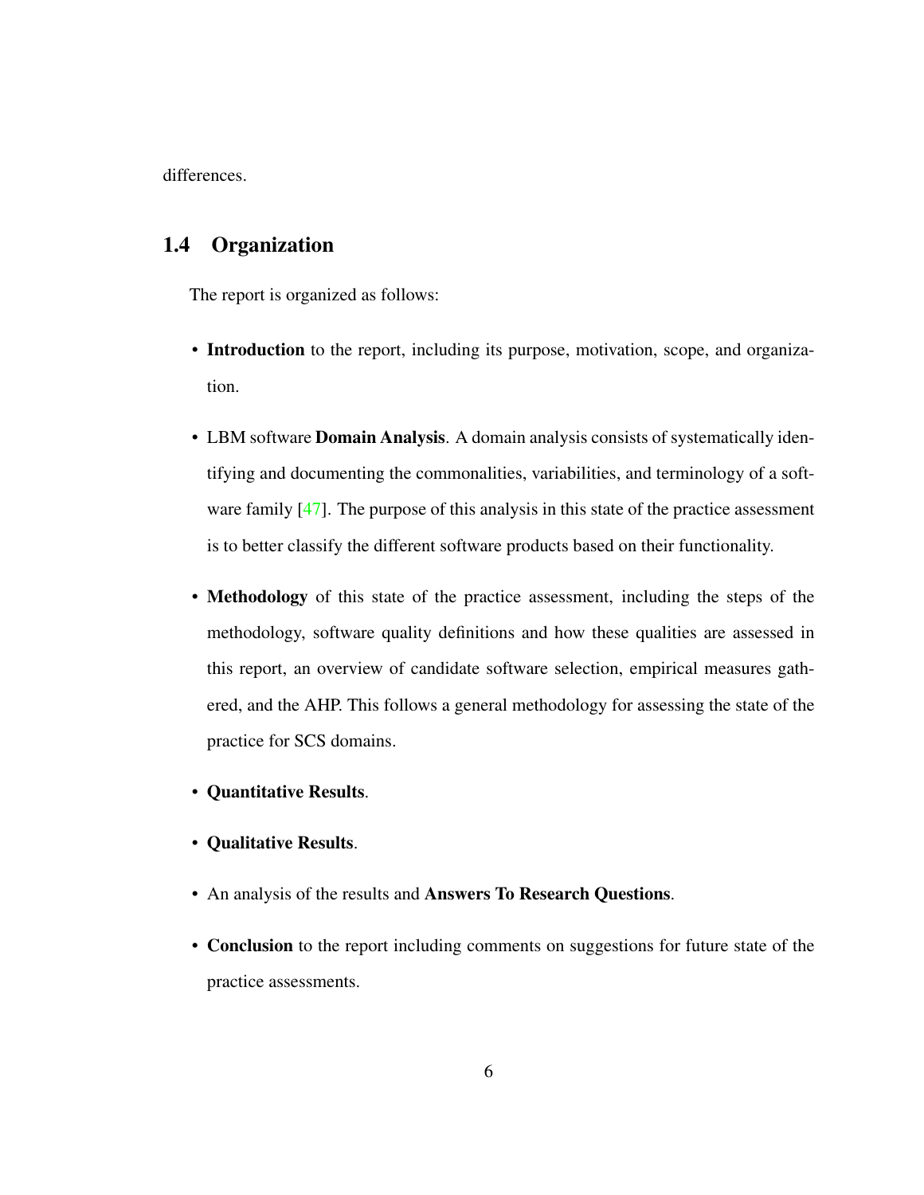differences.

## 1.4 Organization

The report is organized as follows:

- **Introduction** to the report, including its purpose, motivation, scope, and organization.
- LBM software **Domain Analysis**. A domain analysis consists of systematically identifying and documenting the commonalities, variabilities, and terminology of a software family [47]. The purpose of this analysis in this state of the practice assessment is to better classify the different software products based on their functionality.
- **Methodology** of this state of the practice assessment, including the steps of the methodology, software quality definitions and how these qualities are assessed in this report, an overview of candidate software selection, empirical measures gathered, and the AHP. This follows a general methodology for assessing the state of the practice for SCS domains.
- **Quantitative Results**.
- **Qualitative Results**.
- An analysis of the results and **Answers To Research Questions**.
- **Conclusion** to the report including comments on suggestions for future state of the practice assessments.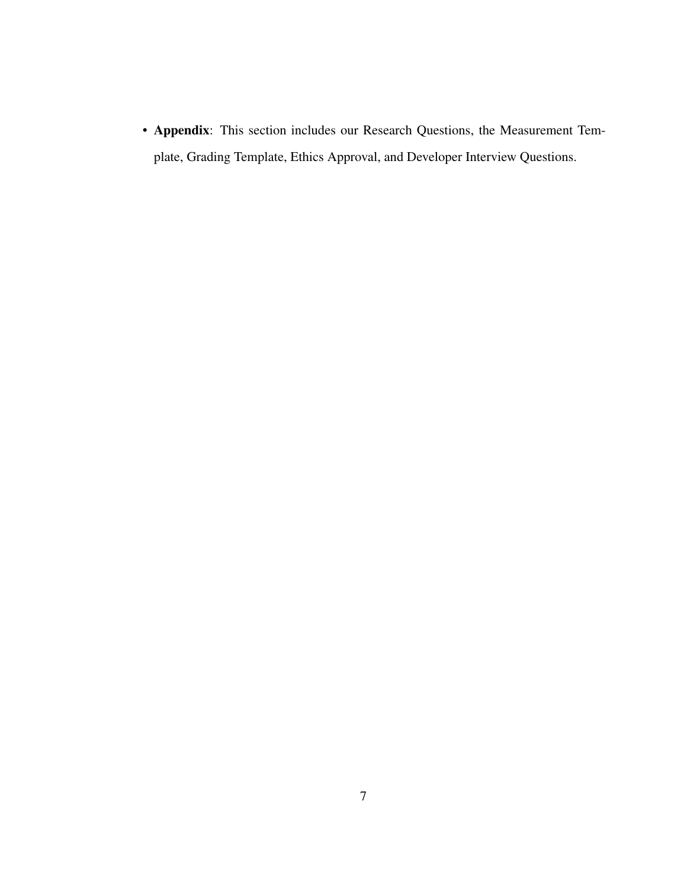- **Appendix**: This section includes our Research Questions, the Measurement Template, Grading Template, Ethics Approval, and Developer Interview Questions.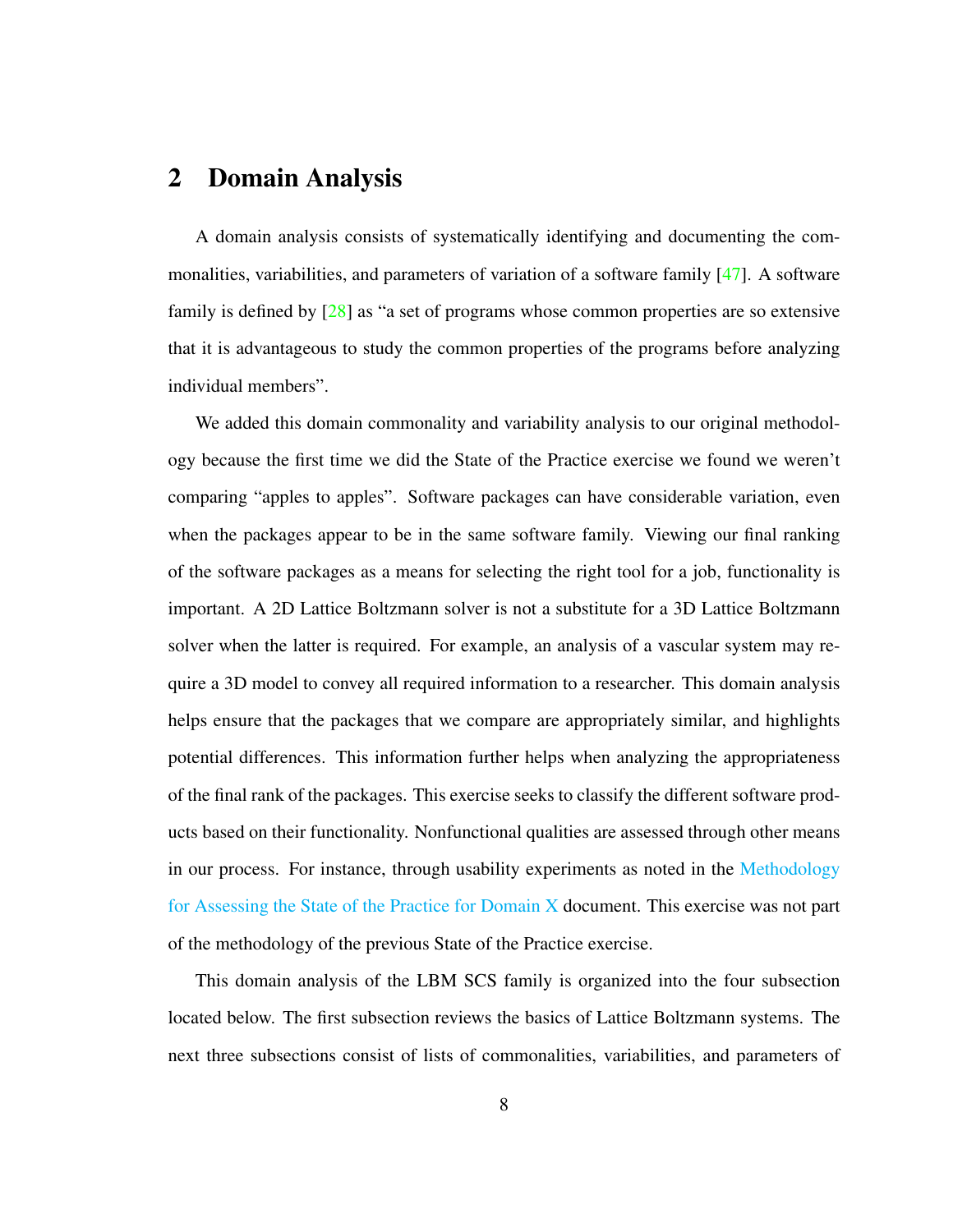## 2 Domain Analysis

A domain analysis consists of systematically identifying and documenting the commonalities, variabilities, and parameters of variation of a software family [47]. A software family is defined by [28] as "a set of programs whose common properties are so extensive that it is advantageous to study the common properties of the programs before analyzing individual members".

We added this domain commonality and variability analysis to our original methodology because the first time we did the State of the Practice exercise we found we weren't comparing "apples to apples". Software packages can have considerable variation, even when the packages appear to be in the same software family. Viewing our final ranking of the software packages as a means for selecting the right tool for a job, functionality is important. A 2D Lattice Boltzmann solver is not a substitute for a 3D Lattice Boltzmann solver when the latter is required. For example, an analysis of a vascular system may require a 3D model to convey all required information to a researcher. This domain analysis helps ensure that the packages that we compare are appropriately similar, and highlights potential differences. This information further helps when analyzing the appropriateness of the final rank of the packages. This exercise seeks to classify the different software products based on their functionality. Nonfunctional qualities are assessed through other means in our process. For instance, through usability experiments as noted in the Methodology for Assessing the State of the Practice for Domain X document. This exercise was not part of the methodology of the previous State of the Practice exercise.

This domain analysis of the LBM SCS family is organized into the four subsection located below. The first subsection reviews the basics of Lattice Boltzmann systems. The next three subsections consist of lists of commonalities, variabilities, and parameters of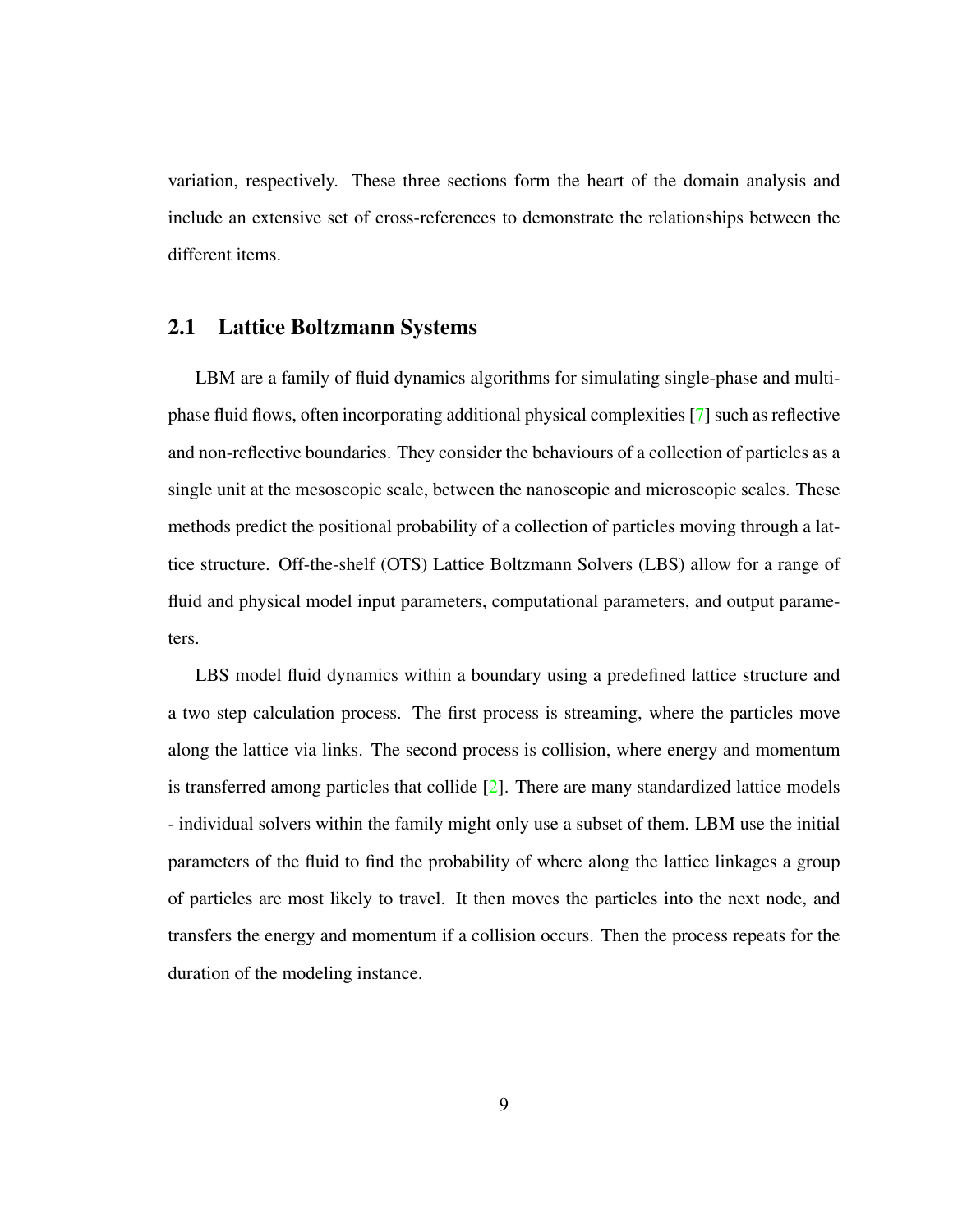variation, respectively. These three sections form the heart of the domain analysis and include an extensive set of cross-references to demonstrate the relationships between the different items.

## 2.1 Lattice Boltzmann Systems

LBM are a family of fluid dynamics algorithms for simulating single-phase and multiphase fluid flows, often incorporating additional physical complexities [7] such as reflective and non-reflective boundaries. They consider the behaviours of a collection of particles as a single unit at the mesoscopic scale, between the nanoscopic and microscopic scales. These methods predict the positional probability of a collection of particles moving through a lattice structure. Off-the-shelf (OTS) Lattice Boltzmann Solvers (LBS) allow for a range of fluid and physical model input parameters, computational parameters, and output parameters.

LBS model fluid dynamics within a boundary using a predefined lattice structure and a two step calculation process. The first process is streaming, where the particles move along the lattice via links. The second process is collision, where energy and momentum is transferred among particles that collide [2]. There are many standardized lattice models - individual solvers within the family might only use a subset of them. LBM use the initial parameters of the fluid to find the probability of where along the lattice linkages a group of particles are most likely to travel. It then moves the particles into the next node, and transfers the energy and momentum if a collision occurs. Then the process repeats for the duration of the modeling instance.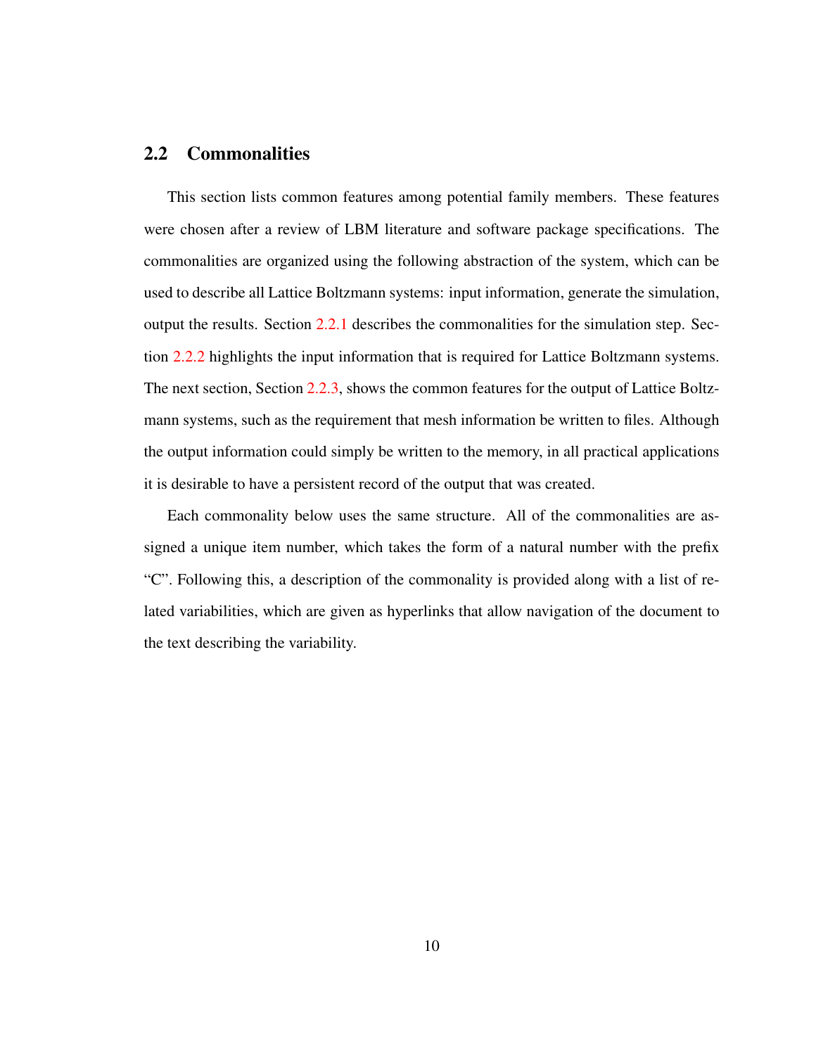## 2.2 Commonalities

This section lists common features among potential family members. These features were chosen after a review of LBM literature and software package specifications. The commonalities are organized using the following abstraction of the system, which can be used to describe all Lattice Boltzmann systems: input information, generate the simulation, output the results. Section 2.2.1 describes the commonalities for the simulation step. Section 2.2.2 highlights the input information that is required for Lattice Boltzmann systems. The next section, Section 2.2.3, shows the common features for the output of Lattice Boltzmann systems, such as the requirement that mesh information be written to files. Although the output information could simply be written to the memory, in all practical applications it is desirable to have a persistent record of the output that was created.

Each commonality below uses the same structure. All of the commonalities are assigned a unique item number, which takes the form of a natural number with the prefix "C". Following this, a description of the commonality is provided along with a list of related variabilities, which are given as hyperlinks that allow navigation of the document to the text describing the variability.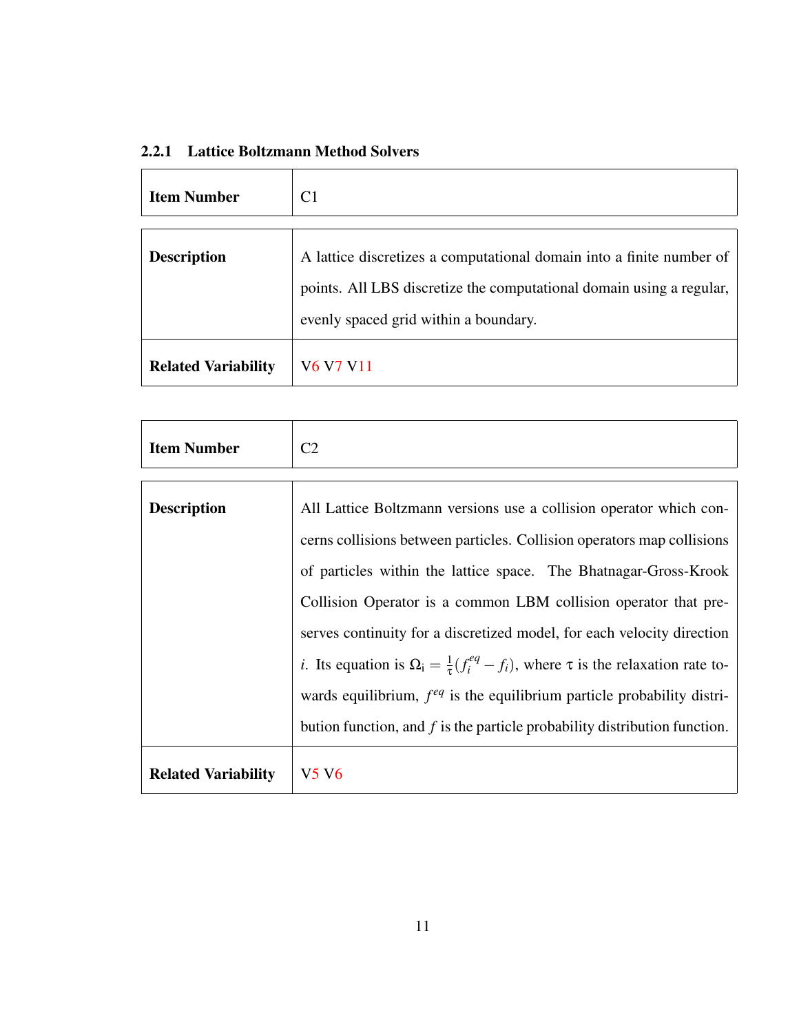### 2.2.1 Lattice Boltzmann Method Solvers

| **Item Number** | C1 |
|---|---|
| **Description** | A lattice discretizes a computational domain into a finite number of points. All LBS discretize the computational domain using a regular, evenly spaced grid within a boundary. |
| **Related Variability** | V6 V7 V11 |

| **Item Number** | C2 |
|---|---|
| **Description** | All Lattice Boltzmann versions use a collision operator which concerns collisions between particles. Collision operators map collisions of particles within the lattice space. The Bhatnagar-Gross-Krook Collision Operator is a common LBM collision operator that preserves continuity for a discretized model, for each velocity direction $i$. Its equation is $\Omega_\mathrm{i} = \frac{1}{\tau}(f_i^{eq} - f_i)$, where $\tau$ is the relaxation rate towards equilibrium, $f^{eq}$ is the equilibrium particle probability distribution function, and $f$ is the particle probability distribution function. |
| **Related Variability** | V5 V6 |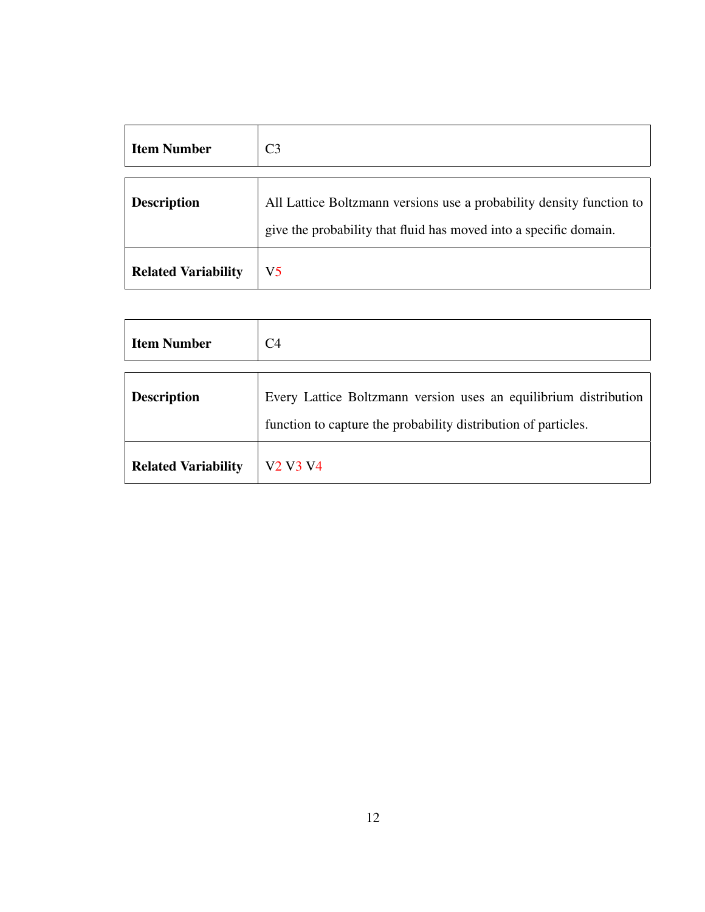| Item Number | C3 |
|---|---|
| **Description** | All Lattice Boltzmann versions use a probability density function to give the probability that fluid has moved into a specific domain. |
| **Related Variability** | V5 |

| Item Number | C4 |
|---|---|
| **Description** | Every Lattice Boltzmann version uses an equilibrium distribution function to capture the probability distribution of particles. |
| **Related Variability** | V2 V3 V4 |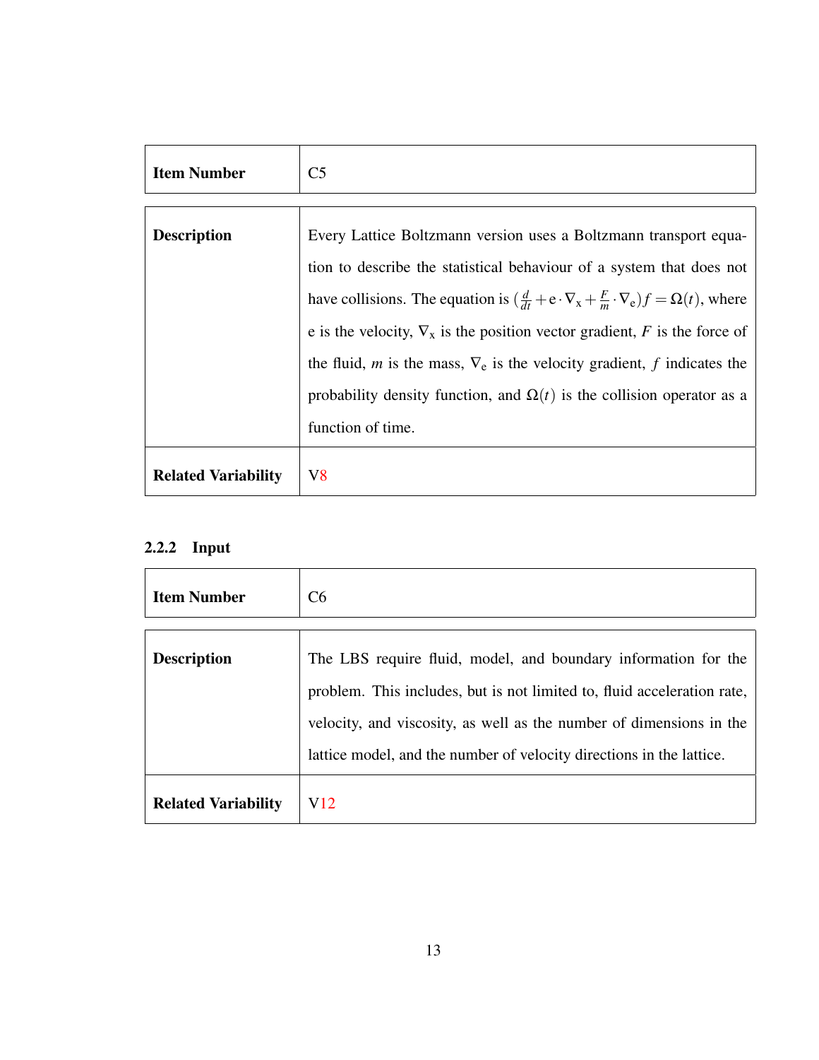| Item Number | C5 |
|---|---|

| Description | Every Lattice Boltzmann version uses a Boltzmann transport equation to describe the statistical behaviour of a system that does not have collisions. The equation is $(\frac{d}{dt} + \mathrm{e} \cdot \nabla_{\mathrm{x}} + \frac{F}{m} \cdot \nabla_{\mathrm{e}})f = \Omega(t)$, where e is the velocity, $\nabla_{\mathrm{x}}$ is the position vector gradient, $F$ is the force of the fluid, $m$ is the mass, $\nabla_{\mathrm{e}}$ is the velocity gradient, $f$ indicates the probability density function, and $\Omega(t)$ is the collision operator as a function of time. |
|---|---|
| **Related Variability** | V8 |

### 2.2.2 Input

| Item Number | C6 |
|---|---|

| Description | The LBS require fluid, model, and boundary information for the problem. This includes, but is not limited to, fluid acceleration rate, velocity, and viscosity, as well as the number of dimensions in the lattice model, and the number of velocity directions in the lattice. |
|---|---|
| **Related Variability** | V12 |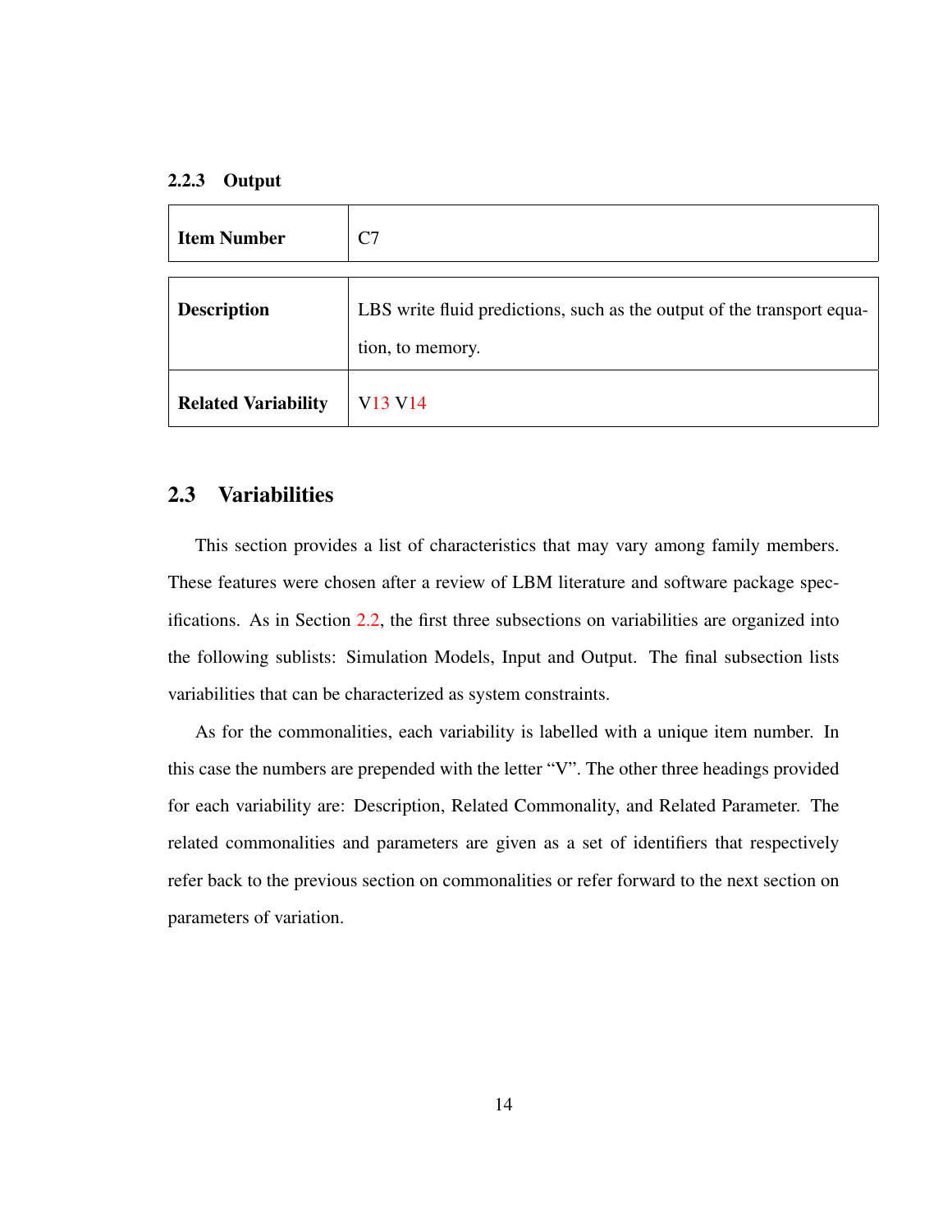### 2.2.3 Output

| **Item Number** | C7 |
|---|---|
| **Description** | LBS write fluid predictions, such as the output of the transport equation, to memory. |
| **Related Variability** | V13 V14 |

## 2.3 Variabilities

This section provides a list of characteristics that may vary among family members. These features were chosen after a review of LBM literature and software package specifications. As in Section 2.2, the first three subsections on variabilities are organized into the following sublists: Simulation Models, Input and Output. The final subsection lists variabilities that can be characterized as system constraints.

As for the commonalities, each variability is labelled with a unique item number. In this case the numbers are prepended with the letter "V". The other three headings provided for each variability are: Description, Related Commonality, and Related Parameter. The related commonalities and parameters are given as a set of identifiers that respectively refer back to the previous section on commonalities or refer forward to the next section on parameters of variation.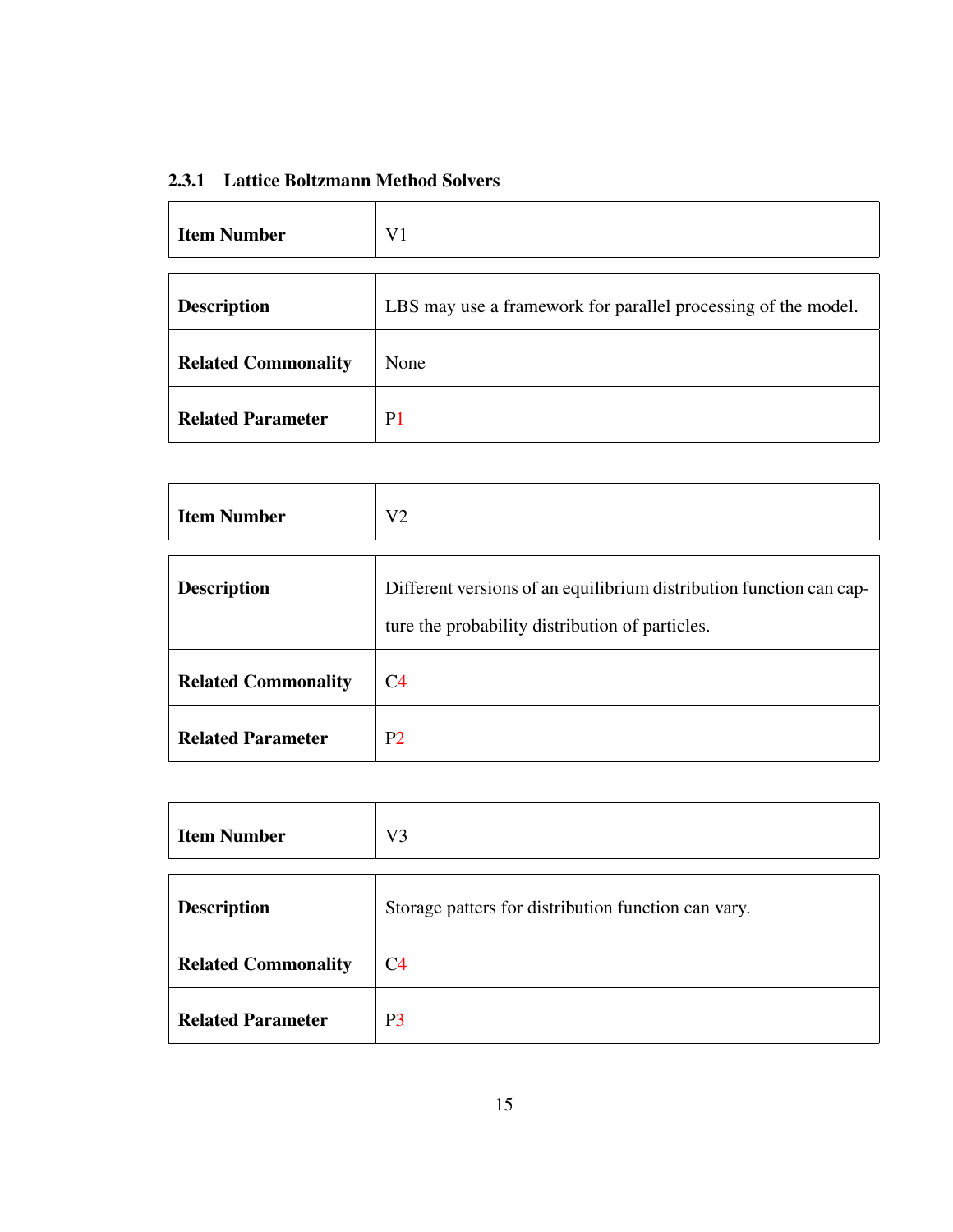### 2.3.1 Lattice Boltzmann Method Solvers

| **Item Number** | V1 |
|---|---|
| **Description** | LBS may use a framework for parallel processing of the model. |
| **Related Commonality** | None |
| **Related Parameter** | P1 |

| **Item Number** | V2 |
|---|---|
| **Description** | Different versions of an equilibrium distribution function can capture the probability distribution of particles. |
| **Related Commonality** | C4 |
| **Related Parameter** | P2 |

| **Item Number** | V3 |
|---|---|
| **Description** | Storage patters for distribution function can vary. |
| **Related Commonality** | C4 |
| **Related Parameter** | P3 |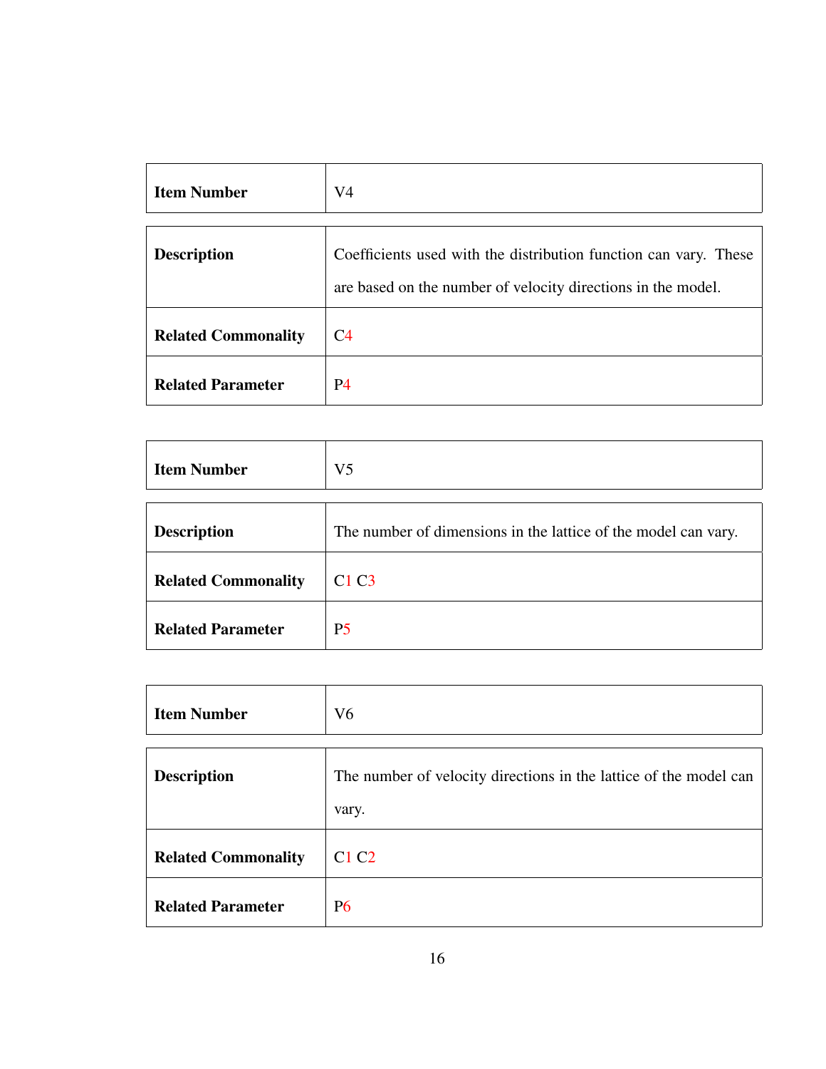| Item Number | V4 |
|---|---|
| Description | Coefficients used with the distribution function can vary. These are based on the number of velocity directions in the model. |
| Related Commonality | C4 |
| Related Parameter | P4 |

| Item Number | V5 |
|---|---|
| Description | The number of dimensions in the lattice of the model can vary. |
| Related Commonality | C1 C3 |
| Related Parameter | P5 |

| Item Number | V6 |
|---|---|
| Description | The number of velocity directions in the lattice of the model can vary. |
| Related Commonality | C1 C2 |
| Related Parameter | P6 |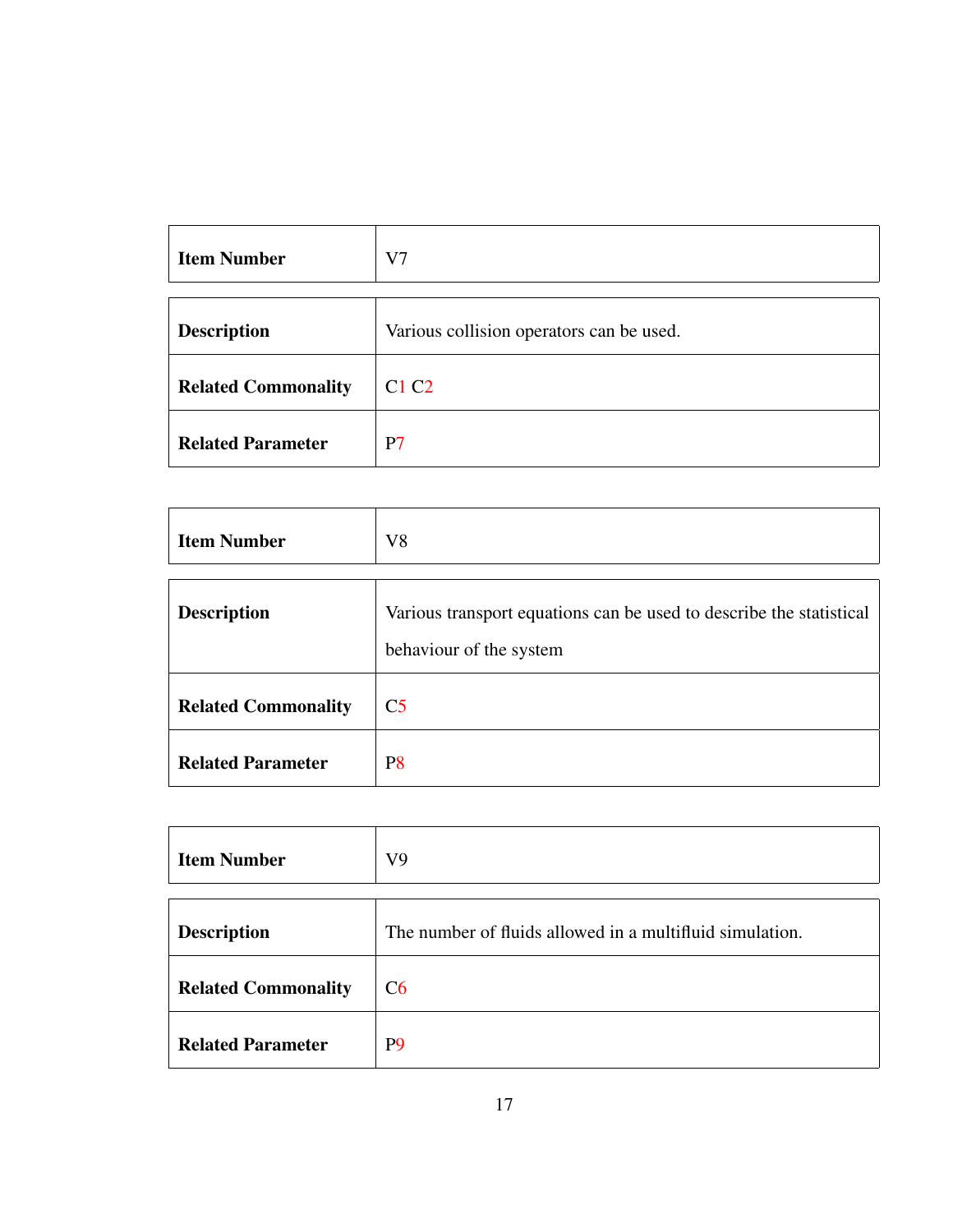| Item Number | V7 |
|---|---|
| Description | Various collision operators can be used. |
| Related Commonality | C1 C2 |
| Related Parameter | P7 |

| Item Number | V8 |
|---|---|
| Description | Various transport equations can be used to describe the statistical behaviour of the system |
| Related Commonality | C5 |
| Related Parameter | P8 |

| Item Number | V9 |
|---|---|
| Description | The number of fluids allowed in a multifluid simulation. |
| Related Commonality | C6 |
| Related Parameter | P9 |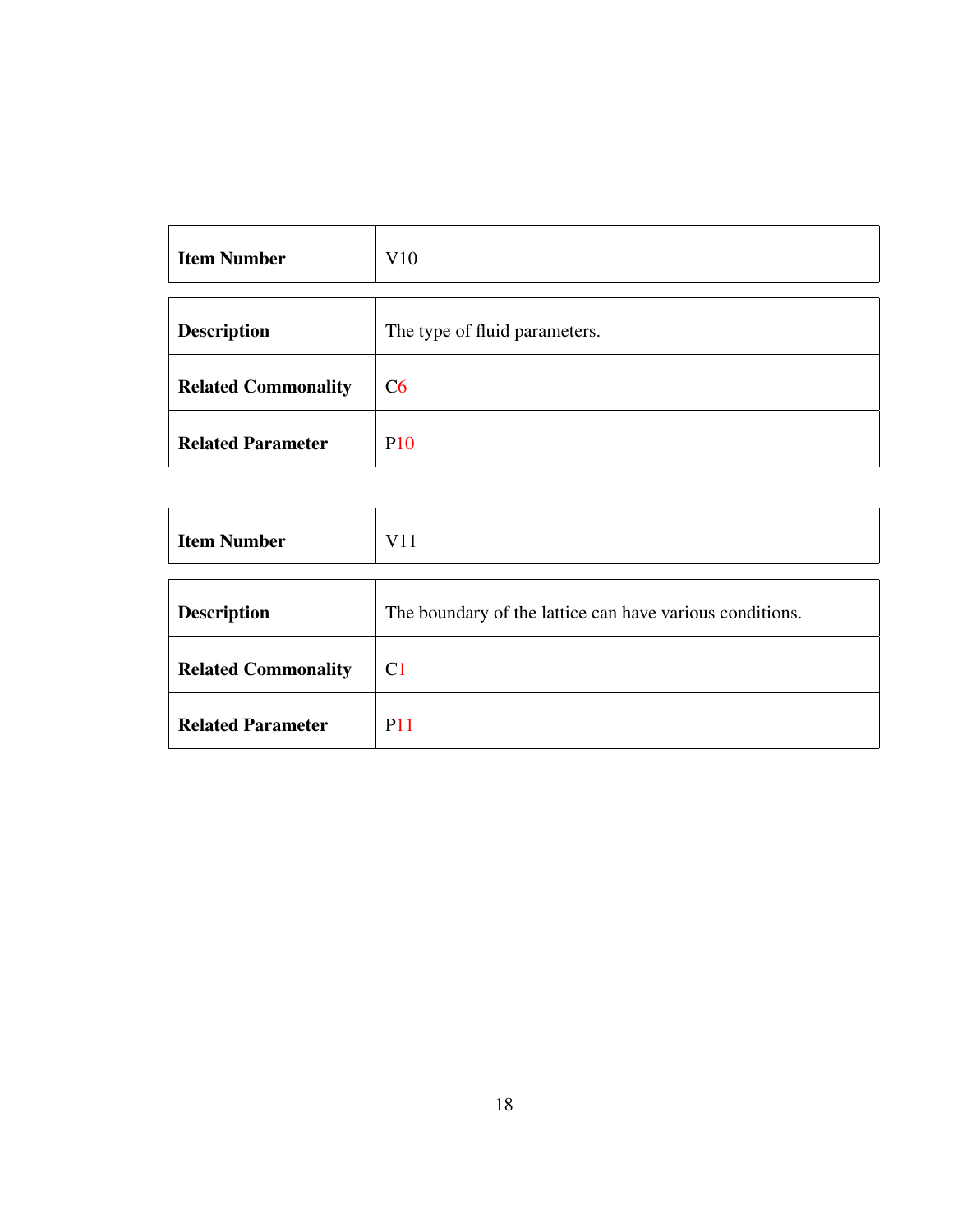| Item Number | V10 |
|---|---|
| Description | The type of fluid parameters. |
| Related Commonality | C6 |
| Related Parameter | P10 |

| Item Number | V11 |
|---|---|
| Description | The boundary of the lattice can have various conditions. |
| Related Commonality | C1 |
| Related Parameter | P11 |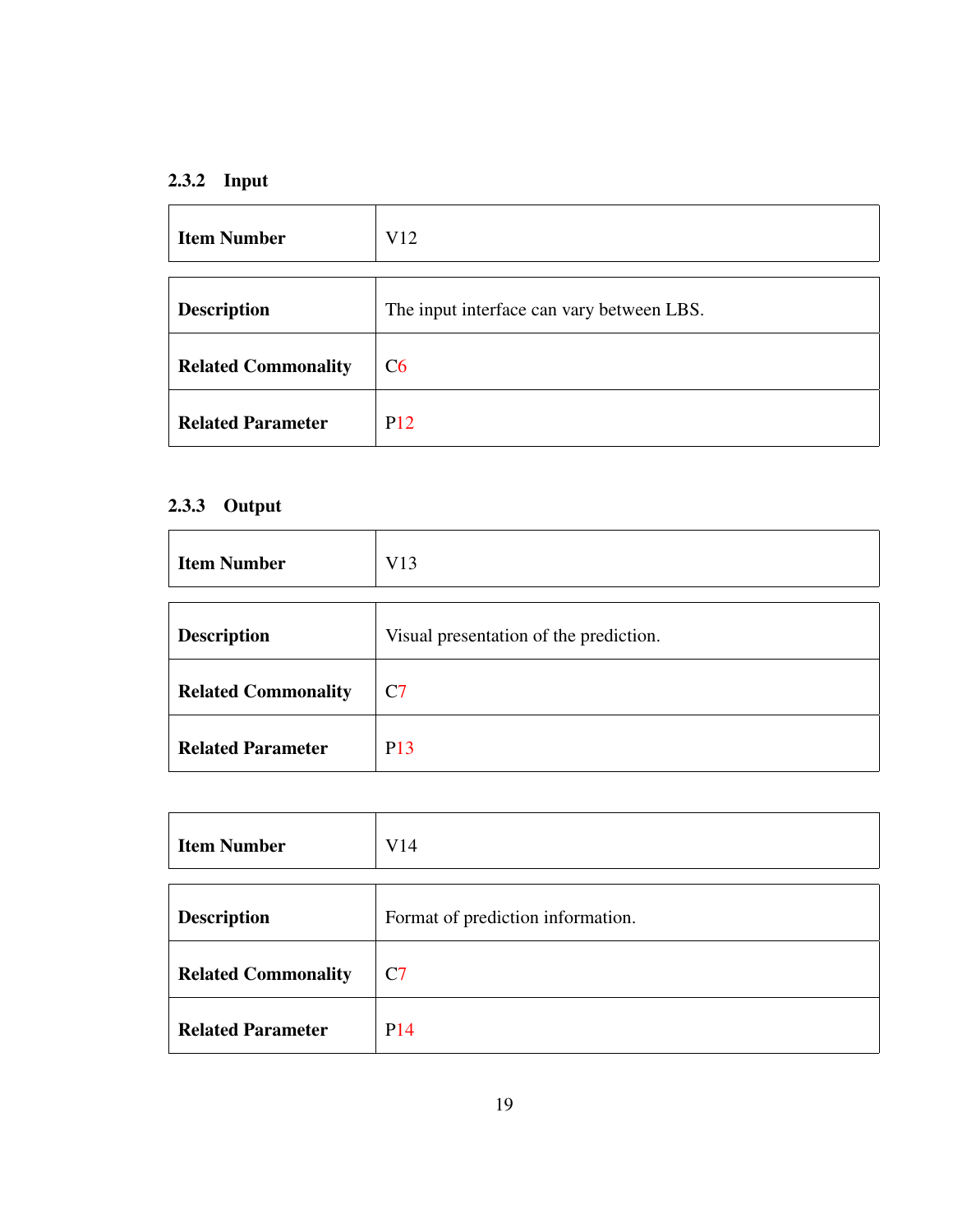### 2.3.2 Input

| **Item Number** | V12 |
|---|---|
| **Description** | The input interface can vary between LBS. |
| **Related Commonality** | C6 |
| **Related Parameter** | P12 |

### 2.3.3 Output

| **Item Number** | V13 |
|---|---|
| **Description** | Visual presentation of the prediction. |
| **Related Commonality** | C7 |
| **Related Parameter** | P13 |

| **Item Number** | V14 |
|---|---|
| **Description** | Format of prediction information. |
| **Related Commonality** | C7 |
| **Related Parameter** | P14 |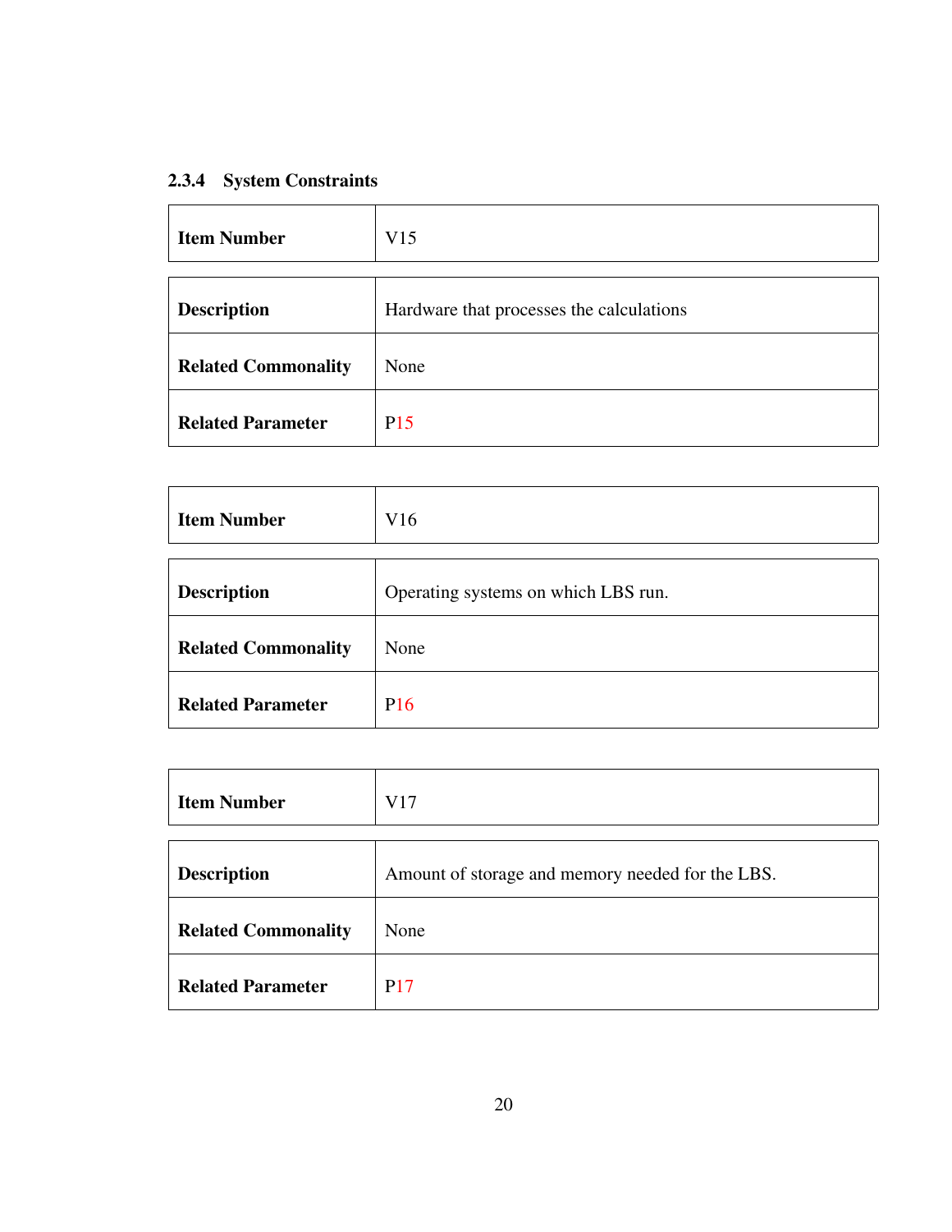### 2.3.4 System Constraints

| **Item Number** | V15 |
|---|---|
| **Description** | Hardware that processes the calculations |
| **Related Commonality** | None |
| **Related Parameter** | P15 |

| **Item Number** | V16 |
|---|---|
| **Description** | Operating systems on which LBS run. |
| **Related Commonality** | None |
| **Related Parameter** | P16 |

| **Item Number** | V17 |
|---|---|
| **Description** | Amount of storage and memory needed for the LBS. |
| **Related Commonality** | None |
| **Related Parameter** | P17 |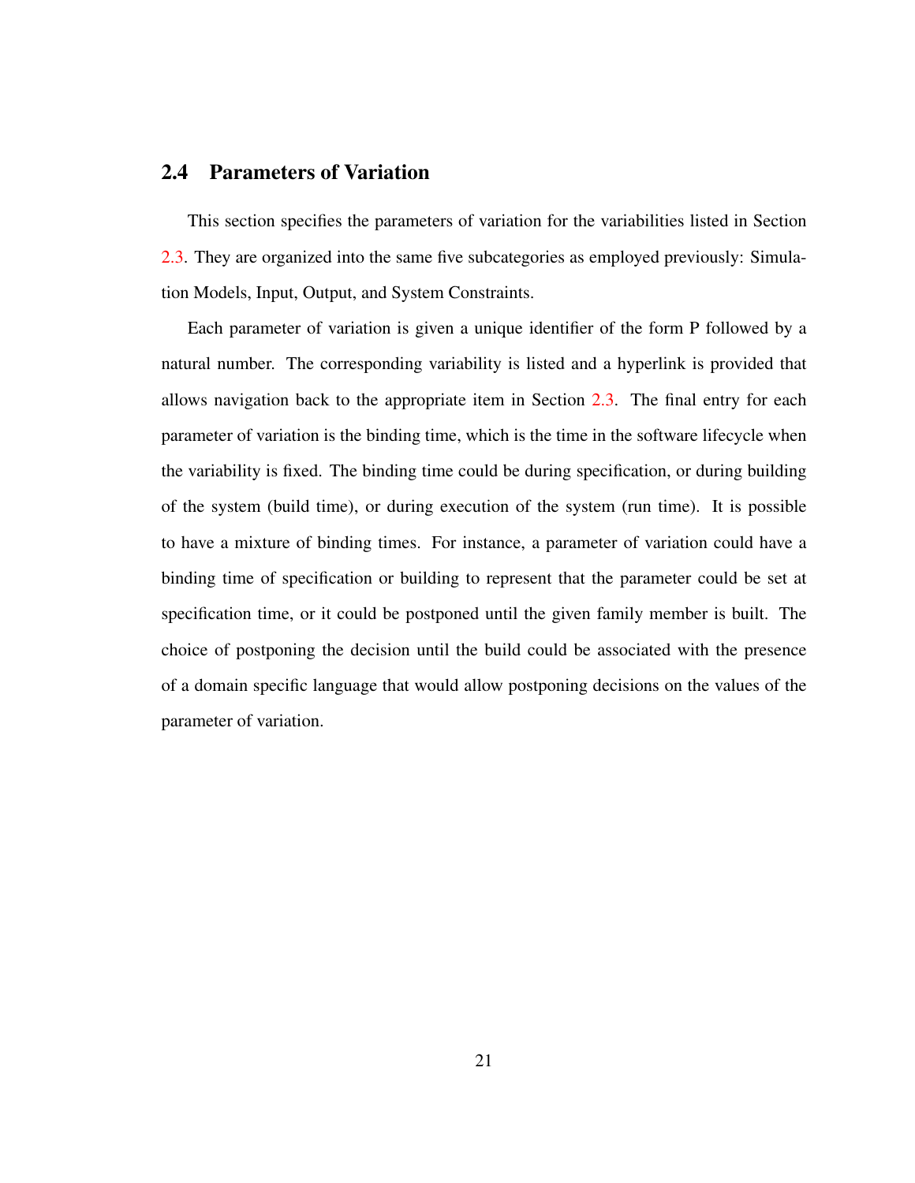## 2.4 Parameters of Variation

This section specifies the parameters of variation for the variabilities listed in Section 2.3. They are organized into the same five subcategories as employed previously: Simulation Models, Input, Output, and System Constraints.

Each parameter of variation is given a unique identifier of the form P followed by a natural number. The corresponding variability is listed and a hyperlink is provided that allows navigation back to the appropriate item in Section 2.3. The final entry for each parameter of variation is the binding time, which is the time in the software lifecycle when the variability is fixed. The binding time could be during specification, or during building of the system (build time), or during execution of the system (run time). It is possible to have a mixture of binding times. For instance, a parameter of variation could have a binding time of specification or building to represent that the parameter could be set at specification time, or it could be postponed until the given family member is built. The choice of postponing the decision until the build could be associated with the presence of a domain specific language that would allow postponing decisions on the values of the parameter of variation.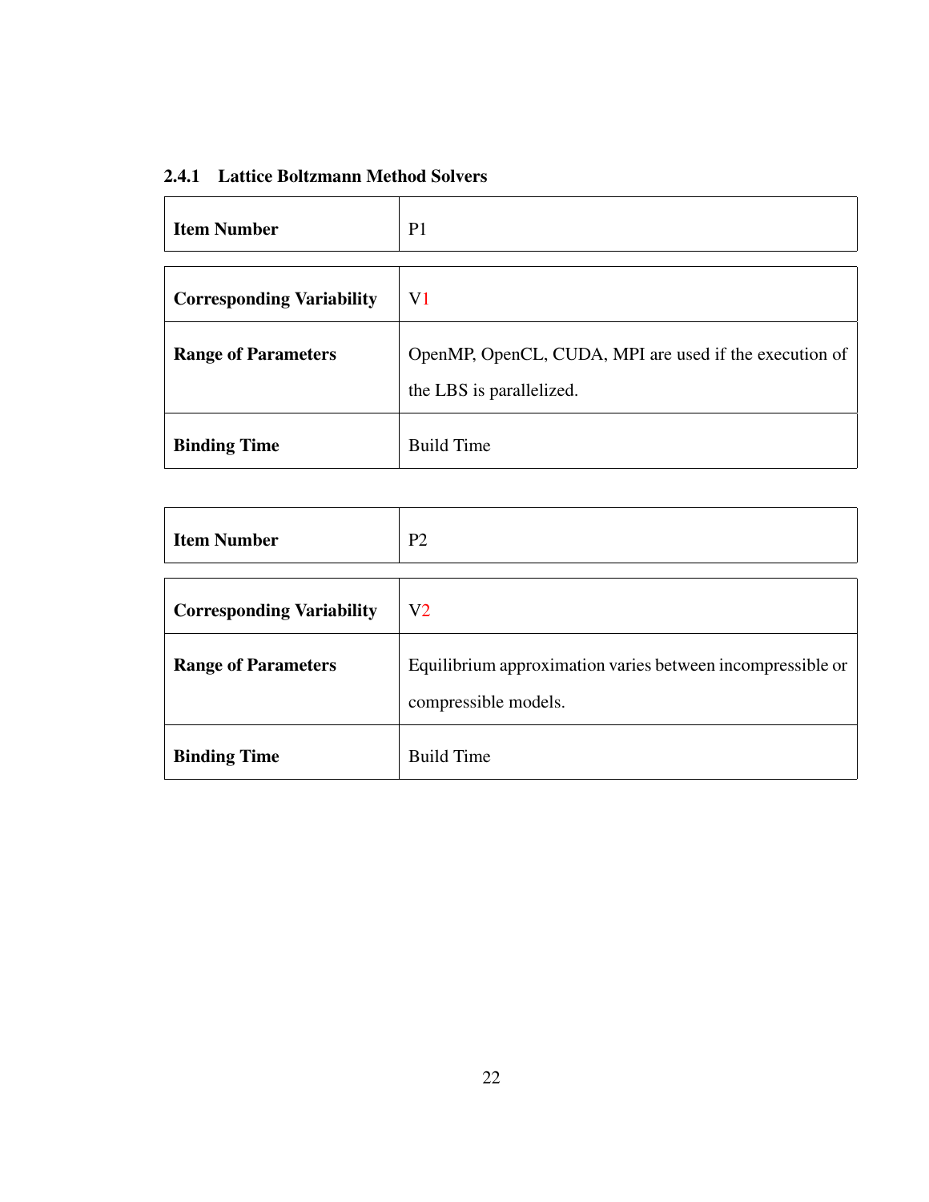### 2.4.1 Lattice Boltzmann Method Solvers

| **Item Number** | P1 |
|---|---|
| **Corresponding Variability** | V1 |
| **Range of Parameters** | OpenMP, OpenCL, CUDA, MPI are used if the execution of the LBS is parallelized. |
| **Binding Time** | Build Time |

| **Item Number** | P2 |
|---|---|
| **Corresponding Variability** | V2 |
| **Range of Parameters** | Equilibrium approximation varies between incompressible or compressible models. |
| **Binding Time** | Build Time |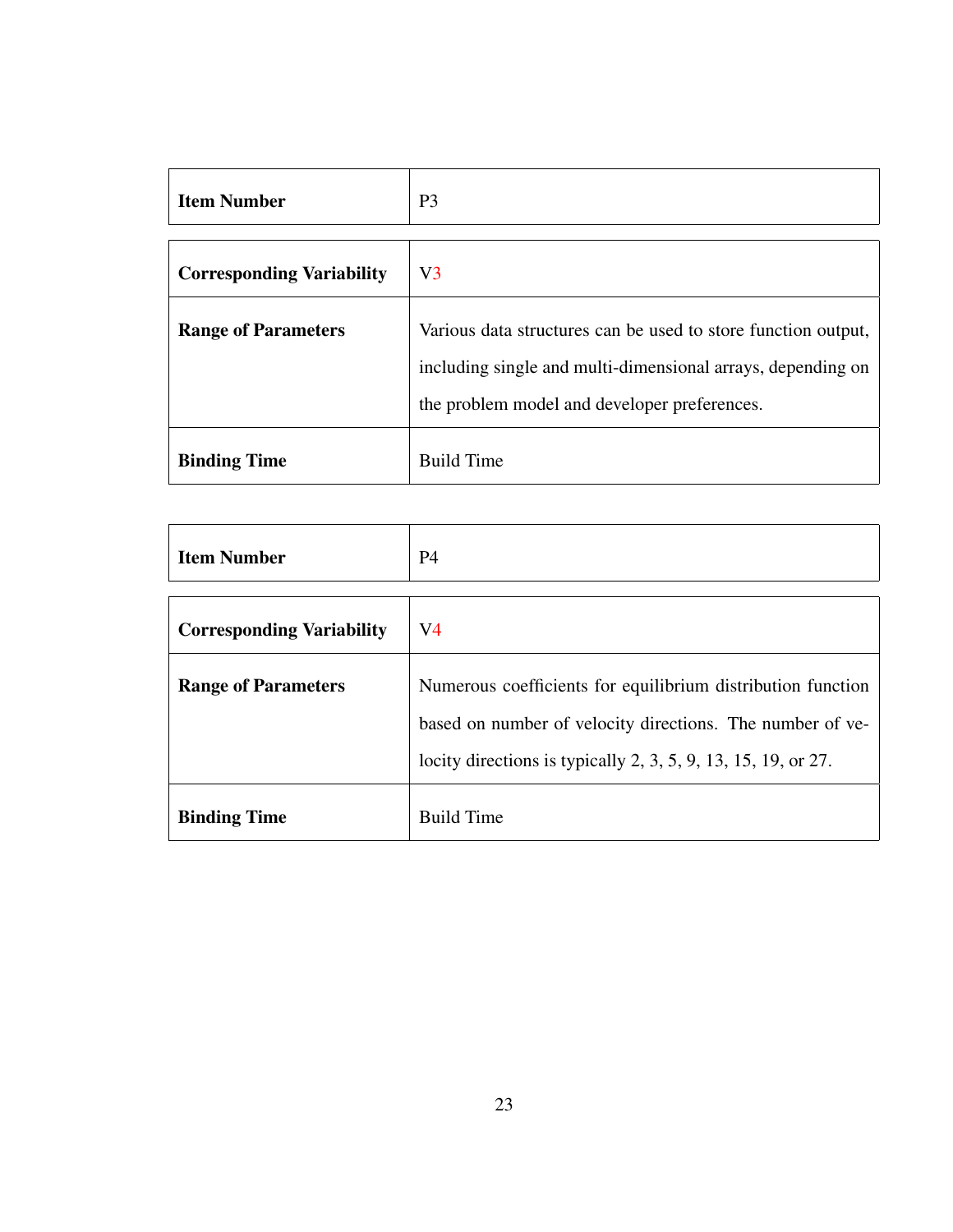| Item Number | P3 |
|---|---|

| Corresponding Variability | V3 |
|---|---|
| Range of Parameters | Various data structures can be used to store function output, including single and multi-dimensional arrays, depending on the problem model and developer preferences. |
| Binding Time | Build Time |

| Item Number | P4 |
|---|---|

| Corresponding Variability | V4 |
|---|---|
| Range of Parameters | Numerous coefficients for equilibrium distribution function based on number of velocity directions. The number of velocity directions is typically 2, 3, 5, 9, 13, 15, 19, or 27. |
| Binding Time | Build Time |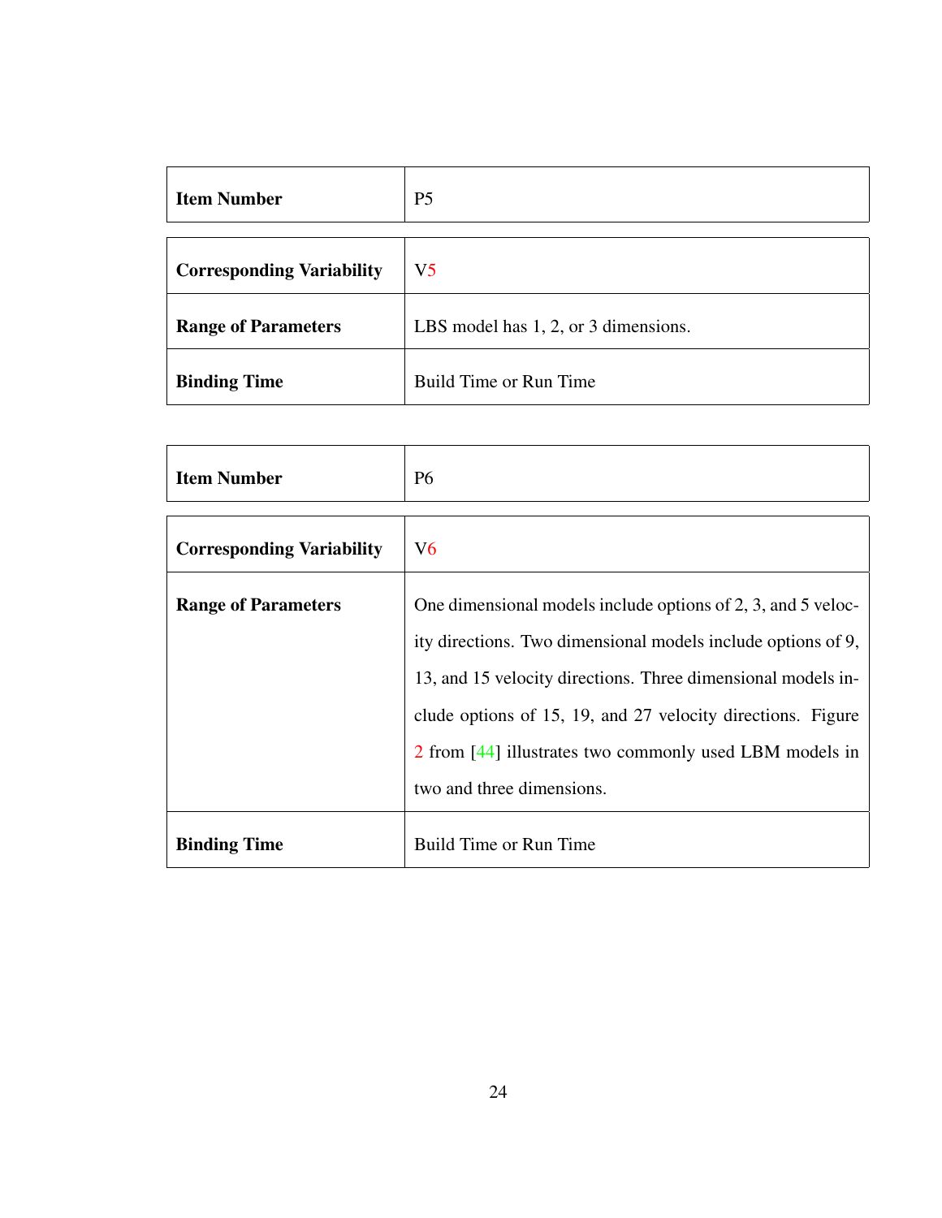| Item Number | P5 |
| --- | --- |
| Corresponding Variability | V5 |
| Range of Parameters | LBS model has 1, 2, or 3 dimensions. |
| Binding Time | Build Time or Run Time |

| Item Number | P6 |
| --- | --- |
| Corresponding Variability | V6 |
| Range of Parameters | One dimensional models include options of 2, 3, and 5 velocity directions. Two dimensional models include options of 9, 13, and 15 velocity directions. Three dimensional models include options of 15, 19, and 27 velocity directions. Figure 2 from [44] illustrates two commonly used LBM models in two and three dimensions. |
| Binding Time | Build Time or Run Time |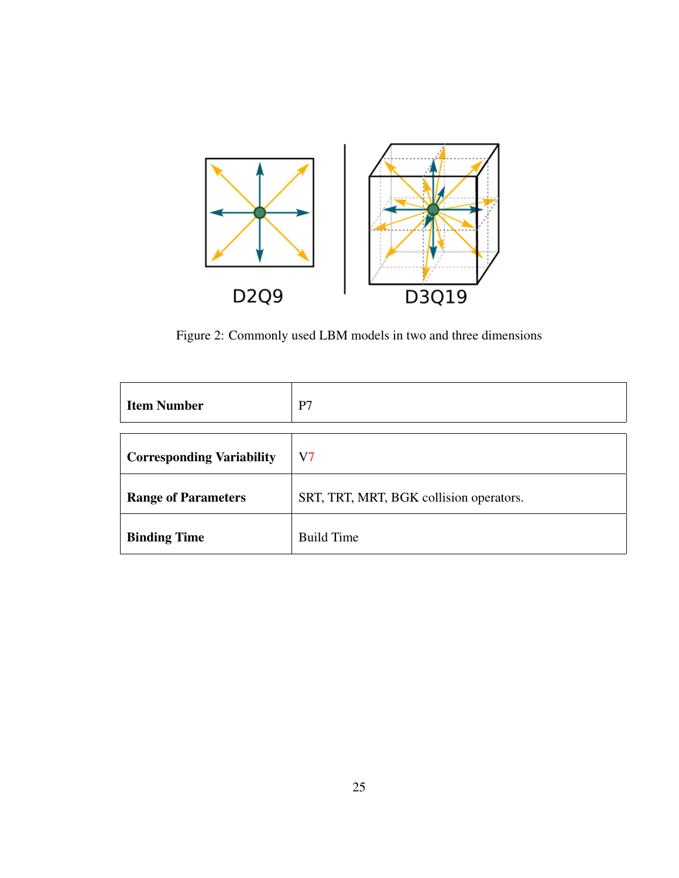Figure 2: Commonly used LBM models in two and three dimensions

| **Item Number** | P7 |
|---|---|
| **Corresponding Variability** | V7 |
| **Range of Parameters** | SRT, TRT, MRT, BGK collision operators. |
| **Binding Time** | Build Time |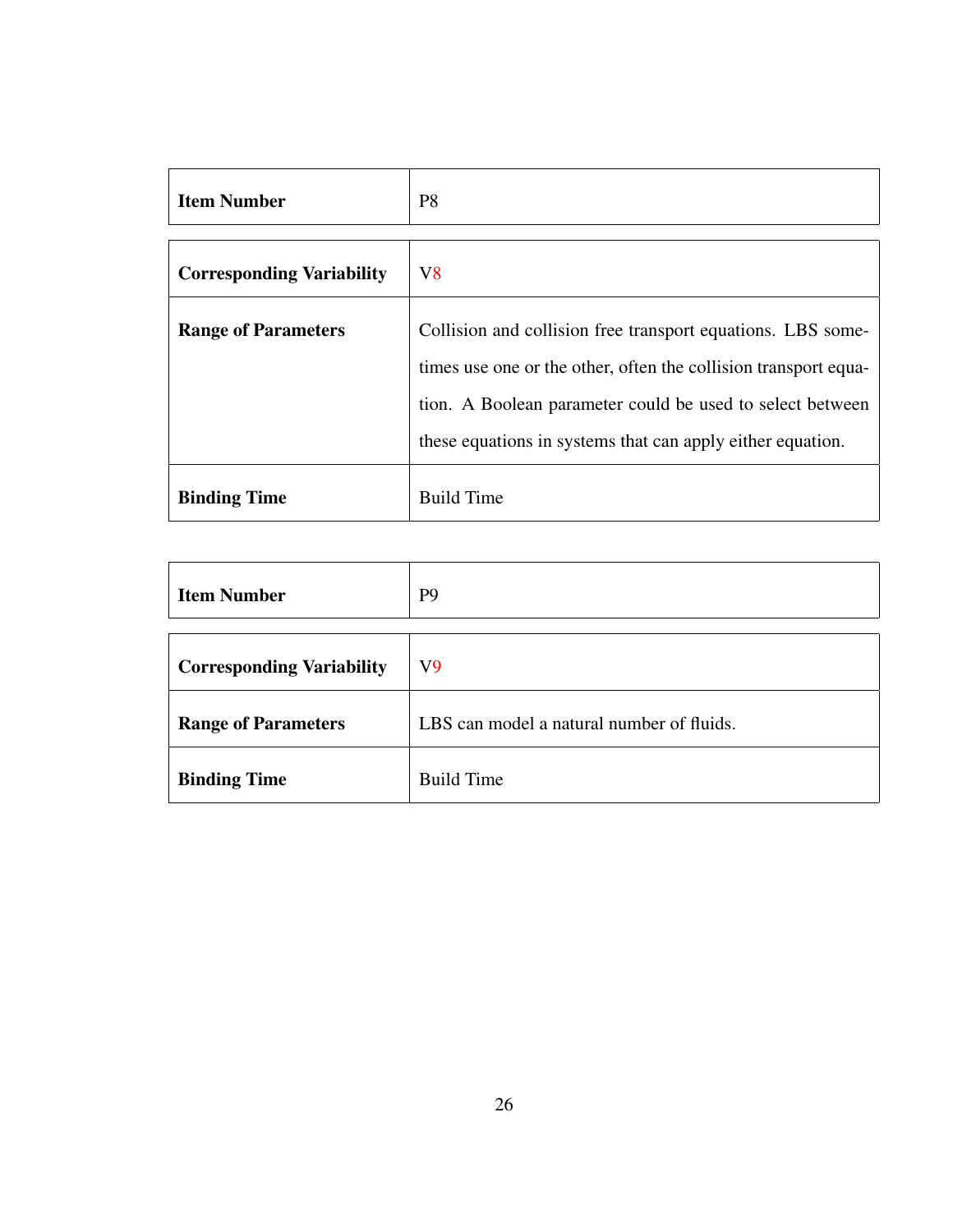| Item Number | P8 |
|---|---|

| Corresponding Variability | V8 |
|---|---|
| **Range of Parameters** | Collision and collision free transport equations. LBS sometimes use one or the other, often the collision transport equation. A Boolean parameter could be used to select between these equations in systems that can apply either equation. |
| **Binding Time** | Build Time |

| Item Number | P9 |
|---|---|

| Corresponding Variability | V9 |
|---|---|
| **Range of Parameters** | LBS can model a natural number of fluids. |
| **Binding Time** | Build Time |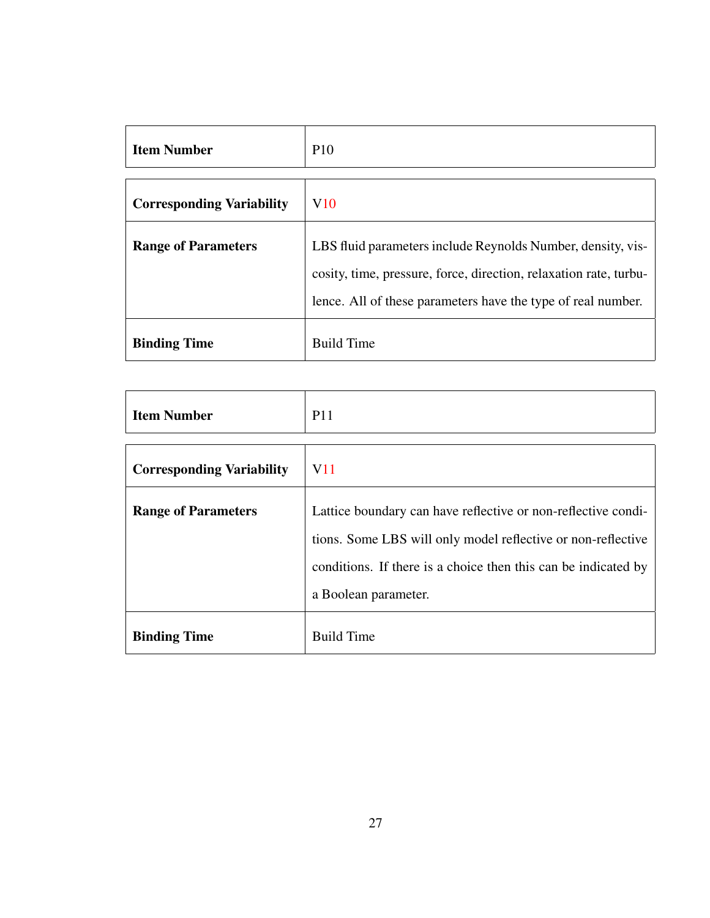| Item Number | P10 |
|---|---|

| Corresponding Variability | V10 |
|---|---|
| Range of Parameters | LBS fluid parameters include Reynolds Number, density, viscosity, time, pressure, force, direction, relaxation rate, turbulence. All of these parameters have the type of real number. |
| Binding Time | Build Time |

| Item Number | P11 |
|---|---|

| Corresponding Variability | V11 |
|---|---|
| Range of Parameters | Lattice boundary can have reflective or non-reflective conditions. Some LBS will only model reflective or non-reflective conditions. If there is a choice then this can be indicated by a Boolean parameter. |
| Binding Time | Build Time |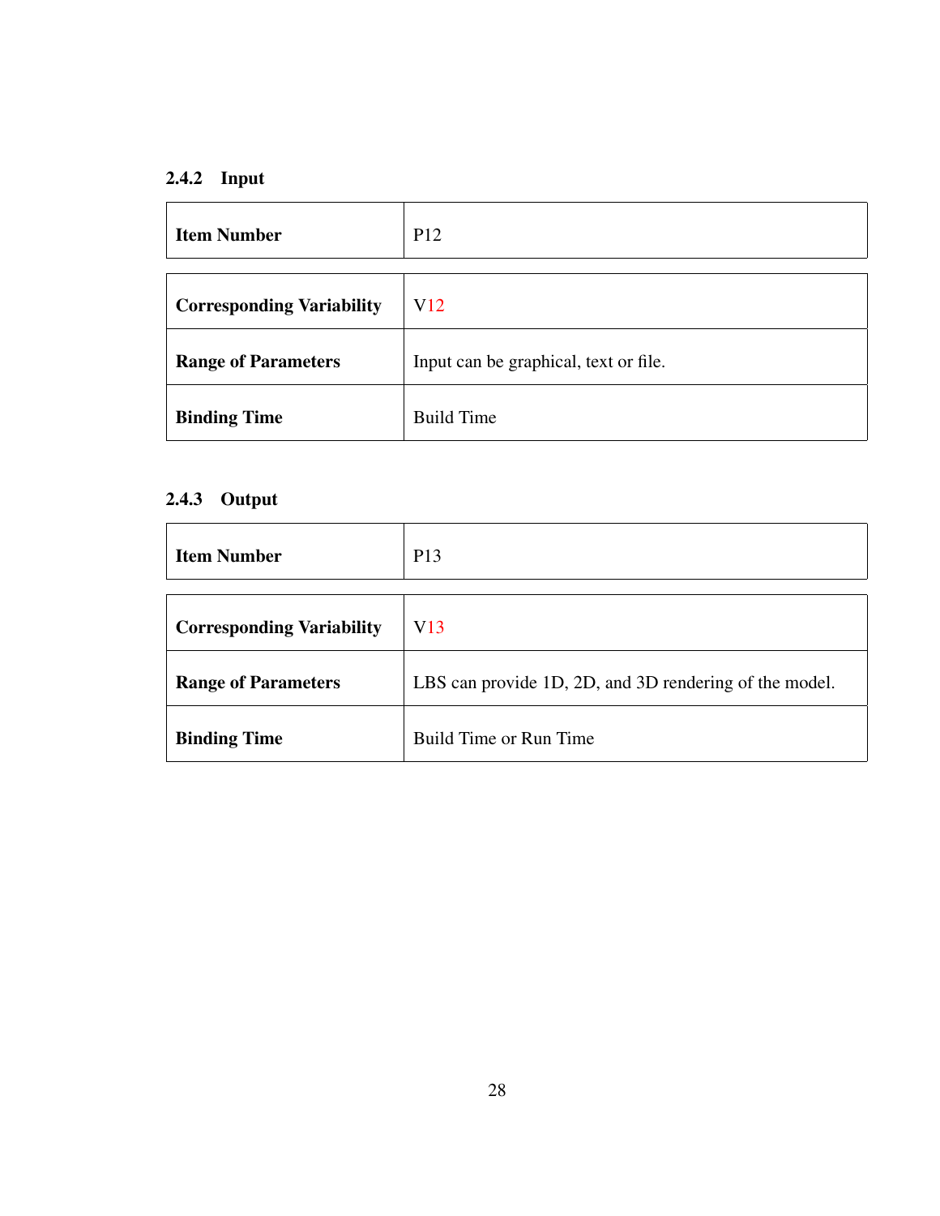### 2.4.2 Input

| **Item Number** | P12 |
|---|---|
| **Corresponding Variability** | V12 |
| **Range of Parameters** | Input can be graphical, text or file. |
| **Binding Time** | Build Time |

### 2.4.3 Output

| **Item Number** | P13 |
|---|---|
| **Corresponding Variability** | V13 |
| **Range of Parameters** | LBS can provide 1D, 2D, and 3D rendering of the model. |
| **Binding Time** | Build Time or Run Time |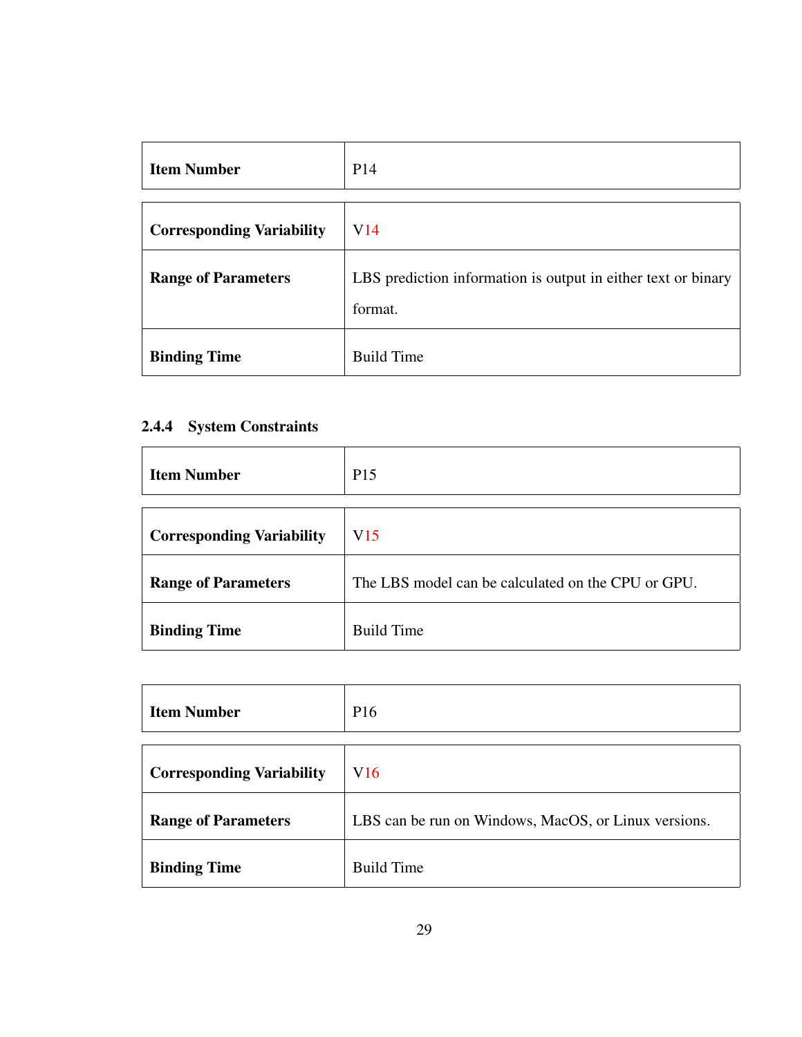| Item Number | P14 |
| --- | --- |

| Corresponding Variability | V14 |
| --- | --- |
| Range of Parameters | LBS prediction information is output in either text or binary format. |
| Binding Time | Build Time |

### 2.4.4 System Constraints

| Item Number | P15 |
| --- | --- |

| Corresponding Variability | V15 |
| --- | --- |
| Range of Parameters | The LBS model can be calculated on the CPU or GPU. |
| Binding Time | Build Time |

| Item Number | P16 |
| --- | --- |

| Corresponding Variability | V16 |
| --- | --- |
| Range of Parameters | LBS can be run on Windows, MacOS, or Linux versions. |
| Binding Time | Build Time |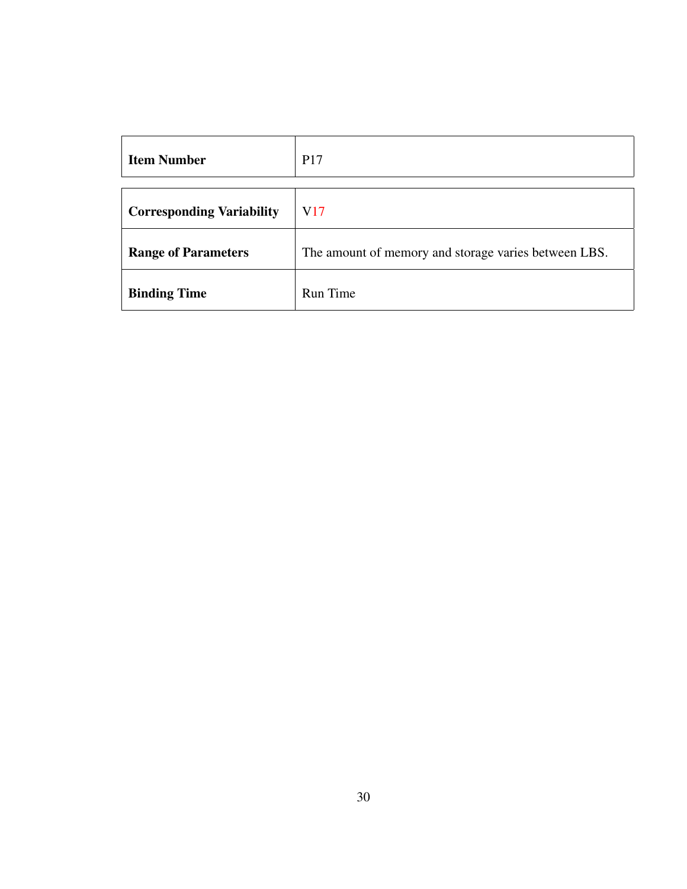| Item Number | P17 |
| --- | --- |
| **Corresponding Variability** | V17 |
| **Range of Parameters** | The amount of memory and storage varies between LBS. |
| **Binding Time** | Run Time |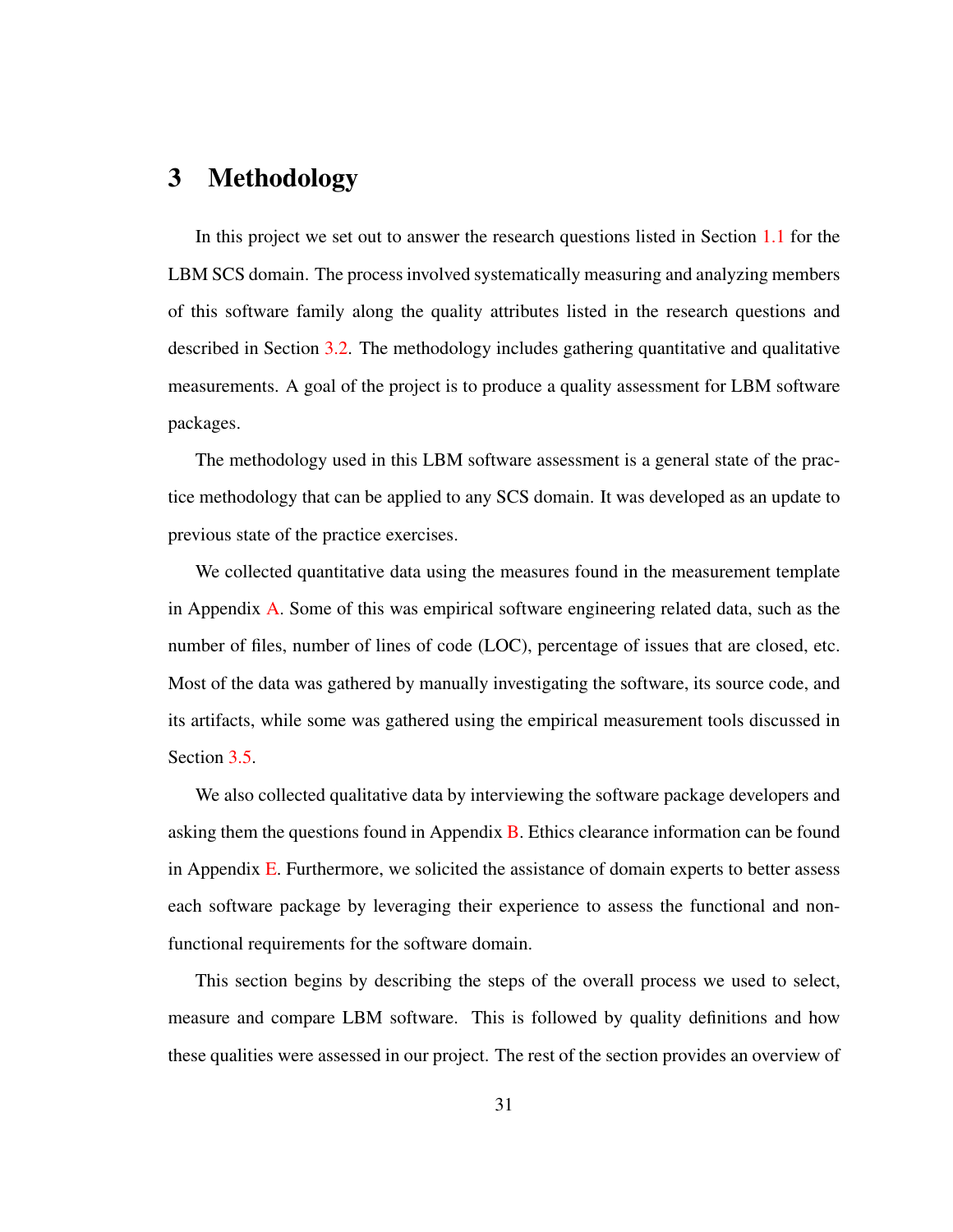# 3 Methodology

In this project we set out to answer the research questions listed in Section 1.1 for the LBM SCS domain. The process involved systematically measuring and analyzing members of this software family along the quality attributes listed in the research questions and described in Section 3.2. The methodology includes gathering quantitative and qualitative measurements. A goal of the project is to produce a quality assessment for LBM software packages.

The methodology used in this LBM software assessment is a general state of the practice methodology that can be applied to any SCS domain. It was developed as an update to previous state of the practice exercises.

We collected quantitative data using the measures found in the measurement template in Appendix A. Some of this was empirical software engineering related data, such as the number of files, number of lines of code (LOC), percentage of issues that are closed, etc. Most of the data was gathered by manually investigating the software, its source code, and its artifacts, while some was gathered using the empirical measurement tools discussed in Section 3.5.

We also collected qualitative data by interviewing the software package developers and asking them the questions found in Appendix B. Ethics clearance information can be found in Appendix E. Furthermore, we solicited the assistance of domain experts to better assess each software package by leveraging their experience to assess the functional and non-functional requirements for the software domain.

This section begins by describing the steps of the overall process we used to select, measure and compare LBM software. This is followed by quality definitions and how these qualities were assessed in our project. The rest of the section provides an overview of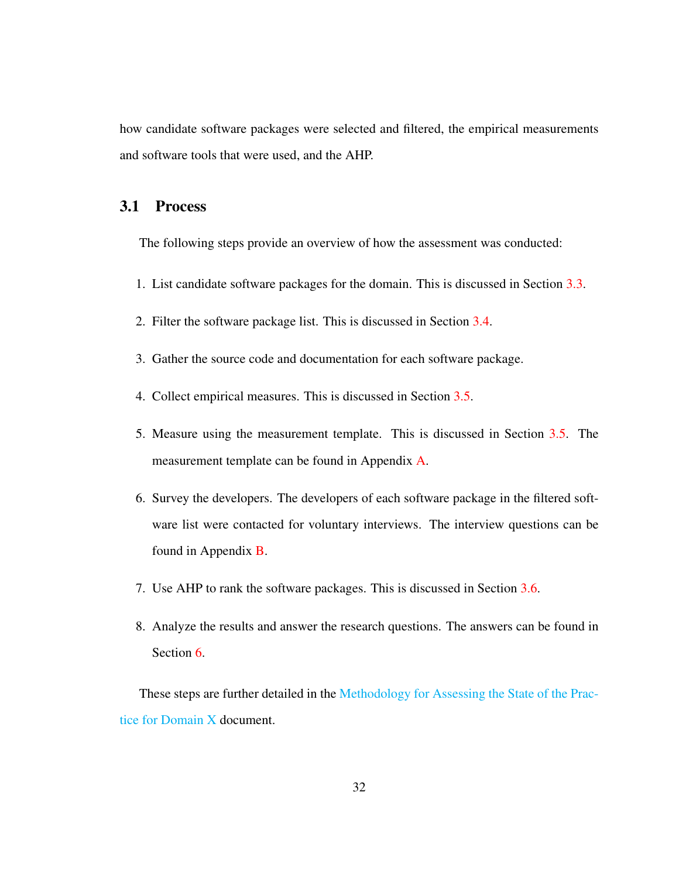how candidate software packages were selected and filtered, the empirical measurements and software tools that were used, and the AHP.

## 3.1 Process

The following steps provide an overview of how the assessment was conducted:

1. List candidate software packages for the domain. This is discussed in Section 3.3.
2. Filter the software package list. This is discussed in Section 3.4.
3. Gather the source code and documentation for each software package.
4. Collect empirical measures. This is discussed in Section 3.5.
5. Measure using the measurement template. This is discussed in Section 3.5. The measurement template can be found in Appendix A.
6. Survey the developers. The developers of each software package in the filtered software list were contacted for voluntary interviews. The interview questions can be found in Appendix B.
7. Use AHP to rank the software packages. This is discussed in Section 3.6.
8. Analyze the results and answer the research questions. The answers can be found in Section 6.

These steps are further detailed in the Methodology for Assessing the State of the Practice for Domain X document.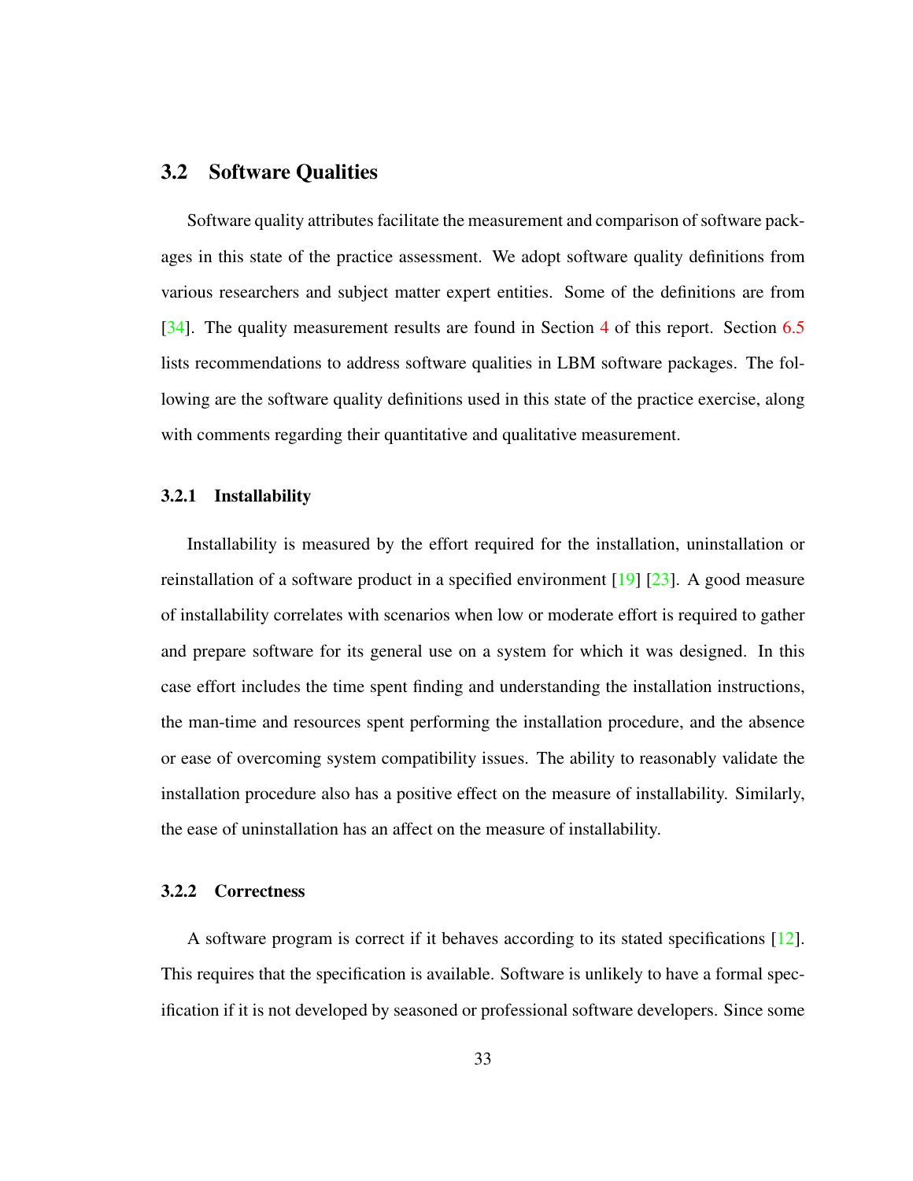## 3.2 Software Qualities

Software quality attributes facilitate the measurement and comparison of software packages in this state of the practice assessment. We adopt software quality definitions from various researchers and subject matter expert entities. Some of the definitions are from [34]. The quality measurement results are found in Section 4 of this report. Section 6.5 lists recommendations to address software qualities in LBM software packages. The following are the software quality definitions used in this state of the practice exercise, along with comments regarding their quantitative and qualitative measurement.

### 3.2.1 Installability

Installability is measured by the effort required for the installation, uninstallation or reinstallation of a software product in a specified environment [19] [23]. A good measure of installability correlates with scenarios when low or moderate effort is required to gather and prepare software for its general use on a system for which it was designed. In this case effort includes the time spent finding and understanding the installation instructions, the man-time and resources spent performing the installation procedure, and the absence or ease of overcoming system compatibility issues. The ability to reasonably validate the installation procedure also has a positive effect on the measure of installability. Similarly, the ease of uninstallation has an affect on the measure of installability.

### 3.2.2 Correctness

A software program is correct if it behaves according to its stated specifications [12]. This requires that the specification is available. Software is unlikely to have a formal specification if it is not developed by seasoned or professional software developers. Since some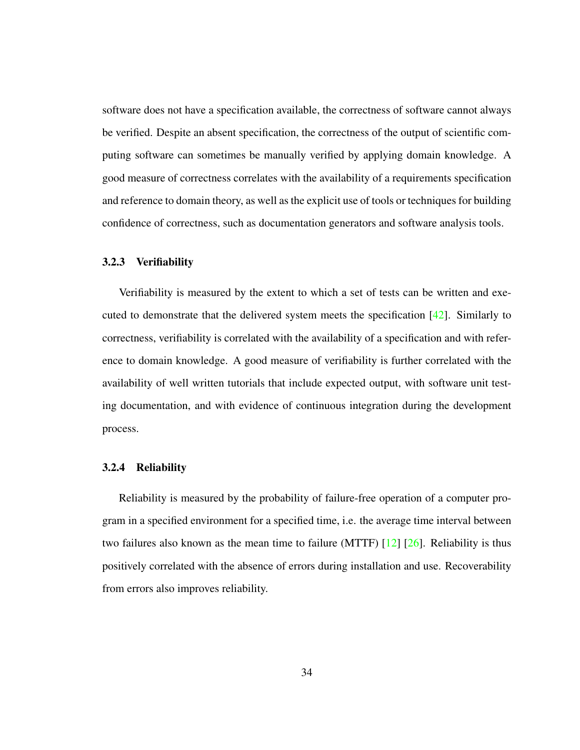software does not have a specification available, the correctness of software cannot always be verified. Despite an absent specification, the correctness of the output of scientific computing software can sometimes be manually verified by applying domain knowledge. A good measure of correctness correlates with the availability of a requirements specification and reference to domain theory, as well as the explicit use of tools or techniques for building confidence of correctness, such as documentation generators and software analysis tools.

### 3.2.3 Verifiability

Verifiability is measured by the extent to which a set of tests can be written and executed to demonstrate that the delivered system meets the specification [42]. Similarly to correctness, verifiability is correlated with the availability of a specification and with reference to domain knowledge. A good measure of verifiability is further correlated with the availability of well written tutorials that include expected output, with software unit testing documentation, and with evidence of continuous integration during the development process.

### 3.2.4 Reliability

Reliability is measured by the probability of failure-free operation of a computer program in a specified environment for a specified time, i.e. the average time interval between two failures also known as the mean time to failure (MTTF) [12] [26]. Reliability is thus positively correlated with the absence of errors during installation and use. Recoverability from errors also improves reliability.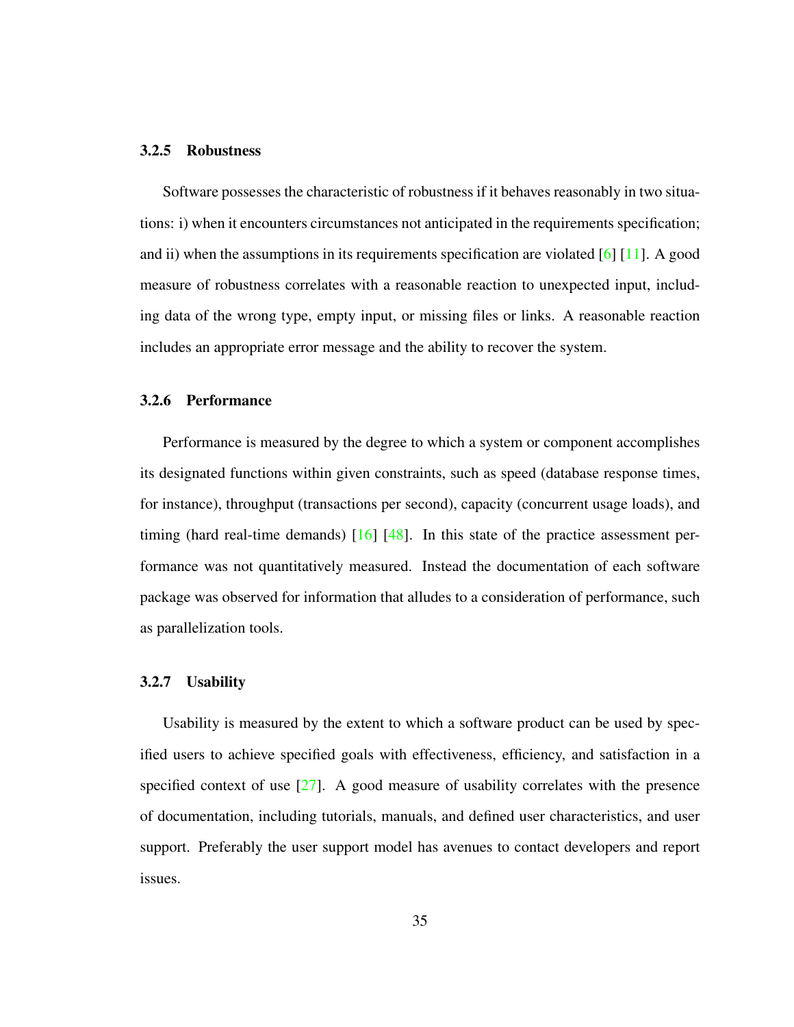### 3.2.5 Robustness

Software possesses the characteristic of robustness if it behaves reasonably in two situations: i) when it encounters circumstances not anticipated in the requirements specification; and ii) when the assumptions in its requirements specification are violated [6] [11]. A good measure of robustness correlates with a reasonable reaction to unexpected input, including data of the wrong type, empty input, or missing files or links. A reasonable reaction includes an appropriate error message and the ability to recover the system.

### 3.2.6 Performance

Performance is measured by the degree to which a system or component accomplishes its designated functions within given constraints, such as speed (database response times, for instance), throughput (transactions per second), capacity (concurrent usage loads), and timing (hard real-time demands) [16] [48]. In this state of the practice assessment performance was not quantitatively measured. Instead the documentation of each software package was observed for information that alludes to a consideration of performance, such as parallelization tools.

### 3.2.7 Usability

Usability is measured by the extent to which a software product can be used by specified users to achieve specified goals with effectiveness, efficiency, and satisfaction in a specified context of use [27]. A good measure of usability correlates with the presence of documentation, including tutorials, manuals, and defined user characteristics, and user support. Preferably the user support model has avenues to contact developers and report issues.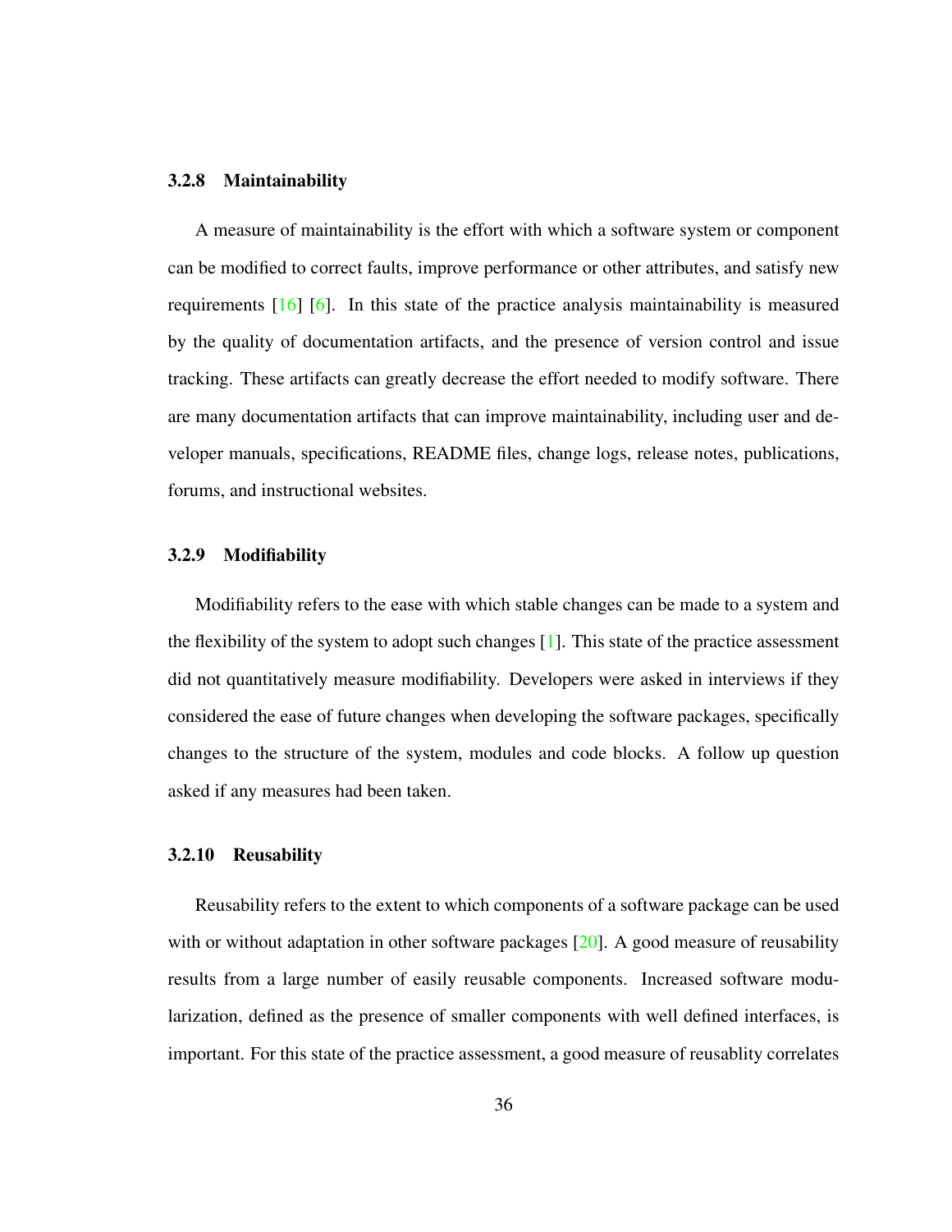### 3.2.8 Maintainability

A measure of maintainability is the effort with which a software system or component can be modified to correct faults, improve performance or other attributes, and satisfy new requirements [16] [6]. In this state of the practice analysis maintainability is measured by the quality of documentation artifacts, and the presence of version control and issue tracking. These artifacts can greatly decrease the effort needed to modify software. There are many documentation artifacts that can improve maintainability, including user and developer manuals, specifications, README files, change logs, release notes, publications, forums, and instructional websites.

### 3.2.9 Modifiability

Modifiability refers to the ease with which stable changes can be made to a system and the flexibility of the system to adopt such changes [1]. This state of the practice assessment did not quantitatively measure modifiability. Developers were asked in interviews if they considered the ease of future changes when developing the software packages, specifically changes to the structure of the system, modules and code blocks. A follow up question asked if any measures had been taken.

### 3.2.10 Reusability

Reusability refers to the extent to which components of a software package can be used with or without adaptation in other software packages [20]. A good measure of reusability results from a large number of easily reusable components. Increased software modularization, defined as the presence of smaller components with well defined interfaces, is important. For this state of the practice assessment, a good measure of reusablity correlates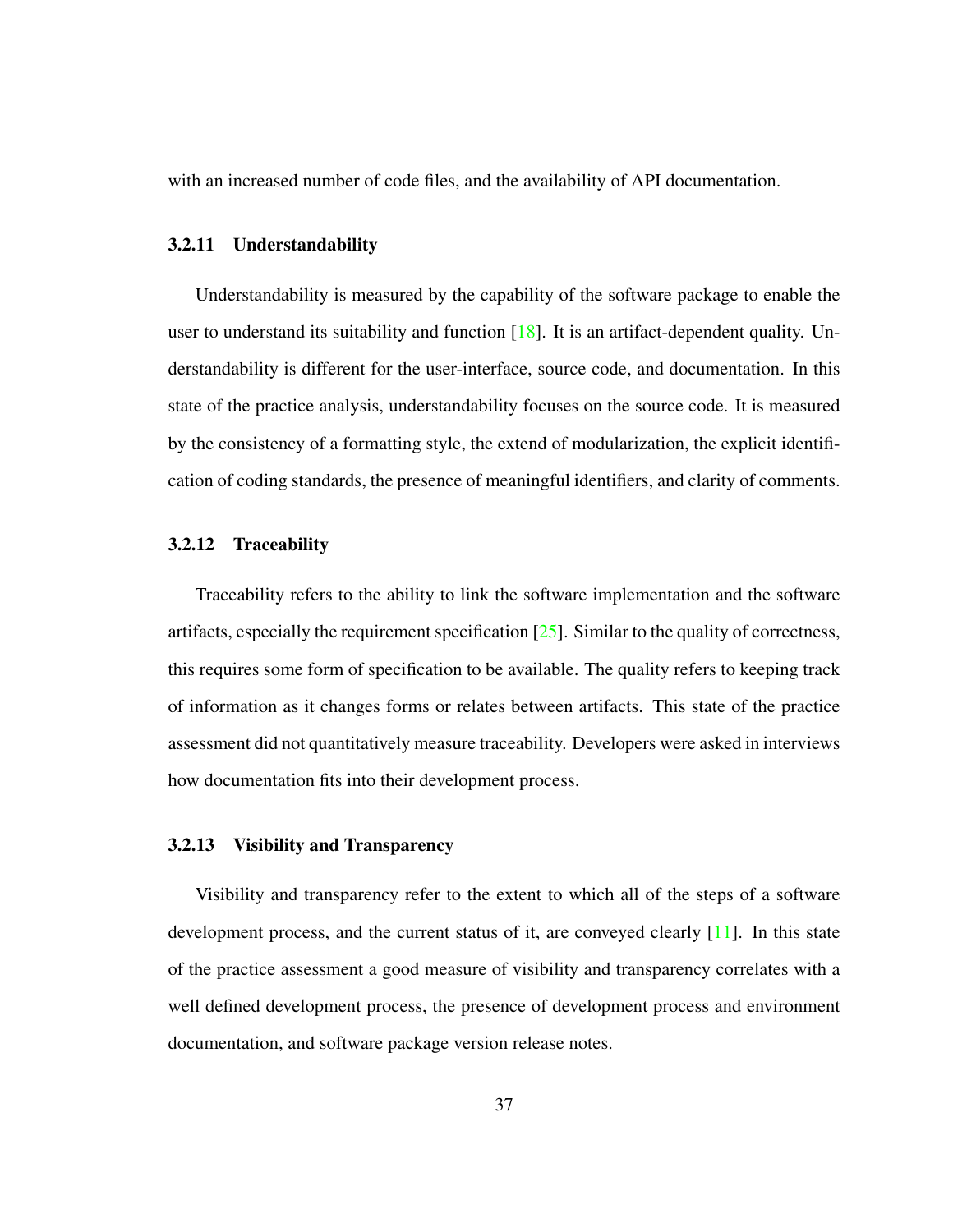with an increased number of code files, and the availability of API documentation.

#### 3.2.11 Understandability

Understandability is measured by the capability of the software package to enable the user to understand its suitability and function [18]. It is an artifact-dependent quality. Understandability is different for the user-interface, source code, and documentation. In this state of the practice analysis, understandability focuses on the source code. It is measured by the consistency of a formatting style, the extend of modularization, the explicit identification of coding standards, the presence of meaningful identifiers, and clarity of comments.

#### 3.2.12 Traceability

Traceability refers to the ability to link the software implementation and the software artifacts, especially the requirement specification [25]. Similar to the quality of correctness, this requires some form of specification to be available. The quality refers to keeping track of information as it changes forms or relates between artifacts. This state of the practice assessment did not quantitatively measure traceability. Developers were asked in interviews how documentation fits into their development process.

#### 3.2.13 Visibility and Transparency

Visibility and transparency refer to the extent to which all of the steps of a software development process, and the current status of it, are conveyed clearly [11]. In this state of the practice assessment a good measure of visibility and transparency correlates with a well defined development process, the presence of development process and environment documentation, and software package version release notes.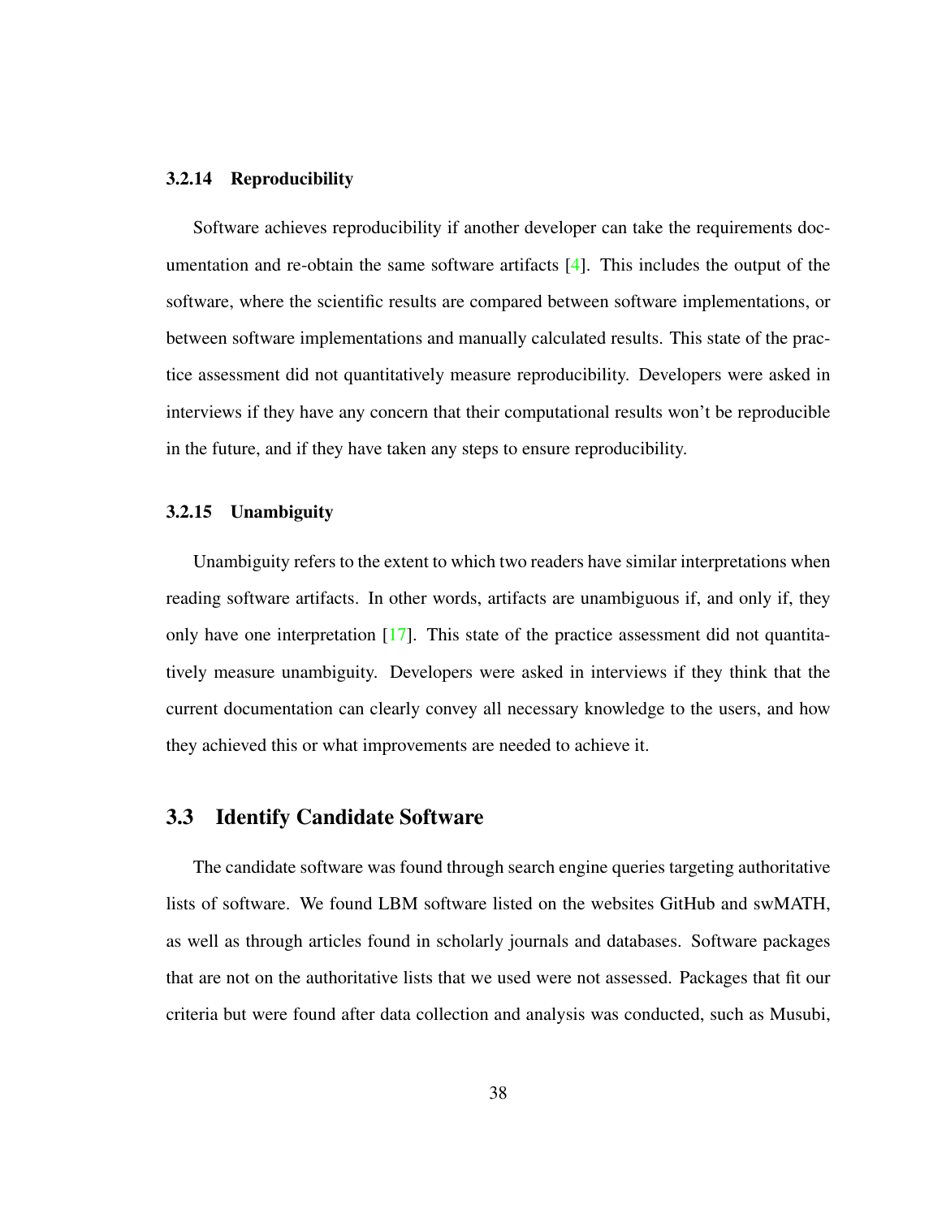### 3.2.14 Reproducibility

Software achieves reproducibility if another developer can take the requirements documentation and re-obtain the same software artifacts [4]. This includes the output of the software, where the scientific results are compared between software implementations, or between software implementations and manually calculated results. This state of the practice assessment did not quantitatively measure reproducibility. Developers were asked in interviews if they have any concern that their computational results won't be reproducible in the future, and if they have taken any steps to ensure reproducibility.

### 3.2.15 Unambiguity

Unambiguity refers to the extent to which two readers have similar interpretations when reading software artifacts. In other words, artifacts are unambiguous if, and only if, they only have one interpretation [17]. This state of the practice assessment did not quantitatively measure unambiguity. Developers were asked in interviews if they think that the current documentation can clearly convey all necessary knowledge to the users, and how they achieved this or what improvements are needed to achieve it.

## 3.3 Identify Candidate Software

The candidate software was found through search engine queries targeting authoritative lists of software. We found LBM software listed on the websites GitHub and swMATH, as well as through articles found in scholarly journals and databases. Software packages that are not on the authoritative lists that we used were not assessed. Packages that fit our criteria but were found after data collection and analysis was conducted, such as Musubi,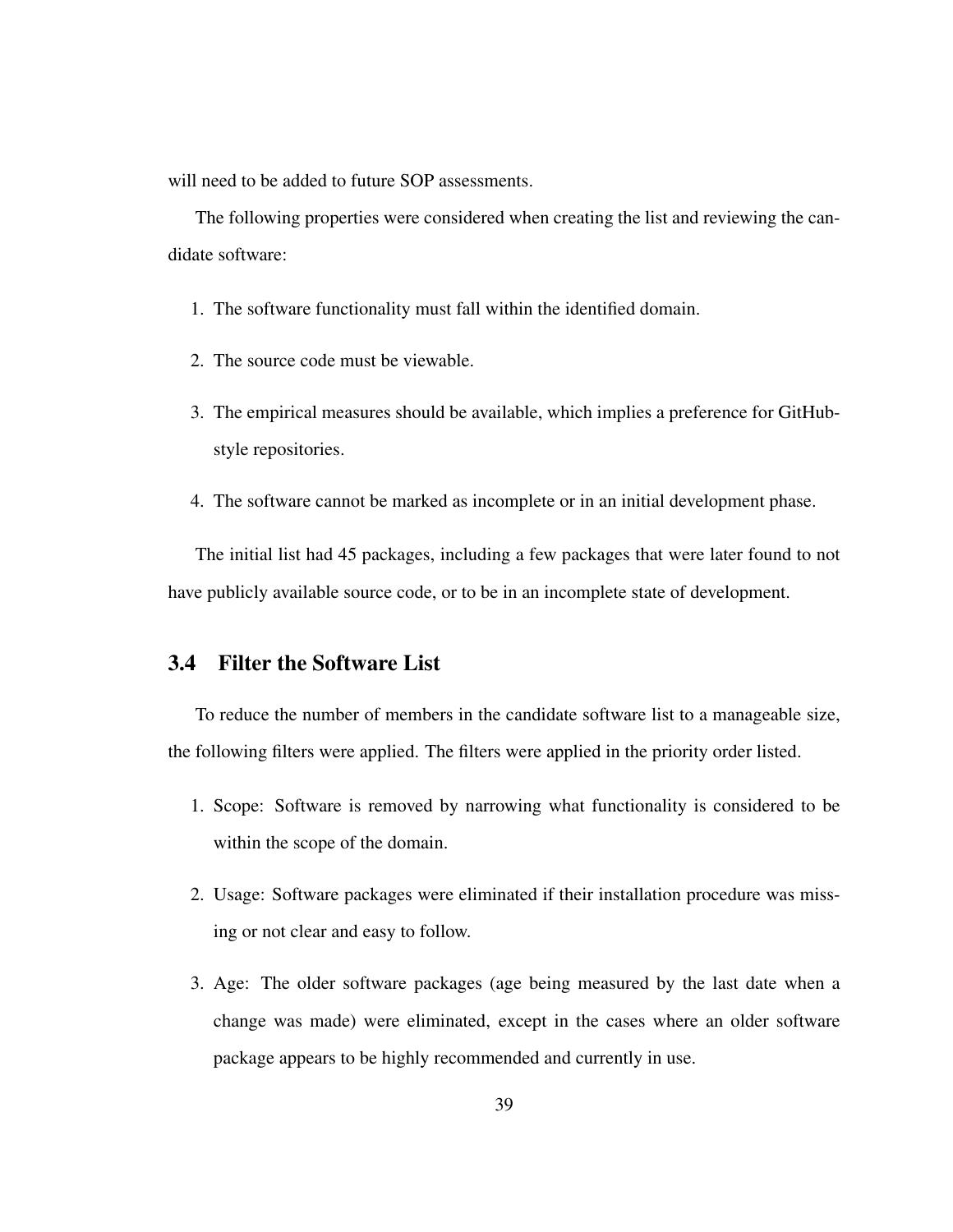will need to be added to future SOP assessments.

The following properties were considered when creating the list and reviewing the candidate software:

1. The software functionality must fall within the identified domain.
2. The source code must be viewable.
3. The empirical measures should be available, which implies a preference for GitHub-style repositories.
4. The software cannot be marked as incomplete or in an initial development phase.

The initial list had 45 packages, including a few packages that were later found to not have publicly available source code, or to be in an incomplete state of development.

## 3.4 Filter the Software List

To reduce the number of members in the candidate software list to a manageable size, the following filters were applied. The filters were applied in the priority order listed.

1. Scope: Software is removed by narrowing what functionality is considered to be within the scope of the domain.
2. Usage: Software packages were eliminated if their installation procedure was missing or not clear and easy to follow.
3. Age: The older software packages (age being measured by the last date when a change was made) were eliminated, except in the cases where an older software package appears to be highly recommended and currently in use.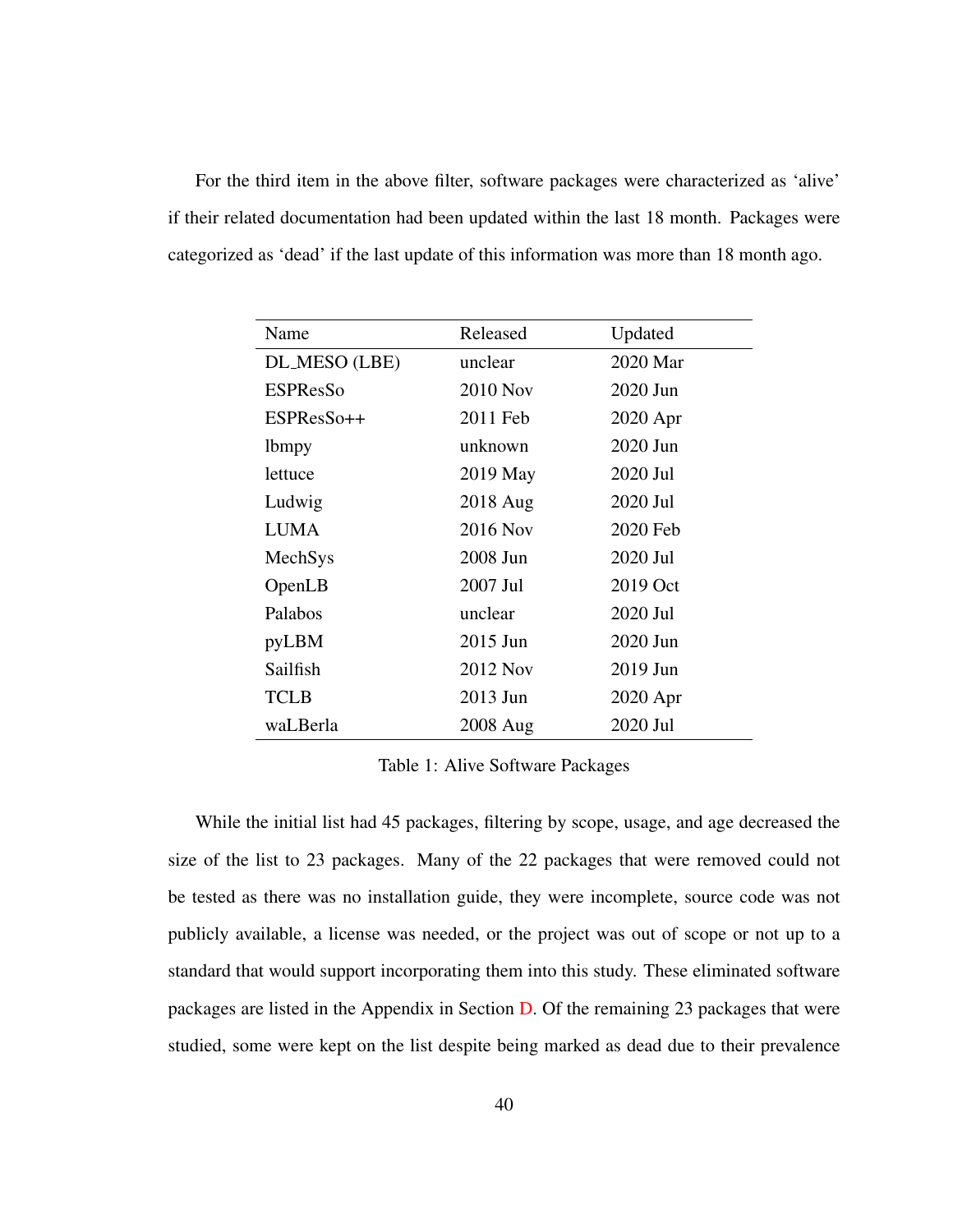For the third item in the above filter, software packages were characterized as 'alive' if their related documentation had been updated within the last 18 month. Packages were categorized as 'dead' if the last update of this information was more than 18 month ago.

| Name | Released | Updated |
|---|---|---|
| DL_MESO (LBE) | unclear | 2020 Mar |
| ESPResSo | 2010 Nov | 2020 Jun |
| ESPResSo++ | 2011 Feb | 2020 Apr |
| lbmpy | unknown | 2020 Jun |
| lettuce | 2019 May | 2020 Jul |
| Ludwig | 2018 Aug | 2020 Jul |
| LUMA | 2016 Nov | 2020 Feb |
| MechSys | 2008 Jun | 2020 Jul |
| OpenLB | 2007 Jul | 2019 Oct |
| Palabos | unclear | 2020 Jul |
| pyLBM | 2015 Jun | 2020 Jun |
| Sailfish | 2012 Nov | 2019 Jun |
| TCLB | 2013 Jun | 2020 Apr |
| waLBerla | 2008 Aug | 2020 Jul |

Table 1: Alive Software Packages

While the initial list had 45 packages, filtering by scope, usage, and age decreased the size of the list to 23 packages. Many of the 22 packages that were removed could not be tested as there was no installation guide, they were incomplete, source code was not publicly available, a license was needed, or the project was out of scope or not up to a standard that would support incorporating them into this study. These eliminated software packages are listed in the Appendix in Section D. Of the remaining 23 packages that were studied, some were kept on the list despite being marked as dead due to their prevalence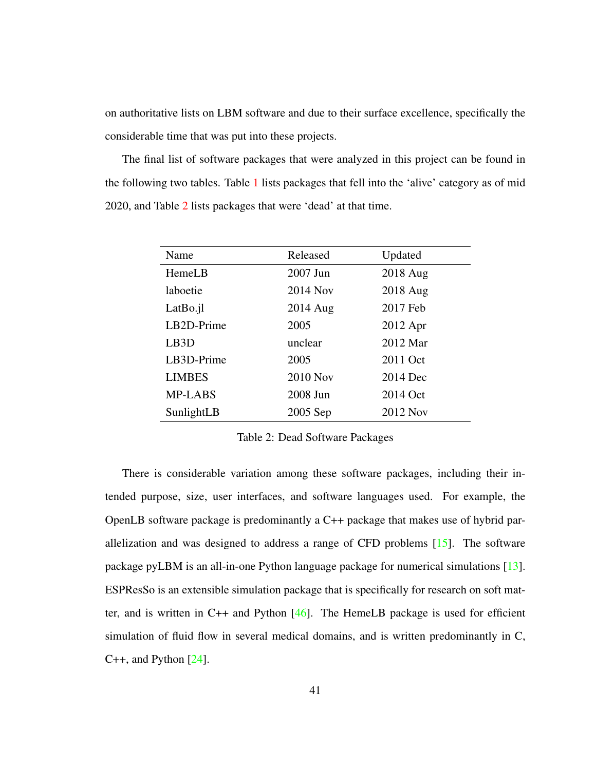on authoritative lists on LBM software and due to their surface excellence, specifically the considerable time that was put into these projects.

The final list of software packages that were analyzed in this project can be found in the following two tables. Table 1 lists packages that fell into the 'alive' category as of mid 2020, and Table 2 lists packages that were 'dead' at that time.

| Name | Released | Updated |
|---|---|---|
| HemeLB | 2007 Jun | 2018 Aug |
| laboetie | 2014 Nov | 2018 Aug |
| LatBo.jl | 2014 Aug | 2017 Feb |
| LB2D-Prime | 2005 | 2012 Apr |
| LB3D | unclear | 2012 Mar |
| LB3D-Prime | 2005 | 2011 Oct |
| LIMBES | 2010 Nov | 2014 Dec |
| MP-LABS | 2008 Jun | 2014 Oct |
| SunlightLB | 2005 Sep | 2012 Nov |

Table 2: Dead Software Packages

There is considerable variation among these software packages, including their intended purpose, size, user interfaces, and software languages used. For example, the OpenLB software package is predominantly a C++ package that makes use of hybrid parallelization and was designed to address a range of CFD problems [15]. The software package pyLBM is an all-in-one Python language package for numerical simulations [13]. ESPResSo is an extensible simulation package that is specifically for research on soft matter, and is written in C++ and Python [46]. The HemeLB package is used for efficient simulation of fluid flow in several medical domains, and is written predominantly in C, C++, and Python [24].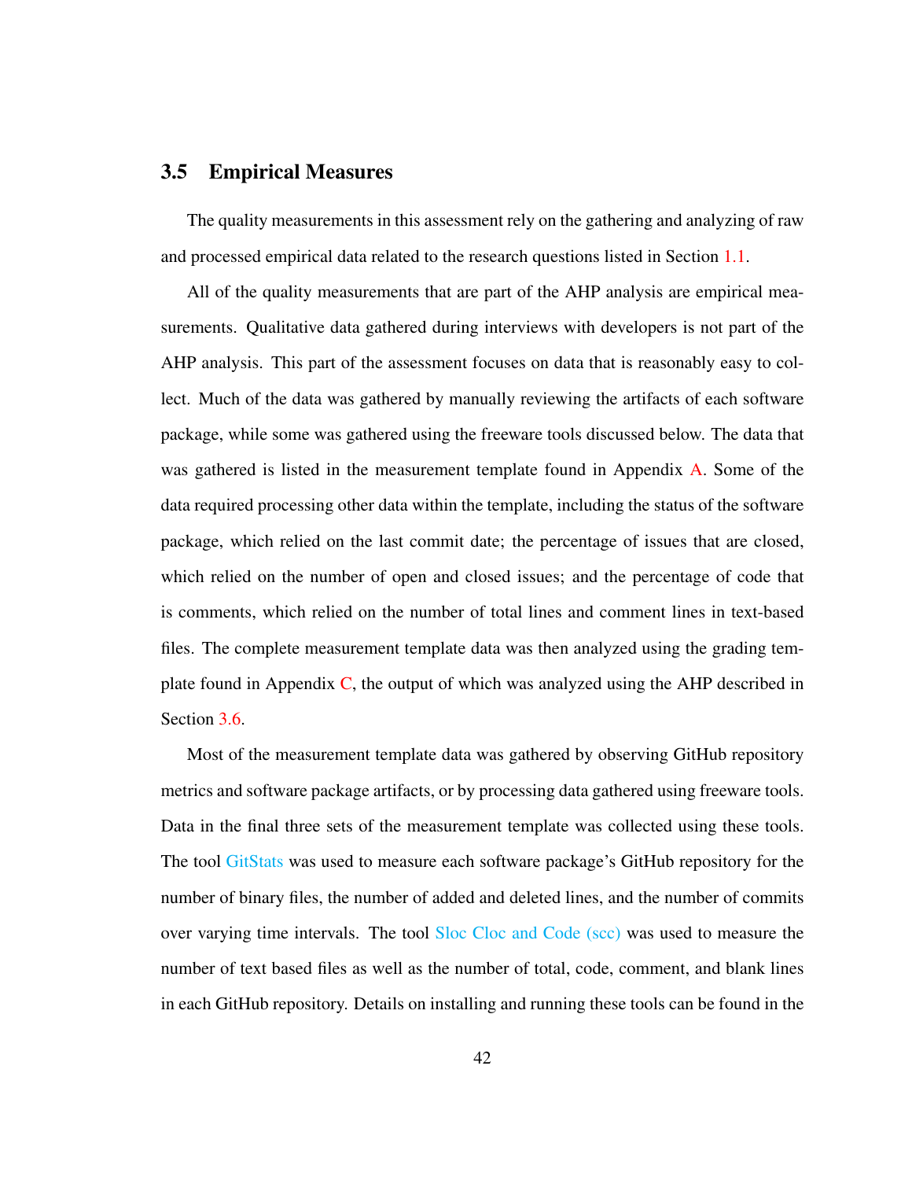## 3.5 Empirical Measures

The quality measurements in this assessment rely on the gathering and analyzing of raw and processed empirical data related to the research questions listed in Section 1.1.

All of the quality measurements that are part of the AHP analysis are empirical measurements. Qualitative data gathered during interviews with developers is not part of the AHP analysis. This part of the assessment focuses on data that is reasonably easy to collect. Much of the data was gathered by manually reviewing the artifacts of each software package, while some was gathered using the freeware tools discussed below. The data that was gathered is listed in the measurement template found in Appendix A. Some of the data required processing other data within the template, including the status of the software package, which relied on the last commit date; the percentage of issues that are closed, which relied on the number of open and closed issues; and the percentage of code that is comments, which relied on the number of total lines and comment lines in text-based files. The complete measurement template data was then analyzed using the grading template found in Appendix C, the output of which was analyzed using the AHP described in Section 3.6.

Most of the measurement template data was gathered by observing GitHub repository metrics and software package artifacts, or by processing data gathered using freeware tools. Data in the final three sets of the measurement template was collected using these tools. The tool GitStats was used to measure each software package's GitHub repository for the number of binary files, the number of added and deleted lines, and the number of commits over varying time intervals. The tool Sloc Cloc and Code (scc) was used to measure the number of text based files as well as the number of total, code, comment, and blank lines in each GitHub repository. Details on installing and running these tools can be found in the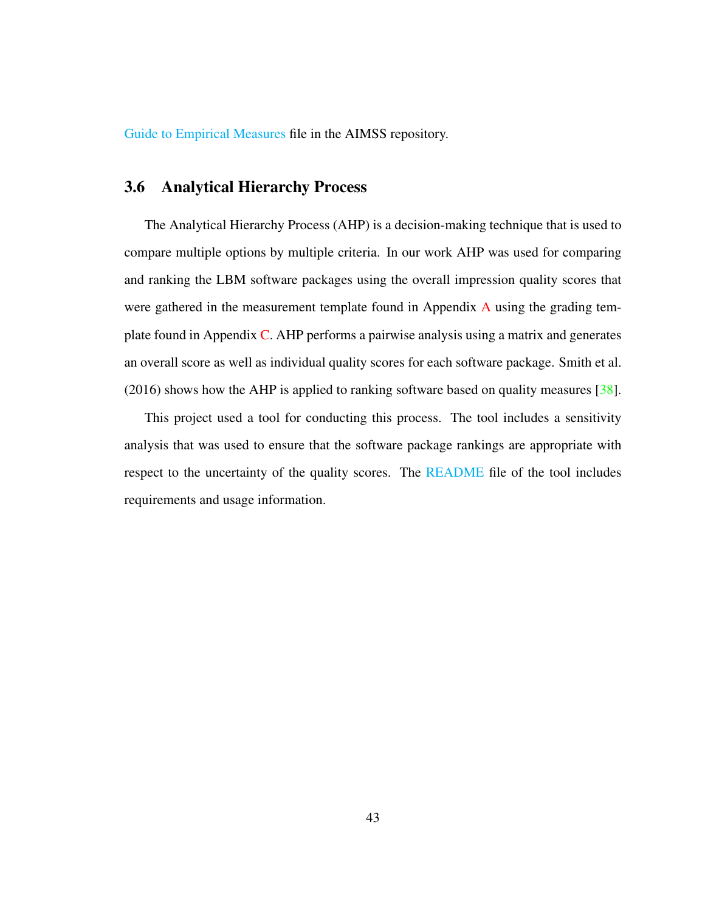Guide to Empirical Measures file in the AIMSS repository.

## 3.6 Analytical Hierarchy Process

The Analytical Hierarchy Process (AHP) is a decision-making technique that is used to compare multiple options by multiple criteria. In our work AHP was used for comparing and ranking the LBM software packages using the overall impression quality scores that were gathered in the measurement template found in Appendix A using the grading template found in Appendix C. AHP performs a pairwise analysis using a matrix and generates an overall score as well as individual quality scores for each software package. Smith et al. (2016) shows how the AHP is applied to ranking software based on quality measures [38].

This project used a tool for conducting this process. The tool includes a sensitivity analysis that was used to ensure that the software package rankings are appropriate with respect to the uncertainty of the quality scores. The README file of the tool includes requirements and usage information.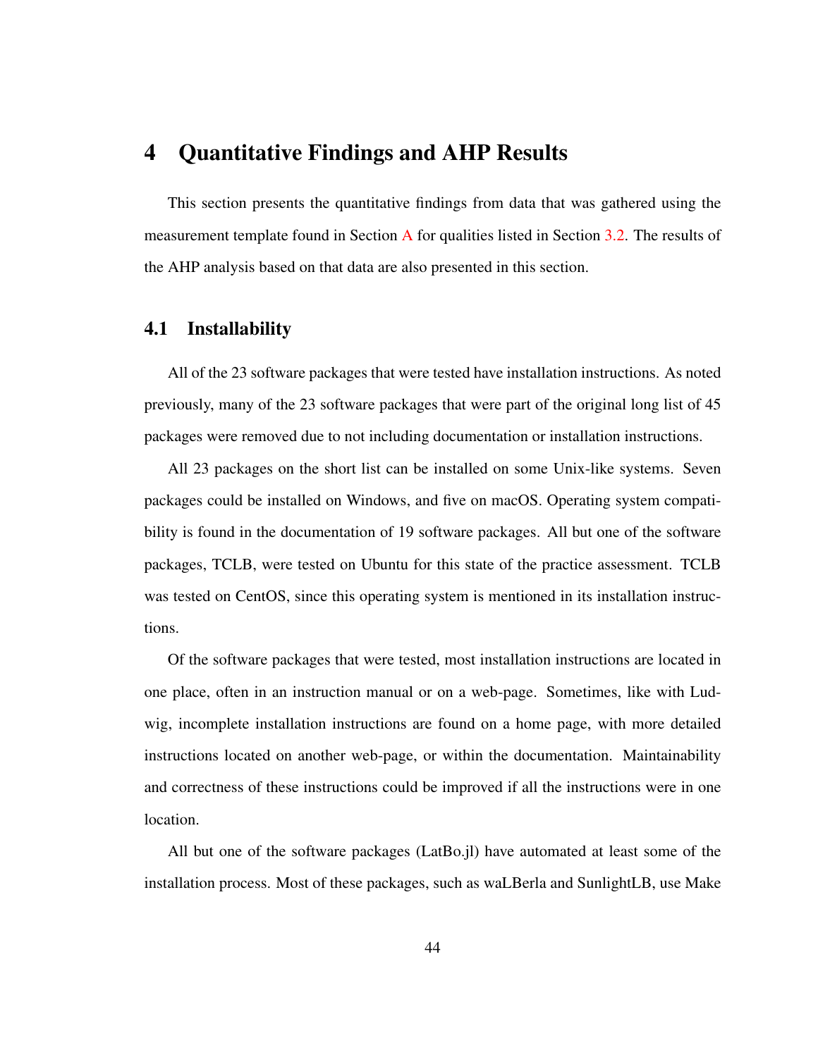# 4 Quantitative Findings and AHP Results

This section presents the quantitative findings from data that was gathered using the measurement template found in Section A for qualities listed in Section 3.2. The results of the AHP analysis based on that data are also presented in this section.

## 4.1 Installability

All of the 23 software packages that were tested have installation instructions. As noted previously, many of the 23 software packages that were part of the original long list of 45 packages were removed due to not including documentation or installation instructions.

All 23 packages on the short list can be installed on some Unix-like systems. Seven packages could be installed on Windows, and five on macOS. Operating system compatibility is found in the documentation of 19 software packages. All but one of the software packages, TCLB, were tested on Ubuntu for this state of the practice assessment. TCLB was tested on CentOS, since this operating system is mentioned in its installation instructions.

Of the software packages that were tested, most installation instructions are located in one place, often in an instruction manual or on a web-page. Sometimes, like with Ludwig, incomplete installation instructions are found on a home page, with more detailed instructions located on another web-page, or within the documentation. Maintainability and correctness of these instructions could be improved if all the instructions were in one location.

All but one of the software packages (LatBo.jl) have automated at least some of the installation process. Most of these packages, such as waLBerla and SunlightLB, use Make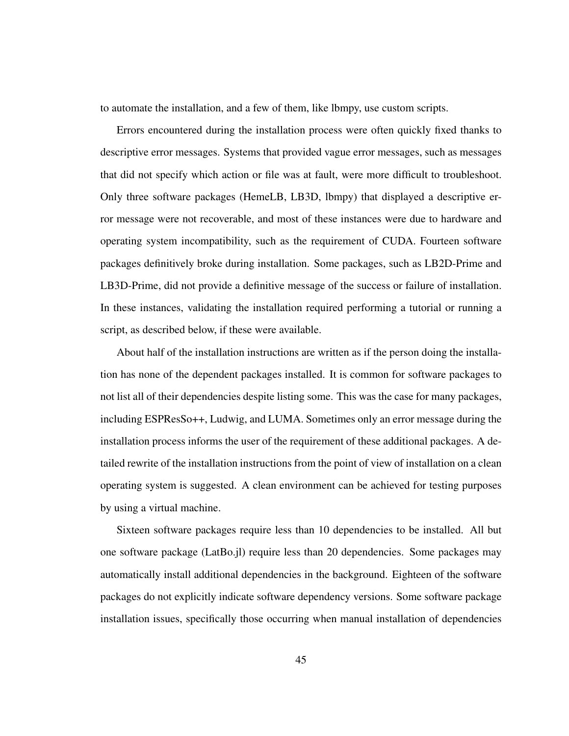to automate the installation, and a few of them, like lbmpy, use custom scripts.

Errors encountered during the installation process were often quickly fixed thanks to descriptive error messages. Systems that provided vague error messages, such as messages that did not specify which action or file was at fault, were more difficult to troubleshoot. Only three software packages (HemeLB, LB3D, lbmpy) that displayed a descriptive error message were not recoverable, and most of these instances were due to hardware and operating system incompatibility, such as the requirement of CUDA. Fourteen software packages definitively broke during installation. Some packages, such as LB2D-Prime and LB3D-Prime, did not provide a definitive message of the success or failure of installation. In these instances, validating the installation required performing a tutorial or running a script, as described below, if these were available.

About half of the installation instructions are written as if the person doing the installation has none of the dependent packages installed. It is common for software packages to not list all of their dependencies despite listing some. This was the case for many packages, including ESPResSo++, Ludwig, and LUMA. Sometimes only an error message during the installation process informs the user of the requirement of these additional packages. A detailed rewrite of the installation instructions from the point of view of installation on a clean operating system is suggested. A clean environment can be achieved for testing purposes by using a virtual machine.

Sixteen software packages require less than 10 dependencies to be installed. All but one software package (LatBo.jl) require less than 20 dependencies. Some packages may automatically install additional dependencies in the background. Eighteen of the software packages do not explicitly indicate software dependency versions. Some software package installation issues, specifically those occurring when manual installation of dependencies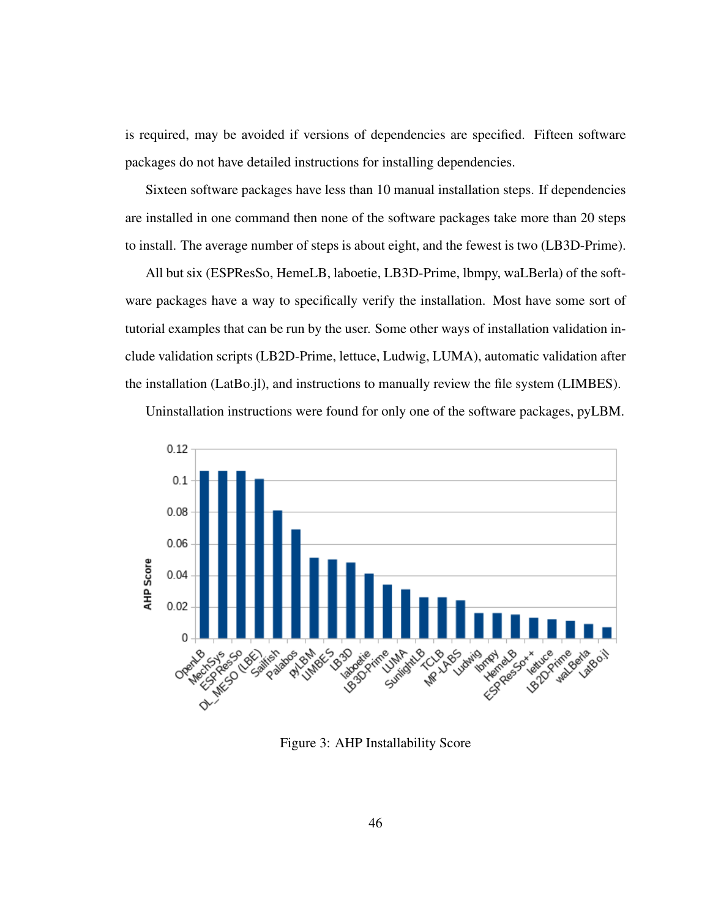is required, may be avoided if versions of dependencies are specified. Fifteen software packages do not have detailed instructions for installing dependencies.

Sixteen software packages have less than 10 manual installation steps. If dependencies are installed in one command then none of the software packages take more than 20 steps to install. The average number of steps is about eight, and the fewest is two (LB3D-Prime).

All but six (ESPResSo, HemeLB, laboetie, LB3D-Prime, lbmpy, waLBerla) of the software packages have a way to specifically verify the installation. Most have some sort of tutorial examples that can be run by the user. Some other ways of installation validation include validation scripts (LB2D-Prime, lettuce, Ludwig, LUMA), automatic validation after the installation (LatBo.jl), and instructions to manually review the file system (LIMBES).

Uninstallation instructions were found for only one of the software packages, pyLBM.

Figure 3: AHP Installability Score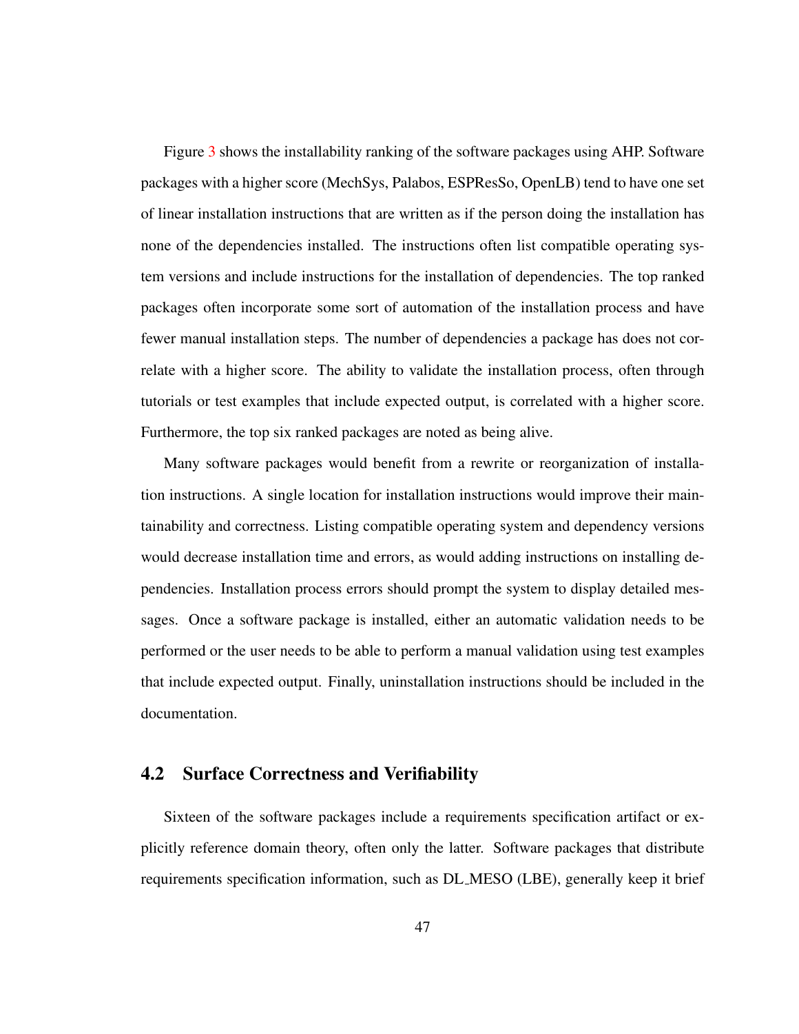Figure 3 shows the installability ranking of the software packages using AHP. Software packages with a higher score (MechSys, Palabos, ESPResSo, OpenLB) tend to have one set of linear installation instructions that are written as if the person doing the installation has none of the dependencies installed. The instructions often list compatible operating system versions and include instructions for the installation of dependencies. The top ranked packages often incorporate some sort of automation of the installation process and have fewer manual installation steps. The number of dependencies a package has does not correlate with a higher score. The ability to validate the installation process, often through tutorials or test examples that include expected output, is correlated with a higher score. Furthermore, the top six ranked packages are noted as being alive.

Many software packages would benefit from a rewrite or reorganization of installation instructions. A single location for installation instructions would improve their maintainability and correctness. Listing compatible operating system and dependency versions would decrease installation time and errors, as would adding instructions on installing dependencies. Installation process errors should prompt the system to display detailed messages. Once a software package is installed, either an automatic validation needs to be performed or the user needs to be able to perform a manual validation using test examples that include expected output. Finally, uninstallation instructions should be included in the documentation.

## 4.2 Surface Correctness and Verifiability

Sixteen of the software packages include a requirements specification artifact or explicitly reference domain theory, often only the latter. Software packages that distribute requirements specification information, such as DL_MESO (LBE), generally keep it brief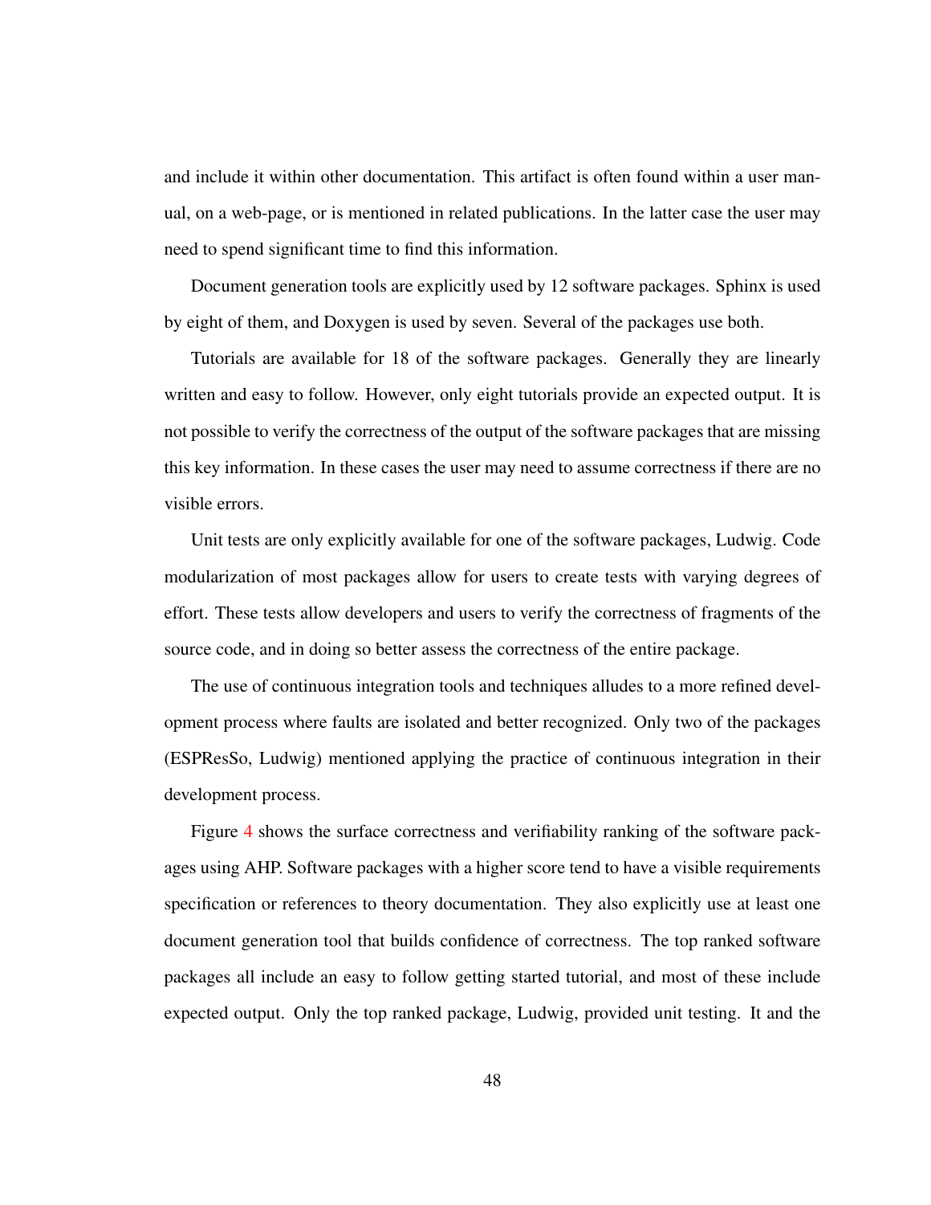and include it within other documentation. This artifact is often found within a user manual, on a web-page, or is mentioned in related publications. In the latter case the user may need to spend significant time to find this information.

Document generation tools are explicitly used by 12 software packages. Sphinx is used by eight of them, and Doxygen is used by seven. Several of the packages use both.

Tutorials are available for 18 of the software packages. Generally they are linearly written and easy to follow. However, only eight tutorials provide an expected output. It is not possible to verify the correctness of the output of the software packages that are missing this key information. In these cases the user may need to assume correctness if there are no visible errors.

Unit tests are only explicitly available for one of the software packages, Ludwig. Code modularization of most packages allow for users to create tests with varying degrees of effort. These tests allow developers and users to verify the correctness of fragments of the source code, and in doing so better assess the correctness of the entire package.

The use of continuous integration tools and techniques alludes to a more refined development process where faults are isolated and better recognized. Only two of the packages (ESPResSo, Ludwig) mentioned applying the practice of continuous integration in their development process.

Figure 4 shows the surface correctness and verifiability ranking of the software packages using AHP. Software packages with a higher score tend to have a visible requirements specification or references to theory documentation. They also explicitly use at least one document generation tool that builds confidence of correctness. The top ranked software packages all include an easy to follow getting started tutorial, and most of these include expected output. Only the top ranked package, Ludwig, provided unit testing. It and the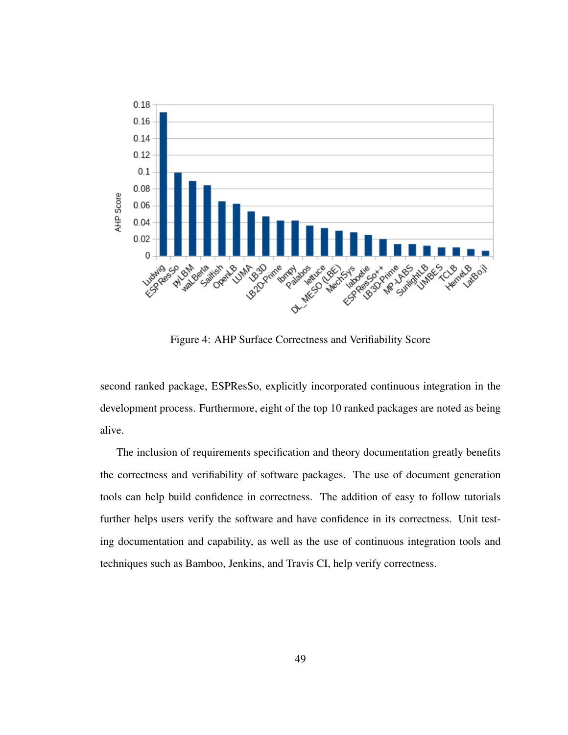Figure 4: AHP Surface Correctness and Verifiability Score

second ranked package, ESPResSo, explicitly incorporated continuous integration in the development process. Furthermore, eight of the top 10 ranked packages are noted as being alive.

The inclusion of requirements specification and theory documentation greatly benefits the correctness and verifiability of software packages. The use of document generation tools can help build confidence in correctness. The addition of easy to follow tutorials further helps users verify the software and have confidence in its correctness. Unit testing documentation and capability, as well as the use of continuous integration tools and techniques such as Bamboo, Jenkins, and Travis CI, help verify correctness.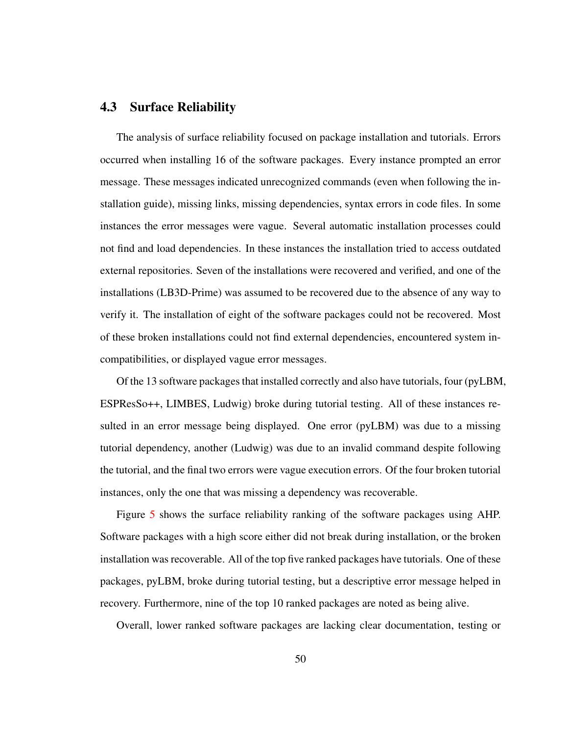### 4.3 Surface Reliability

The analysis of surface reliability focused on package installation and tutorials. Errors occurred when installing 16 of the software packages. Every instance prompted an error message. These messages indicated unrecognized commands (even when following the installation guide), missing links, missing dependencies, syntax errors in code files. In some instances the error messages were vague. Several automatic installation processes could not find and load dependencies. In these instances the installation tried to access outdated external repositories. Seven of the installations were recovered and verified, and one of the installations (LB3D-Prime) was assumed to be recovered due to the absence of any way to verify it. The installation of eight of the software packages could not be recovered. Most of these broken installations could not find external dependencies, encountered system incompatibilities, or displayed vague error messages.

Of the 13 software packages that installed correctly and also have tutorials, four (pyLBM, ESPResSo++, LIMBES, Ludwig) broke during tutorial testing. All of these instances resulted in an error message being displayed. One error (pyLBM) was due to a missing tutorial dependency, another (Ludwig) was due to an invalid command despite following the tutorial, and the final two errors were vague execution errors. Of the four broken tutorial instances, only the one that was missing a dependency was recoverable.

Figure 5 shows the surface reliability ranking of the software packages using AHP. Software packages with a high score either did not break during installation, or the broken installation was recoverable. All of the top five ranked packages have tutorials. One of these packages, pyLBM, broke during tutorial testing, but a descriptive error message helped in recovery. Furthermore, nine of the top 10 ranked packages are noted as being alive.

Overall, lower ranked software packages are lacking clear documentation, testing or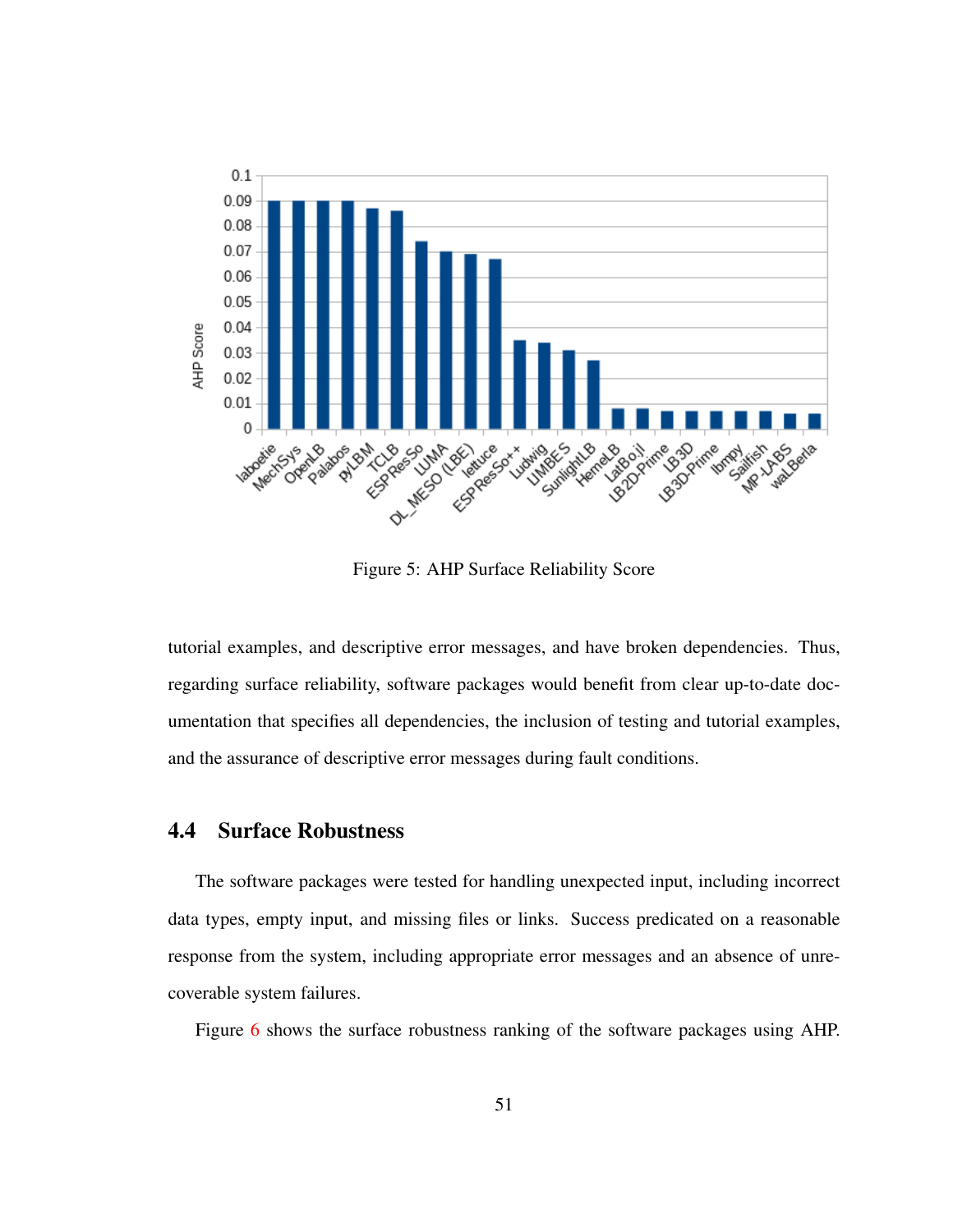Figure 5: AHP Surface Reliability Score

tutorial examples, and descriptive error messages, and have broken dependencies. Thus, regarding surface reliability, software packages would benefit from clear up-to-date documentation that specifies all dependencies, the inclusion of testing and tutorial examples, and the assurance of descriptive error messages during fault conditions.

## 4.4 Surface Robustness

The software packages were tested for handling unexpected input, including incorrect data types, empty input, and missing files or links. Success predicated on a reasonable response from the system, including appropriate error messages and an absence of unrecoverable system failures.

Figure 6 shows the surface robustness ranking of the software packages using AHP.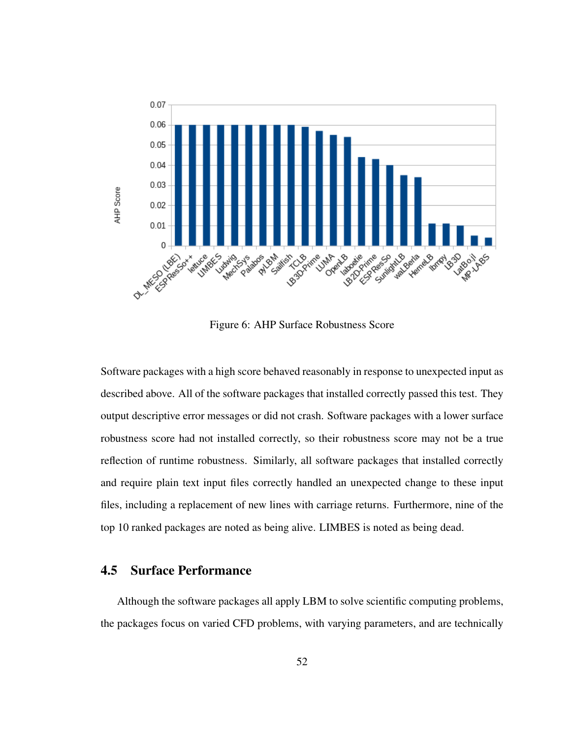Figure 6: AHP Surface Robustness Score

Software packages with a high score behaved reasonably in response to unexpected input as described above. All of the software packages that installed correctly passed this test. They output descriptive error messages or did not crash. Software packages with a lower surface robustness score had not installed correctly, so their robustness score may not be a true reflection of runtime robustness. Similarly, all software packages that installed correctly and require plain text input files correctly handled an unexpected change to these input files, including a replacement of new lines with carriage returns. Furthermore, nine of the top 10 ranked packages are noted as being alive. LIMBES is noted as being dead.

## 4.5 Surface Performance

Although the software packages all apply LBM to solve scientific computing problems, the packages focus on varied CFD problems, with varying parameters, and are technically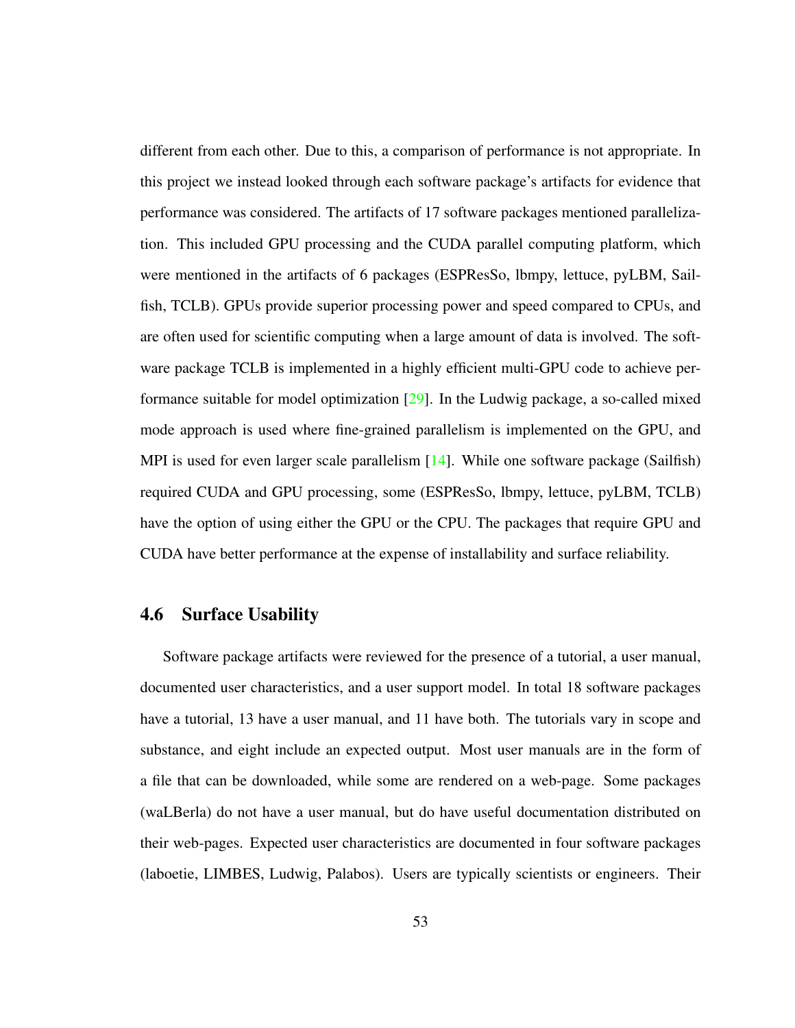different from each other. Due to this, a comparison of performance is not appropriate. In this project we instead looked through each software package's artifacts for evidence that performance was considered. The artifacts of 17 software packages mentioned parallelization. This included GPU processing and the CUDA parallel computing platform, which were mentioned in the artifacts of 6 packages (ESPResSo, lbmpy, lettuce, pyLBM, Sailfish, TCLB). GPUs provide superior processing power and speed compared to CPUs, and are often used for scientific computing when a large amount of data is involved. The software package TCLB is implemented in a highly efficient multi-GPU code to achieve performance suitable for model optimization [29]. In the Ludwig package, a so-called mixed mode approach is used where fine-grained parallelism is implemented on the GPU, and MPI is used for even larger scale parallelism [14]. While one software package (Sailfish) required CUDA and GPU processing, some (ESPResSo, lbmpy, lettuce, pyLBM, TCLB) have the option of using either the GPU or the CPU. The packages that require GPU and CUDA have better performance at the expense of installability and surface reliability.

## 4.6 Surface Usability

Software package artifacts were reviewed for the presence of a tutorial, a user manual, documented user characteristics, and a user support model. In total 18 software packages have a tutorial, 13 have a user manual, and 11 have both. The tutorials vary in scope and substance, and eight include an expected output. Most user manuals are in the form of a file that can be downloaded, while some are rendered on a web-page. Some packages (waLBerla) do not have a user manual, but do have useful documentation distributed on their web-pages. Expected user characteristics are documented in four software packages (laboetie, LIMBES, Ludwig, Palabos). Users are typically scientists or engineers. Their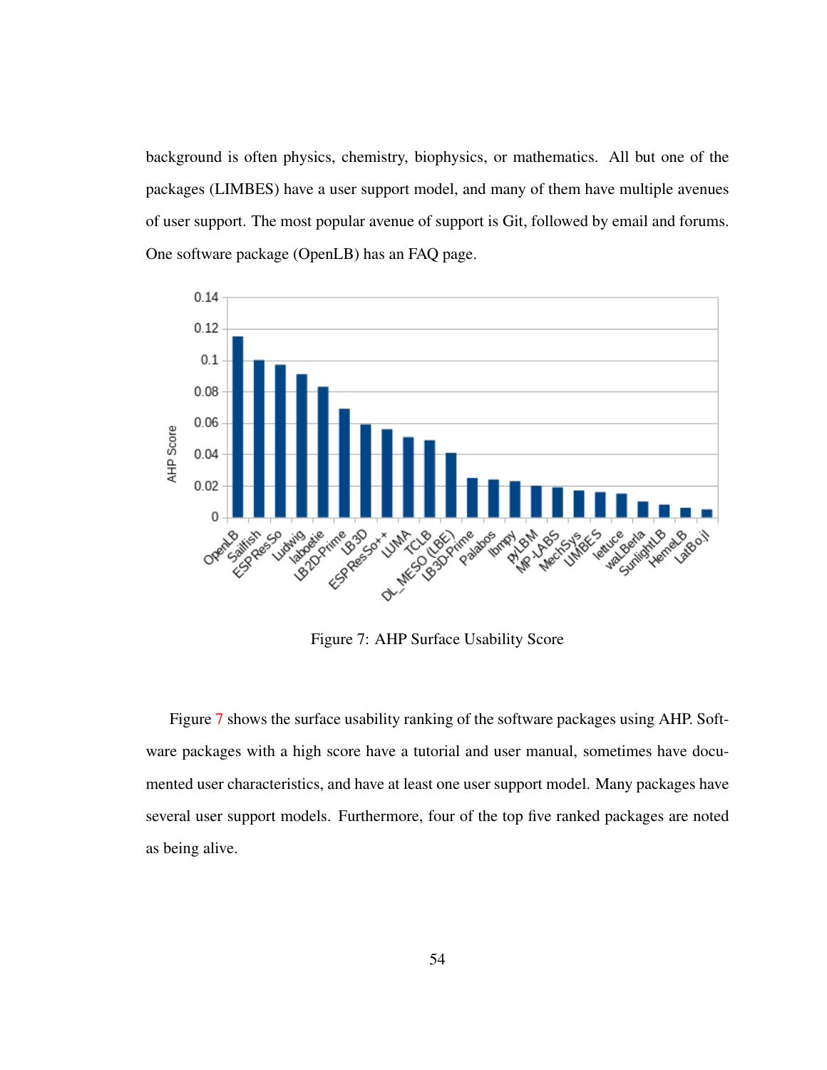background is often physics, chemistry, biophysics, or mathematics. All but one of the packages (LIMBES) have a user support model, and many of them have multiple avenues of user support. The most popular avenue of support is Git, followed by email and forums. One software package (OpenLB) has an FAQ page.

Figure 7: AHP Surface Usability Score

Figure 7 shows the surface usability ranking of the software packages using AHP. Software packages with a high score have a tutorial and user manual, sometimes have documented user characteristics, and have at least one user support model. Many packages have several user support models. Furthermore, four of the top five ranked packages are noted as being alive.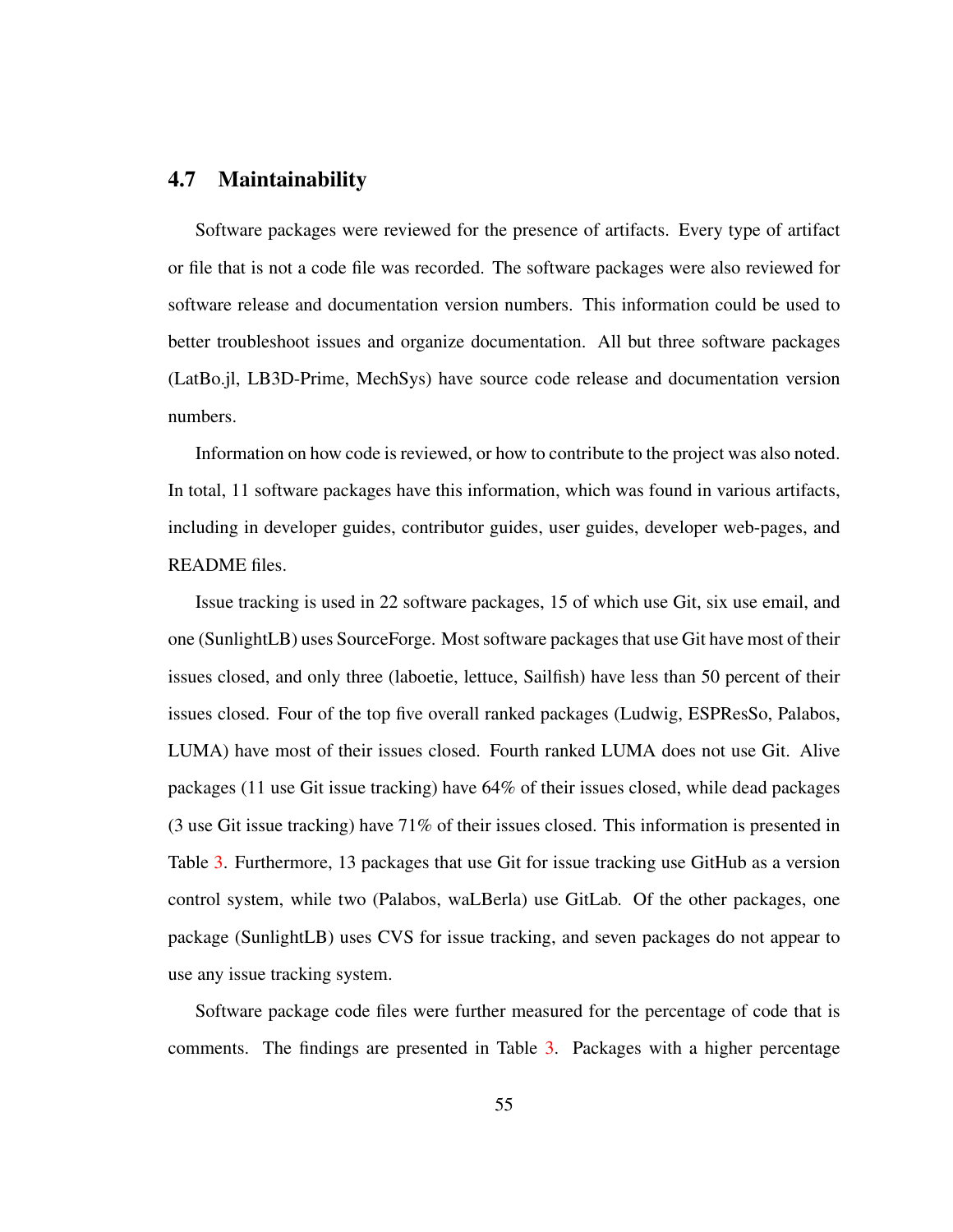## 4.7 Maintainability

Software packages were reviewed for the presence of artifacts. Every type of artifact or file that is not a code file was recorded. The software packages were also reviewed for software release and documentation version numbers. This information could be used to better troubleshoot issues and organize documentation. All but three software packages (LatBo.jl, LB3D-Prime, MechSys) have source code release and documentation version numbers.

Information on how code is reviewed, or how to contribute to the project was also noted. In total, 11 software packages have this information, which was found in various artifacts, including in developer guides, contributor guides, user guides, developer web-pages, and README files.

Issue tracking is used in 22 software packages, 15 of which use Git, six use email, and one (SunlightLB) uses SourceForge. Most software packages that use Git have most of their issues closed, and only three (laboetie, lettuce, Sailfish) have less than 50 percent of their issues closed. Four of the top five overall ranked packages (Ludwig, ESPResSo, Palabos, LUMA) have most of their issues closed. Fourth ranked LUMA does not use Git. Alive packages (11 use Git issue tracking) have 64% of their issues closed, while dead packages (3 use Git issue tracking) have 71% of their issues closed. This information is presented in Table 3. Furthermore, 13 packages that use Git for issue tracking use GitHub as a version control system, while two (Palabos, waLBerla) use GitLab. Of the other packages, one package (SunlightLB) uses CVS for issue tracking, and seven packages do not appear to use any issue tracking system.

Software package code files were further measured for the percentage of code that is comments. The findings are presented in Table 3. Packages with a higher percentage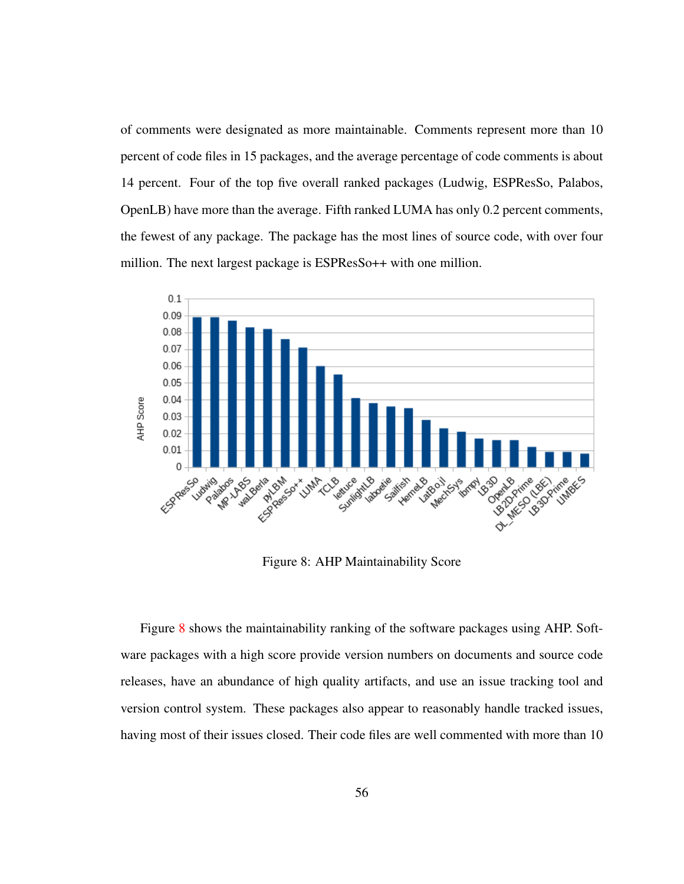of comments were designated as more maintainable. Comments represent more than 10 percent of code files in 15 packages, and the average percentage of code comments is about 14 percent. Four of the top five overall ranked packages (Ludwig, ESPResSo, Palabos, OpenLB) have more than the average. Fifth ranked LUMA has only 0.2 percent comments, the fewest of any package. The package has the most lines of source code, with over four million. The next largest package is ESPResSo++ with one million.

Figure 8: AHP Maintainability Score

Figure 8 shows the maintainability ranking of the software packages using AHP. Software packages with a high score provide version numbers on documents and source code releases, have an abundance of high quality artifacts, and use an issue tracking tool and version control system. These packages also appear to reasonably handle tracked issues, having most of their issues closed. Their code files are well commented with more than 10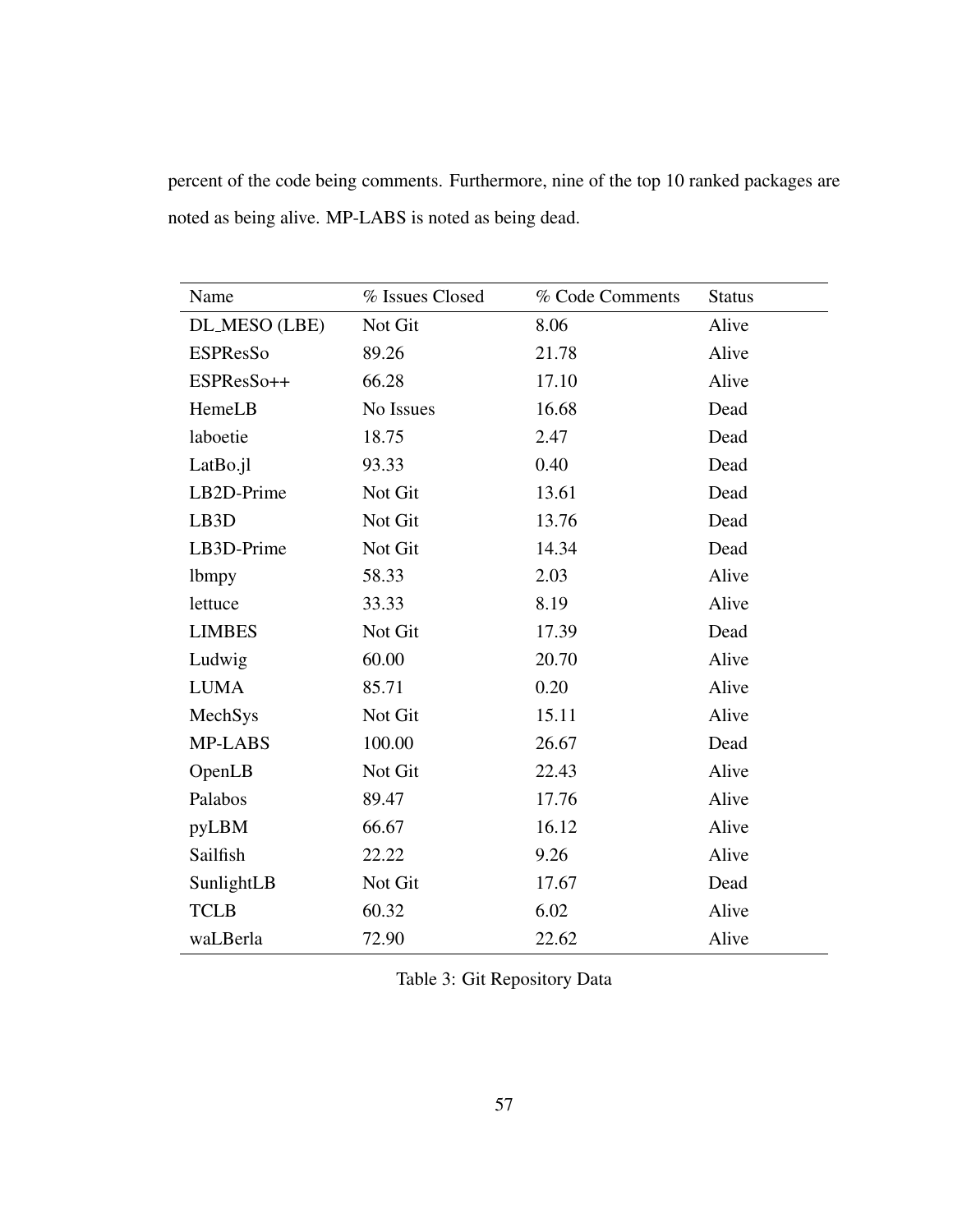percent of the code being comments. Furthermore, nine of the top 10 ranked packages are noted as being alive. MP-LABS is noted as being dead.

| Name | % Issues Closed | % Code Comments | Status |
|---|---|---|---|
| DL_MESO (LBE) | Not Git | 8.06 | Alive |
| ESPResSo | 89.26 | 21.78 | Alive |
| ESPResSo++ | 66.28 | 17.10 | Alive |
| HemeLB | No Issues | 16.68 | Dead |
| laboetie | 18.75 | 2.47 | Dead |
| LatBo.jl | 93.33 | 0.40 | Dead |
| LB2D-Prime | Not Git | 13.61 | Dead |
| LB3D | Not Git | 13.76 | Dead |
| LB3D-Prime | Not Git | 14.34 | Dead |
| lbmpy | 58.33 | 2.03 | Alive |
| lettuce | 33.33 | 8.19 | Alive |
| LIMBES | Not Git | 17.39 | Dead |
| Ludwig | 60.00 | 20.70 | Alive |
| LUMA | 85.71 | 0.20 | Alive |
| MechSys | Not Git | 15.11 | Alive |
| MP-LABS | 100.00 | 26.67 | Dead |
| OpenLB | Not Git | 22.43 | Alive |
| Palabos | 89.47 | 17.76 | Alive |
| pyLBM | 66.67 | 16.12 | Alive |
| Sailfish | 22.22 | 9.26 | Alive |
| SunlightLB | Not Git | 17.67 | Dead |
| TCLB | 60.32 | 6.02 | Alive |
| waLBerla | 72.90 | 22.62 | Alive |

Table 3: Git Repository Data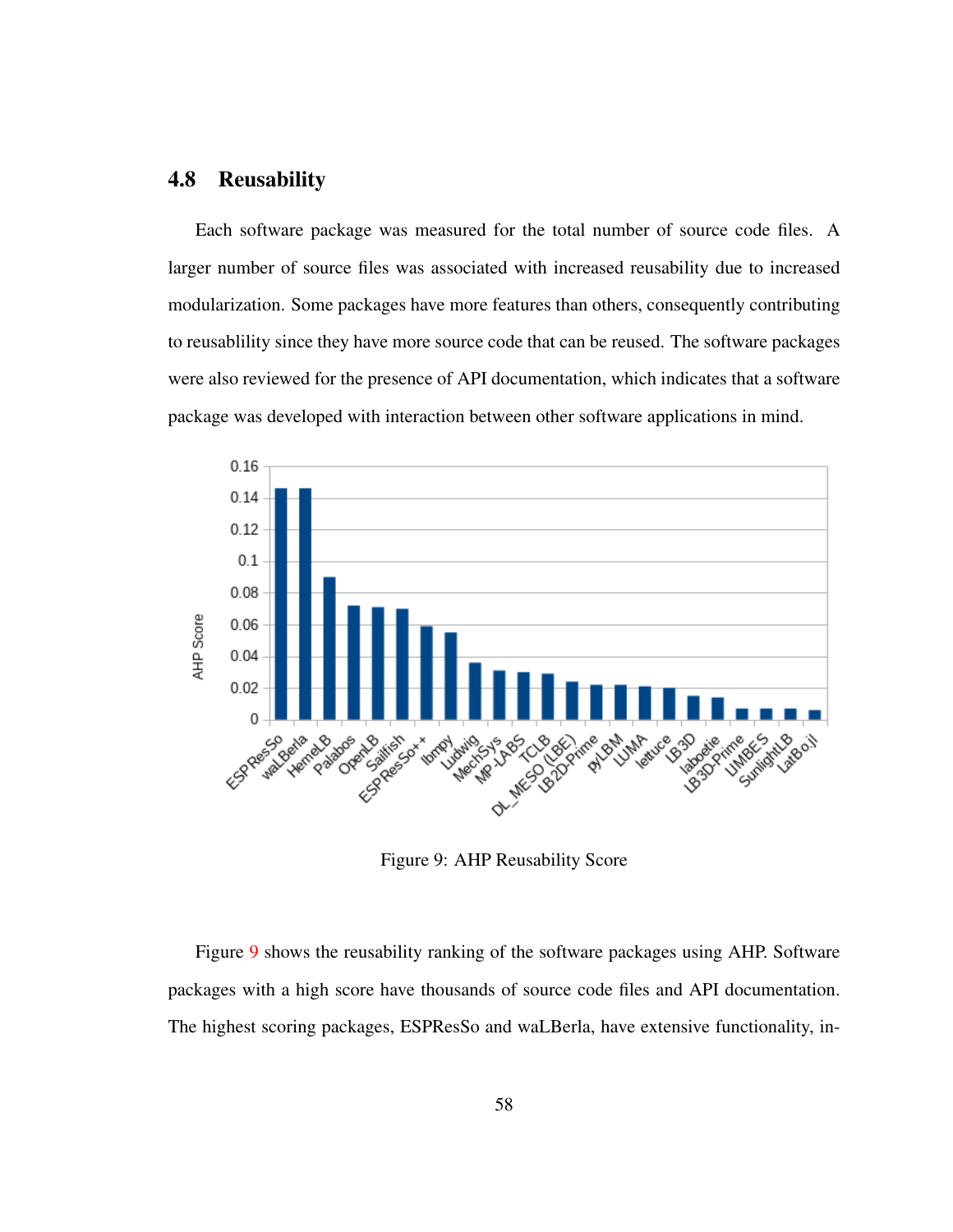## 4.8 Reusability

Each software package was measured for the total number of source code files. A larger number of source files was associated with increased reusability due to increased modularization. Some packages have more features than others, consequently contributing to reusablility since they have more source code that can be reused. The software packages were also reviewed for the presence of API documentation, which indicates that a software package was developed with interaction between other software applications in mind.

Figure 9: AHP Reusability Score

Figure 9 shows the reusability ranking of the software packages using AHP. Software packages with a high score have thousands of source code files and API documentation. The highest scoring packages, ESPResSo and waLBerla, have extensive functionality, in-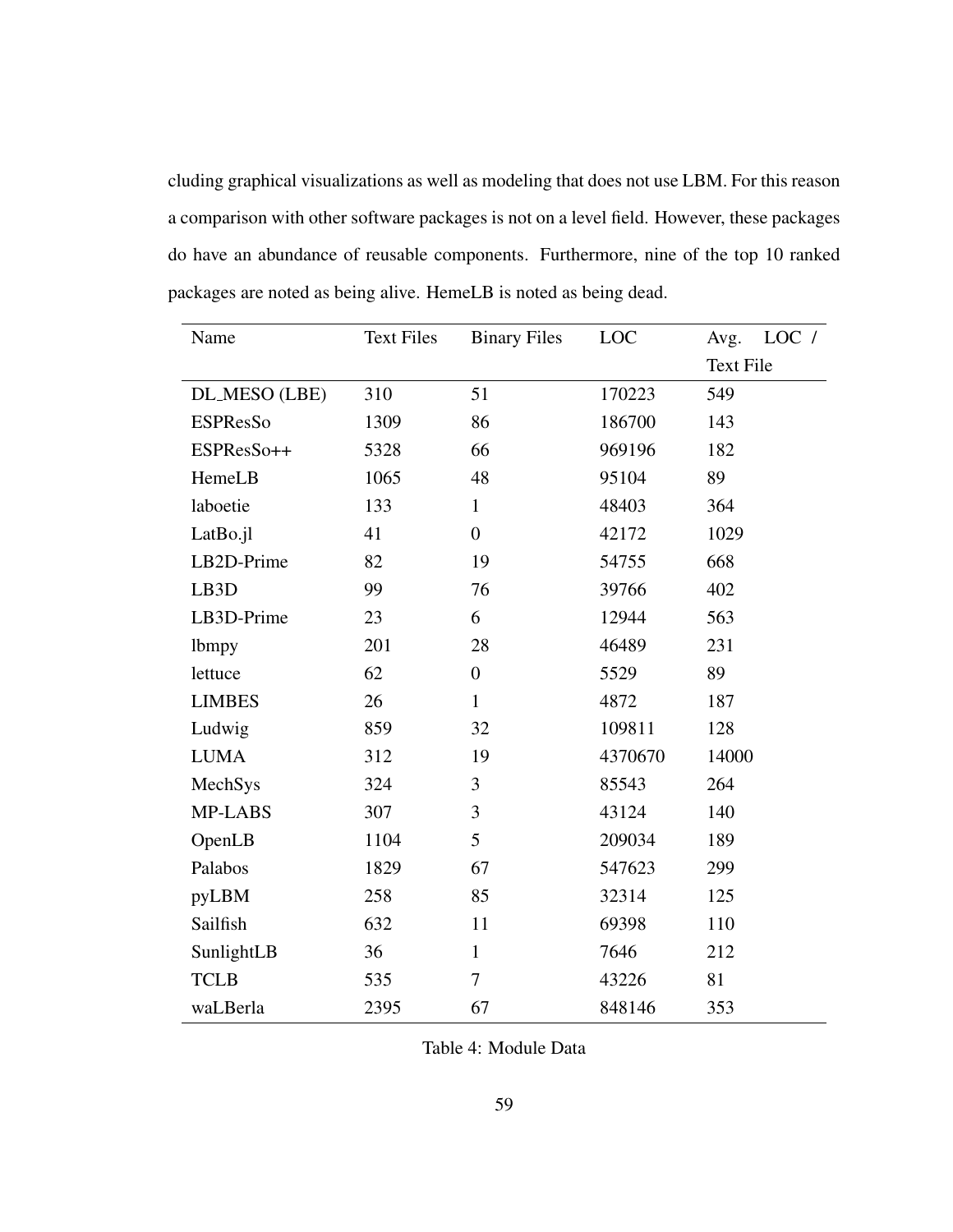cluding graphical visualizations as well as modeling that does not use LBM. For this reason a comparison with other software packages is not on a level field. However, these packages do have an abundance of reusable components. Furthermore, nine of the top 10 ranked packages are noted as being alive. HemeLB is noted as being dead.

| Name | Text Files | Binary Files | LOC | Avg. LOC / Text File |
|---|---|---|---|---|
| DL_MESO (LBE) | 310 | 51 | 170223 | 549 |
| ESPResSo | 1309 | 86 | 186700 | 143 |
| ESPResSo++ | 5328 | 66 | 969196 | 182 |
| HemeLB | 1065 | 48 | 95104 | 89 |
| laboetie | 133 | 1 | 48403 | 364 |
| LatBo.jl | 41 | 0 | 42172 | 1029 |
| LB2D-Prime | 82 | 19 | 54755 | 668 |
| LB3D | 99 | 76 | 39766 | 402 |
| LB3D-Prime | 23 | 6 | 12944 | 563 |
| lbmpy | 201 | 28 | 46489 | 231 |
| lettuce | 62 | 0 | 5529 | 89 |
| LIMBES | 26 | 1 | 4872 | 187 |
| Ludwig | 859 | 32 | 109811 | 128 |
| LUMA | 312 | 19 | 4370670 | 14000 |
| MechSys | 324 | 3 | 85543 | 264 |
| MP-LABS | 307 | 3 | 43124 | 140 |
| OpenLB | 1104 | 5 | 209034 | 189 |
| Palabos | 1829 | 67 | 547623 | 299 |
| pyLBM | 258 | 85 | 32314 | 125 |
| Sailfish | 632 | 11 | 69398 | 110 |
| SunlightLB | 36 | 1 | 7646 | 212 |
| TCLB | 535 | 7 | 43226 | 81 |
| waLBerla | 2395 | 67 | 848146 | 353 |

Table 4: Module Data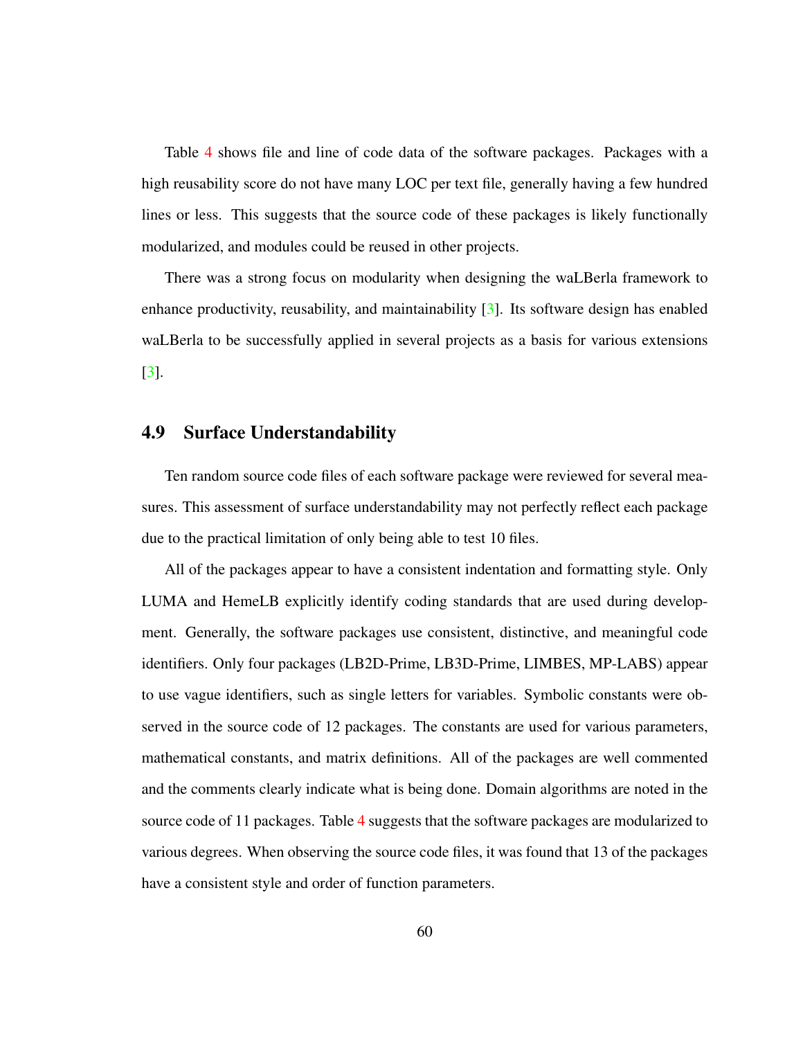Table 4 shows file and line of code data of the software packages. Packages with a high reusability score do not have many LOC per text file, generally having a few hundred lines or less. This suggests that the source code of these packages is likely functionally modularized, and modules could be reused in other projects.

There was a strong focus on modularity when designing the waLBerla framework to enhance productivity, reusability, and maintainability [3]. Its software design has enabled waLBerla to be successfully applied in several projects as a basis for various extensions [3].

## 4.9 Surface Understandability

Ten random source code files of each software package were reviewed for several measures. This assessment of surface understandability may not perfectly reflect each package due to the practical limitation of only being able to test 10 files.

All of the packages appear to have a consistent indentation and formatting style. Only LUMA and HemeLB explicitly identify coding standards that are used during development. Generally, the software packages use consistent, distinctive, and meaningful code identifiers. Only four packages (LB2D-Prime, LB3D-Prime, LIMBES, MP-LABS) appear to use vague identifiers, such as single letters for variables. Symbolic constants were observed in the source code of 12 packages. The constants are used for various parameters, mathematical constants, and matrix definitions. All of the packages are well commented and the comments clearly indicate what is being done. Domain algorithms are noted in the source code of 11 packages. Table 4 suggests that the software packages are modularized to various degrees. When observing the source code files, it was found that 13 of the packages have a consistent style and order of function parameters.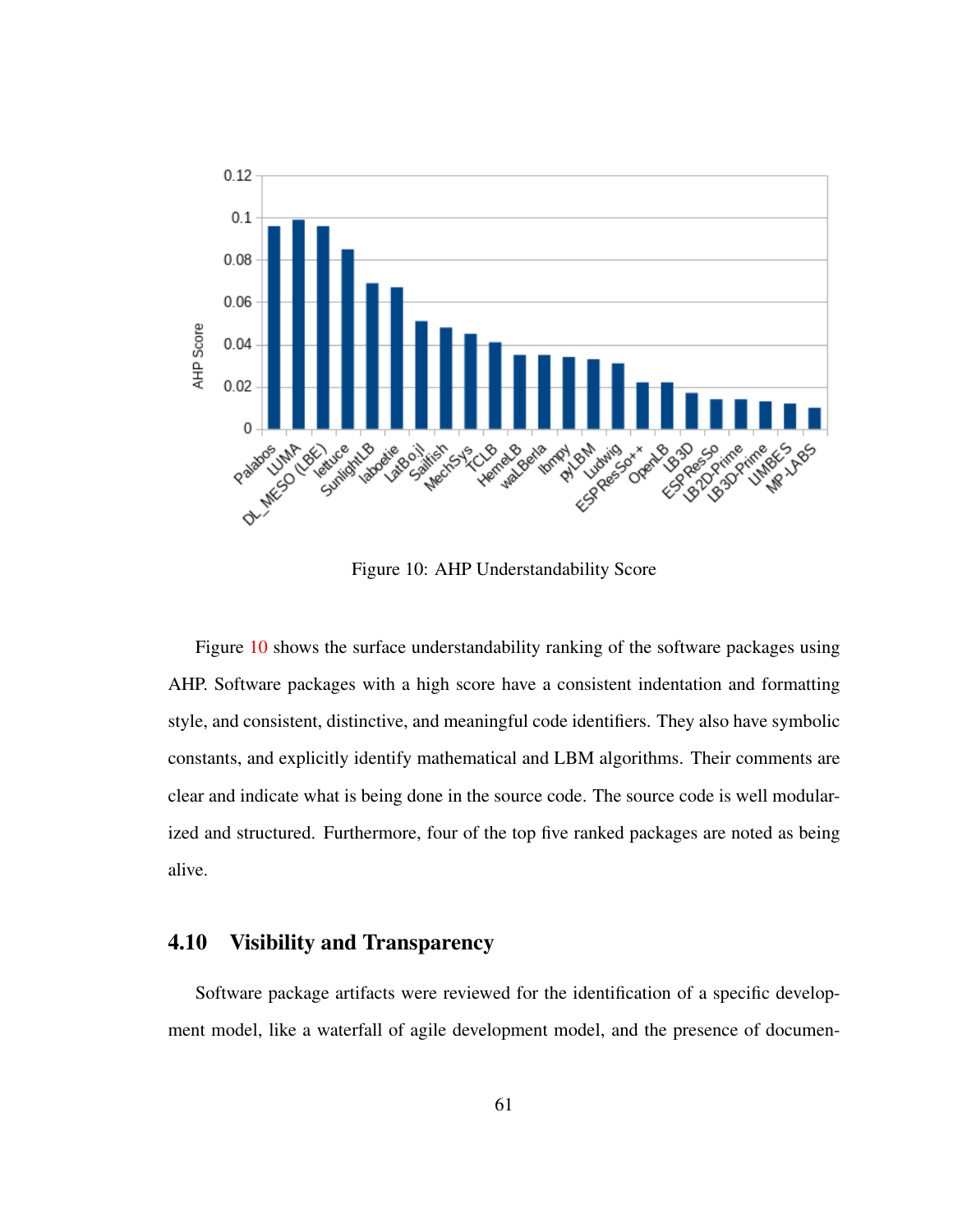Figure 10: AHP Understandability Score

Figure 10 shows the surface understandability ranking of the software packages using AHP. Software packages with a high score have a consistent indentation and formatting style, and consistent, distinctive, and meaningful code identifiers. They also have symbolic constants, and explicitly identify mathematical and LBM algorithms. Their comments are clear and indicate what is being done in the source code. The source code is well modularized and structured. Furthermore, four of the top five ranked packages are noted as being alive.

## 4.10 Visibility and Transparency

Software package artifacts were reviewed for the identification of a specific development model, like a waterfall of agile development model, and the presence of documen-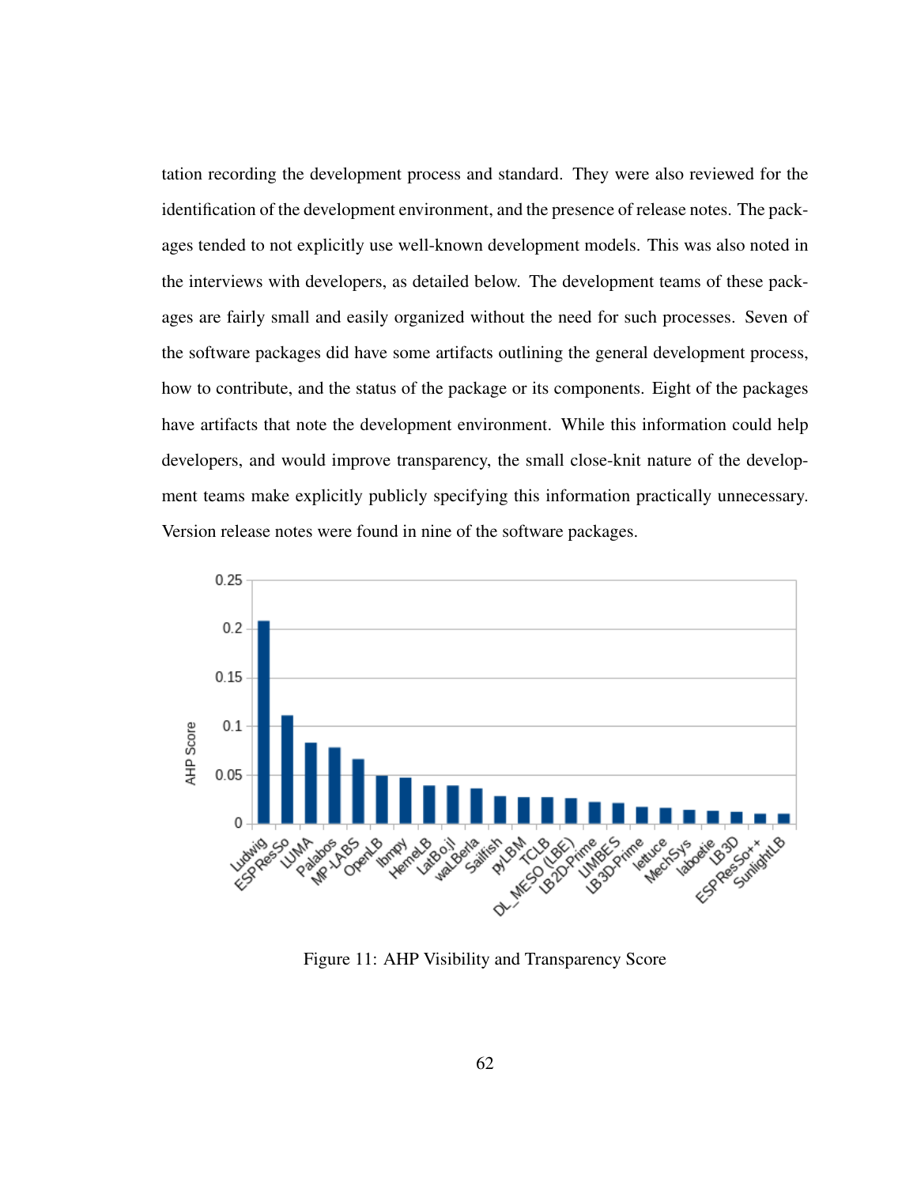tation recording the development process and standard. They were also reviewed for the identification of the development environment, and the presence of release notes. The packages tended to not explicitly use well-known development models. This was also noted in the interviews with developers, as detailed below. The development teams of these packages are fairly small and easily organized without the need for such processes. Seven of the software packages did have some artifacts outlining the general development process, how to contribute, and the status of the package or its components. Eight of the packages have artifacts that note the development environment. While this information could help developers, and would improve transparency, the small close-knit nature of the development teams make explicitly publicly specifying this information practically unnecessary. Version release notes were found in nine of the software packages.

Figure 11: AHP Visibility and Transparency Score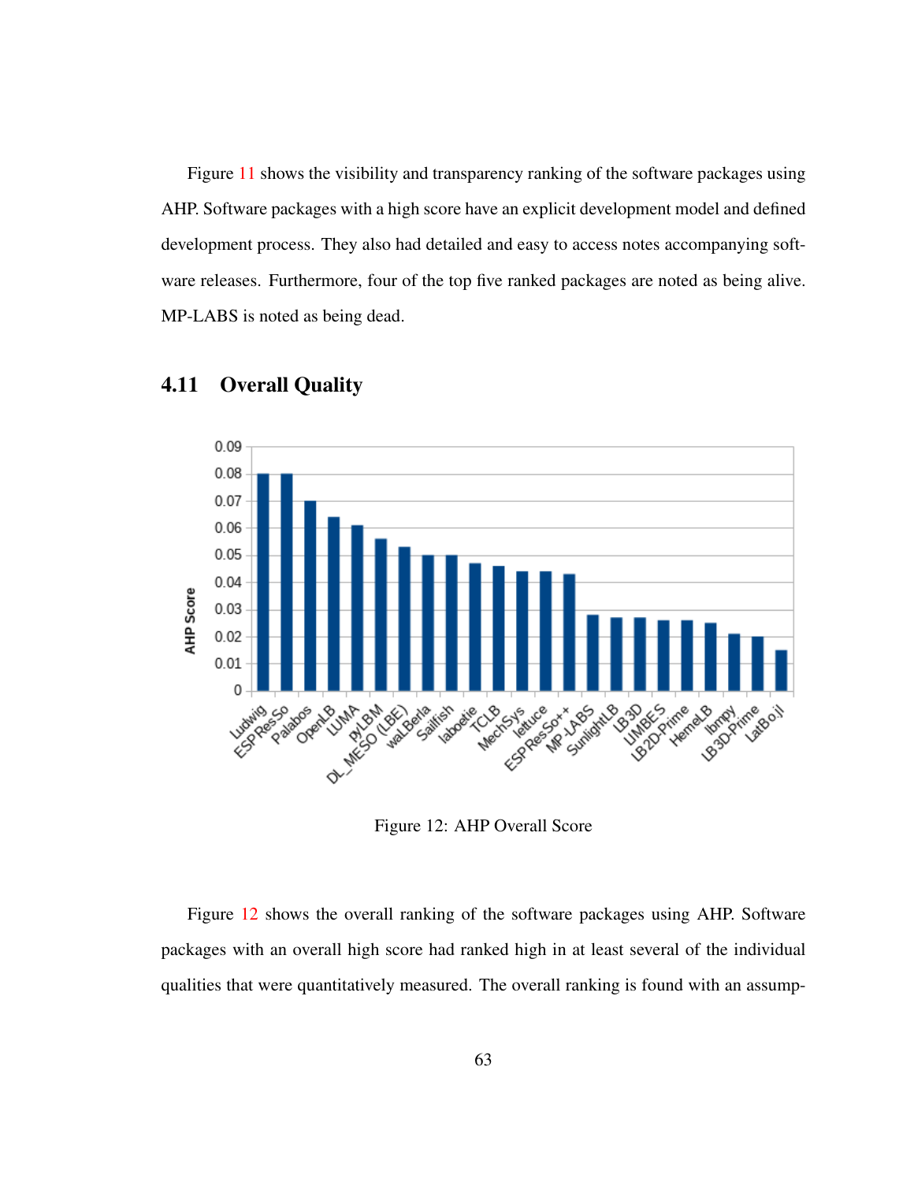Figure 11 shows the visibility and transparency ranking of the software packages using AHP. Software packages with a high score have an explicit development model and defined development process. They also had detailed and easy to access notes accompanying software releases. Furthermore, four of the top five ranked packages are noted as being alive. MP-LABS is noted as being dead.

## 4.11 Overall Quality

Figure 12: AHP Overall Score

Figure 12 shows the overall ranking of the software packages using AHP. Software packages with an overall high score had ranked high in at least several of the individual qualities that were quantitatively measured. The overall ranking is found with an assump-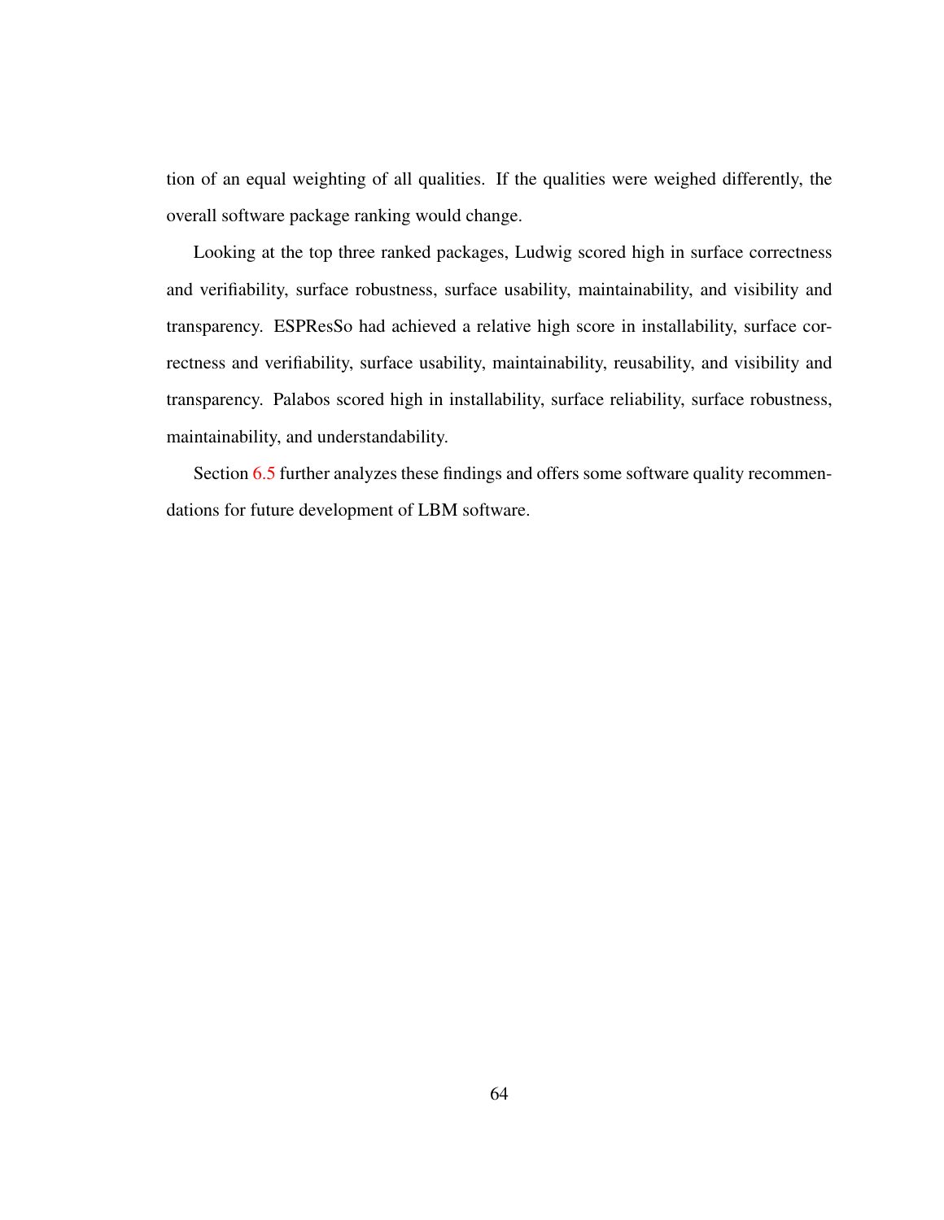tion of an equal weighting of all qualities. If the qualities were weighed differently, the overall software package ranking would change.

Looking at the top three ranked packages, Ludwig scored high in surface correctness and verifiability, surface robustness, surface usability, maintainability, and visibility and transparency. ESPResSo had achieved a relative high score in installability, surface correctness and verifiability, surface usability, maintainability, reusability, and visibility and transparency. Palabos scored high in installability, surface reliability, surface robustness, maintainability, and understandability.

Section 6.5 further analyzes these findings and offers some software quality recommendations for future development of LBM software.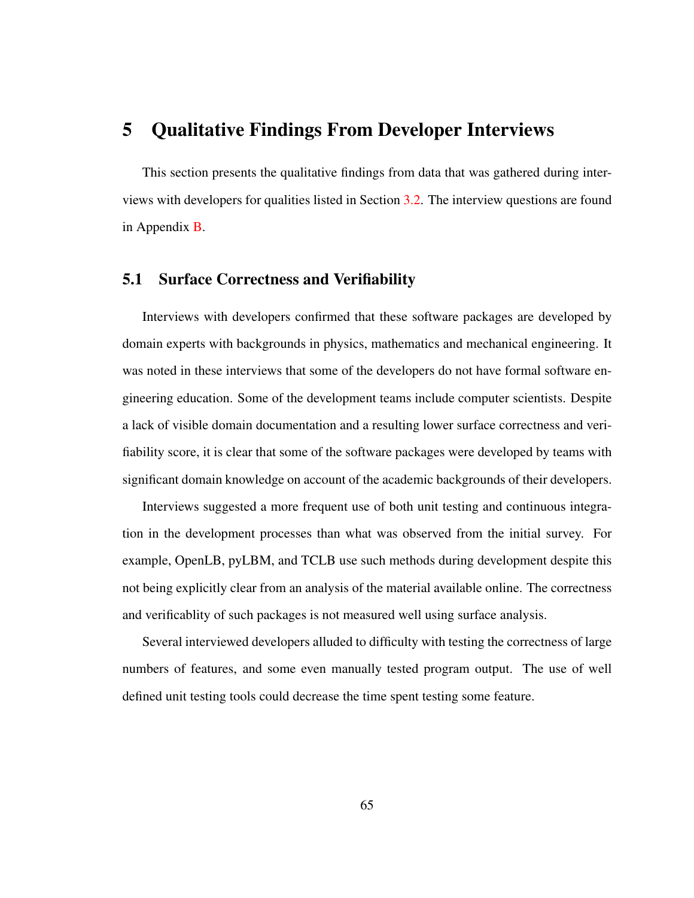# 5 Qualitative Findings From Developer Interviews

This section presents the qualitative findings from data that was gathered during interviews with developers for qualities listed in Section 3.2. The interview questions are found in Appendix B.

## 5.1 Surface Correctness and Verifiability

Interviews with developers confirmed that these software packages are developed by domain experts with backgrounds in physics, mathematics and mechanical engineering. It was noted in these interviews that some of the developers do not have formal software engineering education. Some of the development teams include computer scientists. Despite a lack of visible domain documentation and a resulting lower surface correctness and verifiability score, it is clear that some of the software packages were developed by teams with significant domain knowledge on account of the academic backgrounds of their developers.

Interviews suggested a more frequent use of both unit testing and continuous integration in the development processes than what was observed from the initial survey. For example, OpenLB, pyLBM, and TCLB use such methods during development despite this not being explicitly clear from an analysis of the material available online. The correctness and verificablity of such packages is not measured well using surface analysis.

Several interviewed developers alluded to difficulty with testing the correctness of large numbers of features, and some even manually tested program output. The use of well defined unit testing tools could decrease the time spent testing some feature.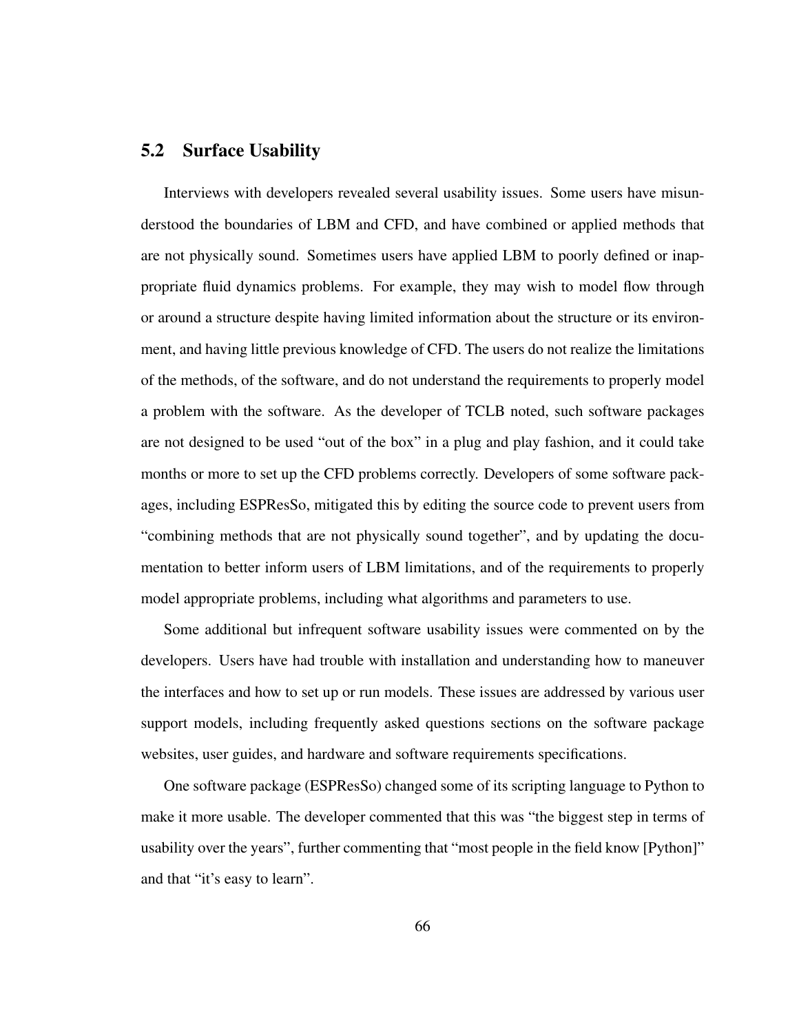## 5.2 Surface Usability

Interviews with developers revealed several usability issues. Some users have misunderstood the boundaries of LBM and CFD, and have combined or applied methods that are not physically sound. Sometimes users have applied LBM to poorly defined or inappropriate fluid dynamics problems. For example, they may wish to model flow through or around a structure despite having limited information about the structure or its environment, and having little previous knowledge of CFD. The users do not realize the limitations of the methods, of the software, and do not understand the requirements to properly model a problem with the software. As the developer of TCLB noted, such software packages are not designed to be used "out of the box" in a plug and play fashion, and it could take months or more to set up the CFD problems correctly. Developers of some software packages, including ESPResSo, mitigated this by editing the source code to prevent users from "combining methods that are not physically sound together", and by updating the documentation to better inform users of LBM limitations, and of the requirements to properly model appropriate problems, including what algorithms and parameters to use.

Some additional but infrequent software usability issues were commented on by the developers. Users have had trouble with installation and understanding how to maneuver the interfaces and how to set up or run models. These issues are addressed by various user support models, including frequently asked questions sections on the software package websites, user guides, and hardware and software requirements specifications.

One software package (ESPResSo) changed some of its scripting language to Python to make it more usable. The developer commented that this was "the biggest step in terms of usability over the years", further commenting that "most people in the field know [Python]" and that "it's easy to learn".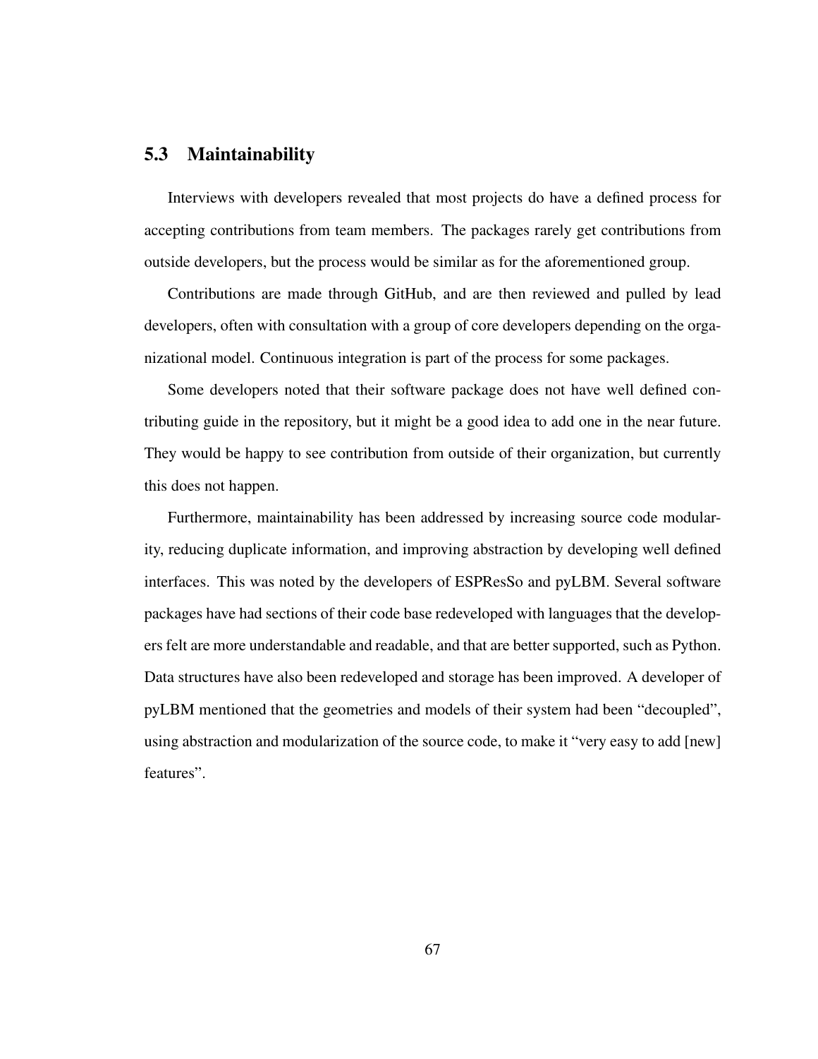## 5.3 Maintainability

Interviews with developers revealed that most projects do have a defined process for accepting contributions from team members. The packages rarely get contributions from outside developers, but the process would be similar as for the aforementioned group.

Contributions are made through GitHub, and are then reviewed and pulled by lead developers, often with consultation with a group of core developers depending on the organizational model. Continuous integration is part of the process for some packages.

Some developers noted that their software package does not have well defined contributing guide in the repository, but it might be a good idea to add one in the near future. They would be happy to see contribution from outside of their organization, but currently this does not happen.

Furthermore, maintainability has been addressed by increasing source code modularity, reducing duplicate information, and improving abstraction by developing well defined interfaces. This was noted by the developers of ESPResSo and pyLBM. Several software packages have had sections of their code base redeveloped with languages that the developers felt are more understandable and readable, and that are better supported, such as Python. Data structures have also been redeveloped and storage has been improved. A developer of pyLBM mentioned that the geometries and models of their system had been "decoupled", using abstraction and modularization of the source code, to make it "very easy to add [new] features".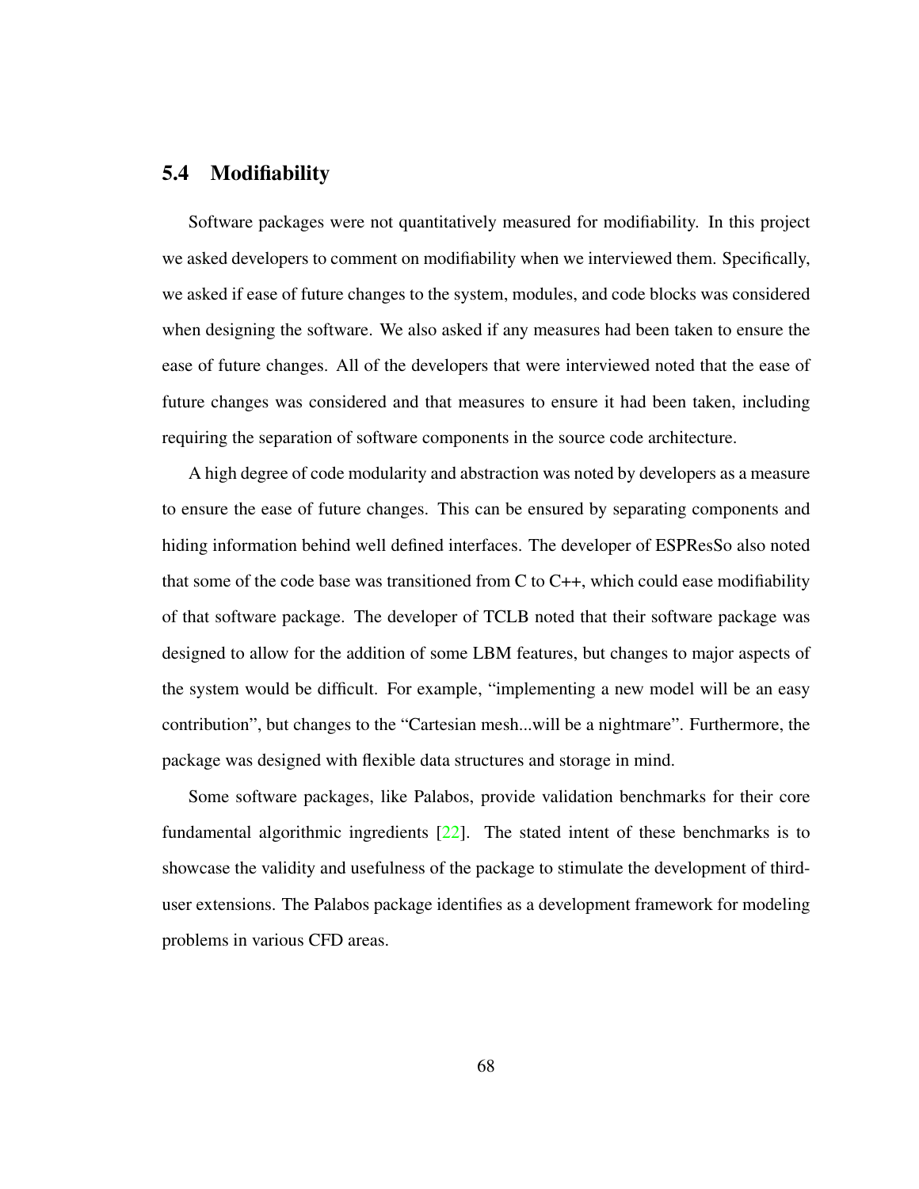## 5.4 Modifiability

Software packages were not quantitatively measured for modifiability. In this project we asked developers to comment on modifiability when we interviewed them. Specifically, we asked if ease of future changes to the system, modules, and code blocks was considered when designing the software. We also asked if any measures had been taken to ensure the ease of future changes. All of the developers that were interviewed noted that the ease of future changes was considered and that measures to ensure it had been taken, including requiring the separation of software components in the source code architecture.

A high degree of code modularity and abstraction was noted by developers as a measure to ensure the ease of future changes. This can be ensured by separating components and hiding information behind well defined interfaces. The developer of ESPResSo also noted that some of the code base was transitioned from C to C++, which could ease modifiability of that software package. The developer of TCLB noted that their software package was designed to allow for the addition of some LBM features, but changes to major aspects of the system would be difficult. For example, "implementing a new model will be an easy contribution", but changes to the "Cartesian mesh...will be a nightmare". Furthermore, the package was designed with flexible data structures and storage in mind.

Some software packages, like Palabos, provide validation benchmarks for their core fundamental algorithmic ingredients [22]. The stated intent of these benchmarks is to showcase the validity and usefulness of the package to stimulate the development of third-user extensions. The Palabos package identifies as a development framework for modeling problems in various CFD areas.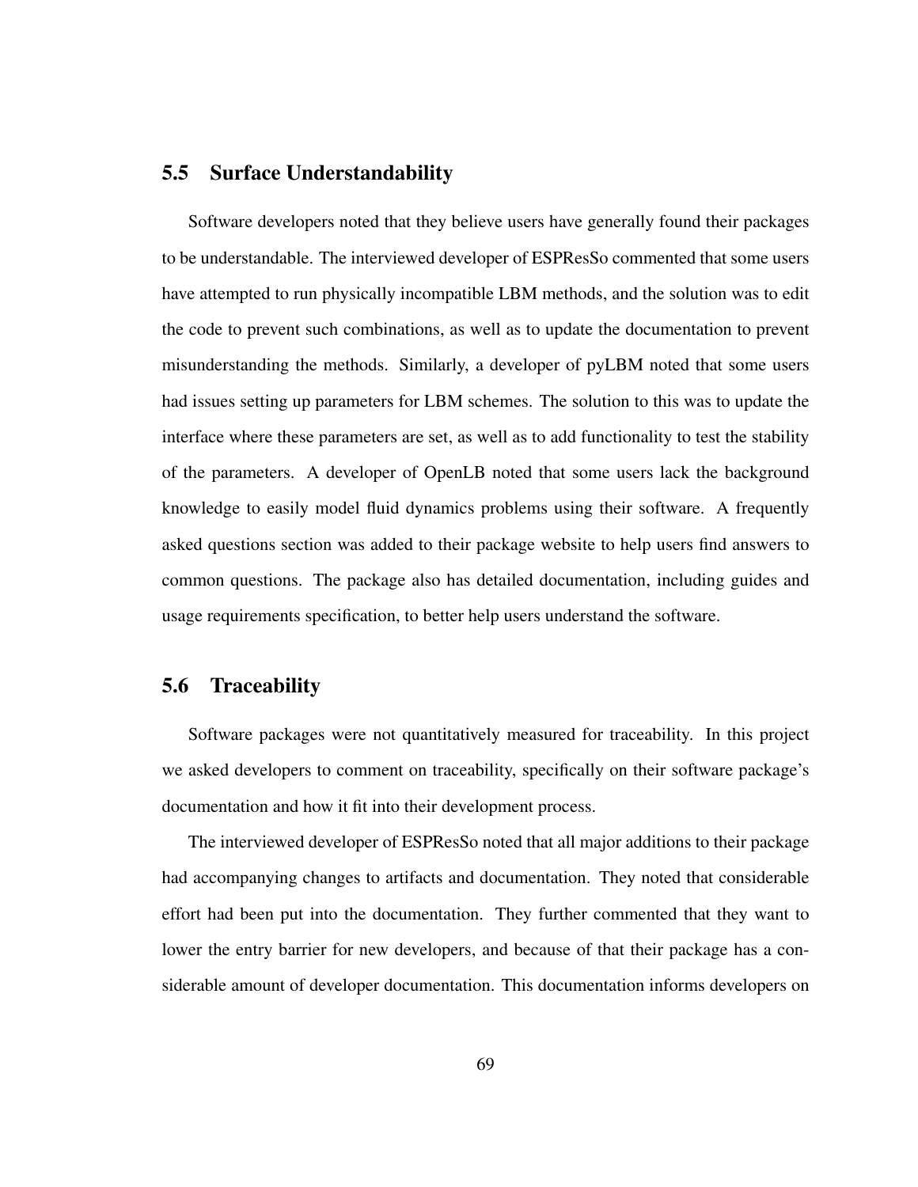## 5.5 Surface Understandability

Software developers noted that they believe users have generally found their packages to be understandable. The interviewed developer of ESPResSo commented that some users have attempted to run physically incompatible LBM methods, and the solution was to edit the code to prevent such combinations, as well as to update the documentation to prevent misunderstanding the methods. Similarly, a developer of pyLBM noted that some users had issues setting up parameters for LBM schemes. The solution to this was to update the interface where these parameters are set, as well as to add functionality to test the stability of the parameters. A developer of OpenLB noted that some users lack the background knowledge to easily model fluid dynamics problems using their software. A frequently asked questions section was added to their package website to help users find answers to common questions. The package also has detailed documentation, including guides and usage requirements specification, to better help users understand the software.

## 5.6 Traceability

Software packages were not quantitatively measured for traceability. In this project we asked developers to comment on traceability, specifically on their software package's documentation and how it fit into their development process.

The interviewed developer of ESPResSo noted that all major additions to their package had accompanying changes to artifacts and documentation. They noted that considerable effort had been put into the documentation. They further commented that they want to lower the entry barrier for new developers, and because of that their package has a considerable amount of developer documentation. This documentation informs developers on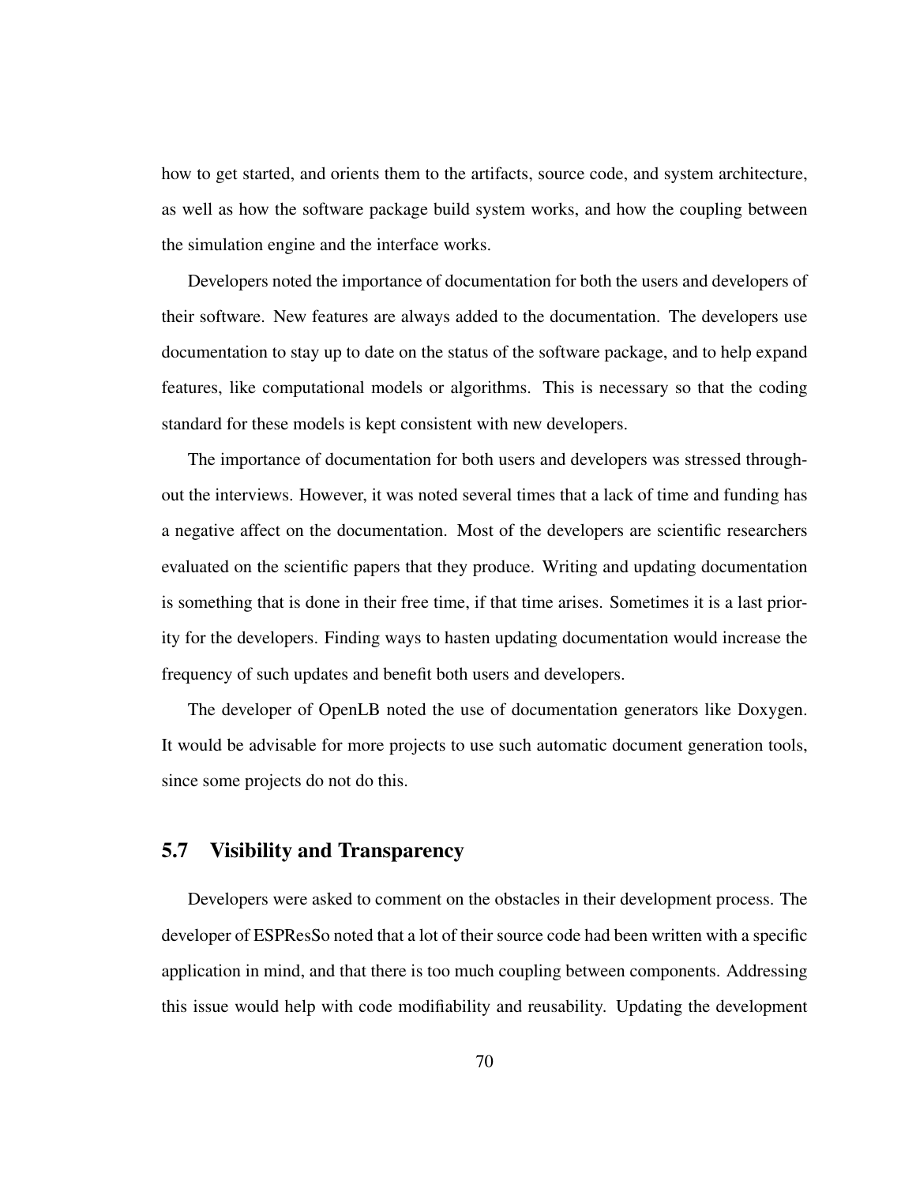how to get started, and orients them to the artifacts, source code, and system architecture, as well as how the software package build system works, and how the coupling between the simulation engine and the interface works.

Developers noted the importance of documentation for both the users and developers of their software. New features are always added to the documentation. The developers use documentation to stay up to date on the status of the software package, and to help expand features, like computational models or algorithms. This is necessary so that the coding standard for these models is kept consistent with new developers.

The importance of documentation for both users and developers was stressed throughout the interviews. However, it was noted several times that a lack of time and funding has a negative affect on the documentation. Most of the developers are scientific researchers evaluated on the scientific papers that they produce. Writing and updating documentation is something that is done in their free time, if that time arises. Sometimes it is a last priority for the developers. Finding ways to hasten updating documentation would increase the frequency of such updates and benefit both users and developers.

The developer of OpenLB noted the use of documentation generators like Doxygen. It would be advisable for more projects to use such automatic document generation tools, since some projects do not do this.

## 5.7 Visibility and Transparency

Developers were asked to comment on the obstacles in their development process. The developer of ESPResSo noted that a lot of their source code had been written with a specific application in mind, and that there is too much coupling between components. Addressing this issue would help with code modifiability and reusability. Updating the development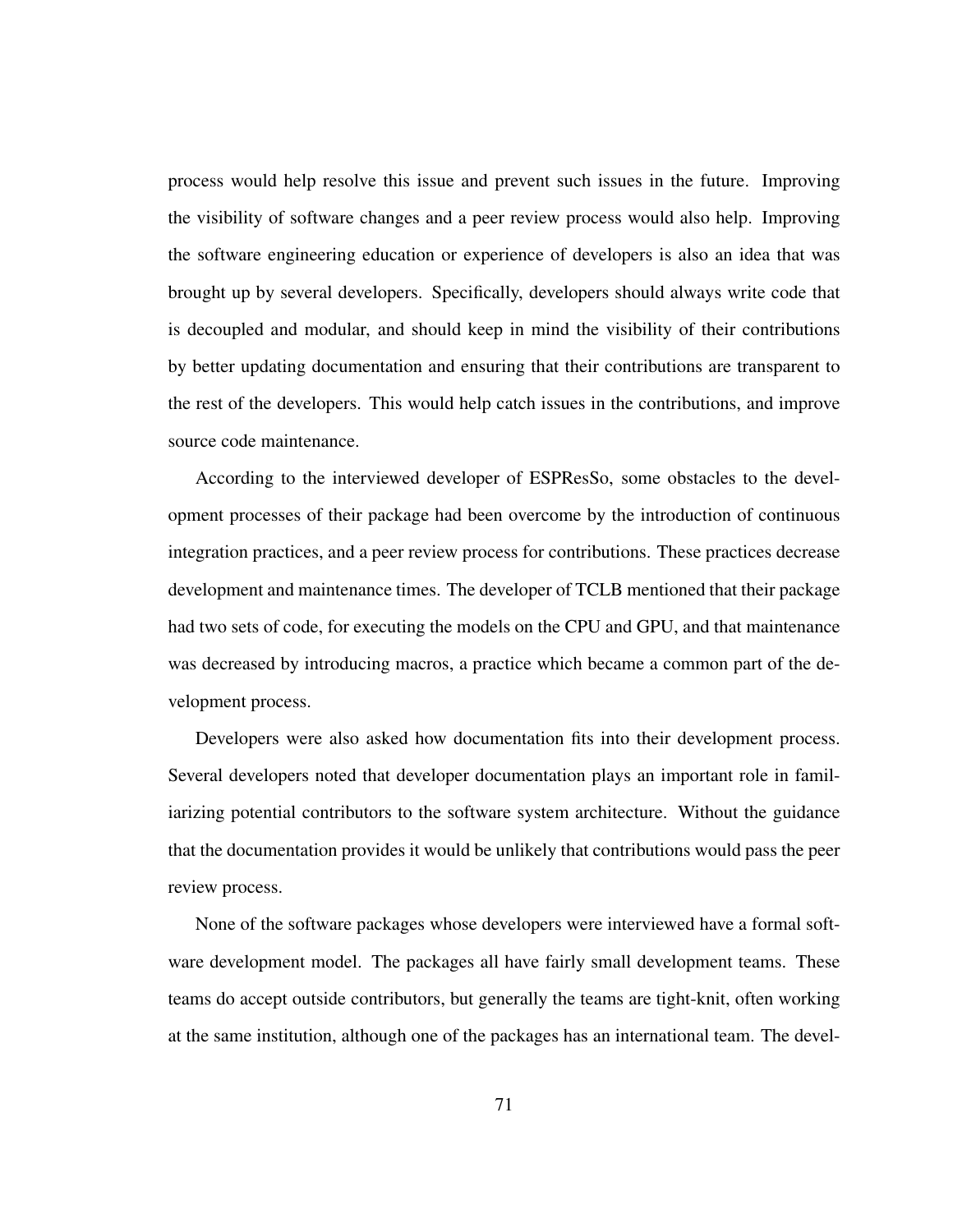process would help resolve this issue and prevent such issues in the future. Improving the visibility of software changes and a peer review process would also help. Improving the software engineering education or experience of developers is also an idea that was brought up by several developers. Specifically, developers should always write code that is decoupled and modular, and should keep in mind the visibility of their contributions by better updating documentation and ensuring that their contributions are transparent to the rest of the developers. This would help catch issues in the contributions, and improve source code maintenance.

According to the interviewed developer of ESPResSo, some obstacles to the development processes of their package had been overcome by the introduction of continuous integration practices, and a peer review process for contributions. These practices decrease development and maintenance times. The developer of TCLB mentioned that their package had two sets of code, for executing the models on the CPU and GPU, and that maintenance was decreased by introducing macros, a practice which became a common part of the development process.

Developers were also asked how documentation fits into their development process. Several developers noted that developer documentation plays an important role in familiarizing potential contributors to the software system architecture. Without the guidance that the documentation provides it would be unlikely that contributions would pass the peer review process.

None of the software packages whose developers were interviewed have a formal software development model. The packages all have fairly small development teams. These teams do accept outside contributors, but generally the teams are tight-knit, often working at the same institution, although one of the packages has an international team. The devel-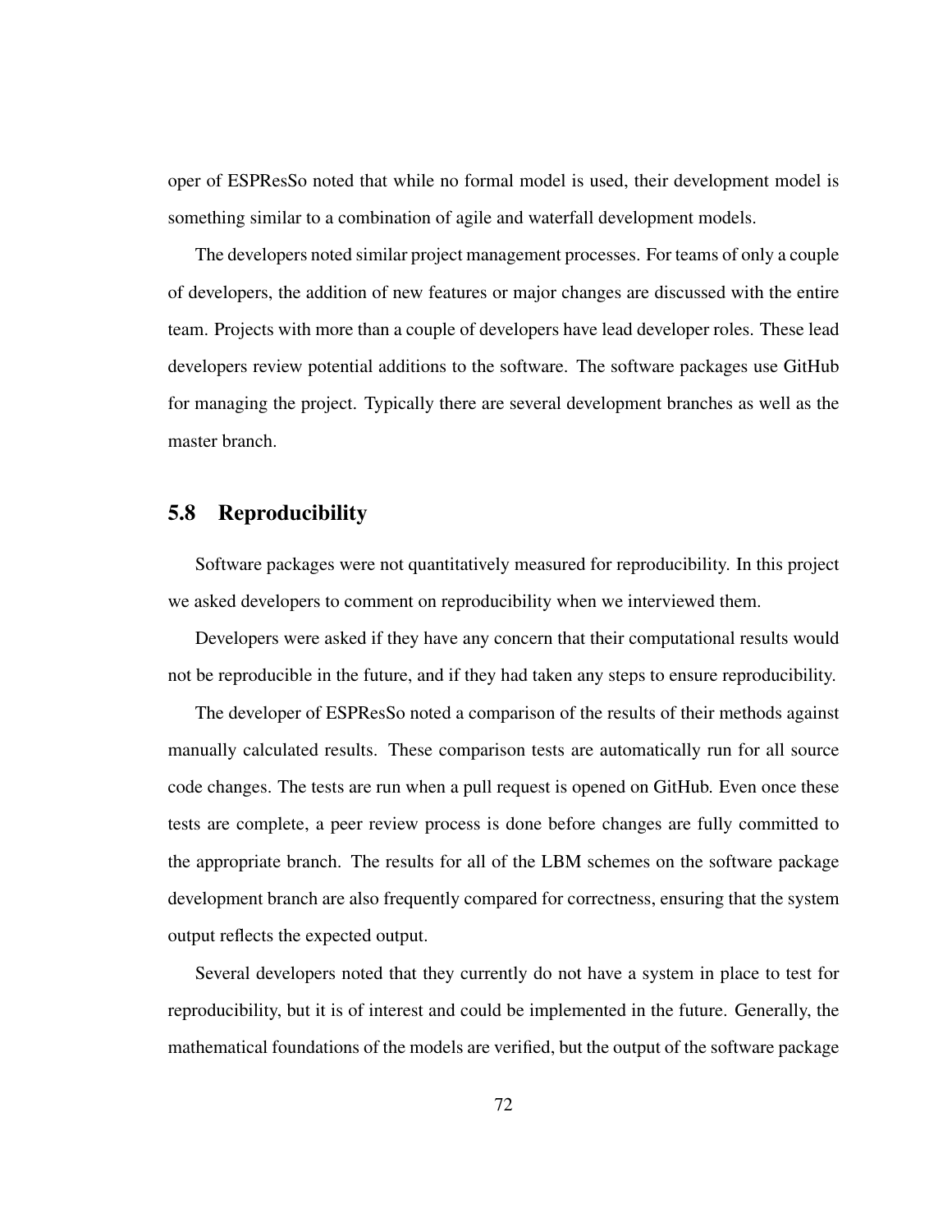oper of ESPResSo noted that while no formal model is used, their development model is something similar to a combination of agile and waterfall development models.

The developers noted similar project management processes. For teams of only a couple of developers, the addition of new features or major changes are discussed with the entire team. Projects with more than a couple of developers have lead developer roles. These lead developers review potential additions to the software. The software packages use GitHub for managing the project. Typically there are several development branches as well as the master branch.

## 5.8 Reproducibility

Software packages were not quantitatively measured for reproducibility. In this project we asked developers to comment on reproducibility when we interviewed them.

Developers were asked if they have any concern that their computational results would not be reproducible in the future, and if they had taken any steps to ensure reproducibility.

The developer of ESPResSo noted a comparison of the results of their methods against manually calculated results. These comparison tests are automatically run for all source code changes. The tests are run when a pull request is opened on GitHub. Even once these tests are complete, a peer review process is done before changes are fully committed to the appropriate branch. The results for all of the LBM schemes on the software package development branch are also frequently compared for correctness, ensuring that the system output reflects the expected output.

Several developers noted that they currently do not have a system in place to test for reproducibility, but it is of interest and could be implemented in the future. Generally, the mathematical foundations of the models are verified, but the output of the software package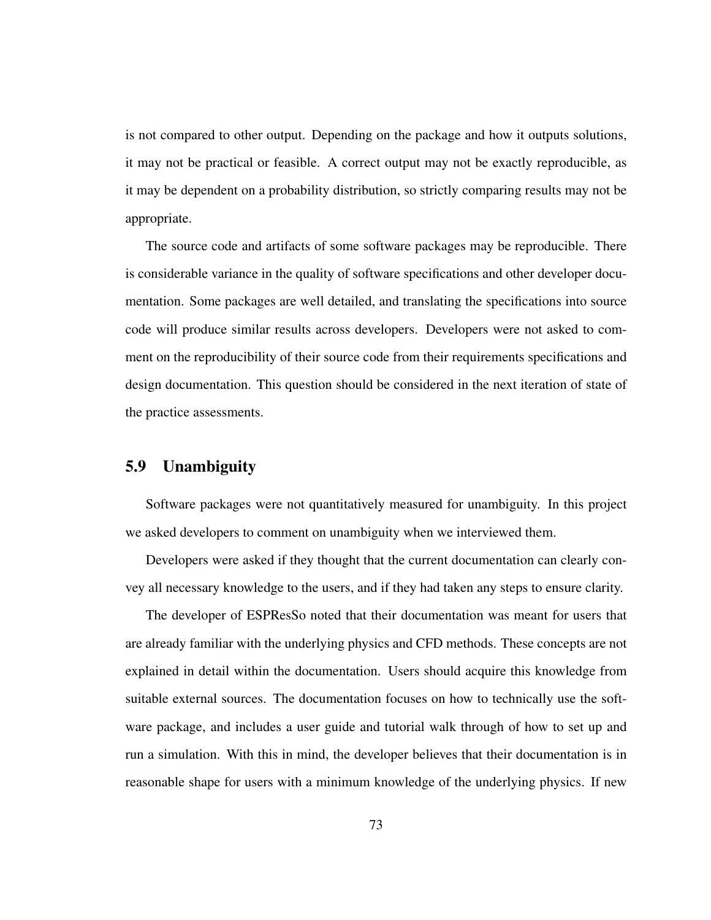is not compared to other output. Depending on the package and how it outputs solutions, it may not be practical or feasible. A correct output may not be exactly reproducible, as it may be dependent on a probability distribution, so strictly comparing results may not be appropriate.

The source code and artifacts of some software packages may be reproducible. There is considerable variance in the quality of software specifications and other developer documentation. Some packages are well detailed, and translating the specifications into source code will produce similar results across developers. Developers were not asked to comment on the reproducibility of their source code from their requirements specifications and design documentation. This question should be considered in the next iteration of state of the practice assessments.

## 5.9 Unambiguity

Software packages were not quantitatively measured for unambiguity. In this project we asked developers to comment on unambiguity when we interviewed them.

Developers were asked if they thought that the current documentation can clearly convey all necessary knowledge to the users, and if they had taken any steps to ensure clarity.

The developer of ESPResSo noted that their documentation was meant for users that are already familiar with the underlying physics and CFD methods. These concepts are not explained in detail within the documentation. Users should acquire this knowledge from suitable external sources. The documentation focuses on how to technically use the software package, and includes a user guide and tutorial walk through of how to set up and run a simulation. With this in mind, the developer believes that their documentation is in reasonable shape for users with a minimum knowledge of the underlying physics. If new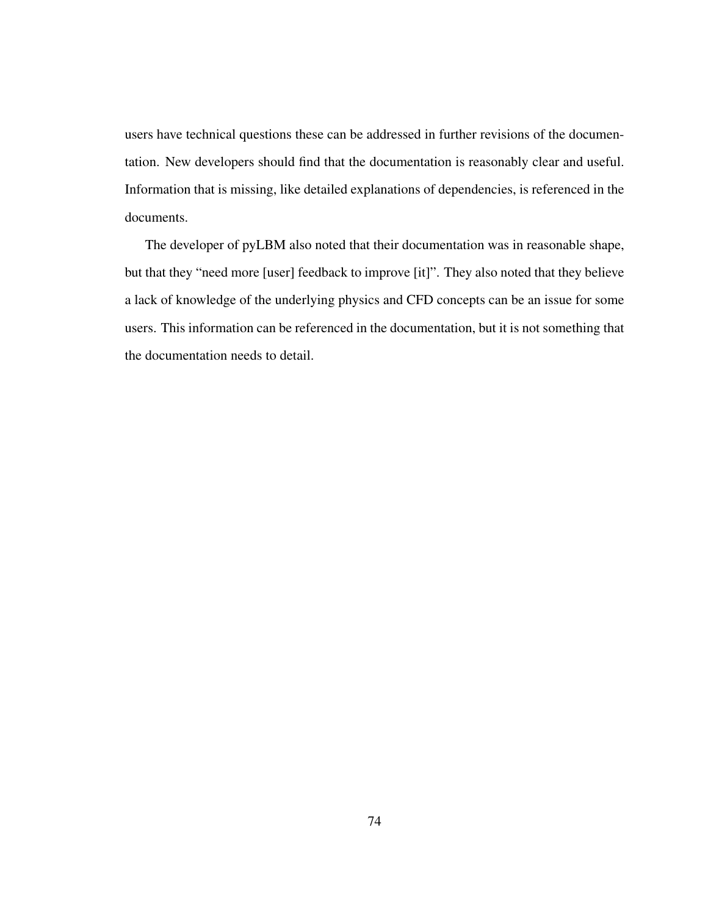users have technical questions these can be addressed in further revisions of the documentation. New developers should find that the documentation is reasonably clear and useful. Information that is missing, like detailed explanations of dependencies, is referenced in the documents.

The developer of pyLBM also noted that their documentation was in reasonable shape, but that they "need more [user] feedback to improve [it]". They also noted that they believe a lack of knowledge of the underlying physics and CFD concepts can be an issue for some users. This information can be referenced in the documentation, but it is not something that the documentation needs to detail.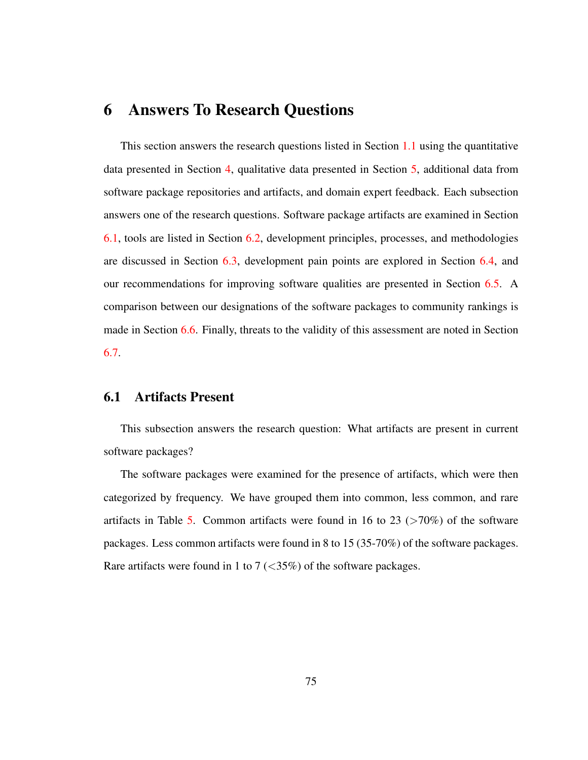# 6 Answers To Research Questions

This section answers the research questions listed in Section 1.1 using the quantitative data presented in Section 4, qualitative data presented in Section 5, additional data from software package repositories and artifacts, and domain expert feedback. Each subsection answers one of the research questions. Software package artifacts are examined in Section 6.1, tools are listed in Section 6.2, development principles, processes, and methodologies are discussed in Section 6.3, development pain points are explored in Section 6.4, and our recommendations for improving software qualities are presented in Section 6.5. A comparison between our designations of the software packages to community rankings is made in Section 6.6. Finally, threats to the validity of this assessment are noted Section 6.7.

## 6.1 Artifacts Present

This subsection answers the research question: What artifacts are present in current software packages?

The software packages were examined for the presence of artifacts, which were then categorized by frequency. We have grouped them into common, less common, and rare artifacts in Table 5. Common artifacts were found in 16 to 23 (>70%) of the software packages. Less common artifacts were found in 8 to 15 (35-70%) of the software packages. Rare artifacts were found in 1 to 7 (<35%) of the software packages.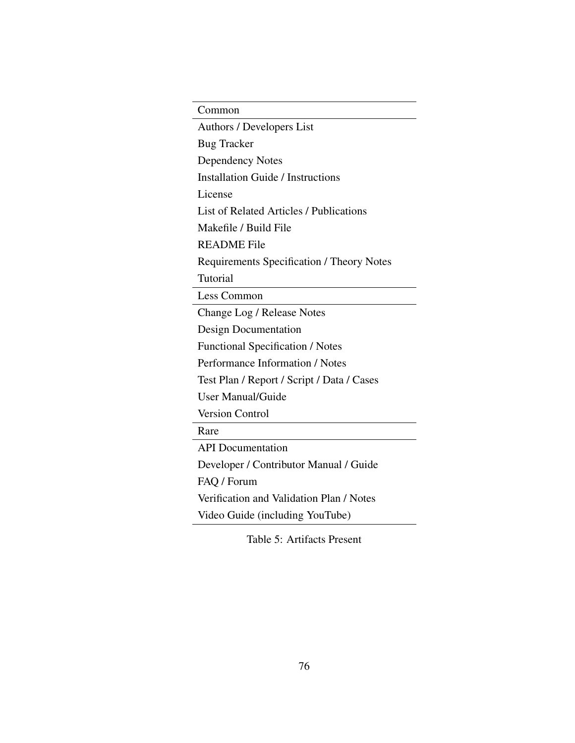| Common |
| --- |
| Authors / Developers List |
| Bug Tracker |
| Dependency Notes |
| Installation Guide / Instructions |
| License |
| List of Related Articles / Publications |
| Makefile / Build File |
| README File |
| Requirements Specification / Theory Notes |
| Tutorial |
| **Less Common** |
| Change Log / Release Notes |
| Design Documentation |
| Functional Specification / Notes |
| Performance Information / Notes |
| Test Plan / Report / Script / Data / Cases |
| User Manual/Guide |
| Version Control |
| **Rare** |
| API Documentation |
| Developer / Contributor Manual / Guide |
| FAQ / Forum |
| Verification and Validation Plan / Notes |
| Video Guide (including YouTube) |

Table 5: Artifacts Present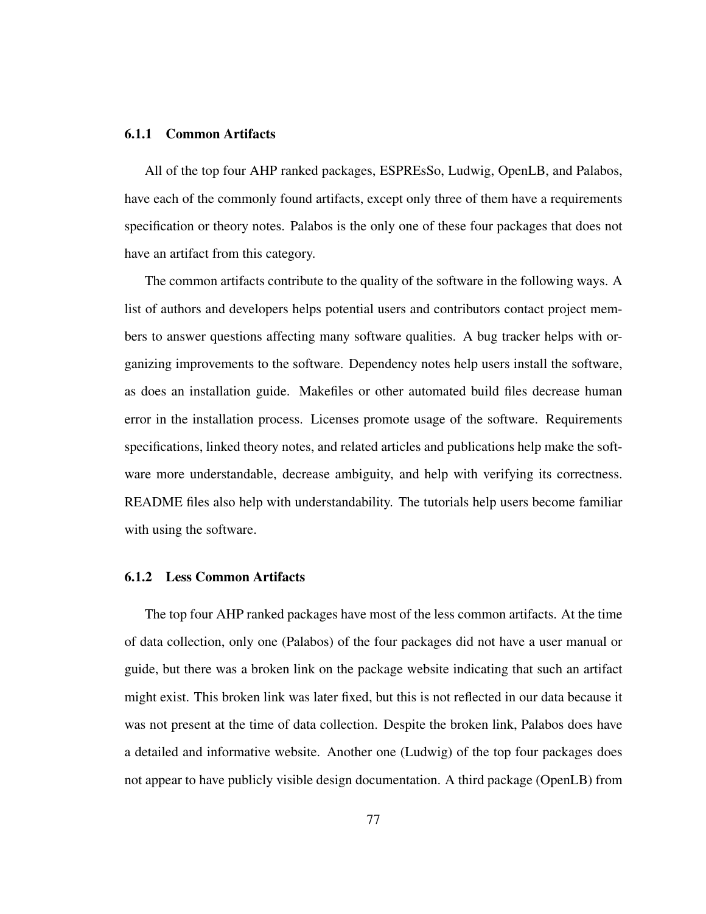### 6.1.1 Common Artifacts

All of the top four AHP ranked packages, ESPREsSo, Ludwig, OpenLB, and Palabos, have each of the commonly found artifacts, except only three of them have a requirements specification or theory notes. Palabos is the only one of these four packages that does not have an artifact from this category.

The common artifacts contribute to the quality of the software in the following ways. A list of authors and developers helps potential users and contributors contact project members to answer questions affecting many software qualities. A bug tracker helps with organizing improvements to the software. Dependency notes help users install the software, as does an installation guide. Makefiles or other automated build files decrease human error in the installation process. Licenses promote usage of the software. Requirements specifications, linked theory notes, and related articles and publications help make the software more understandable, decrease ambiguity, and help with verifying its correctness. README files also help with understandability. The tutorials help users become familiar with using the software.

### 6.1.2 Less Common Artifacts

The top four AHP ranked packages have most of the less common artifacts. At the time of data collection, only one (Palabos) of the four packages did not have a user manual or guide, but there was a broken link on the package website indicating that such an artifact might exist. This broken link was later fixed, but this is not reflected in our data because it was not present at the time of data collection. Despite the broken link, Palabos does have a detailed and informative website. Another one (Ludwig) of the top four packages does not appear to have publicly visible design documentation. A third package (OpenLB) from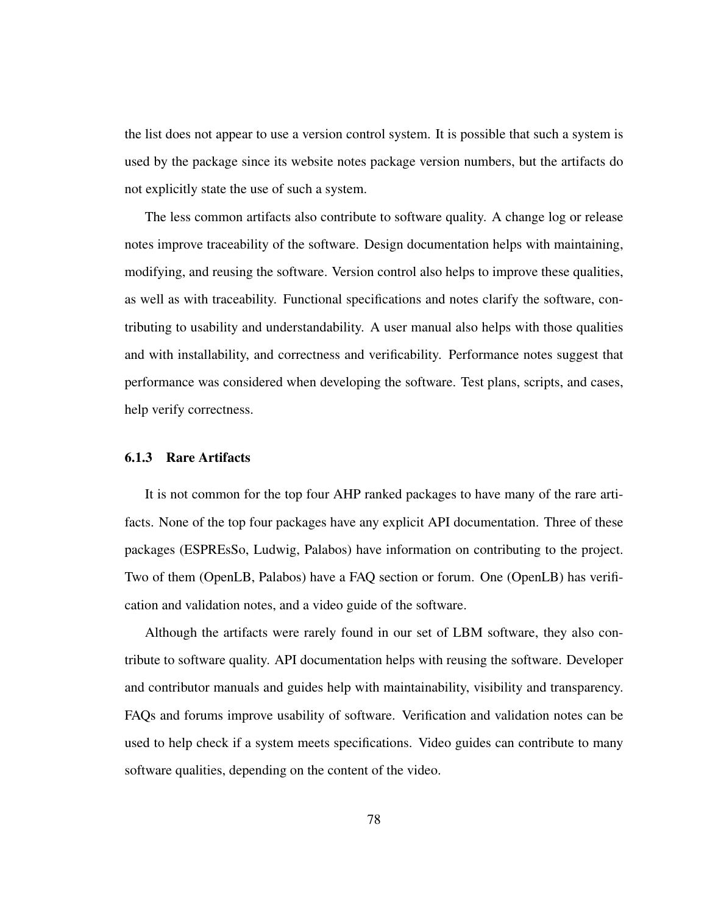the list does not appear to use a version control system. It is possible that such a system is used by the package since its website notes package version numbers, but the artifacts do not explicitly state the use of such a system.

The less common artifacts also contribute to software quality. A change log or release notes improve traceability of the software. Design documentation helps with maintaining, modifying, and reusing the software. Version control also helps to improve these qualities, as well as with traceability. Functional specifications and notes clarify the software, contributing to usability and understandability. A user manual also helps with those qualities and with installability, and correctness and verificability. Performance notes suggest that performance was considered when developing the software. Test plans, scripts, and cases, help verify correctness.

### 6.1.3 Rare Artifacts

It is not common for the top four AHP ranked packages to have many of the rare artifacts. None of the top four packages have any explicit API documentation. Three of these packages (ESPREsSo, Ludwig, Palabos) have information on contributing to the project. Two of them (OpenLB, Palabos) have a FAQ section or forum. One (OpenLB) has verification and validation notes, and a video guide of the software.

Although the artifacts were rarely found in our set of LBM software, they also contribute to software quality. API documentation helps with reusing the software. Developer and contributor manuals and guides help with maintainability, visibility and transparency. FAQs and forums improve usability of software. Verification and validation notes can be used to help check if a system meets specifications. Video guides can contribute to many software qualities, depending on the content of the video.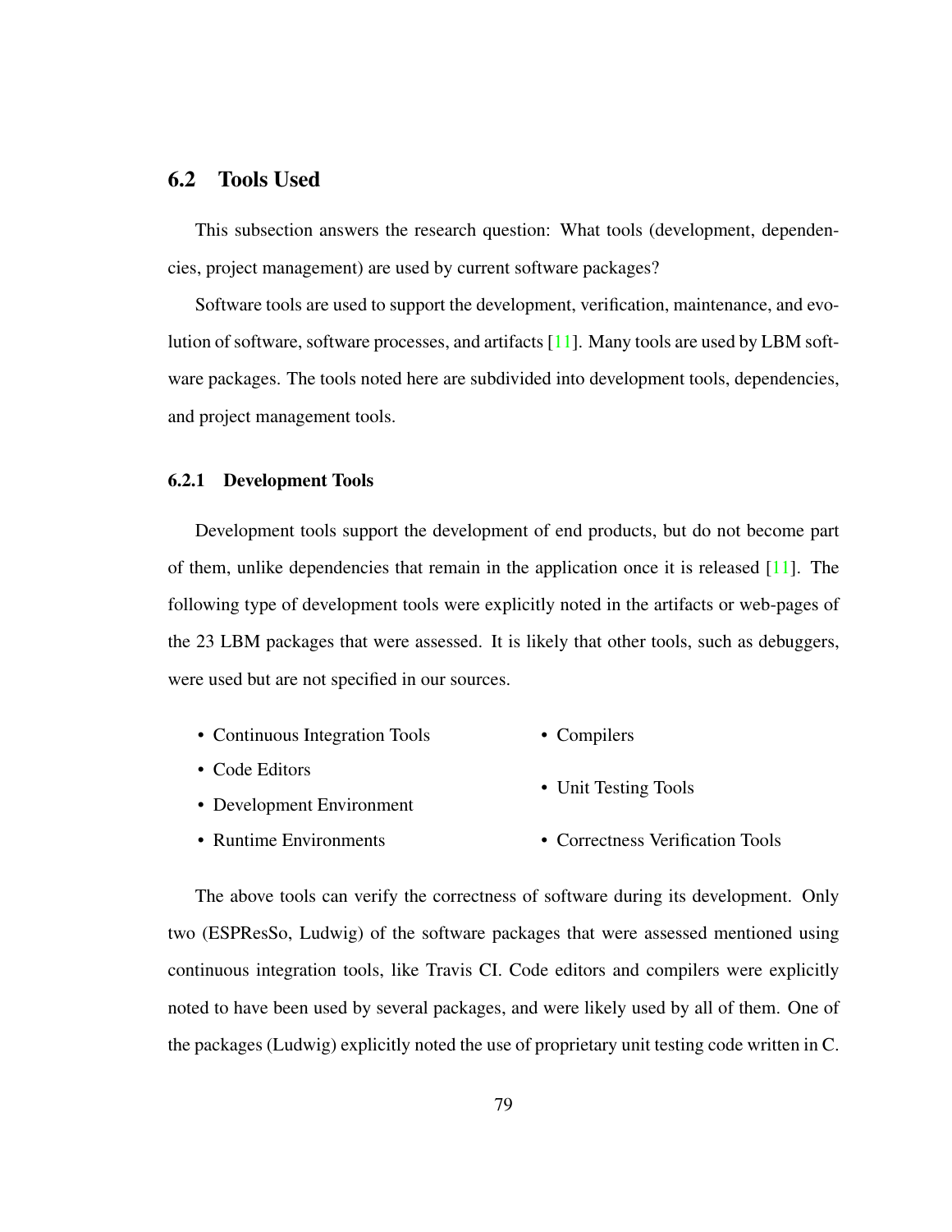## 6.2 Tools Used

This subsection answers the research question: What tools (development, dependencies, project management) are used by current software packages?

Software tools are used to support the development, verification, maintenance, and evolution of software, software processes, and artifacts [11]. Many tools are used by LBM software packages. The tools noted here are subdivided into development tools, dependencies, and project management tools.

### 6.2.1 Development Tools

Development tools support the development of end products, but do not become part of them, unlike dependencies that remain in the application once it is released [11]. The following type of development tools were explicitly noted in the artifacts or web-pages of the 23 LBM packages that were assessed. It is likely that other tools, such as debuggers, were used but are not specified in our sources.

- Continuous Integration Tools
- Code Editors
- Development Environment
- Runtime Environments
- Compilers
- Unit Testing Tools
- Correctness Verification Tools

The above tools can verify the correctness of software during its development. Only two (ESPResSo, Ludwig) of the software packages that were assessed mentioned using continuous integration tools, like Travis CI. Code editors and compilers were explicitly noted to have been used by several packages, and were likely used by all of them. One of the packages (Ludwig) explicitly noted the use of proprietary unit testing code written in C.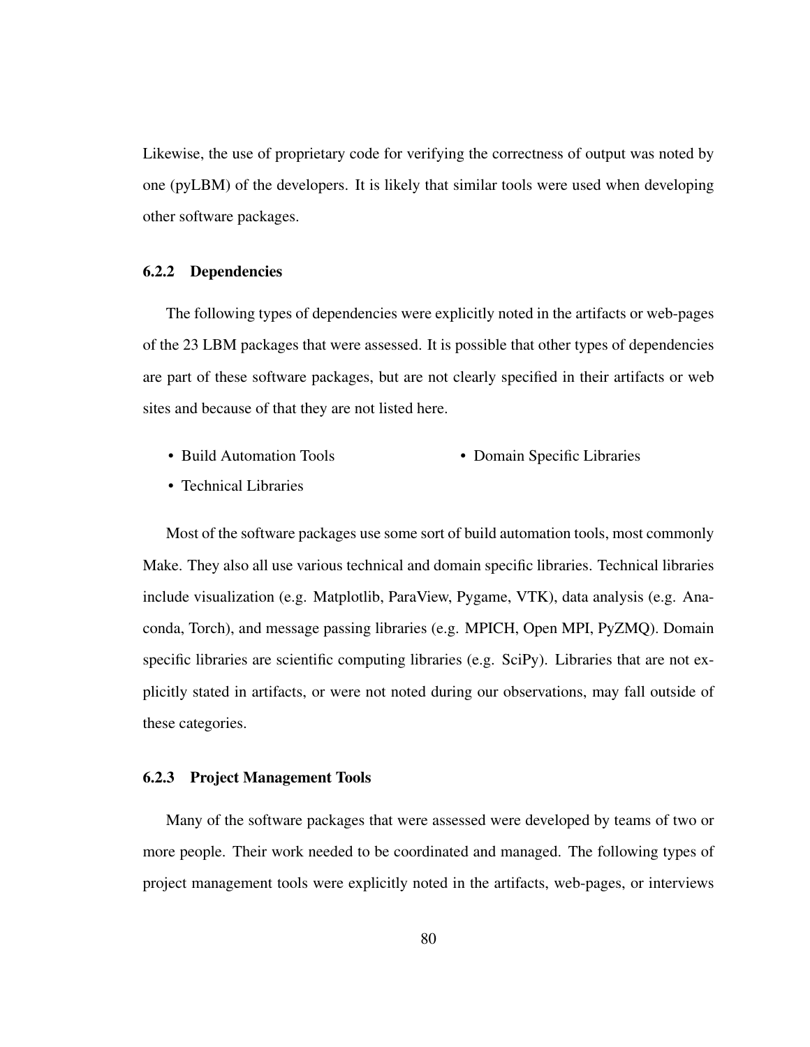Likewise, the use of proprietary code for verifying the correctness of output was noted by one (pyLBM) of the developers. It is likely that similar tools were used when developing other software packages.

### 6.2.2 Dependencies

The following types of dependencies were explicitly noted in the artifacts or web-pages of the 23 LBM packages that were assessed. It is possible that other types of dependencies are part of these software packages, but are not clearly specified in their artifacts or web sites and because of that they are not listed here.

- Build Automation Tools
- Domain Specific Libraries
- Technical Libraries

Most of the software packages use some sort of build automation tools, most commonly Make. They also all use various technical and domain specific libraries. Technical libraries include visualization (e.g. Matplotlib, ParaView, Pygame, VTK), data analysis (e.g. Anaconda, Torch), and message passing libraries (e.g. MPICH, Open MPI, PyZMQ). Domain specific libraries are scientific computing libraries (e.g. SciPy). Libraries that are not explicitly stated in artifacts, or were not noted during our observations, may fall outside of these categories.

### 6.2.3 Project Management Tools

Many of the software packages that were assessed were developed by teams of two or more people. Their work needed to be coordinated and managed. The following types of project management tools were explicitly noted in the artifacts, web-pages, or interviews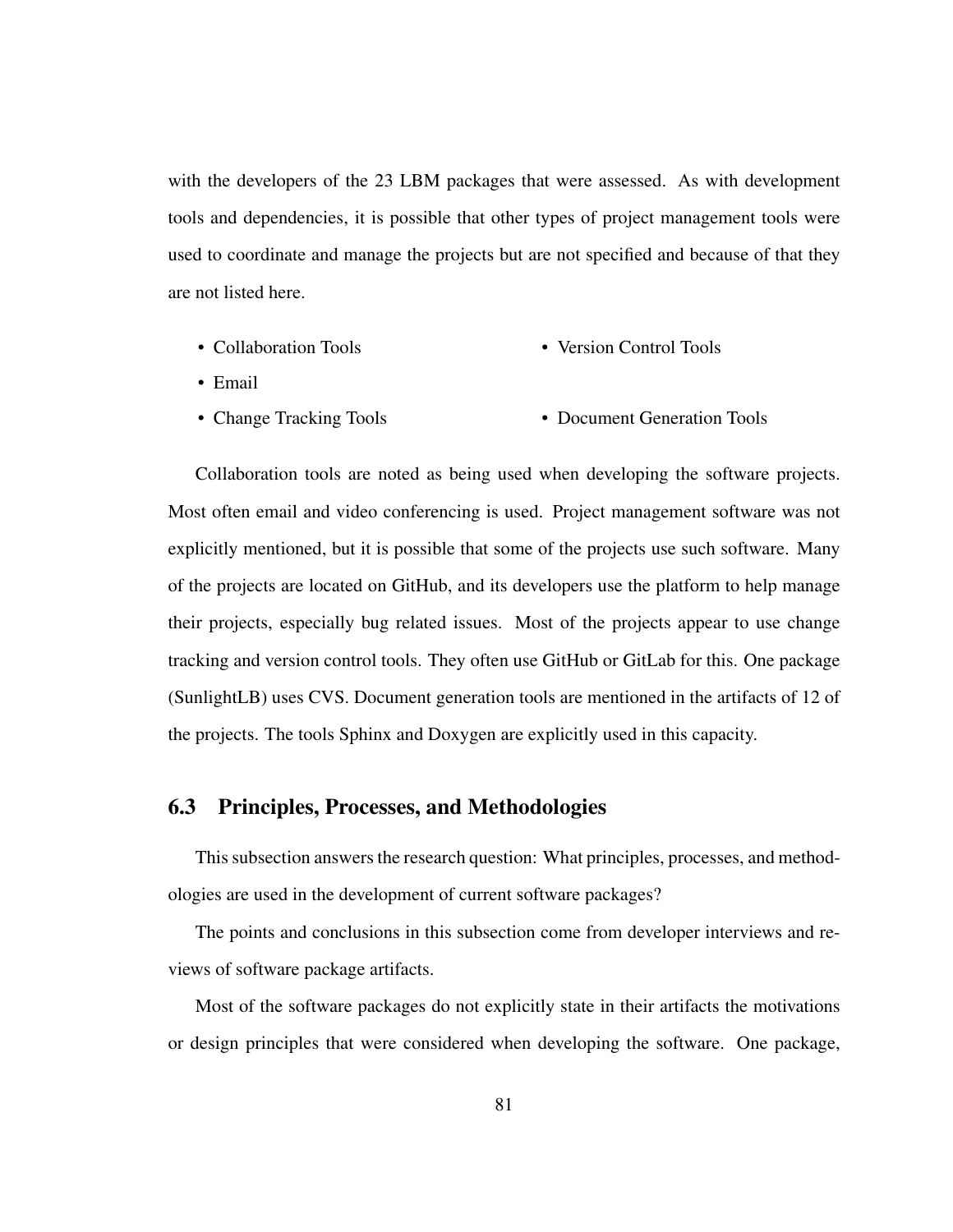with the developers of the 23 LBM packages that were assessed. As with development tools and dependencies, it is possible that other types of project management tools were used to coordinate and manage the projects but are not specified and because of that they are not listed here.

- Collaboration Tools
- Email
- Change Tracking Tools
- Version Control Tools
- Document Generation Tools

Collaboration tools are noted as being used when developing the software projects. Most often email and video conferencing is used. Project management software was not explicitly mentioned, but it is possible that some of the projects use such software. Many of the projects are located on GitHub, and its developers use the platform to help manage their projects, especially bug related issues. Most of the projects appear to use change tracking and version control tools. They often use GitHub or GitLab for this. One package (SunlightLB) uses CVS. Document generation tools are mentioned in the artifacts of 12 of the projects. The tools Sphinx and Doxygen are explicitly used in this capacity.

## 6.3 Principles, Processes, and Methodologies

This subsection answers the research question: What principles, processes, and methodologies are used in the development of current software packages?

The points and conclusions in this subsection come from developer interviews and reviews of software package artifacts.

Most of the software packages do not explicitly state in their artifacts the motivations or design principles that were considered when developing the software. One package,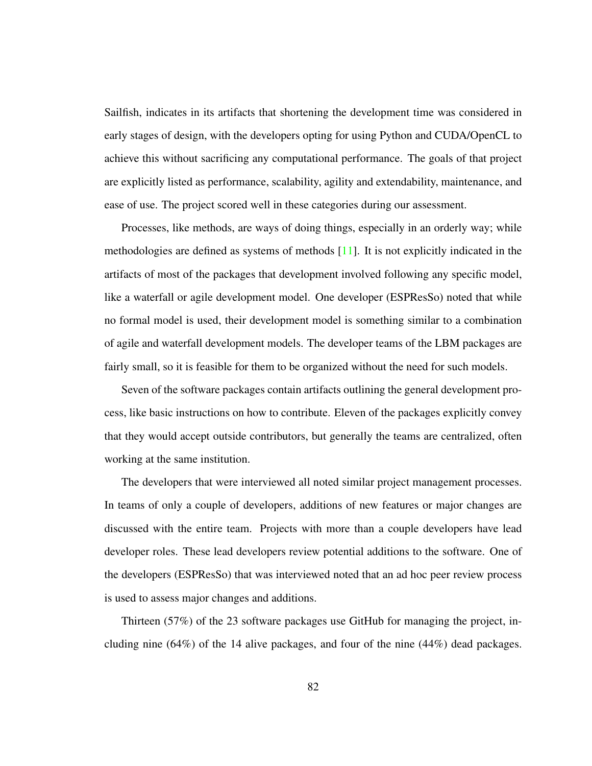Sailfish, indicates in its artifacts that shortening the development time was considered in early stages of design, with the developers opting for using Python and CUDA/OpenCL to achieve this without sacrificing any computational performance. The goals of that project are explicitly listed as performance, scalability, agility and extendability, maintenance, and ease of use. The project scored well in these categories during our assessment.

Processes, like methods, are ways of doing things, especially in an orderly way; while methodologies are defined as systems of methods [11]. It is not explicitly indicated in the artifacts of most of the packages that development involved following any specific model, like a waterfall or agile development model. One developer (ESPResSo) noted that while no formal model is used, their development model is something similar to a combination of agile and waterfall development models. The developer teams of the LBM packages are fairly small, so it is feasible for them to be organized without the need for such models.

Seven of the software packages contain artifacts outlining the general development process, like basic instructions on how to contribute. Eleven of the packages explicitly convey that they would accept outside contributors, but generally the teams are centralized, often working at the same institution.

The developers that were interviewed all noted similar project management processes. In teams of only a couple of developers, additions of new features or major changes are discussed with the entire team. Projects with more than a couple developers have lead developer roles. These lead developers review potential additions to the software. One of the developers (ESPResSo) that was interviewed noted that an ad hoc peer review process is used to assess major changes and additions.

Thirteen (57%) of the 23 software packages use GitHub for managing the project, including nine (64%) of the 14 alive packages, and four of the nine (44%) dead packages.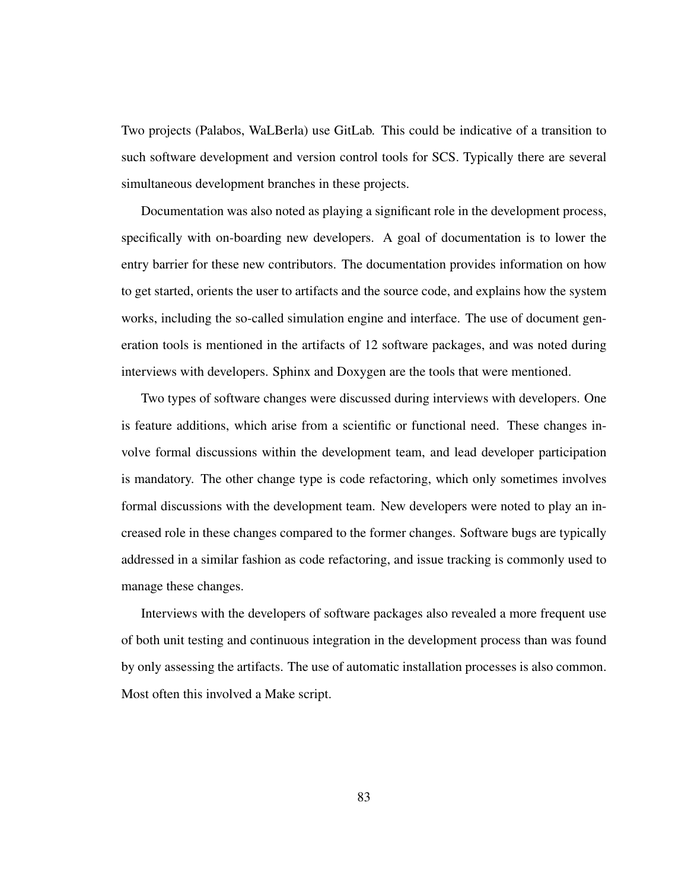Two projects (Palabos, WaLBerla) use GitLab. This could be indicative of a transition to such software development and version control tools for SCS. Typically there are several simultaneous development branches in these projects.

Documentation was also noted as playing a significant role in the development process, specifically with on-boarding new developers. A goal of documentation is to lower the entry barrier for these new contributors. The documentation provides information on how to get started, orients the user to artifacts and the source code, and explains how the system works, including the so-called simulation engine and interface. The use of document generation tools is mentioned in the artifacts of 12 software packages, and was noted during interviews with developers. Sphinx and Doxygen are the tools that were mentioned.

Two types of software changes were discussed during interviews with developers. One is feature additions, which arise from a scientific or functional need. These changes involve formal discussions within the development team, and lead developer participation is mandatory. The other change type is code refactoring, which only sometimes involves formal discussions with the development team. New developers were noted to play an increased role in these changes compared to the former changes. Software bugs are typically addressed in a similar fashion as code refactoring, and issue tracking is commonly used to manage these changes.

Interviews with the developers of software packages also revealed a more frequent use of both unit testing and continuous integration in the development process than was found by only assessing the artifacts. The use of automatic installation processes is also common. Most often this involved a Make script.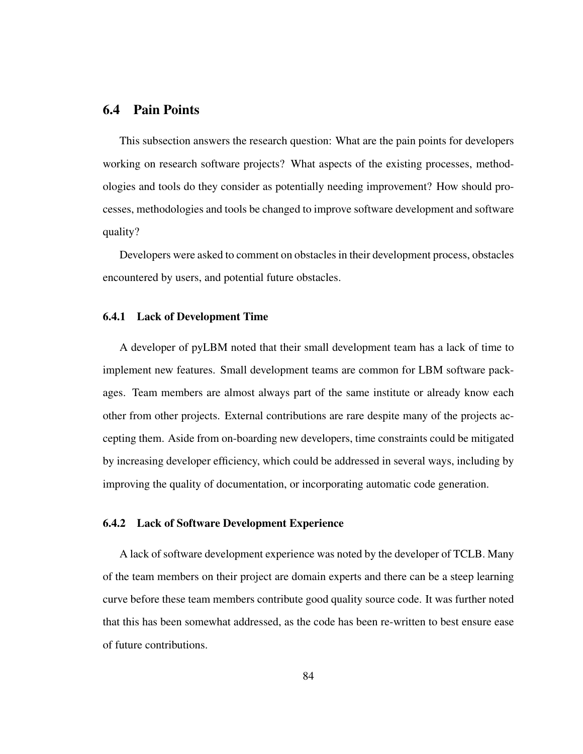## 6.4 Pain Points

This subsection answers the research question: What are the pain points for developers working on research software projects? What aspects of the existing processes, methodologies and tools do they consider as potentially needing improvement? How should processes, methodologies and tools be changed to improve software development and software quality?

Developers were asked to comment on obstacles in their development process, obstacles encountered by users, and potential future obstacles.

### 6.4.1 Lack of Development Time

A developer of pyLBM noted that their small development team has a lack of time to implement new features. Small development teams are common for LBM software packages. Team members are almost always part of the same institute or already know each other from other projects. External contributions are rare despite many of the projects accepting them. Aside from on-boarding new developers, time constraints could be mitigated by increasing developer efficiency, which could be addressed in several ways, including by improving the quality of documentation, or incorporating automatic code generation.

### 6.4.2 Lack of Software Development Experience

A lack of software development experience was noted by the developer of TCLB. Many of the team members on their project are domain experts and there can be a steep learning curve before these team members contribute good quality source code. It was further noted that this has been somewhat addressed, as the code has been re-written to best ensure ease of future contributions.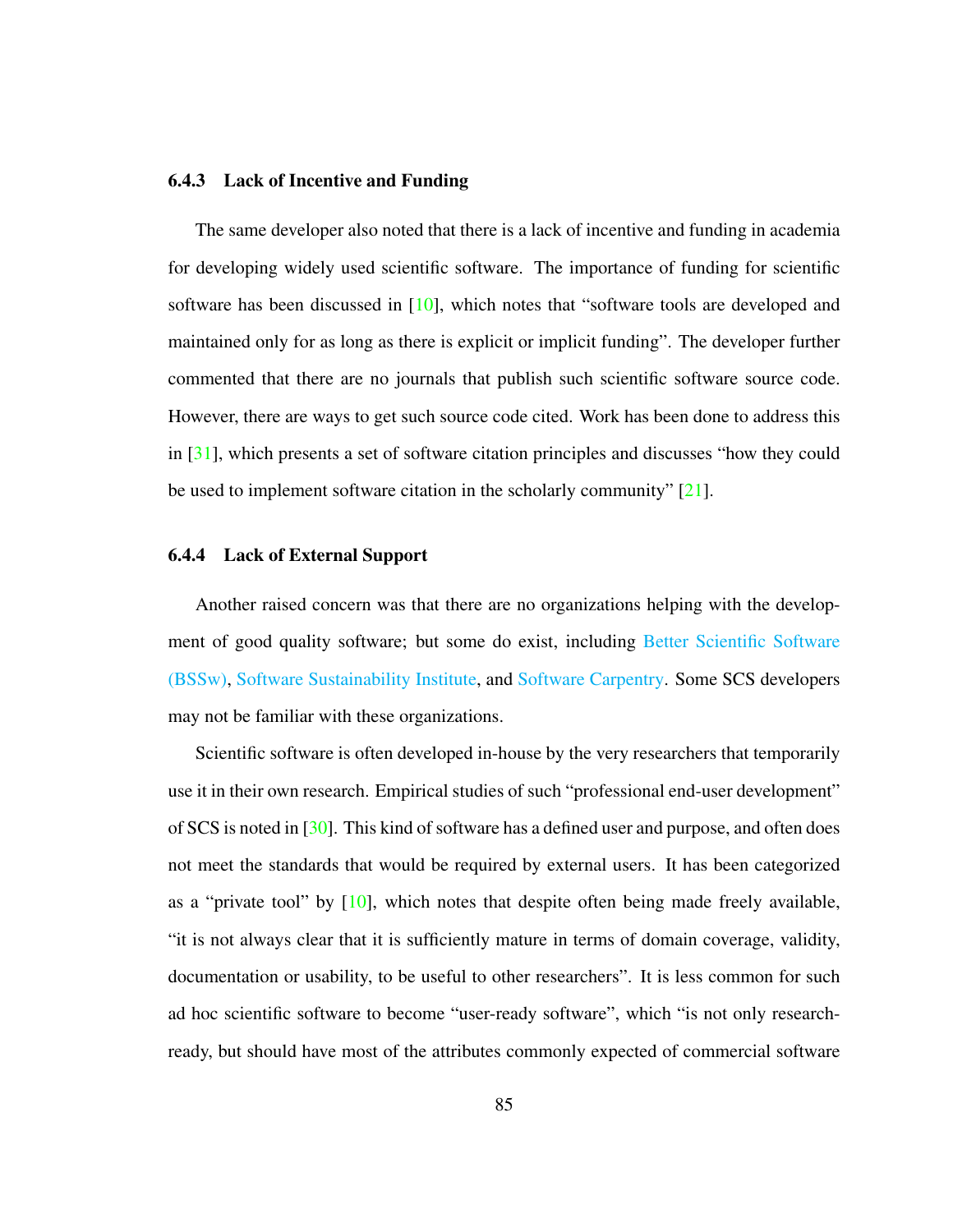### 6.4.3 Lack of Incentive and Funding

The same developer also noted that there is a lack of incentive and funding in academia for developing widely used scientific software. The importance of funding for scientific software has been discussed in [10], which notes that "software tools are developed and maintained only for as long as there is explicit or implicit funding". The developer further commented that there are no journals that publish such scientific software source code. However, there are ways to get such source code cited. Work has been done to address this in [31], which presents a set of software citation principles and discusses "how they could be used to implement software citation in the scholarly community" [21].

### 6.4.4 Lack of External Support

Another raised concern was that there are no organizations helping with the development of good quality software; but some do exist, including Better Scientific Software (BSSw), Software Sustainability Institute, and Software Carpentry. Some SCS developers may not be familiar with these organizations.

Scientific software is often developed in-house by the very researchers that temporarily use it in their own research. Empirical studies of such "professional end-user development" of SCS is noted in [30]. This kind of software has a defined user and purpose, and often does not meet the standards that would be required by external users. It has been categorized as a "private tool" by [10], which notes that despite often being made freely available, "it is not always clear that it is sufficiently mature in terms of domain coverage, validity, documentation or usability, to be useful to other researchers". It is less common for such ad hoc scientific software to become "user-ready software", which "is not only research-ready, but should have most of the attributes commonly expected of commercial software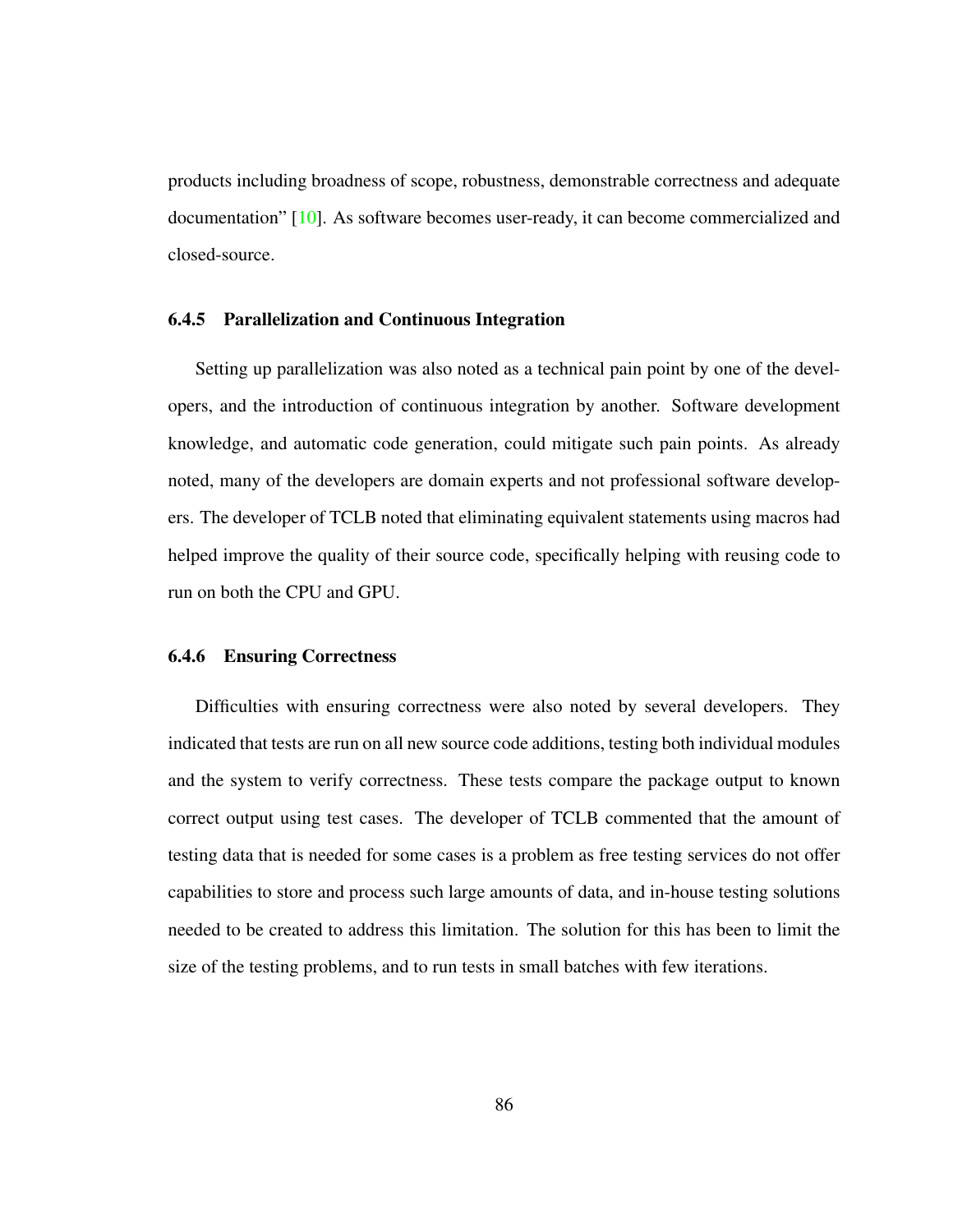products including broadness of scope, robustness, demonstrable correctness and adequate documentation" [10]. As software becomes user-ready, it can become commercialized and closed-source.

### 6.4.5 Parallelization and Continuous Integration

Setting up parallelization was also noted as a technical pain point by one of the developers, and the introduction of continuous integration by another. Software development knowledge, and automatic code generation, could mitigate such pain points. As already noted, many of the developers are domain experts and not professional software developers. The developer of TCLB noted that eliminating equivalent statements using macros had helped improve the quality of their source code, specifically helping with reusing code to run on both the CPU and GPU.

### 6.4.6 Ensuring Correctness

Difficulties with ensuring correctness were also noted by several developers. They indicated that tests are run on all new source code additions, testing both individual modules and the system to verify correctness. These tests compare the package output to known correct output using test cases. The developer of TCLB commented that the amount of testing data that is needed for some cases is a problem as free testing services do not offer capabilities to store and process such large amounts of data, and in-house testing solutions needed to be created to address this limitation. The solution for this has been to limit the size of the testing problems, and to run tests in small batches with few iterations.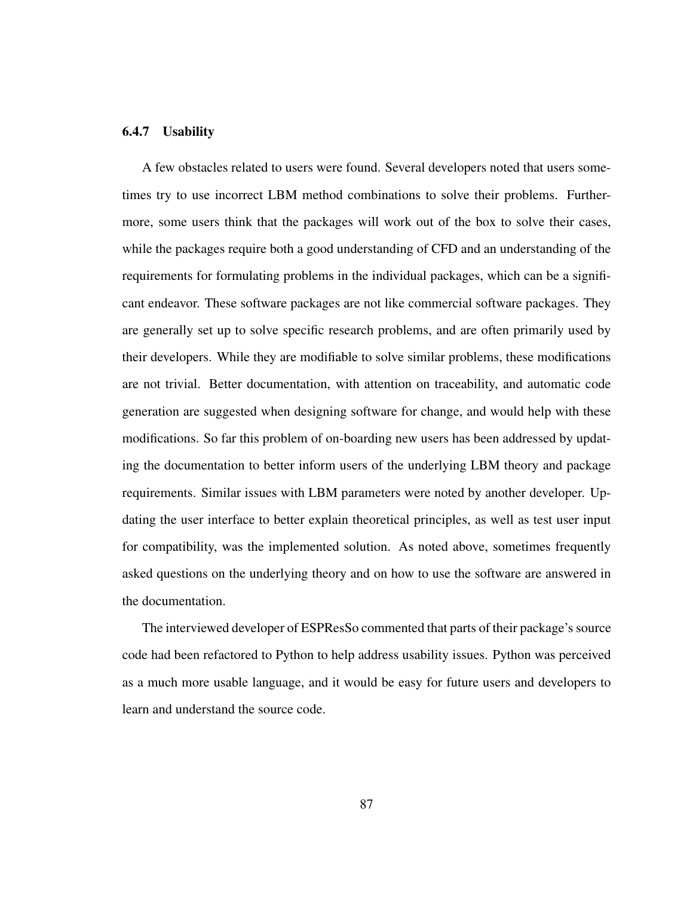### 6.4.7 Usability

A few obstacles related to users were found. Several developers noted that users sometimes try to use incorrect LBM method combinations to solve their problems. Furthermore, some users think that the packages will work out of the box to solve their cases, while the packages require both a good understanding of CFD and an understanding of the requirements for formulating problems in the individual packages, which can be a significant endeavor. These software packages are not like commercial software packages. They are generally set up to solve specific research problems, and are often primarily used by their developers. While they are modifiable to solve similar problems, these modifications are not trivial. Better documentation, with attention on traceability, and automatic code generation are suggested when designing software for change, and would help with these modifications. So far this problem of on-boarding new users has been addressed by updating the documentation to better inform users of the underlying LBM theory and package requirements. Similar issues with LBM parameters were noted by another developer. Updating the user interface to better explain theoretical principles, as well as test user input for compatibility, was the implemented solution. As noted above, sometimes frequently asked questions on the underlying theory and on how to use the software are answered in the documentation.

The interviewed developer of ESPResSo commented that parts of their package's source code had been refactored to Python to help address usability issues. Python was perceived as a much more usable language, and it would be easy for future users and developers to learn and understand the source code.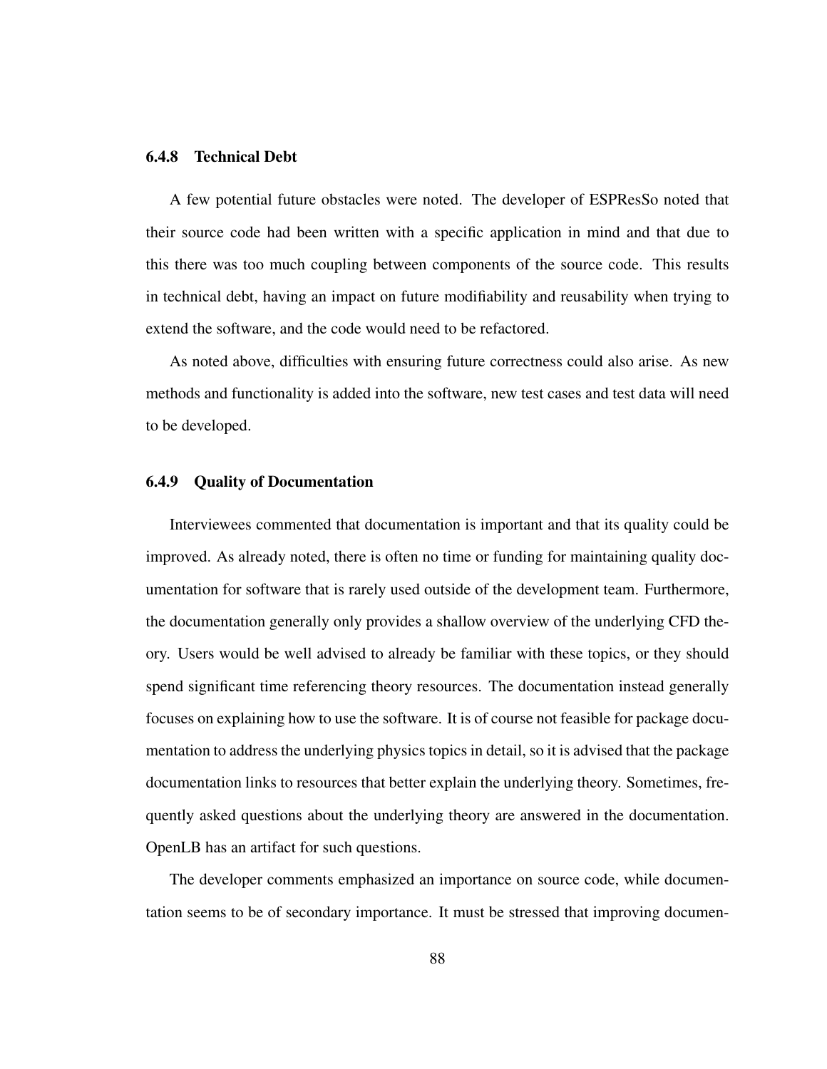### 6.4.8 Technical Debt

A few potential future obstacles were noted. The developer of ESPResSo noted that their source code had been written with a specific application in mind and that due to this there was too much coupling between components of the source code. This results in technical debt, having an impact on future modifiability and reusability when trying to extend the software, and the code would need to be refactored.

As noted above, difficulties with ensuring future correctness could also arise. As new methods and functionality is added into the software, new test cases and test data will need to be developed.

### 6.4.9 Quality of Documentation

Interviewees commented that documentation is important and that its quality could be improved. As already noted, there is often no time or funding for maintaining quality documentation for software that is rarely used outside of the development team. Furthermore, the documentation generally only provides a shallow overview of the underlying CFD theory. Users would be well advised to already be familiar with these topics, or they should spend significant time referencing theory resources. The documentation instead generally focuses on explaining how to use the software. It is of course not feasible for package documentation to address the underlying physics topics in detail, so it is advised that the package documentation links to resources that better explain the underlying theory. Sometimes, frequently asked questions about the underlying theory are answered in the documentation. OpenLB has an artifact for such questions.

The developer comments emphasized an importance on source code, while documentation seems to be of secondary importance. It must be stressed that improving documen-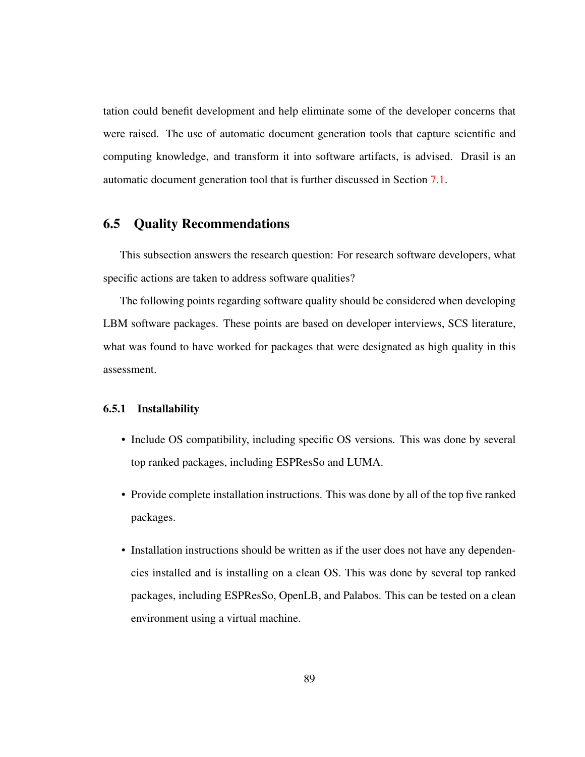tation could benefit development and help eliminate some of the developer concerns that were raised. The use of automatic document generation tools that capture scientific and computing knowledge, and transform it into software artifacts, is advised. Drasil is an automatic document generation tool that is further discussed in Section 7.1.

## 6.5 Quality Recommendations

This subsection answers the research question: For research software developers, what specific actions are taken to address software qualities?

The following points regarding software quality should be considered when developing LBM software packages. These points are based on developer interviews, SCS literature, what was found to have worked for packages that were designated as high quality in this assessment.

### 6.5.1 Installability

- Include OS compatibility, including specific OS versions. This was done by several top ranked packages, including ESPResSo and LUMA.
- Provide complete installation instructions. This was done by all of the top five ranked packages.
- Installation instructions should be written as if the user does not have any dependencies installed and is installing on a clean OS. This was done by several top ranked packages, including ESPResSo, OpenLB, and Palabos. This can be tested on a clean environment using a virtual machine.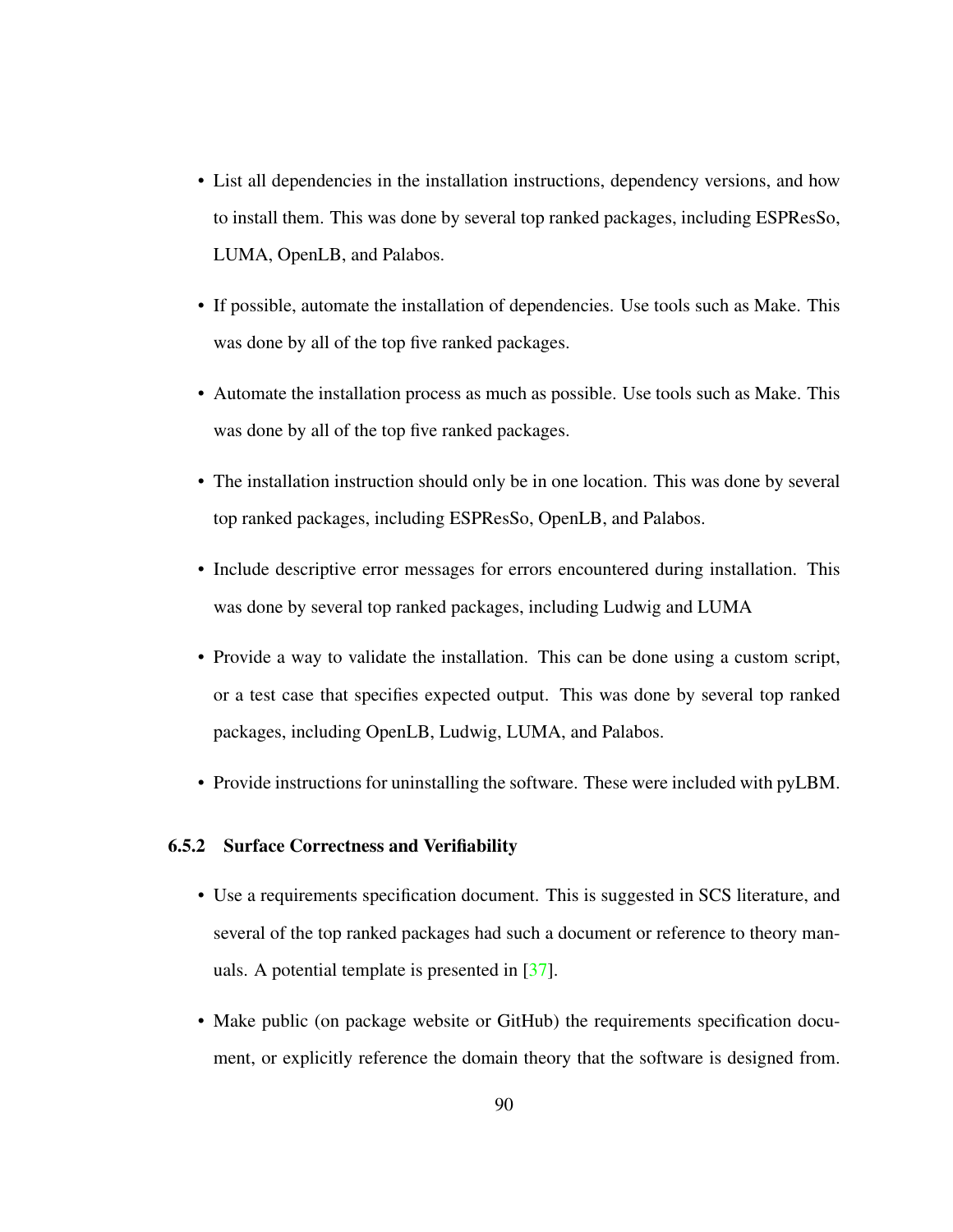- List all dependencies in the installation instructions, dependency versions, and how to install them. This was done by several top ranked packages, including ESPResSo, LUMA, OpenLB, and Palabos.
- If possible, automate the installation of dependencies. Use tools such as Make. This was done by all of the top five ranked packages.
- Automate the installation process as much as possible. Use tools such as Make. This was done by all of the top five ranked packages.
- The installation instruction should only be in one location. This was done by several top ranked packages, including ESPResSo, OpenLB, and Palabos.
- Include descriptive error messages for errors encountered during installation. This was done by several top ranked packages, including Ludwig and LUMA
- Provide a way to validate the installation. This can be done using a custom script, or a test case that specifies expected output. This was done by several top ranked packages, including OpenLB, Ludwig, LUMA, and Palabos.
- Provide instructions for uninstalling the software. These were included with pyLBM.

### 6.5.2 Surface Correctness and Verifiability

- Use a requirements specification document. This is suggested in SCS literature, and several of the top ranked packages had such a document or reference to theory manuals. A potential template is presented in [37].
- Make public (on package website or GitHub) the requirements specification document, or explicitly reference the domain theory that the software is designed from.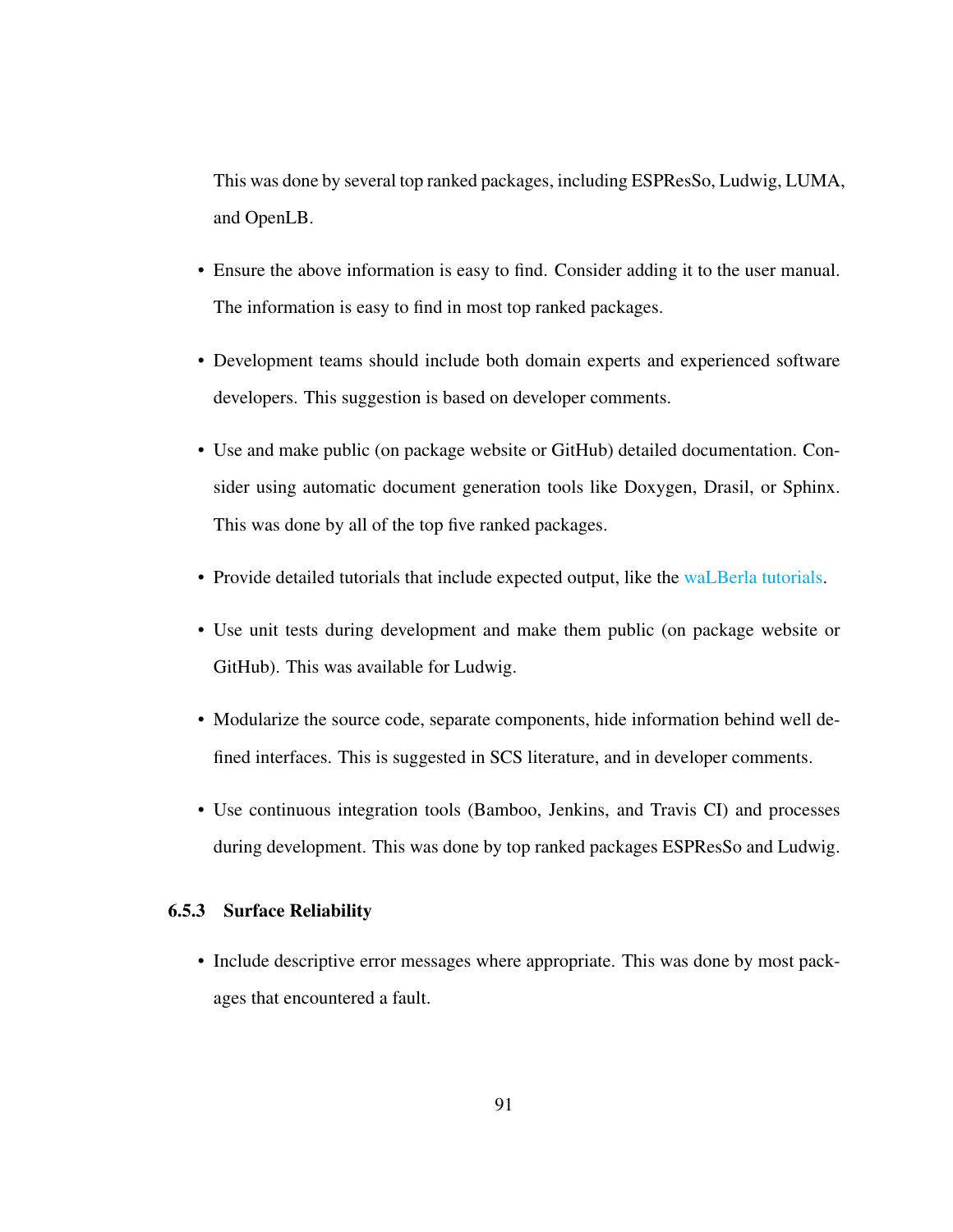This was done by several top ranked packages, including ESPResSo, Ludwig, LUMA, and OpenLB.

- Ensure the above information is easy to find. Consider adding it to the user manual. The information is easy to find in most top ranked packages.
- Development teams should include both domain experts and experienced software developers. This suggestion is based on developer comments.
- Use and make public (on package website or GitHub) detailed documentation. Consider using automatic document generation tools like Doxygen, Drasil, or Sphinx. This was done by all of the top five ranked packages.
- Provide detailed tutorials that include expected output, like the waLBerla tutorials.
- Use unit tests during development and make them public (on package website or GitHub). This was available for Ludwig.
- Modularize the source code, separate components, hide information behind well defined interfaces. This is suggested in SCS literature, and in developer comments.
- Use continuous integration tools (Bamboo, Jenkins, and Travis CI) and processes during development. This was done by top ranked packages ESPResSo and Ludwig.

### 6.5.3 Surface Reliability

- Include descriptive error messages where appropriate. This was done by most packages that encountered a fault.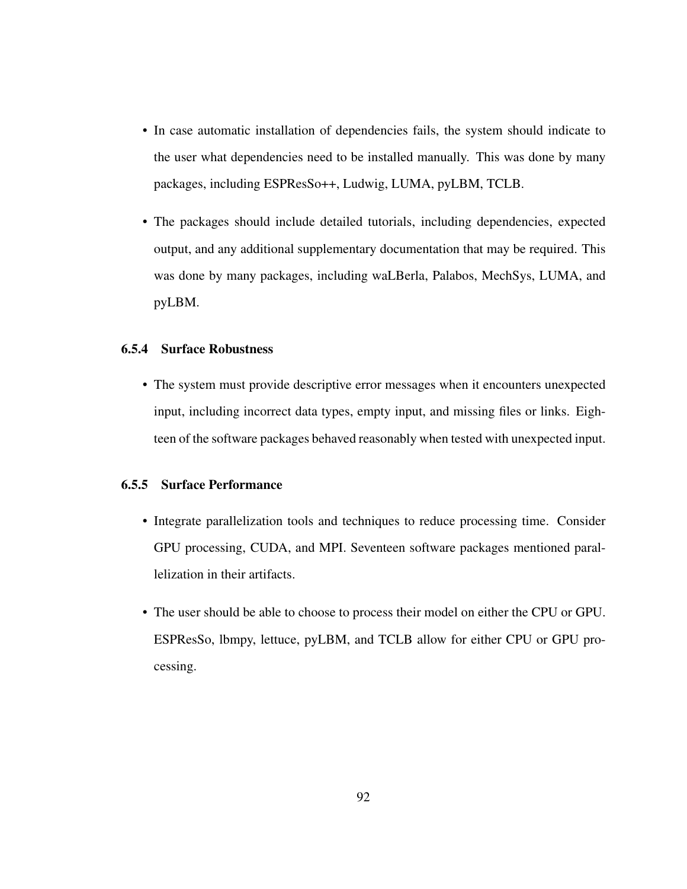- In case automatic installation of dependencies fails, the system should indicate to the user what dependencies need to be installed manually. This was done by many packages, including ESPResSo++, Ludwig, LUMA, pyLBM, TCLB.

- The packages should include detailed tutorials, including dependencies, expected output, and any additional supplementary documentation that may be required. This was done by many packages, including waLBerla, Palabos, MechSys, LUMA, and pyLBM.

### 6.5.4 Surface Robustness

- The system must provide descriptive error messages when it encounters unexpected input, including incorrect data types, empty input, and missing files or links. Eighteen of the software packages behaved reasonably when tested with unexpected input.

### 6.5.5 Surface Performance

- Integrate parallelization tools and techniques to reduce processing time. Consider GPU processing, CUDA, and MPI. Seventeen software packages mentioned parallelization in their artifacts.

- The user should be able to choose to process their model on either the CPU or GPU. ESPResSo, lbmpy, lettuce, pyLBM, and TCLB allow for either CPU or GPU processing.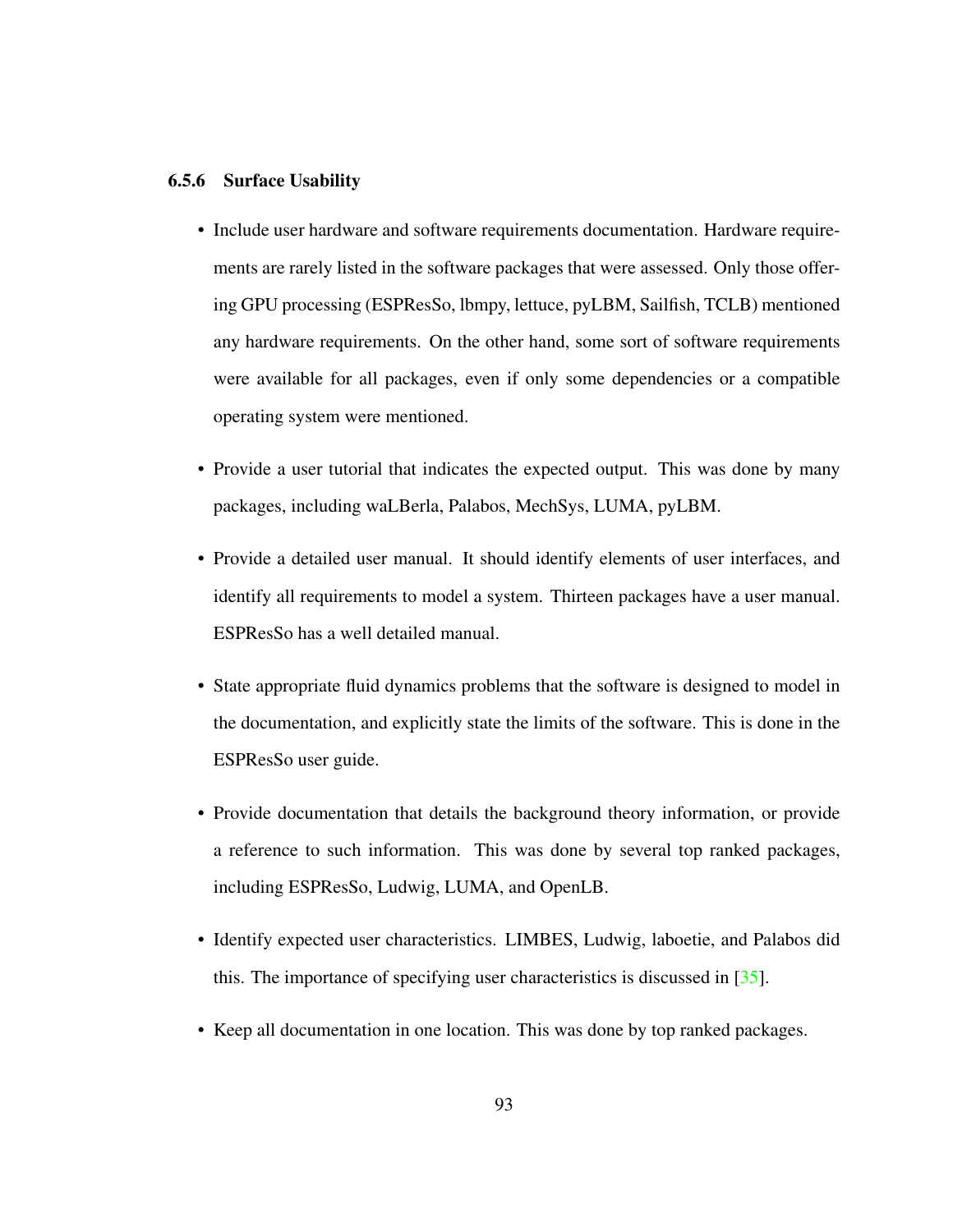### 6.5.6 Surface Usability

- Include user hardware and software requirements documentation. Hardware requirements are rarely listed in the software packages that were assessed. Only those offering GPU processing (ESPResSo, lbmpy, lettuce, pyLBM, Sailfish, TCLB) mentioned any hardware requirements. On the other hand, some sort of software requirements were available for all packages, even if only some dependencies or a compatible operating system were mentioned.

- Provide a user tutorial that indicates the expected output. This was done by many packages, including waLBerla, Palabos, MechSys, LUMA, pyLBM.

- Provide a detailed user manual. It should identify elements of user interfaces, and identify all requirements to model a system. Thirteen packages have a user manual. ESPResSo has a well detailed manual.

- State appropriate fluid dynamics problems that the software is designed to model in the documentation, and explicitly state the limits of the software. This is done in the ESPResSo user guide.

- Provide documentation that details the background theory information, or provide a reference to such information. This was done by several top ranked packages, including ESPResSo, Ludwig, LUMA, and OpenLB.

- Identify expected user characteristics. LIMBES, Ludwig, laboetie, and Palabos did this. The importance of specifying user characteristics is discussed in [35].

- Keep all documentation in one location. This was done by top ranked packages.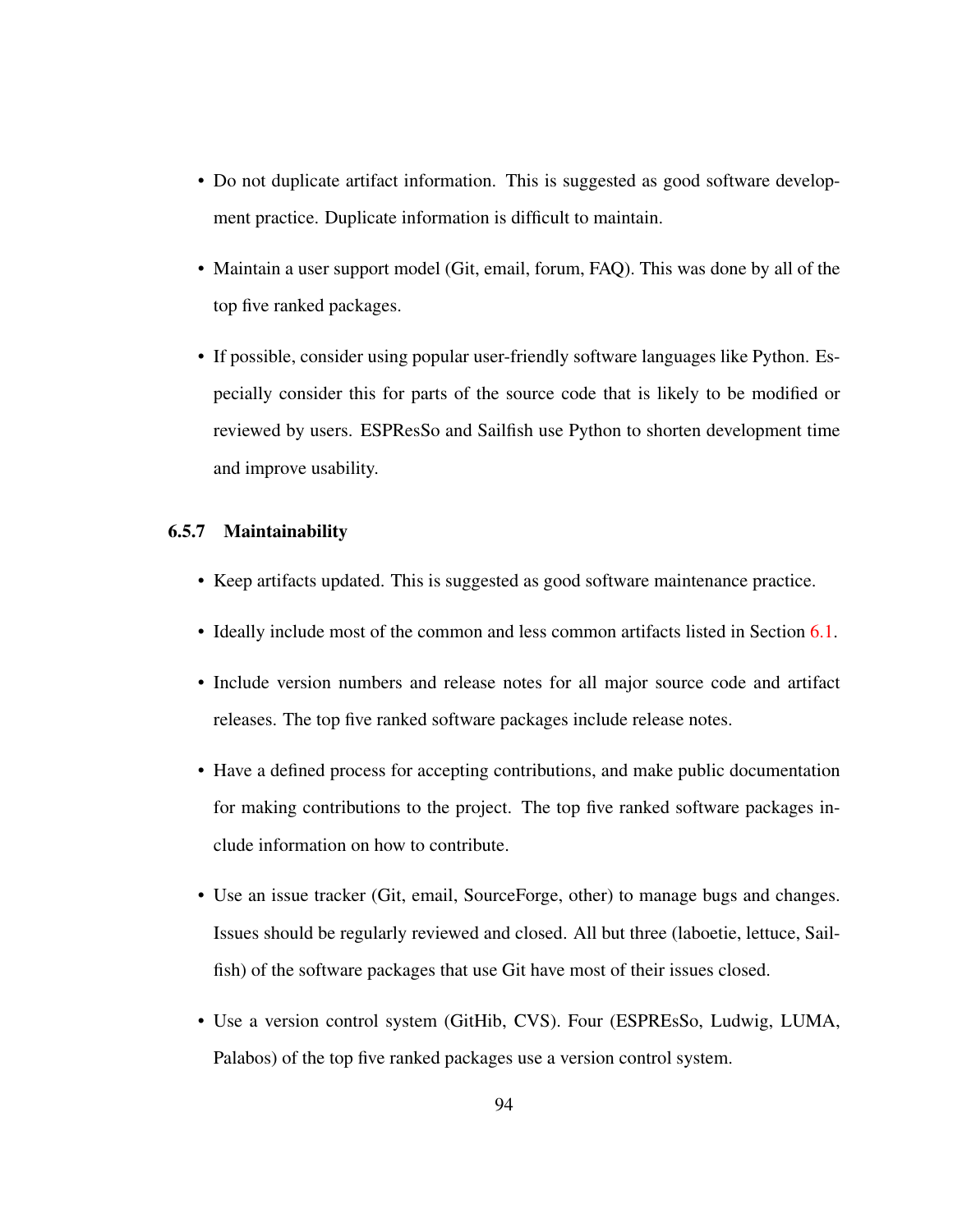- Do not duplicate artifact information. This is suggested as good software development practice. Duplicate information is difficult to maintain.

- Maintain a user support model (Git, email, forum, FAQ). This was done by all of the top five ranked packages.

- If possible, consider using popular user-friendly software languages like Python. Especially consider this for parts of the source code that is likely to be modified or reviewed by users. ESPResSo and Sailfish use Python to shorten development time and improve usability.

### 6.5.7 Maintainability

- Keep artifacts updated. This is suggested as good software maintenance practice.

- Ideally include most of the common and less common artifacts listed in Section 6.1.

- Include version numbers and release notes for all major source code and artifact releases. The top five ranked software packages include release notes.

- Have a defined process for accepting contributions, and make public documentation for making contributions to the project. The top five ranked software packages include information on how to contribute.

- Use an issue tracker (Git, email, SourceForge, other) to manage bugs and changes. Issues should be regularly reviewed and closed. All but three (laboetie, lettuce, Sailfish) of the software packages that use Git have most of their issues closed.

- Use a version control system (GitHib, CVS). Four (ESPREsSo, Ludwig, LUMA, Palabos) of the top five ranked packages use a version control system.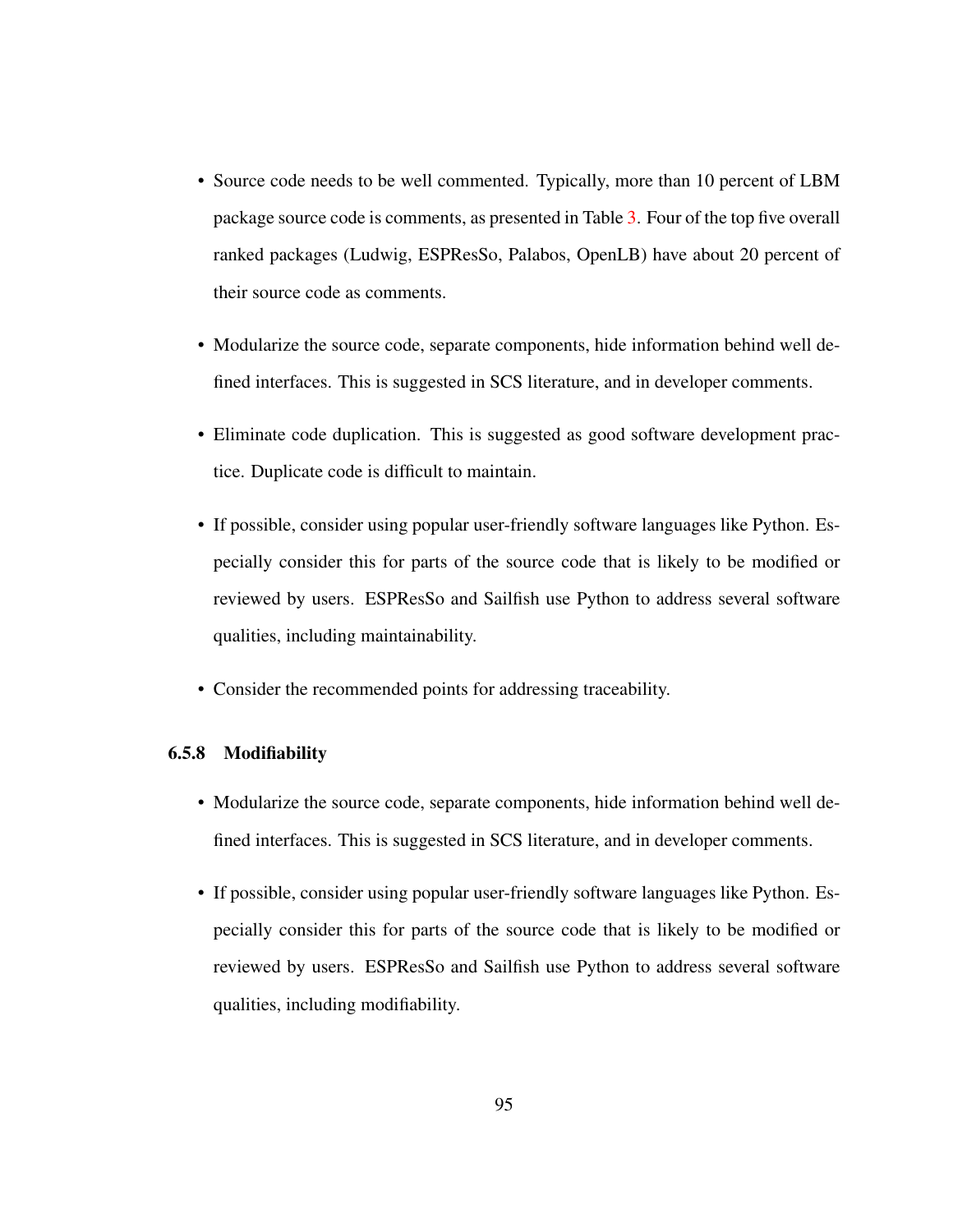- Source code needs to be well commented. Typically, more than 10 percent of LBM package source code is comments, as presented in Table 3. Four of the top five overall ranked packages (Ludwig, ESPResSo, Palabos, OpenLB) have about 20 percent of their source code as comments.
- Modularize the source code, separate components, hide information behind well defined interfaces. This is suggested in SCS literature, and in developer comments.
- Eliminate code duplication. This is suggested as good software development practice. Duplicate code is difficult to maintain.
- If possible, consider using popular user-friendly software languages like Python. Especially consider this for parts of the source code that is likely to be modified or reviewed by users. ESPResSo and Sailfish use Python to address several software qualities, including maintainability.
- Consider the recommended points for addressing traceability.

### 6.5.8 Modifiability

- Modularize the source code, separate components, hide information behind well defined interfaces. This is suggested in SCS literature, and in developer comments.
- If possible, consider using popular user-friendly software languages like Python. Especially consider this for parts of the source code that is likely to be modified or reviewed by users. ESPResSo and Sailfish use Python to address several software qualities, including modifiability.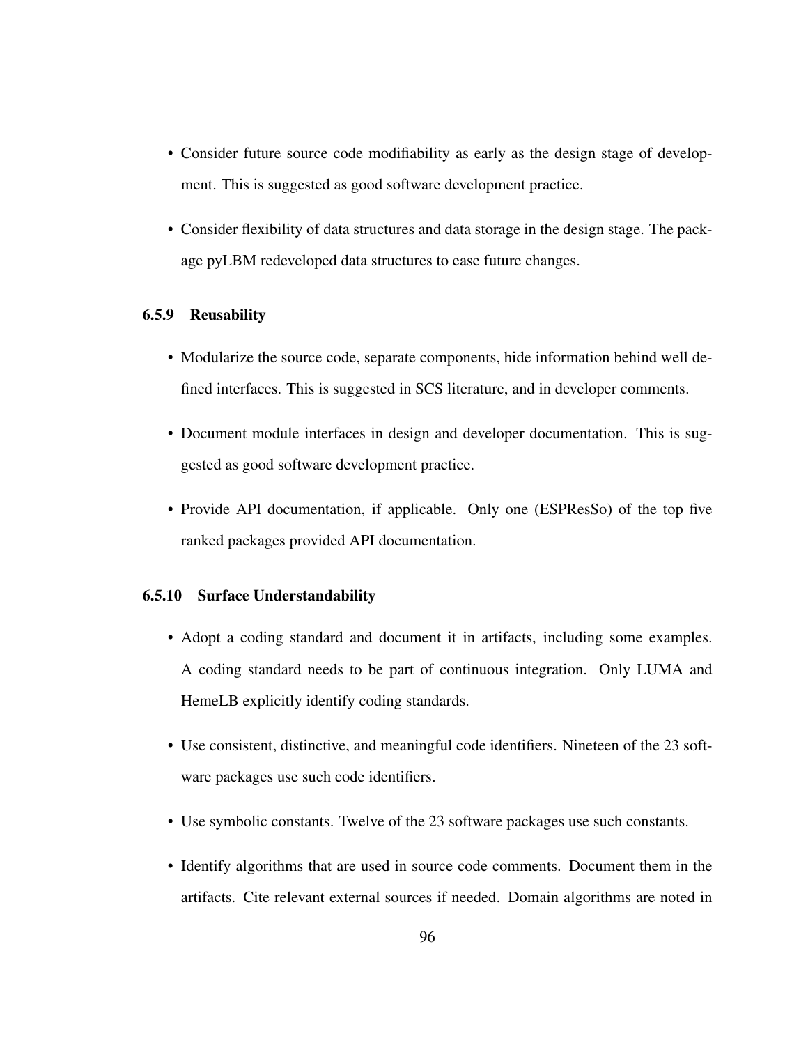- Consider future source code modifiability as early as the design stage of development. This is suggested as good software development practice.
- Consider flexibility of data structures and data storage in the design stage. The package pyLBM redeveloped data structures to ease future changes.

### 6.5.9 Reusability

- Modularize the source code, separate components, hide information behind well defined interfaces. This is suggested in SCS literature, and in developer comments.
- Document module interfaces in design and developer documentation. This is suggested as good software development practice.
- Provide API documentation, if applicable. Only one (ESPResSo) of the top five ranked packages provided API documentation.

### 6.5.10 Surface Understandability

- Adopt a coding standard and document it in artifacts, including some examples. A coding standard needs to be part of continuous integration. Only LUMA and HemeLB explicitly identify coding standards.
- Use consistent, distinctive, and meaningful code identifiers. Nineteen of the 23 software packages use such code identifiers.
- Use symbolic constants. Twelve of the 23 software packages use such constants.
- Identify algorithms that are used in source code comments. Document them in the artifacts. Cite relevant external sources if needed. Domain algorithms are noted in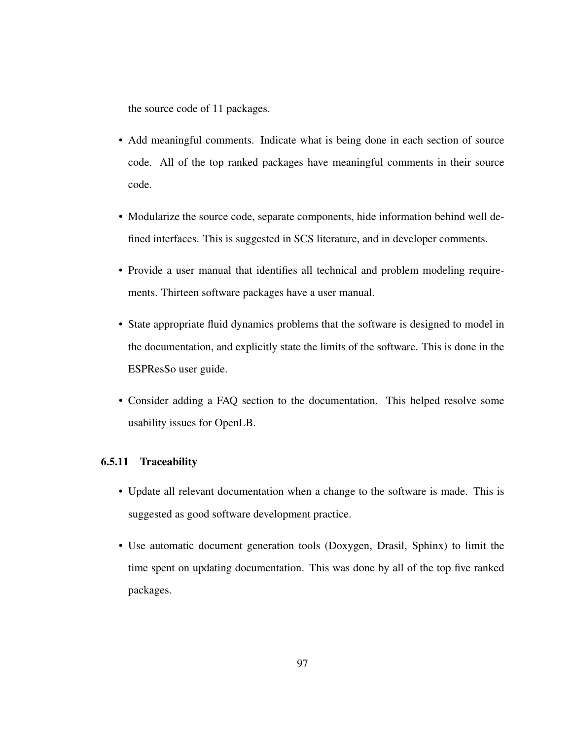the source code of 11 packages.

- Add meaningful comments. Indicate what is being done in each section of source code. All of the top ranked packages have meaningful comments in their source code.
- Modularize the source code, separate components, hide information behind well defined interfaces. This is suggested in SCS literature, and in developer comments.
- Provide a user manual that identifies all technical and problem modeling requirements. Thirteen software packages have a user manual.
- State appropriate fluid dynamics problems that the software is designed to model in the documentation, and explicitly state the limits of the software. This is done in the ESPResSo user guide.
- Consider adding a FAQ section to the documentation. This helped resolve some usability issues for OpenLB.

### 6.5.11 Traceability

- Update all relevant documentation when a change to the software is made. This is suggested as good software development practice.
- Use automatic document generation tools (Doxygen, Drasil, Sphinx) to limit the time spent on updating documentation. This was done by all of the top five ranked packages.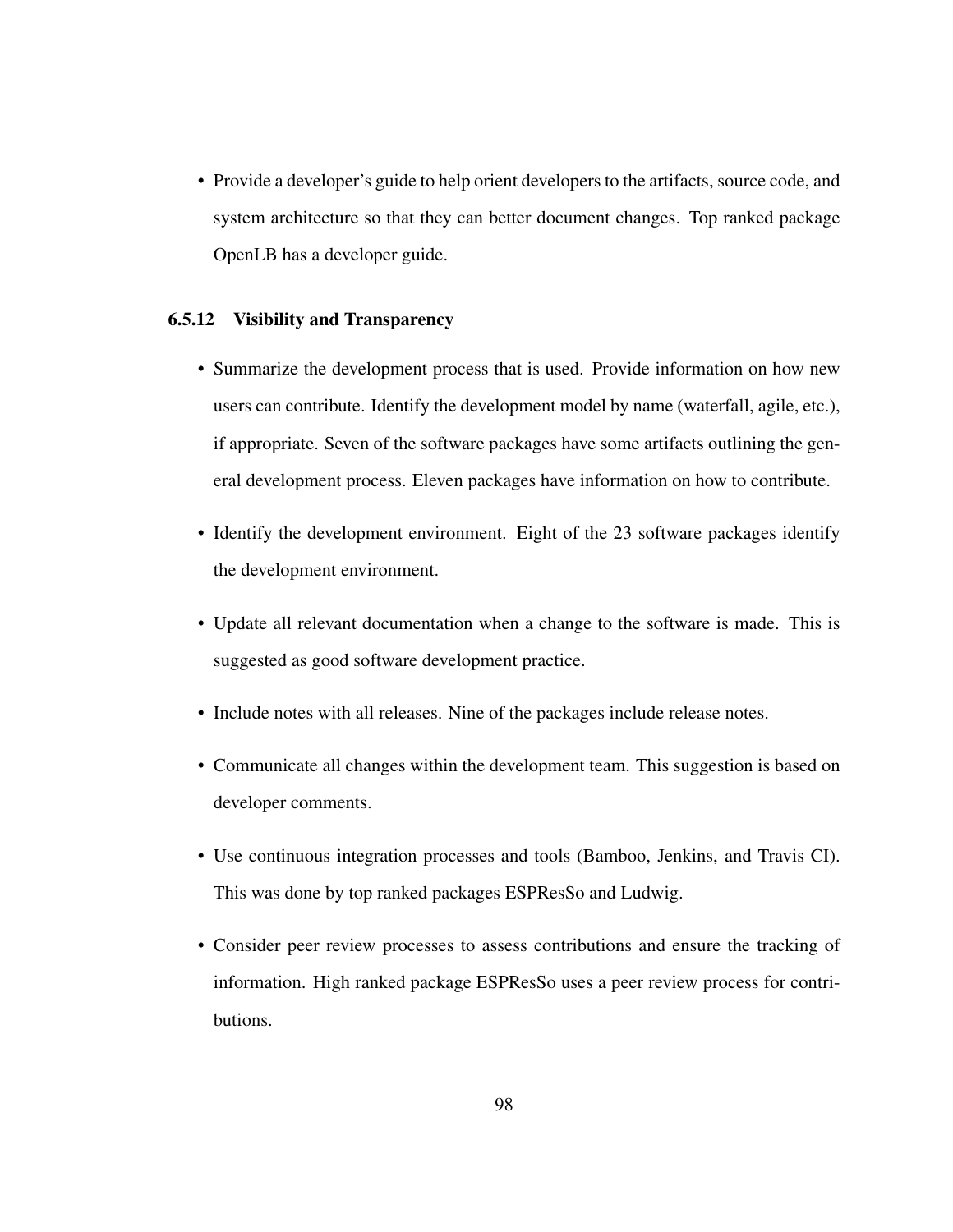- Provide a developer's guide to help orient developers to the artifacts, source code, and system architecture so that they can better document changes. Top ranked package OpenLB has a developer guide.

### 6.5.12 Visibility and Transparency

- Summarize the development process that is used. Provide information on how new users can contribute. Identify the development model by name (waterfall, agile, etc.), if appropriate. Seven of the software packages have some artifacts outlining the general development process. Eleven packages have information on how to contribute.
- Identify the development environment. Eight of the 23 software packages identify the development environment.
- Update all relevant documentation when a change to the software is made. This is suggested as good software development practice.
- Include notes with all releases. Nine of the packages include release notes.
- Communicate all changes within the development team. This suggestion is based on developer comments.
- Use continuous integration processes and tools (Bamboo, Jenkins, and Travis CI). This was done by top ranked packages ESPResSo and Ludwig.
- Consider peer review processes to assess contributions and ensure the tracking of information. High ranked package ESPResSo uses a peer review process for contributions.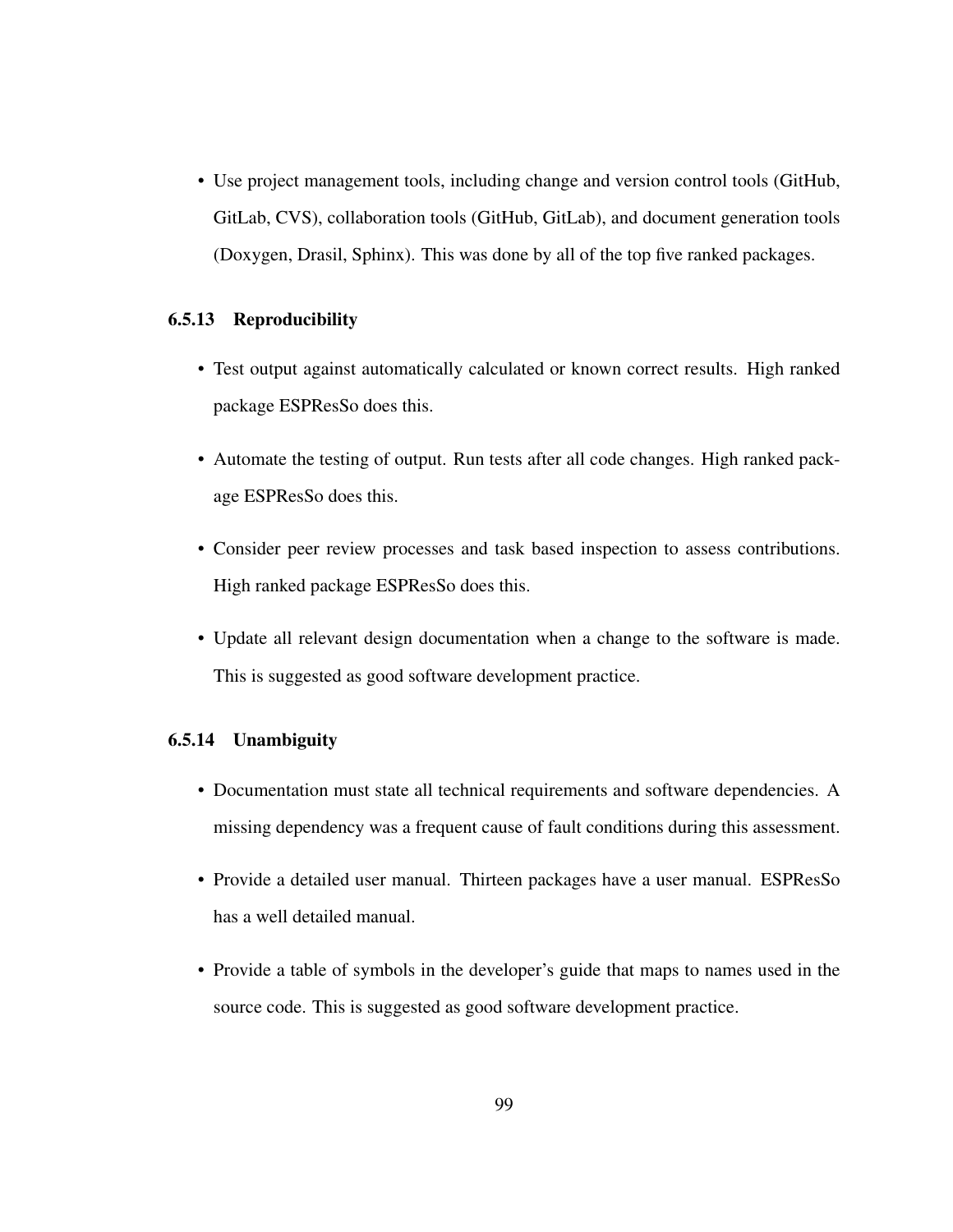- Use project management tools, including change and version control tools (GitHub, GitLab, CVS), collaboration tools (GitHub, GitLab), and document generation tools (Doxygen, Drasil, Sphinx). This was done by all of the top five ranked packages.

### 6.5.13 Reproducibility

- Test output against automatically calculated or known correct results. High ranked package ESPResSo does this.
- Automate the testing of output. Run tests after all code changes. High ranked package ESPResSo does this.
- Consider peer review processes and task based inspection to assess contributions. High ranked package ESPResSo does this.
- Update all relevant design documentation when a change to the software is made. This is suggested as good software development practice.

### 6.5.14 Unambiguity

- Documentation must state all technical requirements and software dependencies. A missing dependency was a frequent cause of fault conditions during this assessment.
- Provide a detailed user manual. Thirteen packages have a user manual. ESPResSo has a well detailed manual.
- Provide a table of symbols in the developer's guide that maps to names used in the source code. This is suggested as good software development practice.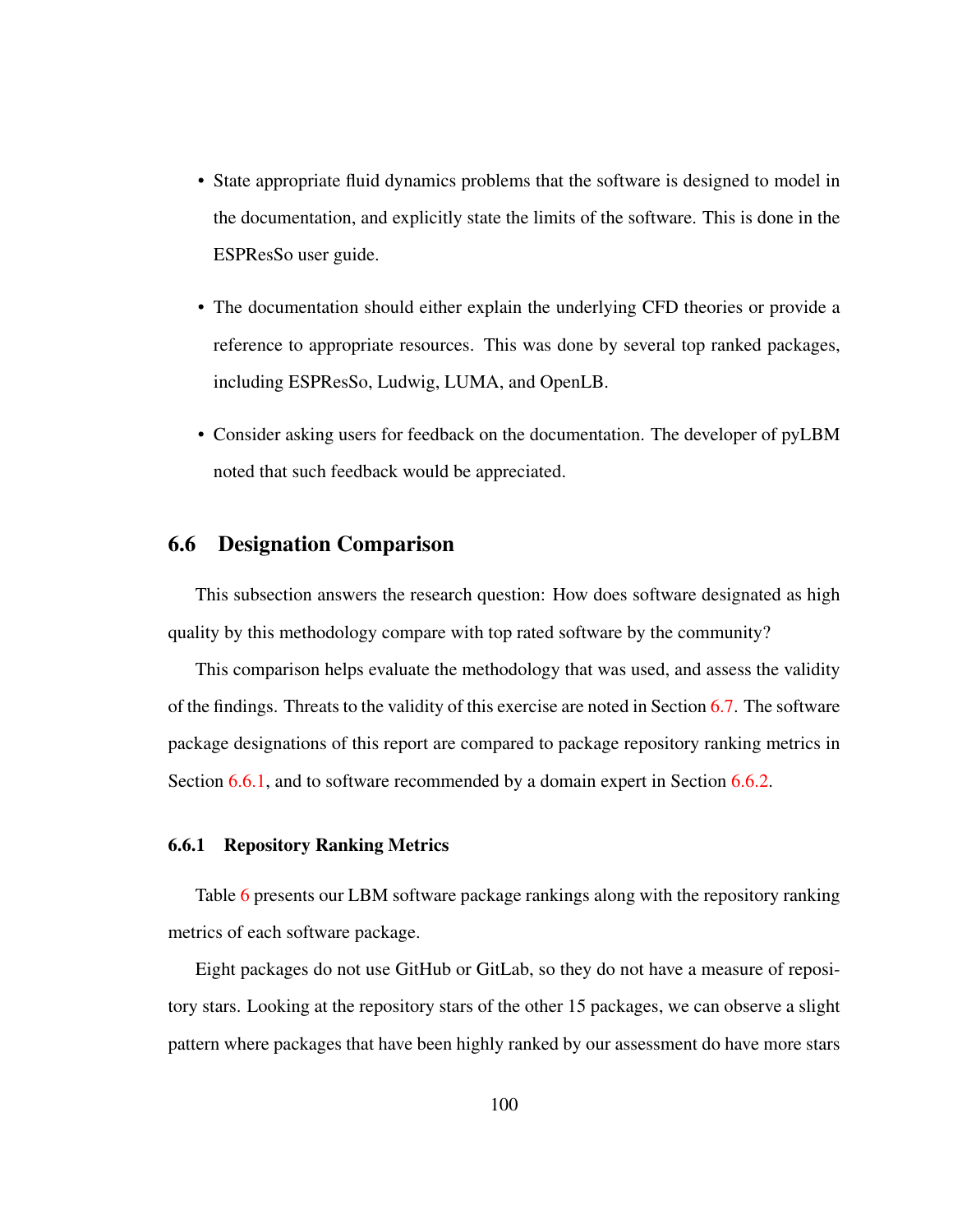- State appropriate fluid dynamics problems that the software is designed to model in the documentation, and explicitly state the limits of the software. This is done in the ESPResSo user guide.
- The documentation should either explain the underlying CFD theories or provide a reference to appropriate resources. This was done by several top ranked packages, including ESPResSo, Ludwig, LUMA, and OpenLB.
- Consider asking users for feedback on the documentation. The developer of pyLBM noted that such feedback would be appreciated.

## 6.6 Designation Comparison

This subsection answers the research question: How does software designated as high quality by this methodology compare with top rated software by the community?

This comparison helps evaluate the methodology that was used, and assess the validity of the findings. Threats to the validity of this exercise are noted in Section 6.7. The software package designations of this report are compared to package repository ranking metrics in Section 6.6.1, and to software recommended by a domain expert in Section 6.6.2.

### 6.6.1 Repository Ranking Metrics

Table 6 presents our LBM software package rankings along with the repository ranking metrics of each software package.

Eight packages do not use GitHub or GitLab, so they do not have a measure of repository stars. Looking at the repository stars of the other 15 packages, we can observe a slight pattern where packages that have been highly ranked by our assessment do have more stars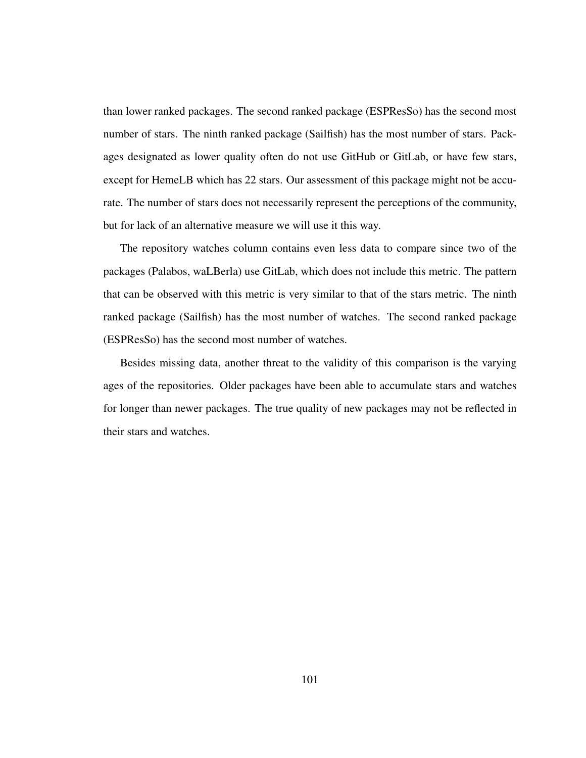than lower ranked packages. The second ranked package (ESPResSo) has the second most number of stars. The ninth ranked package (Sailfish) has the most number of stars. Packages designated as lower quality often do not use GitHub or GitLab, or have few stars, except for HemeLB which has 22 stars. Our assessment of this package might not be accurate. The number of stars does not necessarily represent the perceptions of the community, but for lack of an alternative measure we will use it this way.

The repository watches column contains even less data to compare since two of the packages (Palabos, waLBerla) use GitLab, which does not include this metric. The pattern that can be observed with this metric is very similar to that of the stars metric. The ninth ranked package (Sailfish) has the most number of watches. The second ranked package (ESPResSo) has the second most number of watches.

Besides missing data, another threat to the validity of this comparison is the varying ages of the repositories. Older packages have been able to accumulate stars and watches for longer than newer packages. The true quality of new packages may not be reflected in their stars and watches.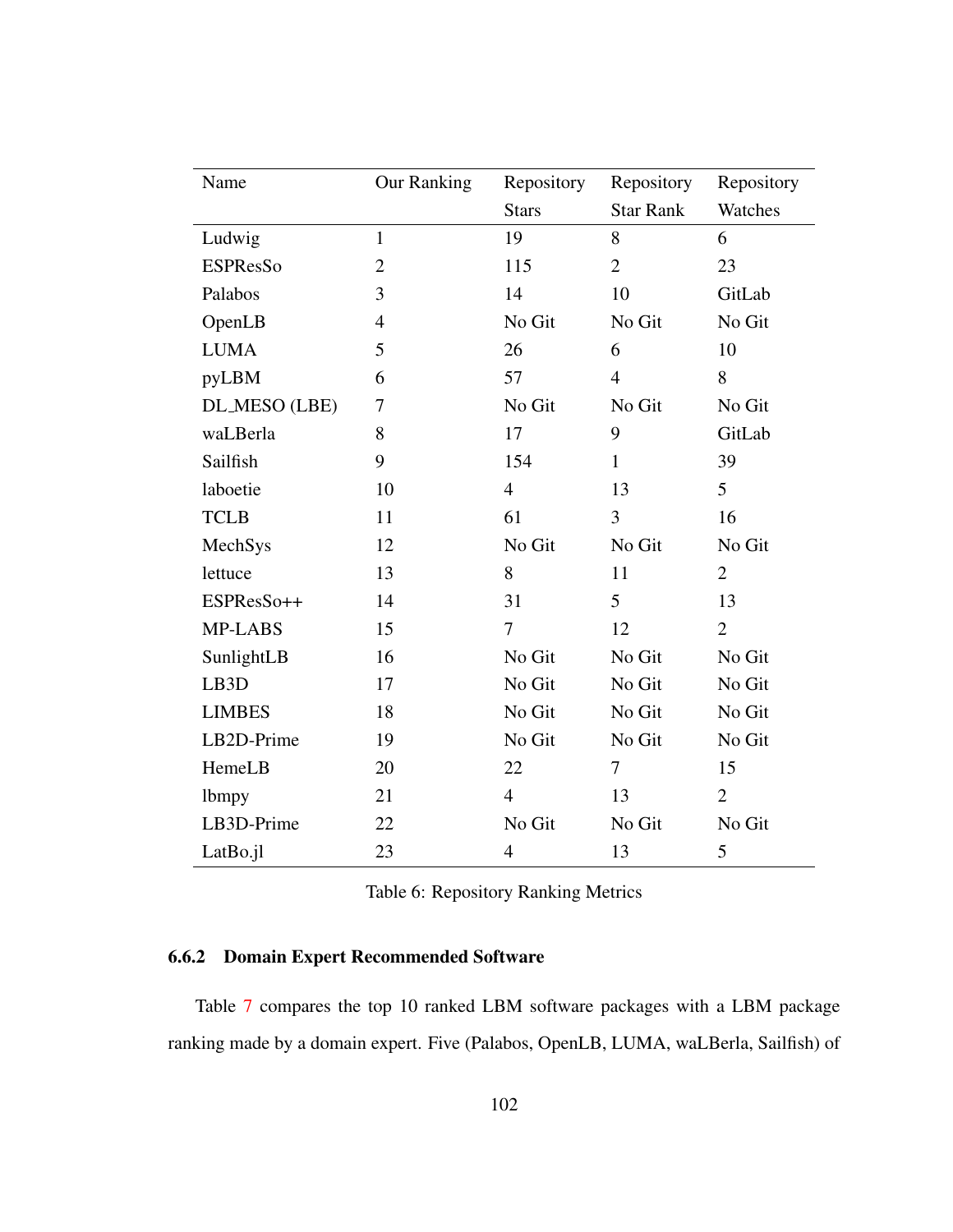| Name | Our Ranking | Repository Stars | Repository Star Rank | Repository Watches |
|---|---|---|---|---|
| Ludwig | 1 | 19 | 8 | 6 |
| ESPResSo | 2 | 115 | 2 | 23 |
| Palabos | 3 | 14 | 10 | GitLab |
| OpenLB | 4 | No Git | No Git | No Git |
| LUMA | 5 | 26 | 6 | 10 |
| pyLBM | 6 | 57 | 4 | 8 |
| DL_MESO (LBE) | 7 | No Git | No Git | No Git |
| waLBerla | 8 | 17 | 9 | GitLab |
| Sailfish | 9 | 154 | 1 | 39 |
| laboetie | 10 | 4 | 13 | 5 |
| TCLB | 11 | 61 | 3 | 16 |
| MechSys | 12 | No Git | No Git | No Git |
| lettuce | 13 | 8 | 11 | 2 |
| ESPResSo++ | 14 | 31 | 5 | 13 |
| MP-LABS | 15 | 7 | 12 | 2 |
| SunlightLB | 16 | No Git | No Git | No Git |
| LB3D | 17 | No Git | No Git | No Git |
| LIMBES | 18 | No Git | No Git | No Git |
| LB2D-Prime | 19 | No Git | No Git | No Git |
| HemeLB | 20 | 22 | 7 | 15 |
| lbmpy | 21 | 4 | 13 | 2 |
| LB3D-Prime | 22 | No Git | No Git | No Git |
| LatBo.jl | 23 | 4 | 13 | 5 |

Table 6: Repository Ranking Metrics

### 6.6.2 Domain Expert Recommended Software

Table 7 compares the top 10 ranked LBM software packages with a LBM package ranking made by a domain expert. Five (Palabos, OpenLB, LUMA, waLBerla, Sailfish) of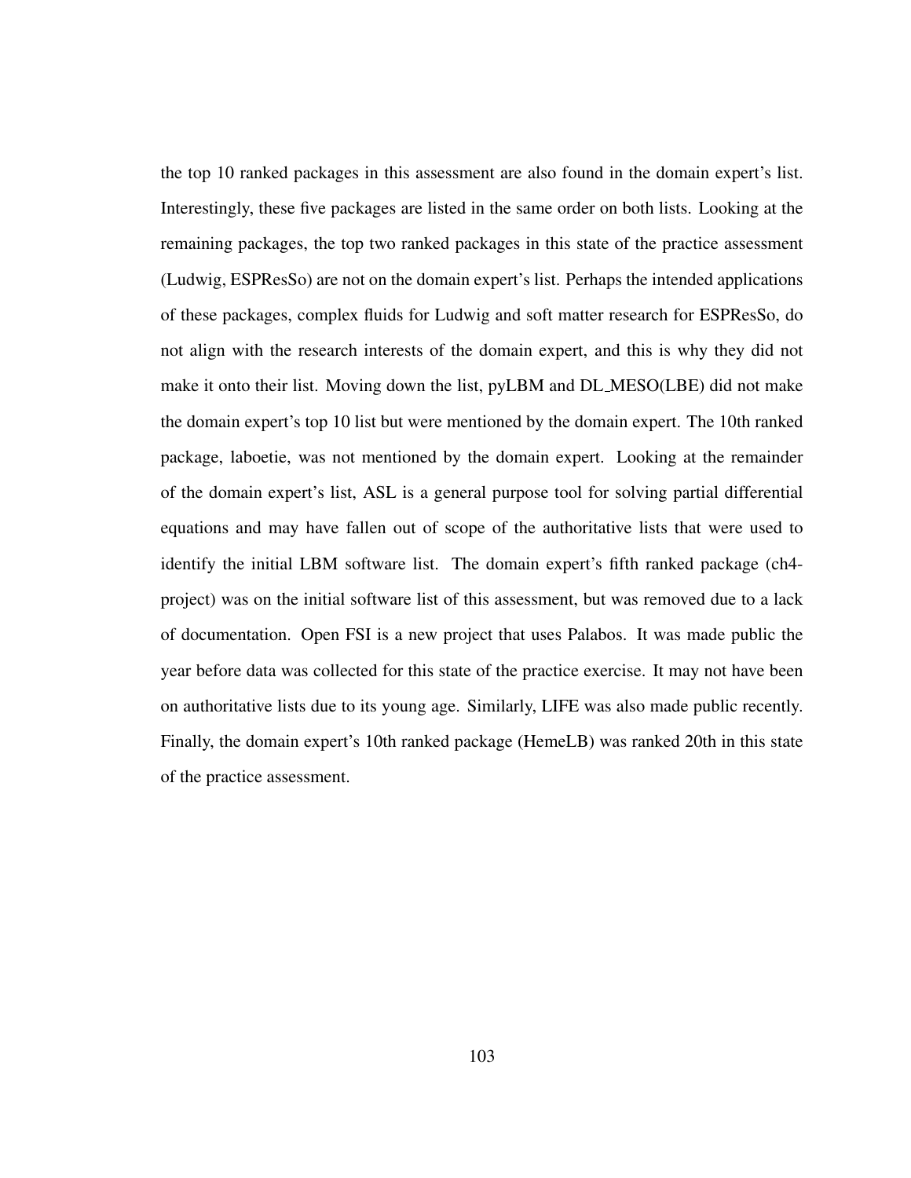the top 10 ranked packages in this assessment are also found in the domain expert's list. Interestingly, these five packages are listed in the same order on both lists. Looking at the remaining packages, the top two ranked packages in this state of the practice assessment (Ludwig, ESPResSo) are not on the domain expert's list. Perhaps the intended applications of these packages, complex fluids for Ludwig and soft matter research for ESPResSo, do not align with the research interests of the domain expert, and this is why they did not make it onto their list. Moving down the list, pyLBM and DL_MESO(LBE) did not make the domain expert's top 10 list but were mentioned by the domain expert. The 10th ranked package, laboetie, was not mentioned by the domain expert. Looking at the remainder of the domain expert's list, ASL is a general purpose tool for solving partial differential equations and may have fallen out of scope of the authoritative lists that were used to identify the initial LBM software list. The domain expert's fifth ranked package (ch4-project) was on the initial software list of this assessment, but was removed due to a lack of documentation. Open FSI is a new project that uses Palabos. It was made public the year before data was collected for this state of the practice exercise. It may not have been on authoritative lists due to its young age. Similarly, LIFE was also made public recently. Finally, the domain expert's 10th ranked package (HemeLB) was ranked 20th in this state of the practice assessment.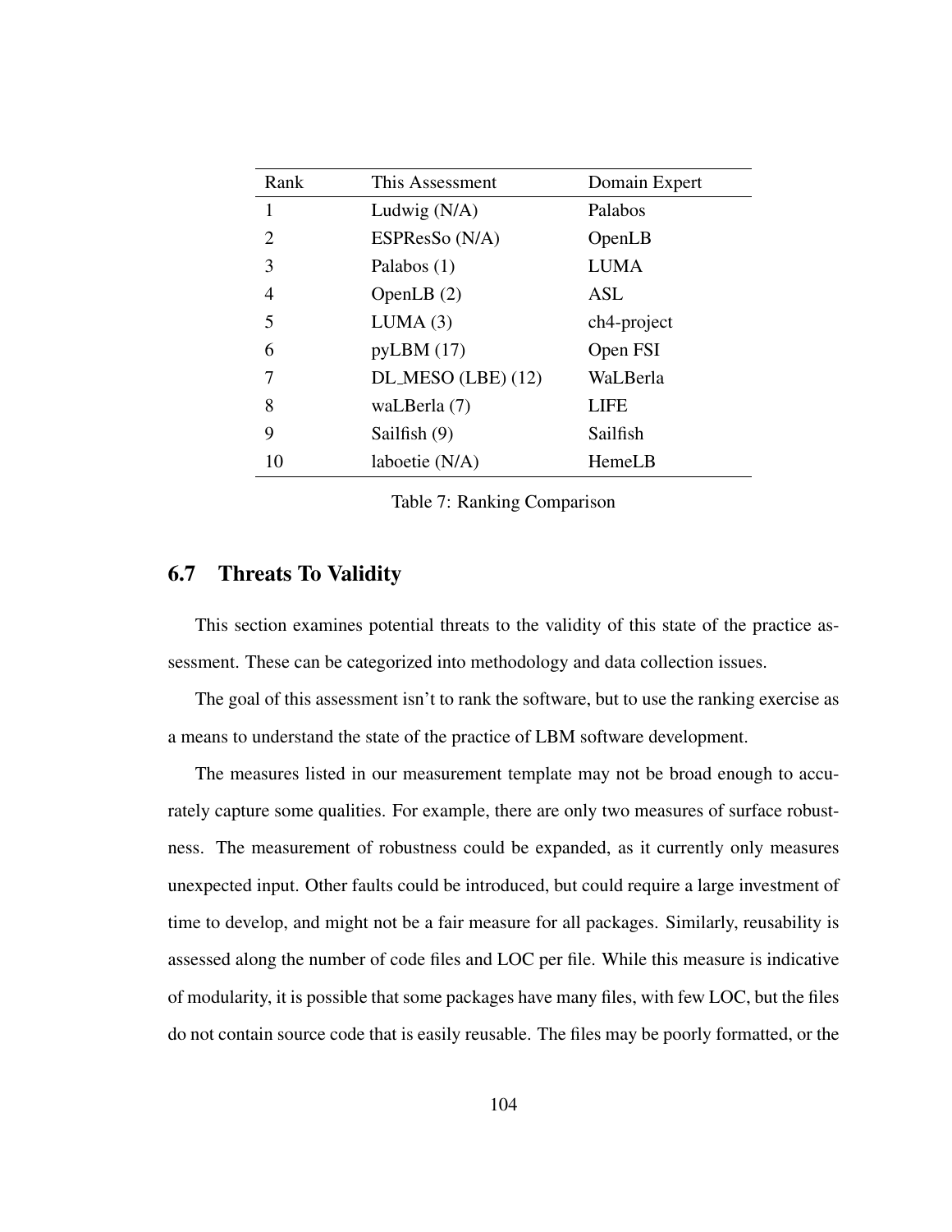| Rank | This Assessment | Domain Expert |
|---|---|---|
| 1 | Ludwig (N/A) | Palabos |
| 2 | ESPResSo (N/A) | OpenLB |
| 3 | Palabos (1) | LUMA |
| 4 | OpenLB (2) | ASL |
| 5 | LUMA (3) | ch4-project |
| 6 | pyLBM (17) | Open FSI |
| 7 | DL_MESO (LBE) (12) | WaLBerla |
| 8 | waLBerla (7) | LIFE |
| 9 | Sailfish (9) | Sailfish |
| 10 | laboetie (N/A) | HemeLB |

Table 7: Ranking Comparison

## 6.7 Threats To Validity

This section examines potential threats to the validity of this state of the practice assessment. These can be categorized into methodology and data collection issues.

The goal of this assessment isn't to rank the software, but to use the ranking exercise as a means to understand the state of the practice of LBM software development.

The measures listed in our measurement template may not be broad enough to accurately capture some qualities. For example, there are only two measures of surface robustness. The measurement of robustness could be expanded, as it currently only measures unexpected input. Other faults could be introduced, but could require a large investment of time to develop, and might not be a fair measure for all packages. Similarly, reusability is assessed along the number of code files and LOC per file. While this measure is indicative of modularity, it is possible that some packages have many files, with few LOC, but the files do not contain source code that is easily reusable. The files may be poorly formatted, or the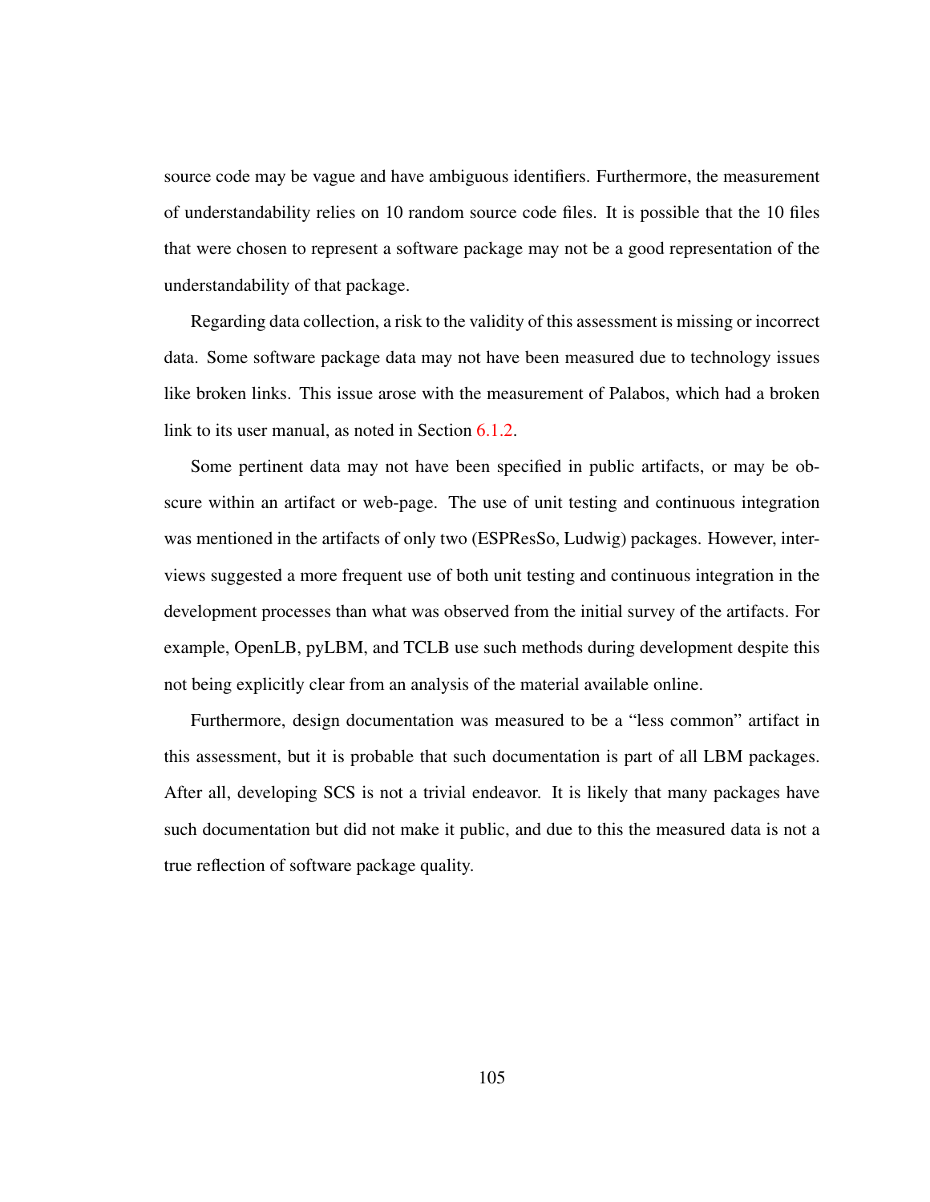source code may be vague and have ambiguous identifiers. Furthermore, the measurement of understandability relies on 10 random source code files. It is possible that the 10 files that were chosen to represent a software package may not be a good representation of the understandability of that package.

Regarding data collection, a risk to the validity of this assessment is missing or incorrect data. Some software package data may not have been measured due to technology issues like broken links. This issue arose with the measurement of Palabos, which had a broken link to its user manual, as noted in Section 6.1.2.

Some pertinent data may not have been specified in public artifacts, or may be obscure within an artifact or web-page. The use of unit testing and continuous integration was mentioned in the artifacts of only two (ESPResSo, Ludwig) packages. However, interviews suggested a more frequent use of both unit testing and continuous integration in the development processes than what was observed from the initial survey of the artifacts. For example, OpenLB, pyLBM, and TCLB use such methods during development despite this not being explicitly clear from an analysis of the material available online.

Furthermore, design documentation was measured to be a "less common" artifact in this assessment, but it is probable that such documentation is part of all LBM packages. After all, developing SCS is not a trivial endeavor. It is likely that many packages have such documentation but did not make it public, and due to this the measured data is not a true reflection of software package quality.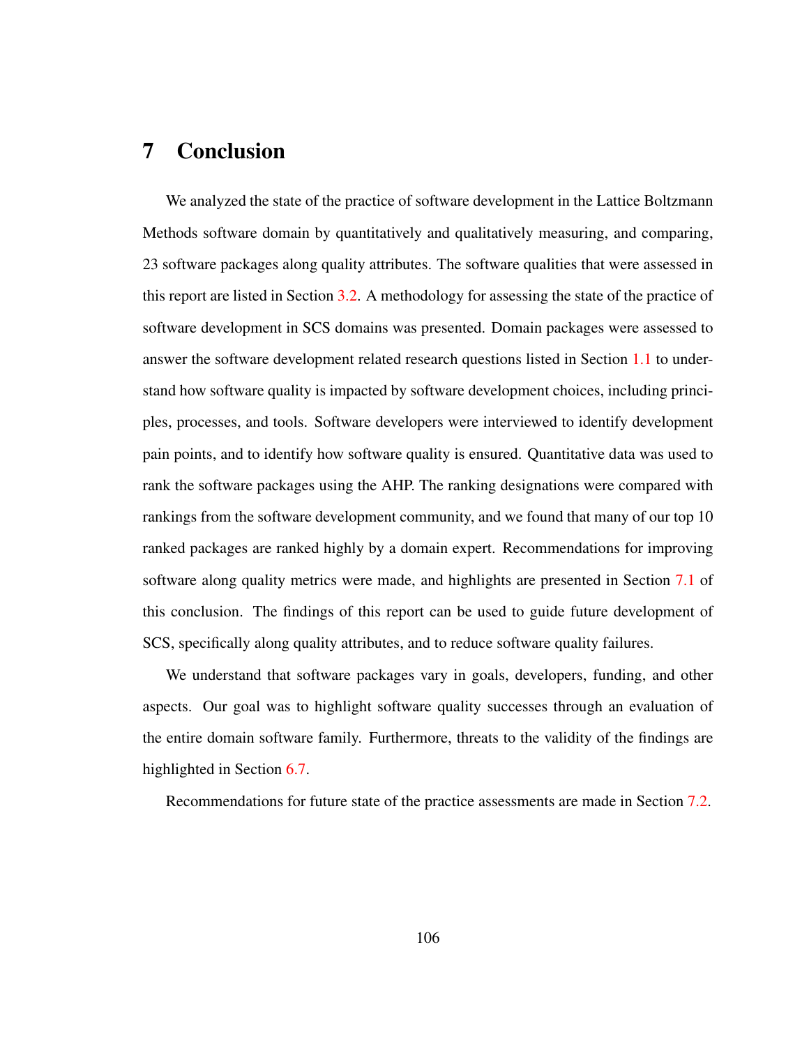# 7 Conclusion

We analyzed the state of the practice of software development in the Lattice Boltzmann Methods software domain by quantitatively and qualitatively measuring, and comparing, 23 software packages along quality attributes. The software qualities that were assessed in this report are listed in Section 3.2. A methodology for assessing the state of the practice of software development in SCS domains was presented. Domain packages were assessed to answer the software development related research questions listed in Section 1.1 to understand how software quality is impacted by software development choices, including principles, processes, and tools. Software developers were interviewed to identify development pain points, and to identify how software quality is ensured. Quantitative data was used to rank the software packages using the AHP. The ranking designations were compared with rankings from the software development community, and we found that many of our top 10 ranked packages are ranked highly by a domain expert. Recommendations for improving software along quality metrics were made, and highlights are presented in Section 7.1 of this conclusion. The findings of this report can be used to guide future development of SCS, specifically along quality attributes, and to reduce software quality failures.

We understand that software packages vary in goals, developers, funding, and other aspects. Our goal was to highlight software quality successes through an evaluation of the entire domain software family. Furthermore, threats to the validity of the findings are highlighted in Section 6.7.

Recommendations for future state of the practice assessments are made in Section 7.2.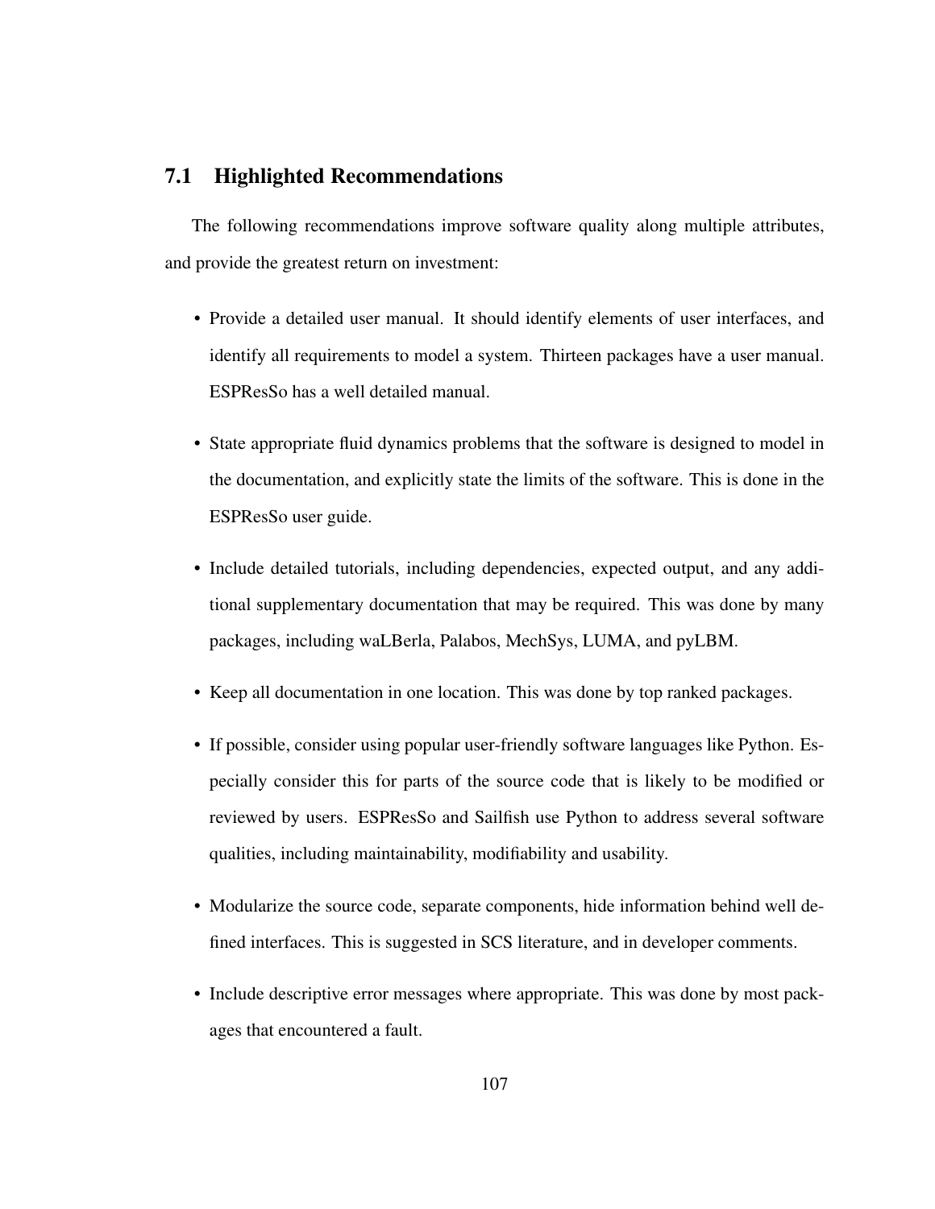## 7.1 Highlighted Recommendations

The following recommendations improve software quality along multiple attributes, and provide the greatest return on investment:

- Provide a detailed user manual. It should identify elements of user interfaces, and identify all requirements to model a system. Thirteen packages have a user manual. ESPResSo has a well detailed manual.
- State appropriate fluid dynamics problems that the software is designed to model in the documentation, and explicitly state the limits of the software. This is done in the ESPResSo user guide.
- Include detailed tutorials, including dependencies, expected output, and any additional supplementary documentation that may be required. This was done by many packages, including waLBerla, Palabos, MechSys, LUMA, and pyLBM.
- Keep all documentation in one location. This was done by top ranked packages.
- If possible, consider using popular user-friendly software languages like Python. Especially consider this for parts of the source code that is likely to be modified or reviewed by users. ESPResSo and Sailfish use Python to address several software qualities, including maintainability, modifiability and usability.
- Modularize the source code, separate components, hide information behind well defined interfaces. This is suggested in SCS literature, and in developer comments.
- Include descriptive error messages where appropriate. This was done by most packages that encountered a fault.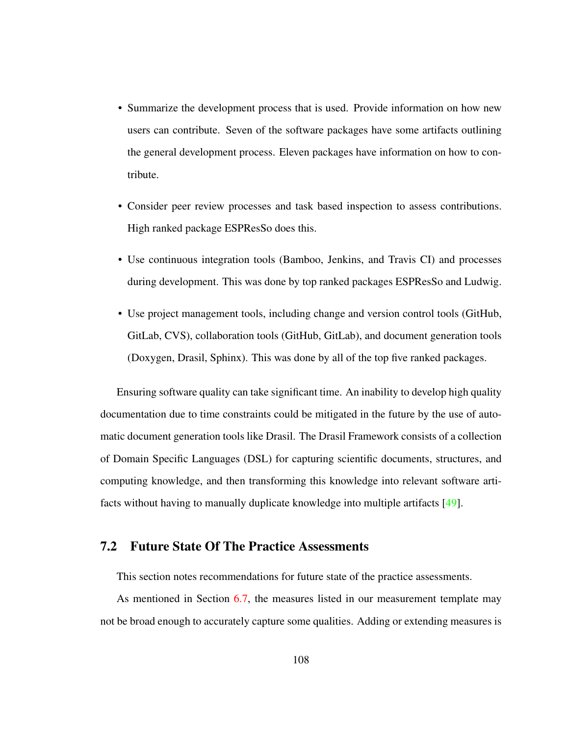- Summarize the development process that is used. Provide information on how new users can contribute. Seven of the software packages have some artifacts outlining the general development process. Eleven packages have information on how to contribute.
- Consider peer review processes and task based inspection to assess contributions. High ranked package ESPResSo does this.
- Use continuous integration tools (Bamboo, Jenkins, and Travis CI) and processes during development. This was done by top ranked packages ESPResSo and Ludwig.
- Use project management tools, including change and version control tools (GitHub, GitLab, CVS), collaboration tools (GitHub, GitLab), and document generation tools (Doxygen, Drasil, Sphinx). This was done by all of the top five ranked packages.

Ensuring software quality can take significant time. An inability to develop high quality documentation due to time constraints could be mitigated in the future by the use of automatic document generation tools like Drasil. The Drasil Framework consists of a collection of Domain Specific Languages (DSL) for capturing scientific documents, structures, and computing knowledge, and then transforming this knowledge into relevant software artifacts without having to manually duplicate knowledge into multiple artifacts [49].

## 7.2 Future State Of The Practice Assessments

This section notes recommendations for future state of the practice assessments.

As mentioned in Section 6.7, the measures listed in our measurement template may not be broad enough to accurately capture some qualities. Adding or extending measures is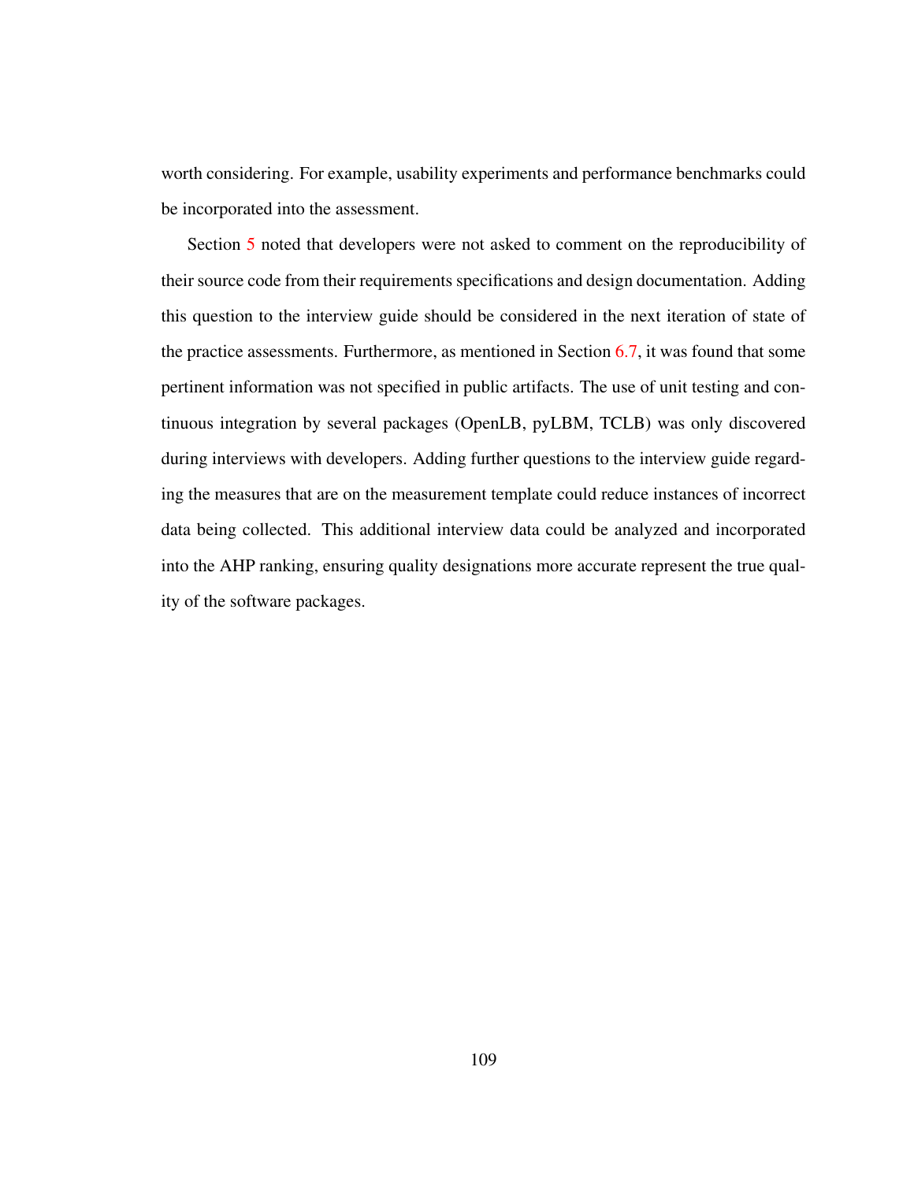worth considering. For example, usability experiments and performance benchmarks could be incorporated into the assessment.

Section 5 noted that developers were not asked to comment on the reproducibility of their source code from their requirements specifications and design documentation. Adding this question to the interview guide should be considered in the next iteration of state of the practice assessments. Furthermore, as mentioned in Section 6.7, it was found that some pertinent information was not specified in public artifacts. The use of unit testing and continuous integration by several packages (OpenLB, pyLBM, TCLB) was only discovered during interviews with developers. Adding further questions to the interview guide regarding the measures that are on the measurement template could reduce instances of incorrect data being collected. This additional interview data could be analyzed and incorporated into the AHP ranking, ensuring quality designations more accurate represent the true quality of the software packages.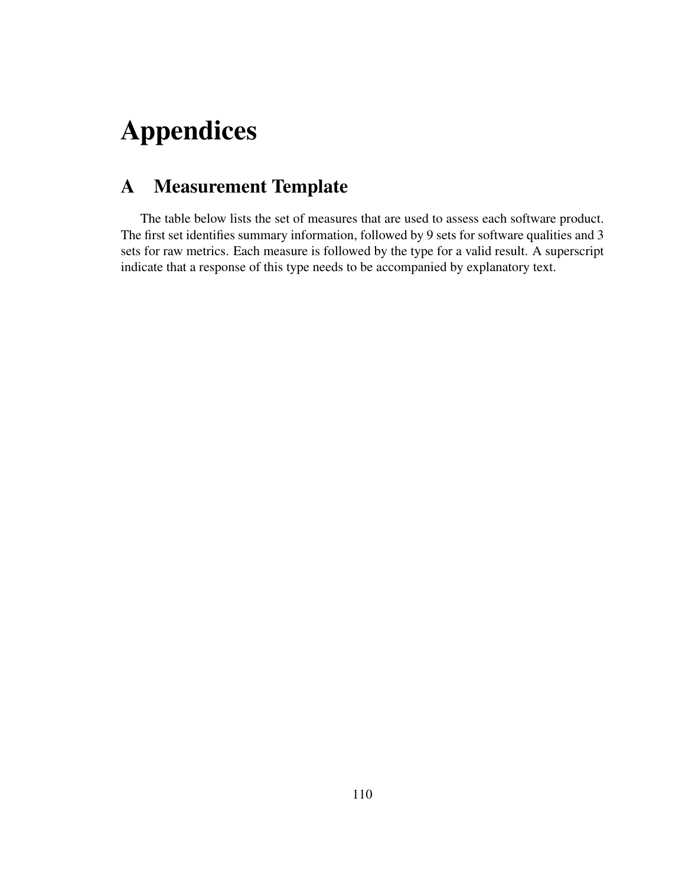# Appendices

## A Measurement Template

The table below lists the set of measures that are used to assess each software product. The first set identifies summary information, followed by 9 sets for software qualities and 3 sets for raw metrics. Each measure is followed by the type for a valid result. A superscript indicate that a response of this type needs to be accompanied by explanatory text.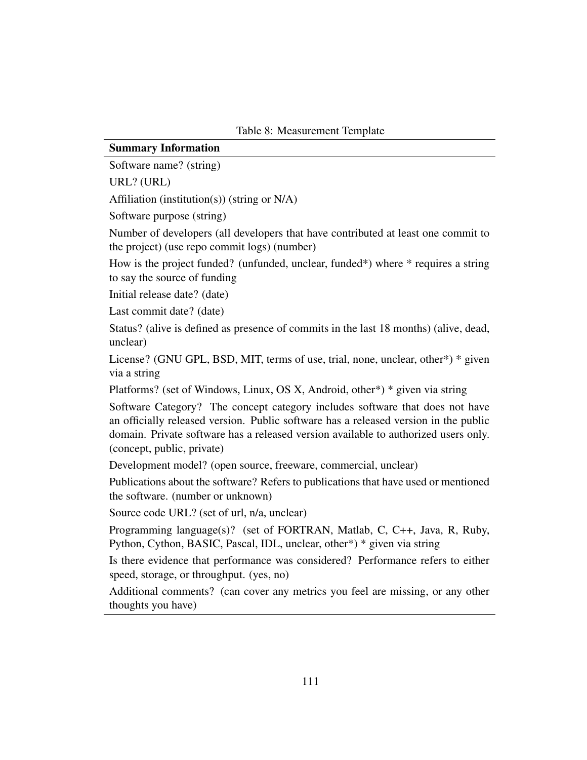Table 8: Measurement Template

| **Summary Information** |
|---|
| Software name? (string) |
| URL? (URL) |
| Affiliation (institution(s)) (string or N/A) |
| Software purpose (string) |
| Number of developers (all developers that have contributed at least one commit to the project) (use repo commit logs) (number) |
| How is the project funded? (unfunded, unclear, funded*) where * requires a string to say the source of funding |
| Initial release date? (date) |
| Last commit date? (date) |
| Status? (alive is defined as presence of commits in the last 18 months) (alive, dead, unclear) |
| License? (GNU GPL, BSD, MIT, terms of use, trial, none, unclear, other*) * given via a string |
| Platforms? (set of Windows, Linux, OS X, Android, other*) * given via string |
| Software Category? The concept category includes software that does not have an officially released version. Public software has a released version in the public domain. Private software has a released version available to authorized users only. (concept, public, private) |
| Development model? (open source, freeware, commercial, unclear) |
| Publications about the software? Refers to publications that have used or mentioned the software. (number or unknown) |
| Source code URL? (set of url, n/a, unclear) |
| Programming language(s)? (set of FORTRAN, Matlab, C, C++, Java, R, Ruby, Python, Cython, BASIC, Pascal, IDL, unclear, other*) * given via string |
| Is there evidence that performance was considered? Performance refers to either speed, storage, or throughput. (yes, no) |
| Additional comments? (can cover any metrics you feel are missing, or any other thoughts you have) |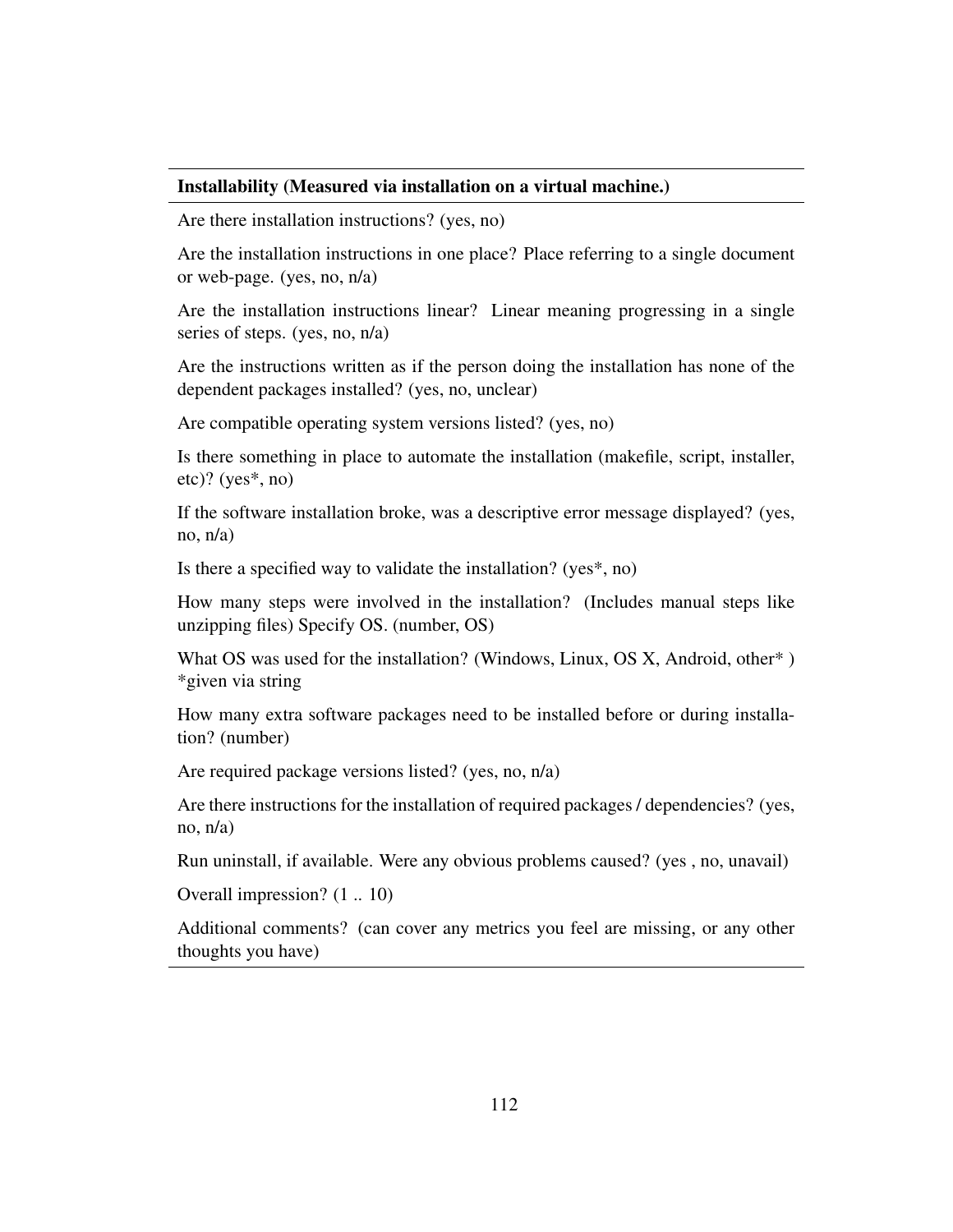**Installability (Measured via installation on a virtual machine.)**

Are there installation instructions? (yes, no)

Are the installation instructions in one place? Place referring to a single document or web-page. (yes, no, n/a)

Are the installation instructions linear? Linear meaning progressing in a single series of steps. (yes, no, n/a)

Are the instructions written as if the person doing the installation has none of the dependent packages installed? (yes, no, unclear)

Are compatible operating system versions listed? (yes, no)

Is there something in place to automate the installation (makefile, script, installer, etc)? (yes*, no)

If the software installation broke, was a descriptive error message displayed? (yes, no, n/a)

Is there a specified way to validate the installation? (yes*, no)

How many steps were involved in the installation? (Includes manual steps like unzipping files) Specify OS. (number, OS)

What OS was used for the installation? (Windows, Linux, OS X, Android, other* ) *given via string

How many extra software packages need to be installed before or during installation? (number)

Are required package versions listed? (yes, no, n/a)

Are there instructions for the installation of required packages / dependencies? (yes, no, n/a)

Run uninstall, if available. Were any obvious problems caused? (yes , no, unavail)

Overall impression? (1 .. 10)

Additional comments? (can cover any metrics you feel are missing, or any other thoughts you have)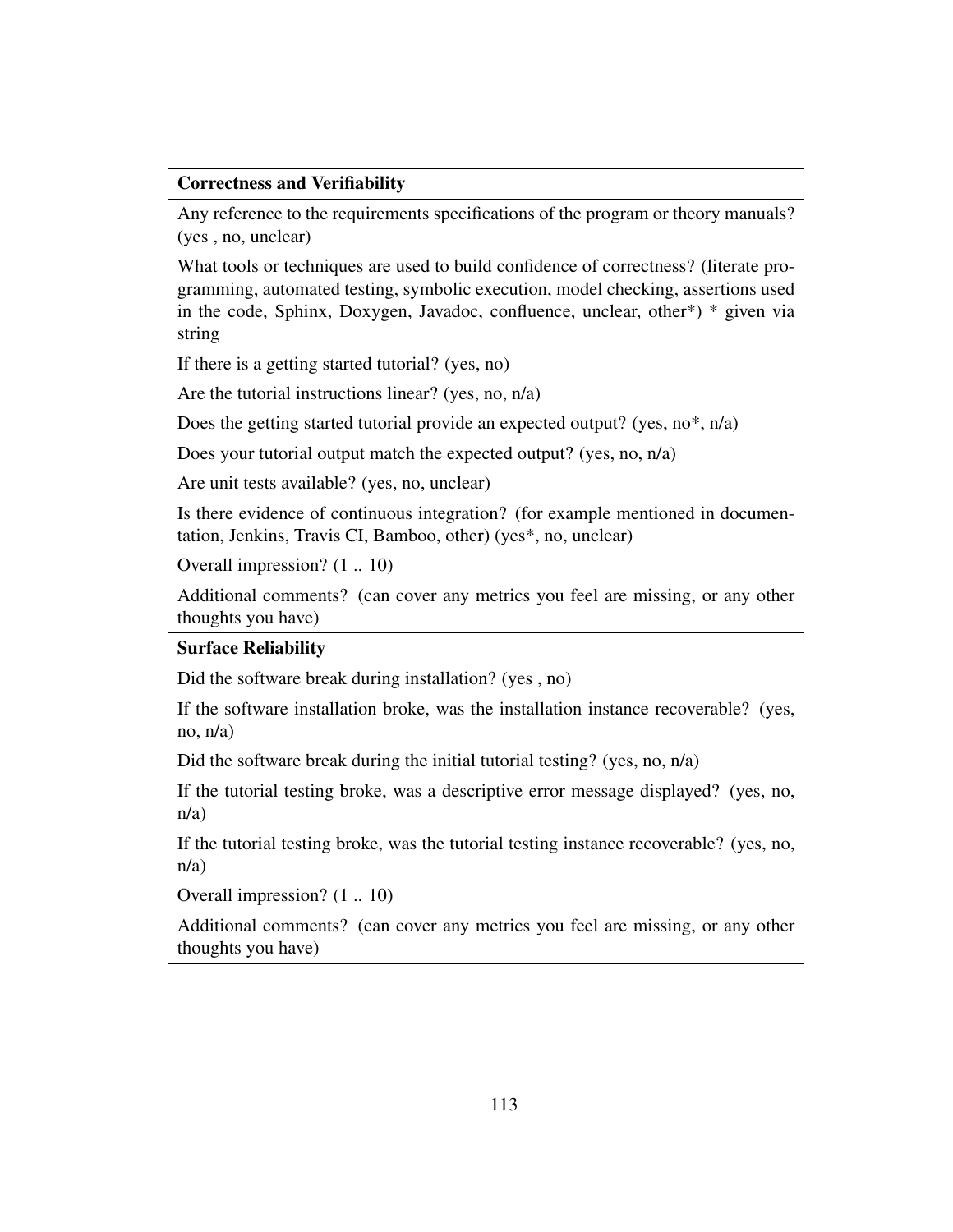**Correctness and Verifiability**

Any reference to the requirements specifications of the program or theory manuals? (yes , no, unclear)

What tools or techniques are used to build confidence of correctness? (literate programming, automated testing, symbolic execution, model checking, assertions used in the code, Sphinx, Doxygen, Javadoc, confluence, unclear, other*) * given via string

If there is a getting started tutorial? (yes, no)

Are the tutorial instructions linear? (yes, no, n/a)

Does the getting started tutorial provide an expected output? (yes, no*, n/a)

Does your tutorial output match the expected output? (yes, no, n/a)

Are unit tests available? (yes, no, unclear)

Is there evidence of continuous integration? (for example mentioned in documentation, Jenkins, Travis CI, Bamboo, other) (yes*, no, unclear)

Overall impression? (1 .. 10)

Additional comments? (can cover any metrics you feel are missing, or any other thoughts you have)

**Surface Reliability**

Did the software break during installation? (yes , no)

If the software installation broke, was the installation instance recoverable? (yes, no, n/a)

Did the software break during the initial tutorial testing? (yes, no, n/a)

If the tutorial testing broke, was a descriptive error message displayed? (yes, no, n/a)

If the tutorial testing broke, was the tutorial testing instance recoverable? (yes, no, n/a)

Overall impression? (1 .. 10)

Additional comments? (can cover any metrics you feel are missing, or any other thoughts you have)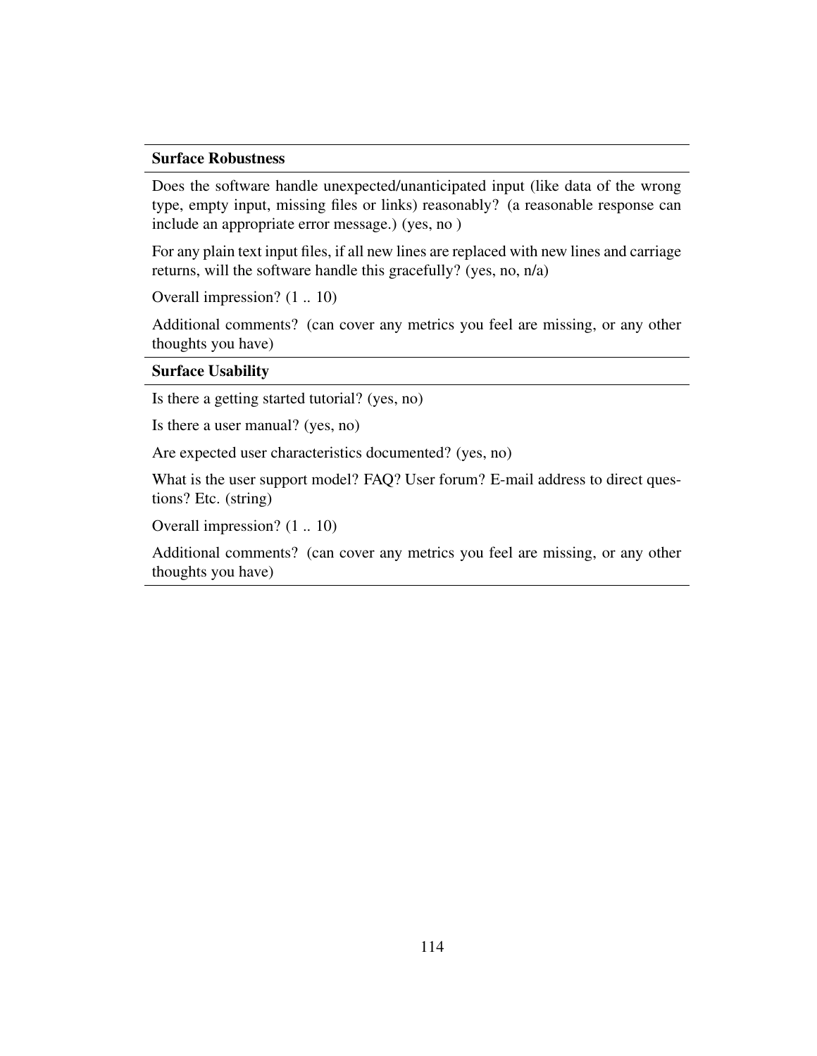| **Surface Robustness** |
|---|
| Does the software handle unexpected/unanticipated input (like data of the wrong type, empty input, missing files or links) reasonably? (a reasonable response can include an appropriate error message.) (yes, no ) |
| For any plain text input files, if all new lines are replaced with new lines and carriage returns, will the software handle this gracefully? (yes, no, n/a) |
| Overall impression? (1 .. 10) |
| Additional comments? (can cover any metrics you feel are missing, or any other thoughts you have) |
| **Surface Usability** |
| Is there a getting started tutorial? (yes, no) |
| Is there a user manual? (yes, no) |
| Are expected user characteristics documented? (yes, no) |
| What is the user support model? FAQ? User forum? E-mail address to direct questions? Etc. (string) |
| Overall impression? (1 .. 10) |
| Additional comments? (can cover any metrics you feel are missing, or any other thoughts you have) |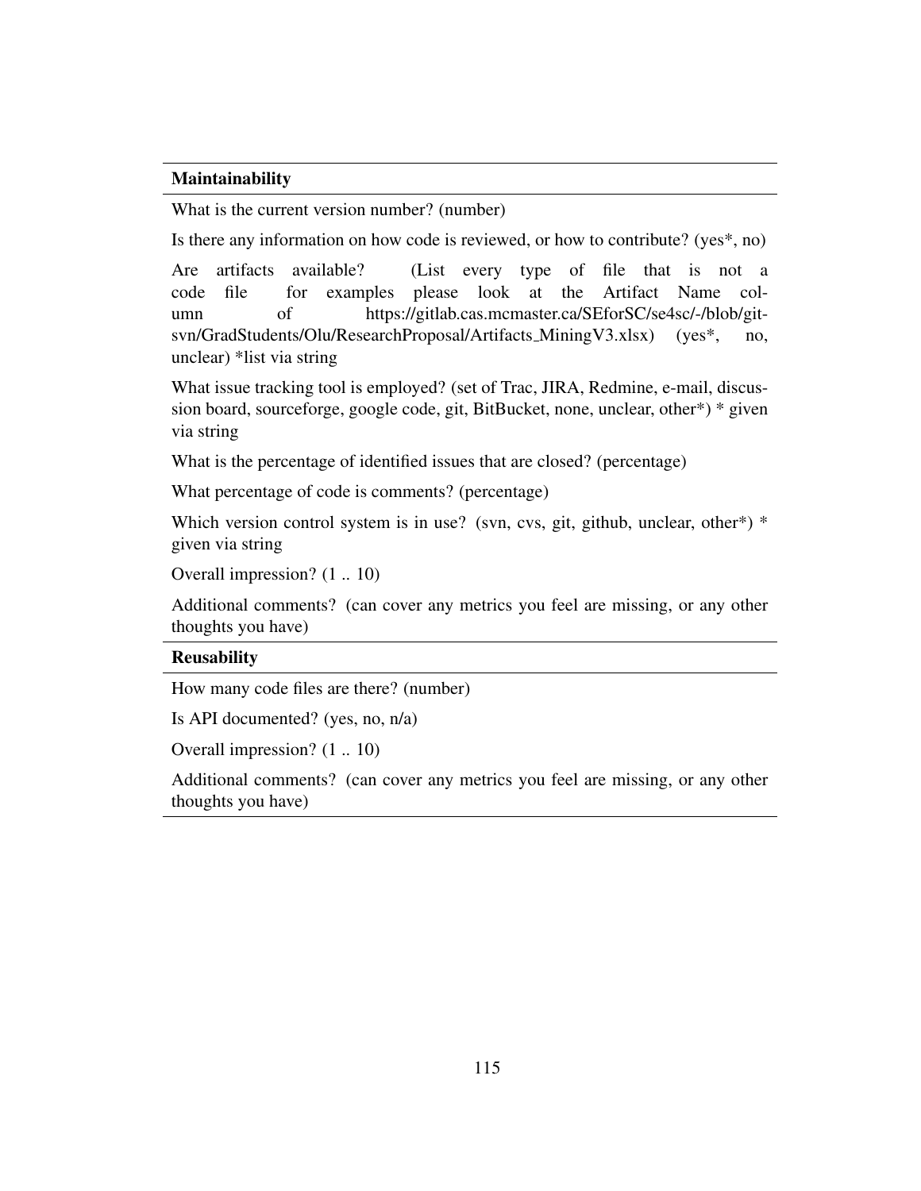| **Maintainability** |
|---|
| What is the current version number? (number) |
| Is there any information on how code is reviewed, or how to contribute? (yes*, no) |
| Are artifacts available? (List every type of file that is not a code file for examples please look at the Artifact Name column of https://gitlab.cas.mcmaster.ca/SEforSC/se4sc/-/blob/git-svn/GradStudents/Olu/ResearchProposal/Artifacts_MiningV3.xlsx) (yes*, no, unclear) *list via string |
| What issue tracking tool is employed? (set of Trac, JIRA, Redmine, e-mail, discussion board, sourceforge, google code, git, BitBucket, none, unclear, other*) * given via string |
| What is the percentage of identified issues that are closed? (percentage) |
| What percentage of code is comments? (percentage) |
| Which version control system is in use? (svn, cvs, git, github, unclear, other*) * given via string |
| Overall impression? (1 .. 10) |
| Additional comments? (can cover any metrics you feel are missing, or any other thoughts you have) |
| **Reusability** |
| How many code files are there? (number) |
| Is API documented? (yes, no, n/a) |
| Overall impression? (1 .. 10) |
| Additional comments? (can cover any metrics you feel are missing, or any other thoughts you have) |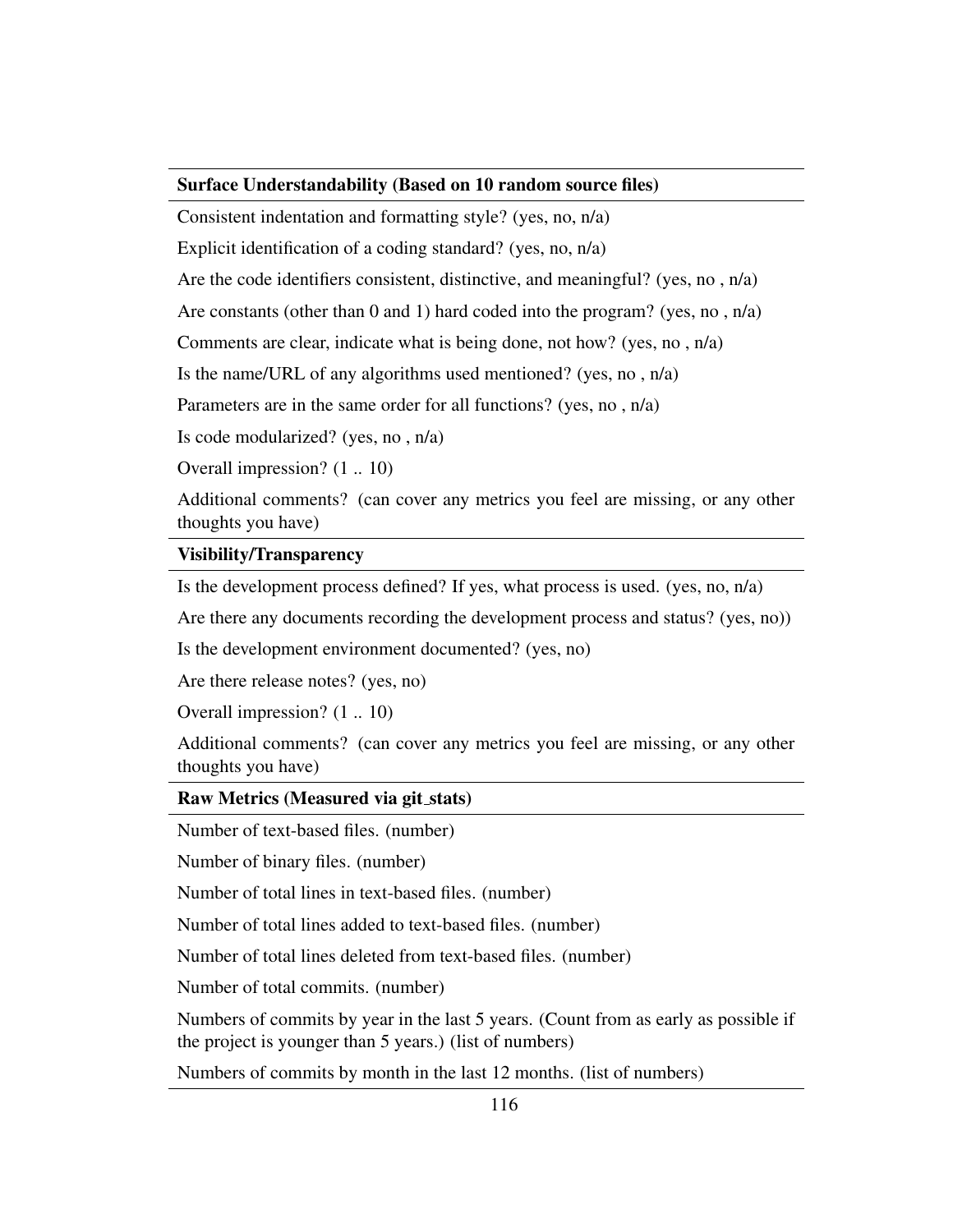| **Surface Understandability (Based on 10 random source files)** |
|---|
| Consistent indentation and formatting style? (yes, no, n/a) |
| Explicit identification of a coding standard? (yes, no, n/a) |
| Are the code identifiers consistent, distinctive, and meaningful? (yes, no , n/a) |
| Are constants (other than 0 and 1) hard coded into the program? (yes, no , n/a) |
| Comments are clear, indicate what is being done, not how? (yes, no , n/a) |
| Is the name/URL of any algorithms used mentioned? (yes, no , n/a) |
| Parameters are in the same order for all functions? (yes, no , n/a) |
| Is code modularized? (yes, no , n/a) |
| Overall impression? (1 .. 10) |
| Additional comments? (can cover any metrics you feel are missing, or any other thoughts you have) |
| **Visibility/Transparency** |
| Is the development process defined? If yes, what process is used. (yes, no, n/a) |
| Are there any documents recording the development process and status? (yes, no)) |
| Is the development environment documented? (yes, no) |
| Are there release notes? (yes, no) |
| Overall impression? (1 .. 10) |
| Additional comments? (can cover any metrics you feel are missing, or any other thoughts you have) |
| **Raw Metrics (Measured via git_stats)** |
| Number of text-based files. (number) |
| Number of binary files. (number) |
| Number of total lines in text-based files. (number) |
| Number of total lines added to text-based files. (number) |
| Number of total lines deleted from text-based files. (number) |
| Number of total commits. (number) |
| Numbers of commits by year in the last 5 years. (Count from as early as possible if the project is younger than 5 years.) (list of numbers) |
| Numbers of commits by month in the last 12 months. (list of numbers) |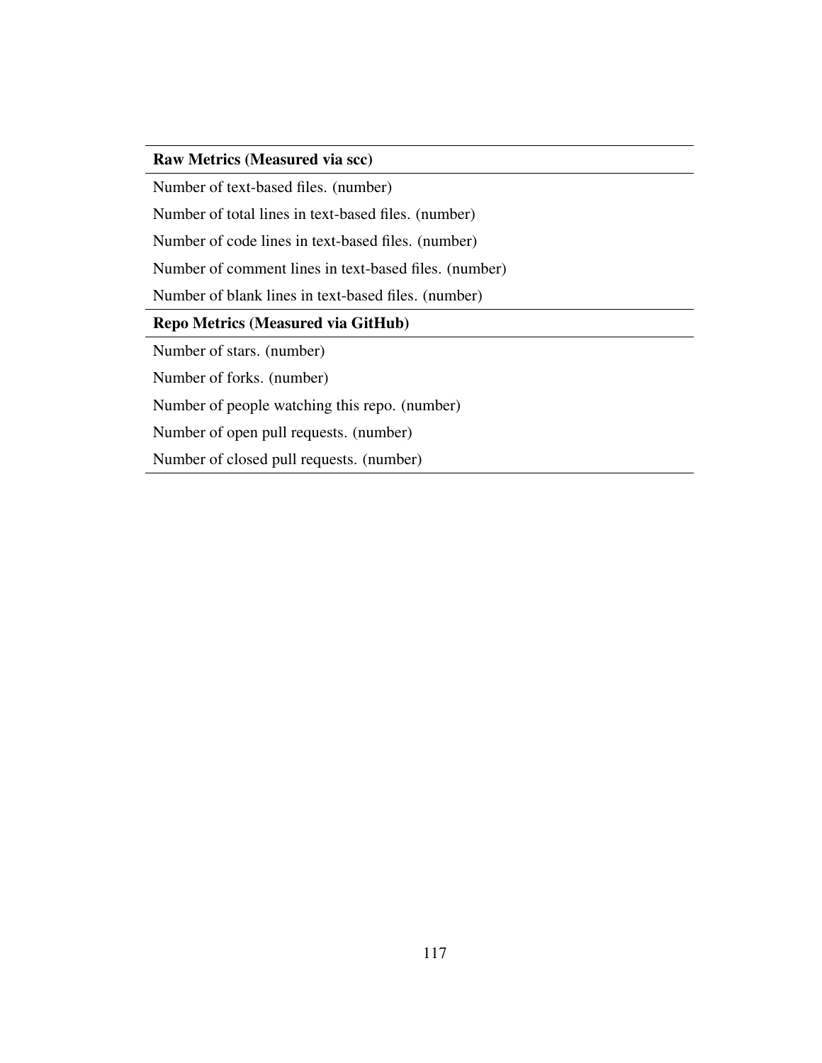| Raw Metrics (Measured via scc) |
| --- |
| Number of text-based files. (number) |
| Number of total lines in text-based files. (number) |
| Number of code lines in text-based files. (number) |
| Number of comment lines in text-based files. (number) |
| Number of blank lines in text-based files. (number) |
| **Repo Metrics (Measured via GitHub)** |
| Number of stars. (number) |
| Number of forks. (number) |
| Number of people watching this repo. (number) |
| Number of open pull requests. (number) |
| Number of closed pull requests. (number) |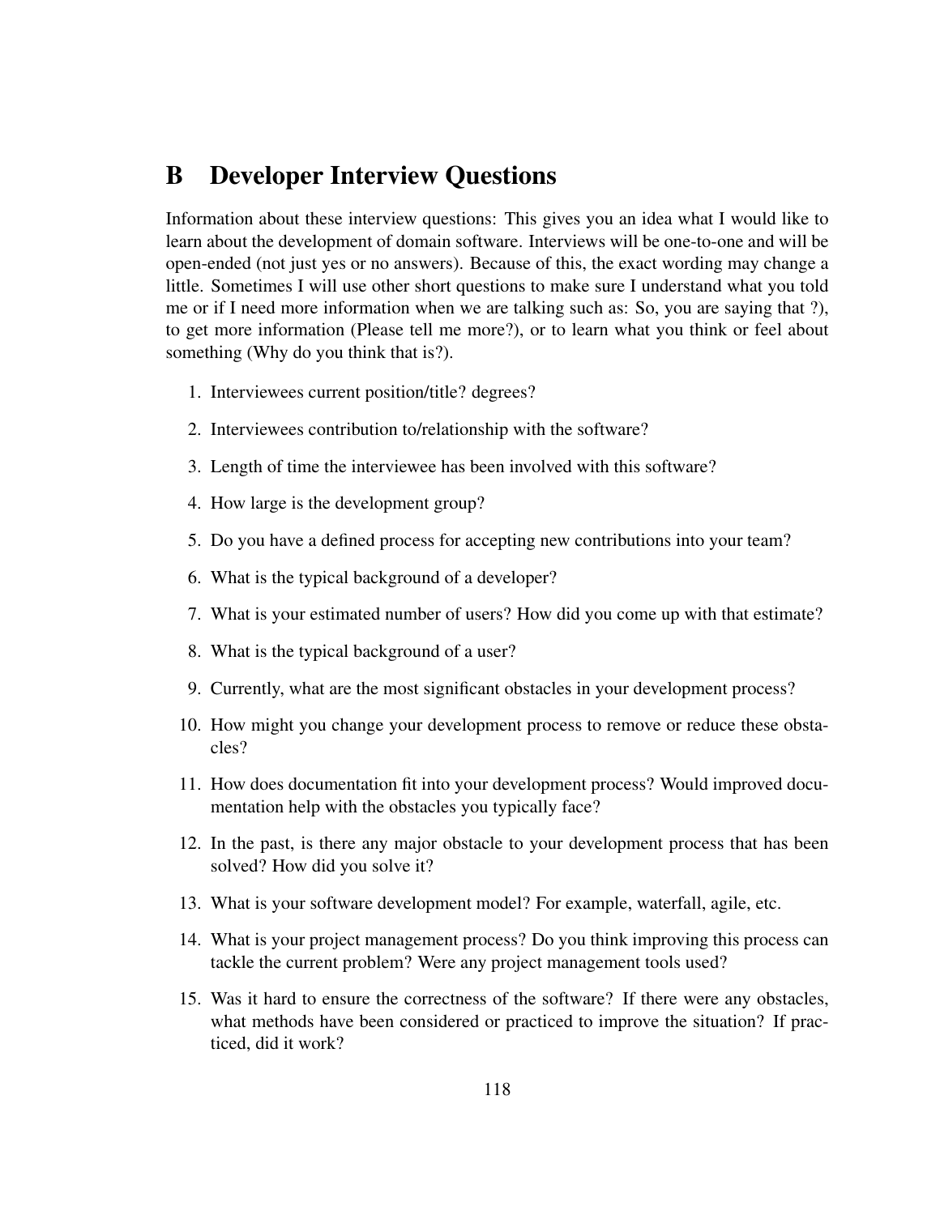# B Developer Interview Questions

Information about these interview questions: This gives you an idea what I would like to learn about the development of domain software. Interviews will be one-to-one and will be open-ended (not just yes or no answers). Because of this, the exact wording may change a little. Sometimes I will use other short questions to make sure I understand what you told me or if I need more information when we are talking such as: So, you are saying that ?), to get more information (Please tell me more?), or to learn what you think or feel about something (Why do you think that is?).

1. Interviewees current position/title? degrees?
2. Interviewees contribution to/relationship with the software?
3. Length of time the interviewee has been involved with this software?
4. How large is the development group?
5. Do you have a defined process for accepting new contributions into your team?
6. What is the typical background of a developer?
7. What is your estimated number of users? How did you come up with that estimate?
8. What is the typical background of a user?
9. Currently, what are the most significant obstacles in your development process?
10. How might you change your development process to remove or reduce these obstacles?
11. How does documentation fit into your development process? Would improved documentation help with the obstacles you typically face?
12. In the past, is there any major obstacle to your development process that has been solved? How did you solve it?
13. What is your software development model? For example, waterfall, agile, etc.
14. What is your project management process? Do you think improving this process can tackle the current problem? Were any project management tools used?
15. Was it hard to ensure the correctness of the software? If there were any obstacles, what methods have been considered or practiced to improve the situation? If practiced, did it work?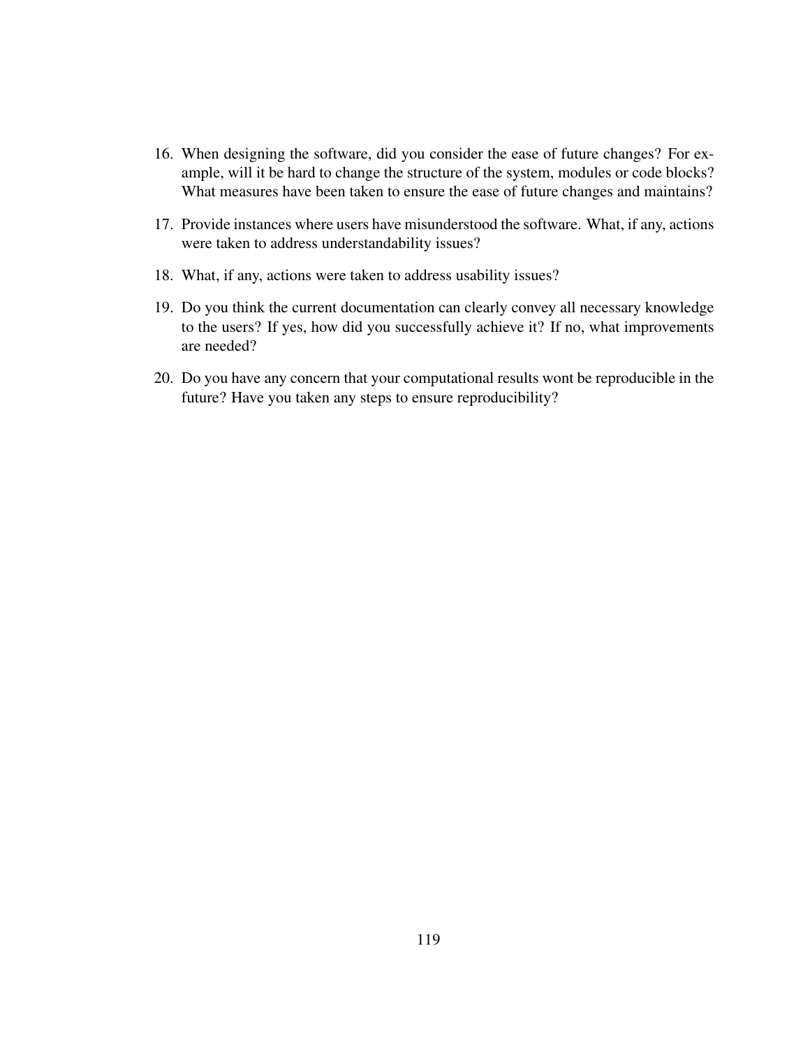16. When designing the software, did you consider the ease of future changes? For example, will it be hard to change the structure of the system, modules or code blocks? What measures have been taken to ensure the ease of future changes and maintains?

17. Provide instances where users have misunderstood the software. What, if any, actions were taken to address understandability issues?

18. What, if any, actions were taken to address usability issues?

19. Do you think the current documentation can clearly convey all necessary knowledge to the users? If yes, how did you successfully achieve it? If no, what improvements are needed?

20. Do you have any concern that your computational results wont be reproducible in the future? Have you taken any steps to ensure reproducibility?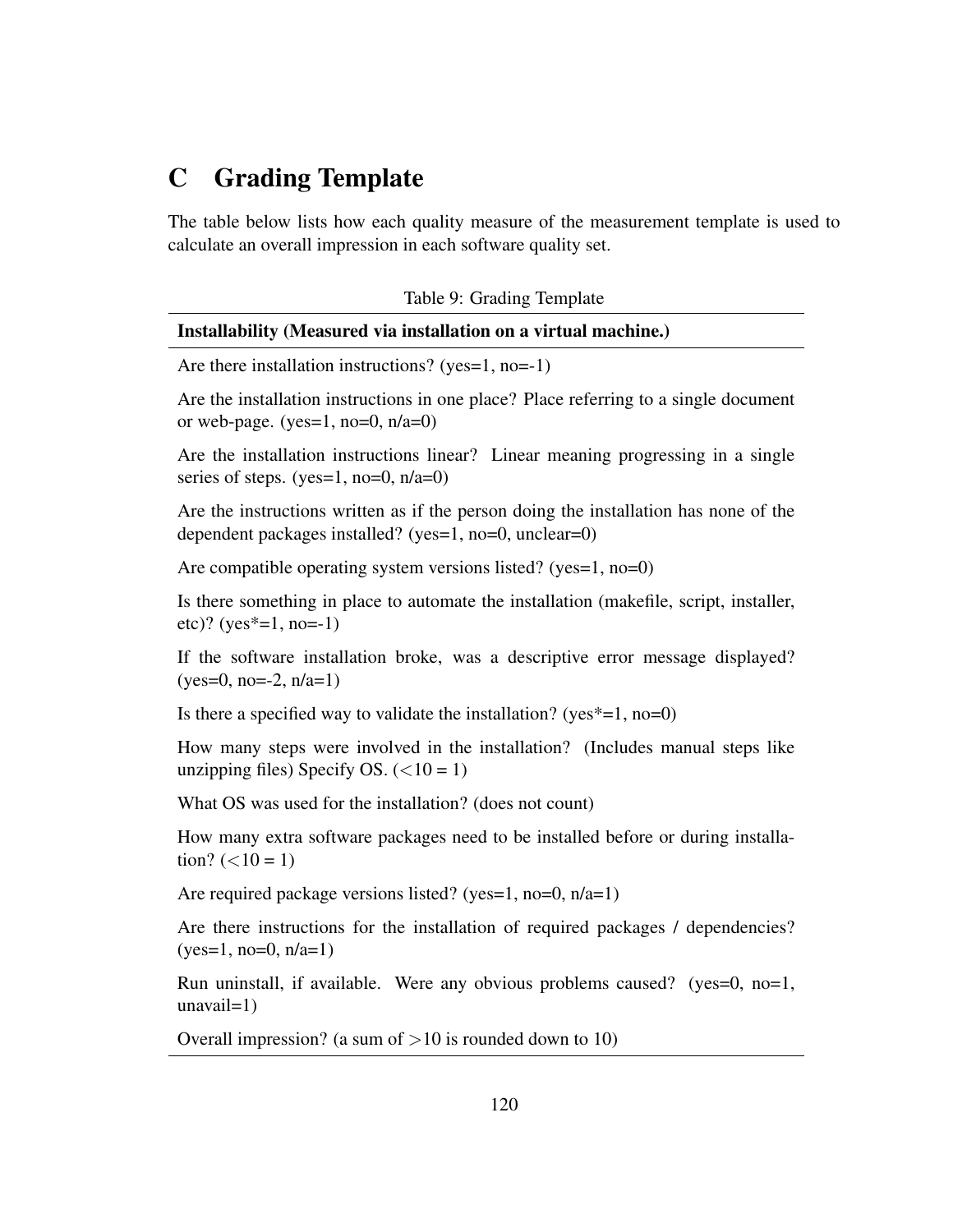# C Grading Template

The table below lists how each quality measure of the measurement template is used to calculate an overall impression in each software quality set.

Table 9: Grading Template

| **Installability (Measured via installation on a virtual machine.)** |
|---|
| Are there installation instructions? (yes=1, no=-1) |
| Are the installation instructions in one place? Place referring to a single document or web-page. (yes=1, no=0, n/a=0) |
| Are the installation instructions linear? Linear meaning progressing in a single series of steps. (yes=1, no=0, n/a=0) |
| Are the instructions written as if the person doing the installation has none of the dependent packages installed? (yes=1, no=0, unclear=0) |
| Are compatible operating system versions listed? (yes=1, no=0) |
| Is there something in place to automate the installation (makefile, script, installer, etc)? (yes*=1, no=-1) |
| If the software installation broke, was a descriptive error message displayed? (yes=0, no=-2, n/a=1) |
| Is there a specified way to validate the installation? (yes*=1, no=0) |
| How many steps were involved in the installation? (Includes manual steps like unzipping files) Specify OS. (<10 = 1) |
| What OS was used for the installation? (does not count) |
| How many extra software packages need to be installed before or during installation? (<10 = 1) |
| Are required package versions listed? (yes=1, no=0, n/a=1) |
| Are there instructions for the installation of required packages / dependencies? (yes=1, no=0, n/a=1) |
| Run uninstall, if available. Were any obvious problems caused? (yes=0, no=1, unavail=1) |
| Overall impression? (a sum of >10 is rounded down to 10) |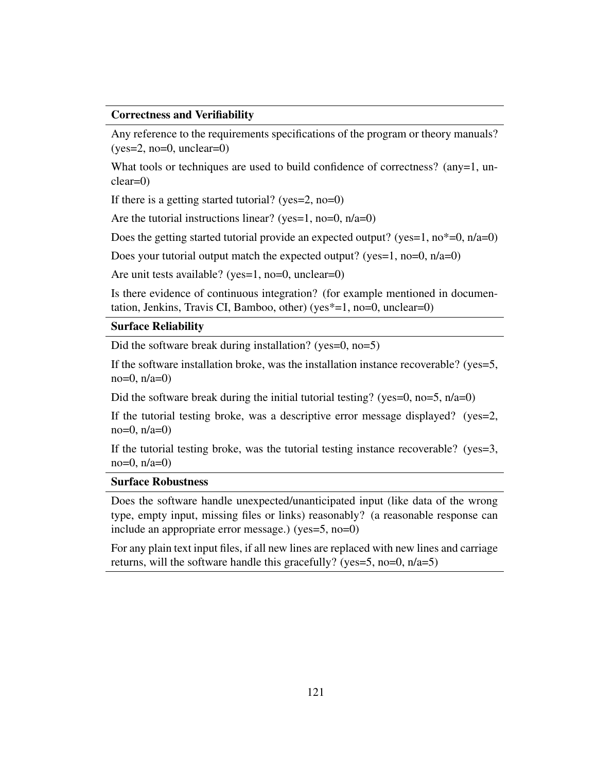**Correctness and Verifiability**

Any reference to the requirements specifications of the program or theory manuals? (yes=2, no=0, unclear=0)

What tools or techniques are used to build confidence of correctness? (any=1, unclear=0)

If there is a getting started tutorial? (yes=2, no=0)

Are the tutorial instructions linear? (yes=1, no=0, n/a=0)

Does the getting started tutorial provide an expected output? (yes=1, no*=0, n/a=0)

Does your tutorial output match the expected output? (yes=1, no=0, n/a=0)

Are unit tests available? (yes=1, no=0, unclear=0)

Is there evidence of continuous integration? (for example mentioned in documentation, Jenkins, Travis CI, Bamboo, other) (yes*=1, no=0, unclear=0)

**Surface Reliability**

Did the software break during installation? (yes=0, no=5)

If the software installation broke, was the installation instance recoverable? (yes=5, no=0, n/a=0)

Did the software break during the initial tutorial testing? (yes=0, no=5, n/a=0)

If the tutorial testing broke, was a descriptive error message displayed? (yes=2, no=0, n/a=0)

If the tutorial testing broke, was the tutorial testing instance recoverable? (yes=3, no=0, n/a=0)

**Surface Robustness**

Does the software handle unexpected/unanticipated input (like data of the wrong type, empty input, missing files or links) reasonably? (a reasonable response can include an appropriate error message.) (yes=5, no=0)

For any plain text input files, if all new lines are replaced with new lines and carriage returns, will the software handle this gracefully? (yes=5, no=0, n/a=5)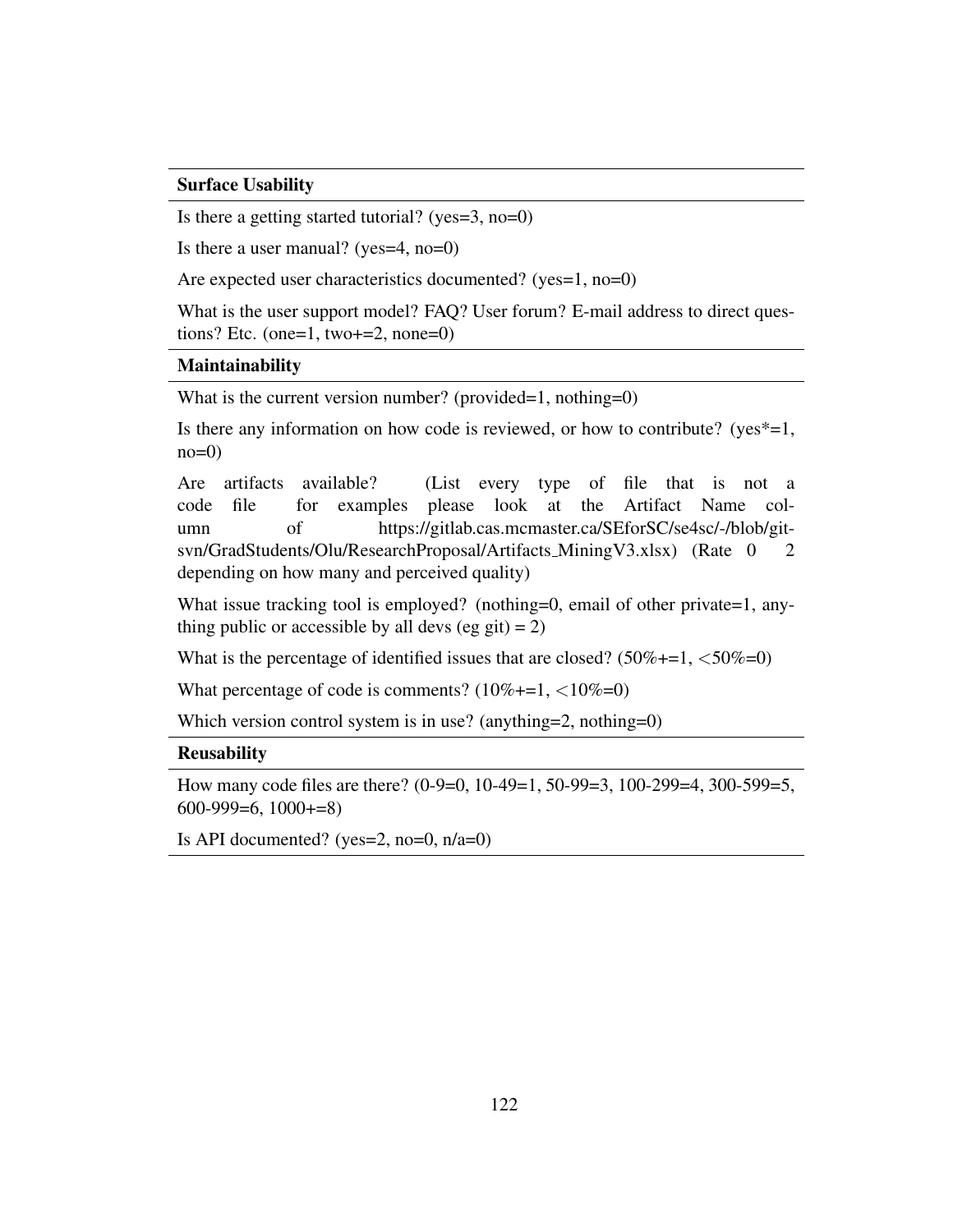| **Surface Usability** |
|---|
| Is there a getting started tutorial? (yes=3, no=0) |
| Is there a user manual? (yes=4, no=0) |
| Are expected user characteristics documented? (yes=1, no=0) |
| What is the user support model? FAQ? User forum? E-mail address to direct questions? Etc. (one=1, two+=2, none=0) |
| **Maintainability** |
| What is the current version number? (provided=1, nothing=0) |
| Is there any information on how code is reviewed, or how to contribute? (yes*=1, no=0) |
| Are artifacts available? (List every type of file that is not a code file for examples please look at the Artifact Name column of https://gitlab.cas.mcmaster.ca/SEforSC/se4sc/-/blob/git-svn/GradStudents/Olu/ResearchProposal/Artifacts_MiningV3.xlsx) (Rate 0 2 depending on how many and perceived quality) |
| What issue tracking tool is employed? (nothing=0, email of other private=1, anything public or accessible by all devs (eg git) = 2) |
| What is the percentage of identified issues that are closed? (50%+=1, <50%=0) |
| What percentage of code is comments? (10%+=1, <10%=0) |
| Which version control system is in use? (anything=2, nothing=0) |
| **Reusability** |
| How many code files are there? (0-9=0, 10-49=1, 50-99=3, 100-299=4, 300-599=5, 600-999=6, 1000+=8) |
| Is API documented? (yes=2, no=0, n/a=0) |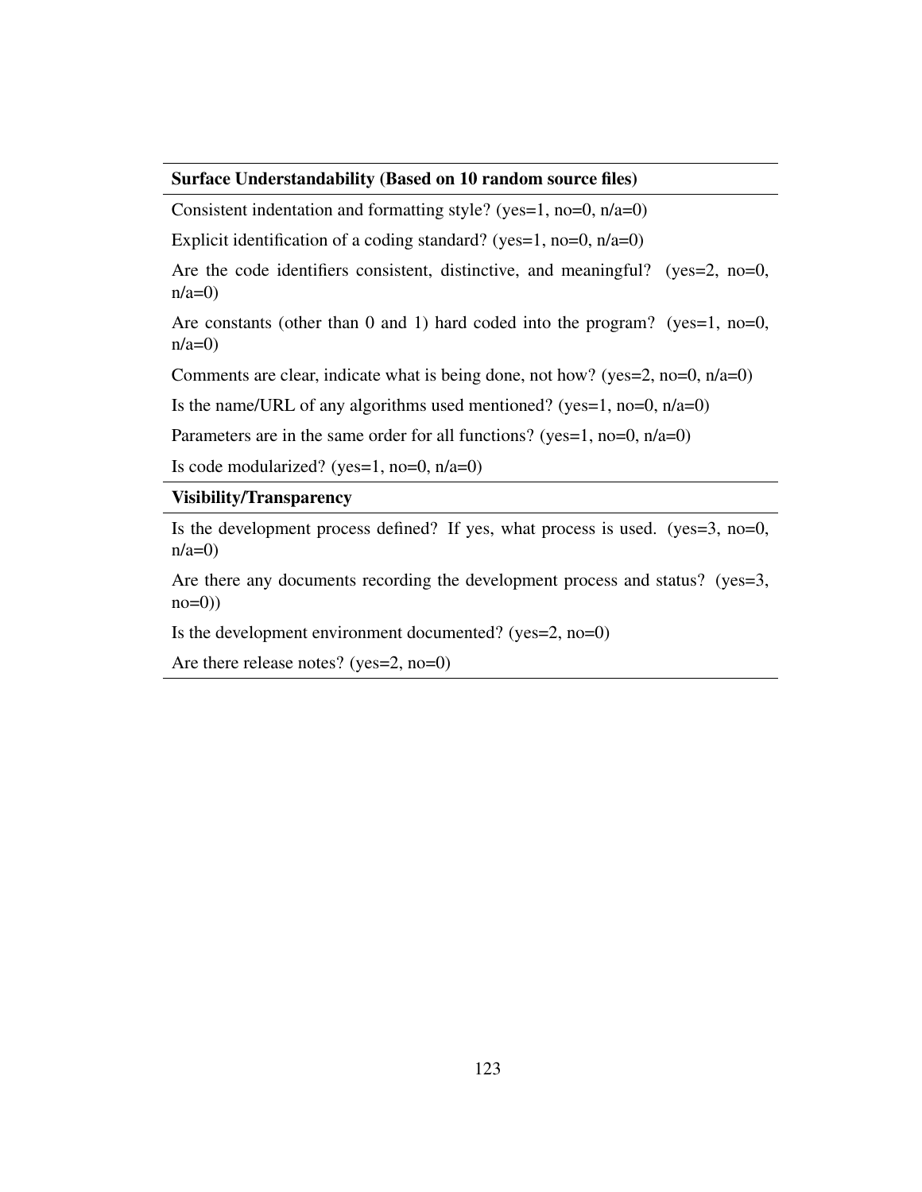| **Surface Understandability (Based on 10 random source files)** |
|---|
| Consistent indentation and formatting style? (yes=1, no=0, n/a=0) |
| Explicit identification of a coding standard? (yes=1, no=0, n/a=0) |
| Are the code identifiers consistent, distinctive, and meaningful? (yes=2, no=0, n/a=0) |
| Are constants (other than 0 and 1) hard coded into the program? (yes=1, no=0, n/a=0) |
| Comments are clear, indicate what is being done, not how? (yes=2, no=0, n/a=0) |
| Is the name/URL of any algorithms used mentioned? (yes=1, no=0, n/a=0) |
| Parameters are in the same order for all functions? (yes=1, no=0, n/a=0) |
| Is code modularized? (yes=1, no=0, n/a=0) |
| **Visibility/Transparency** |
| Is the development process defined? If yes, what process is used. (yes=3, no=0, n/a=0) |
| Are there any documents recording the development process and status? (yes=3, no=0)) |
| Is the development environment documented? (yes=2, no=0) |
| Are there release notes? (yes=2, no=0) |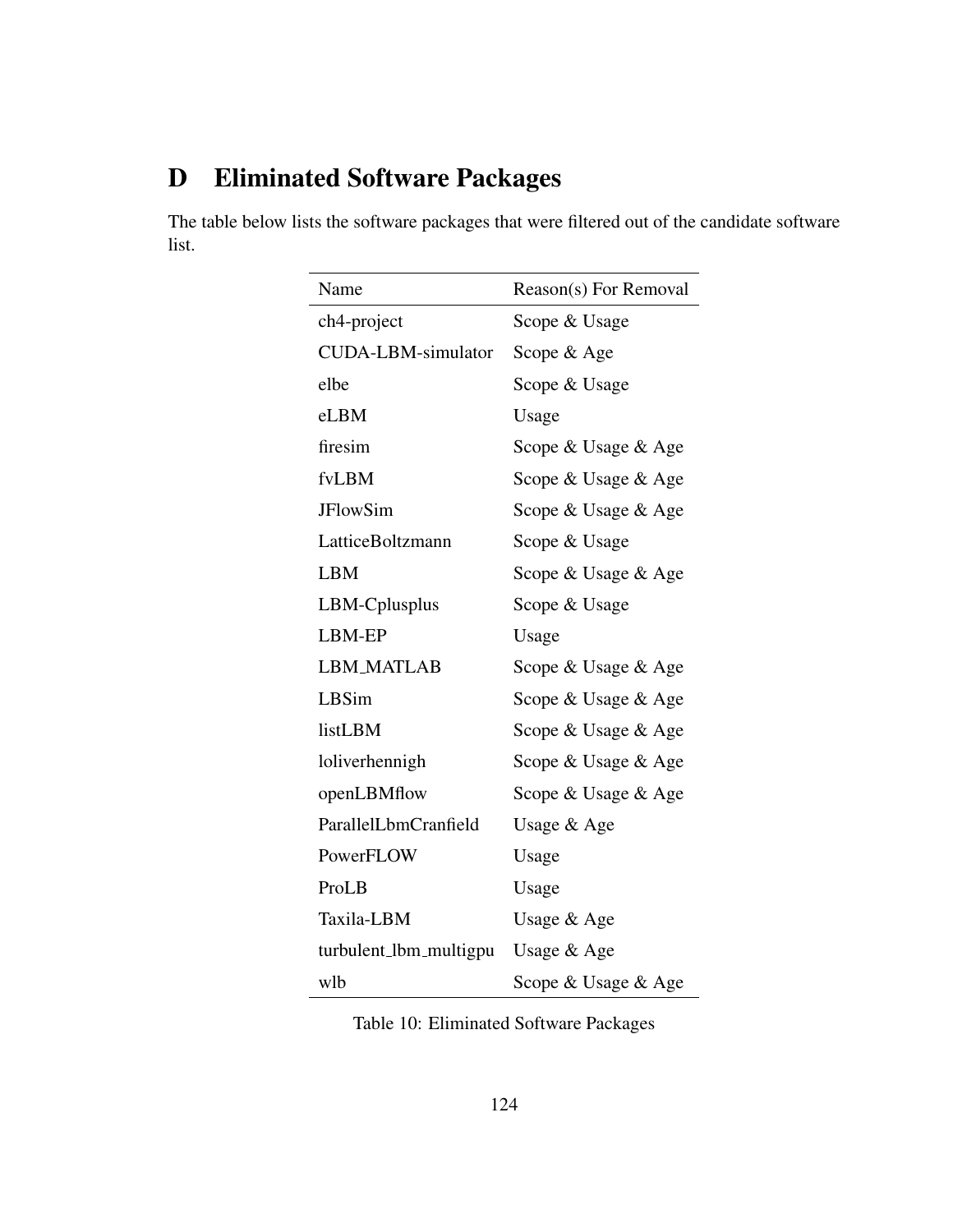# D Eliminated Software Packages

The table below lists the software packages that were filtered out of the candidate software list.

| Name | Reason(s) For Removal |
|---|---|
| ch4-project | Scope & Usage |
| CUDA-LBM-simulator | Scope & Age |
| elbe | Scope & Usage |
| eLBM | Usage |
| firesim | Scope & Usage & Age |
| fvLBM | Scope & Usage & Age |
| JFlowSim | Scope & Usage & Age |
| LatticeBoltzmann | Scope & Usage |
| LBM | Scope & Usage & Age |
| LBM-Cplusplus | Scope & Usage |
| LBM-EP | Usage |
| LBM_MATLAB | Scope & Usage & Age |
| LBSim | Scope & Usage & Age |
| listLBM | Scope & Usage & Age |
| loliverhennigh | Scope & Usage & Age |
| openLBMflow | Scope & Usage & Age |
| ParallelLbmCranfield | Usage & Age |
| PowerFLOW | Usage |
| ProLB | Usage |
| Taxila-LBM | Usage & Age |
| turbulent_lbm_multigpu | Usage & Age |
| wlb | Scope & Usage & Age |

Table 10: Eliminated Software Packages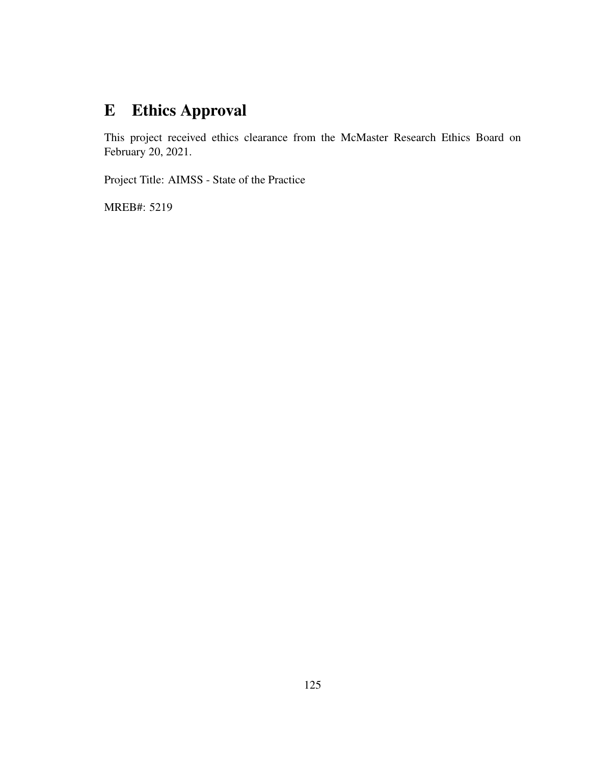# E Ethics Approval

This project received ethics clearance from the McMaster Research Ethics Board on February 20, 2021.

Project Title: AIMSS - State of the Practice

MREB#: 5219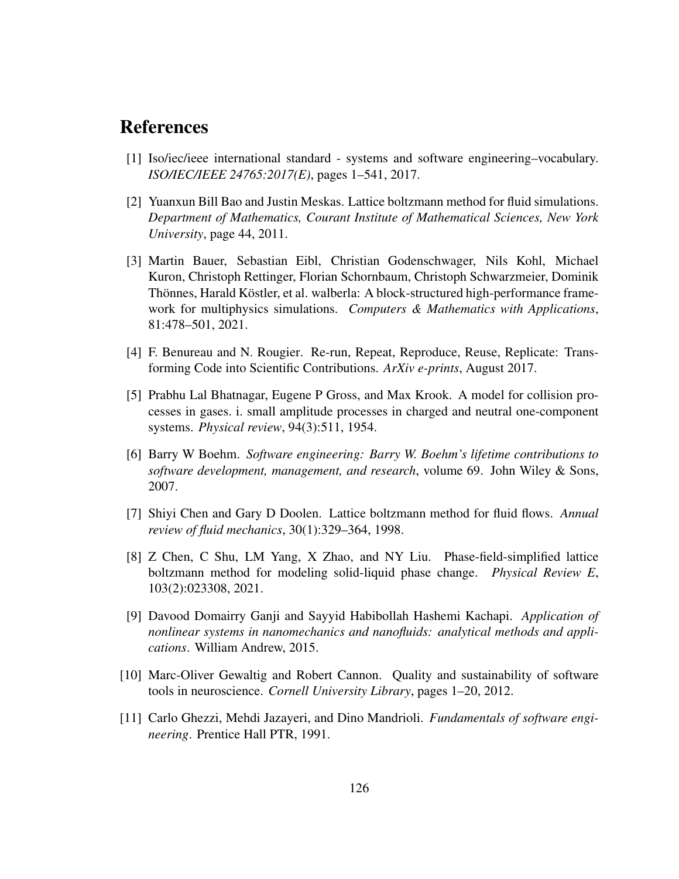# References

[1] Iso/iec/ieee international standard - systems and software engineering–vocabulary. *ISO/IEC/IEEE 24765:2017(E)*, pages 1–541, 2017.

[2] Yuanxun Bill Bao and Justin Meskas. Lattice boltzmann method for fluid simulations. *Department of Mathematics, Courant Institute of Mathematical Sciences, New York University*, page 44, 2011.

[3] Martin Bauer, Sebastian Eibl, Christian Godenschwager, Nils Kohl, Michael Kuron, Christoph Rettinger, Florian Schornbaum, Christoph Schwarzmeier, Dominik Thönnes, Harald Köstler, et al. walberla: A block-structured high-performance framework for multiphysics simulations. *Computers & Mathematics with Applications*, 81:478–501, 2021.

[4] F. Benureau and N. Rougier. Re-run, Repeat, Reproduce, Reuse, Replicate: Transforming Code into Scientific Contributions. *ArXiv e-prints*, August 2017.

[5] Prabhu Lal Bhatnagar, Eugene P Gross, and Max Krook. A model for collision processes in gases. i. small amplitude processes in charged and neutral one-component systems. *Physical review*, 94(3):511, 1954.

[6] Barry W Boehm. *Software engineering: Barry W. Boehm's lifetime contributions to software development, management, and research*, volume 69. John Wiley & Sons, 2007.

[7] Shiyi Chen and Gary D Doolen. Lattice boltzmann method for fluid flows. *Annual review of fluid mechanics*, 30(1):329–364, 1998.

[8] Z Chen, C Shu, LM Yang, X Zhao, and NY Liu. Phase-field-simplified lattice boltzmann method for modeling solid-liquid phase change. *Physical Review E*, 103(2):023308, 2021.

[9] Davood Domairry Ganji and Sayyid Habibollah Hashemi Kachapi. *Application of nonlinear systems in nanomechanics and nanofluids: analytical methods and applications*. William Andrew, 2015.

[10] Marc-Oliver Gewaltig and Robert Cannon. Quality and sustainability of software tools in neuroscience. *Cornell University Library*, pages 1–20, 2012.

[11] Carlo Ghezzi, Mehdi Jazayeri, and Dino Mandrioli. *Fundamentals of software engineering*. Prentice Hall PTR, 1991.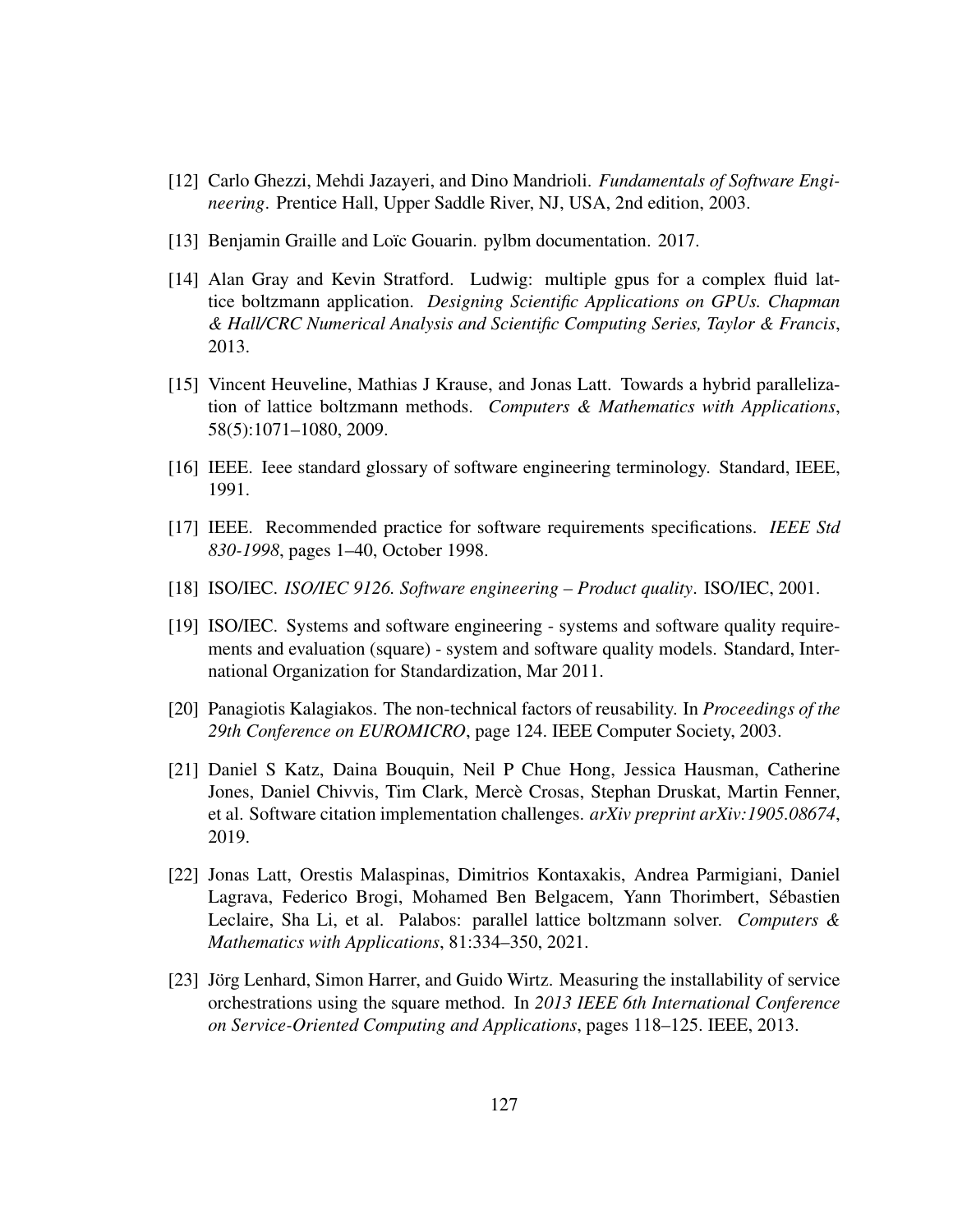[12] Carlo Ghezzi, Mehdi Jazayeri, and Dino Mandrioli. *Fundamentals of Software Engineering*. Prentice Hall, Upper Saddle River, NJ, USA, 2nd edition, 2003.

[13] Benjamin Graille and Loïc Gouarin. pylbm documentation. 2017.

[14] Alan Gray and Kevin Stratford. Ludwig: multiple gpus for a complex fluid lattice boltzmann application. *Designing Scientific Applications on GPUs. Chapman & Hall/CRC Numerical Analysis and Scientific Computing Series, Taylor & Francis*, 2013.

[15] Vincent Heuveline, Mathias J Krause, and Jonas Latt. Towards a hybrid parallelization of lattice boltzmann methods. *Computers & Mathematics with Applications*, 58(5):1071–1080, 2009.

[16] IEEE. Ieee standard glossary of software engineering terminology. Standard, IEEE, 1991.

[17] IEEE. Recommended practice for software requirements specifications. *IEEE Std 830-1998*, pages 1–40, October 1998.

[18] ISO/IEC. *ISO/IEC 9126. Software engineering – Product quality*. ISO/IEC, 2001.

[19] ISO/IEC. Systems and software engineering - systems and software quality requirements and evaluation (square) - system and software quality models. Standard, International Organization for Standardization, Mar 2011.

[20] Panagiotis Kalagiakos. The non-technical factors of reusability. In *Proceedings of the 29th Conference on EUROMICRO*, page 124. IEEE Computer Society, 2003.

[21] Daniel S Katz, Daina Bouquin, Neil P Chue Hong, Jessica Hausman, Catherine Jones, Daniel Chivvis, Tim Clark, Mercè Crosas, Stephan Druskat, Martin Fenner, et al. Software citation implementation challenges. *arXiv preprint arXiv:1905.08674*, 2019.

[22] Jonas Latt, Orestis Malaspinas, Dimitrios Kontaxakis, Andrea Parmigiani, Daniel Lagrava, Federico Brogi, Mohamed Ben Belgacem, Yann Thorimbert, Sébastien Leclaire, Sha Li, et al. Palabos: parallel lattice boltzmann solver. *Computers & Mathematics with Applications*, 81:334–350, 2021.

[23] Jörg Lenhard, Simon Harrer, and Guido Wirtz. Measuring the installability of service orchestrations using the square method. In *2013 IEEE 6th International Conference on Service-Oriented Computing and Applications*, pages 118–125. IEEE, 2013.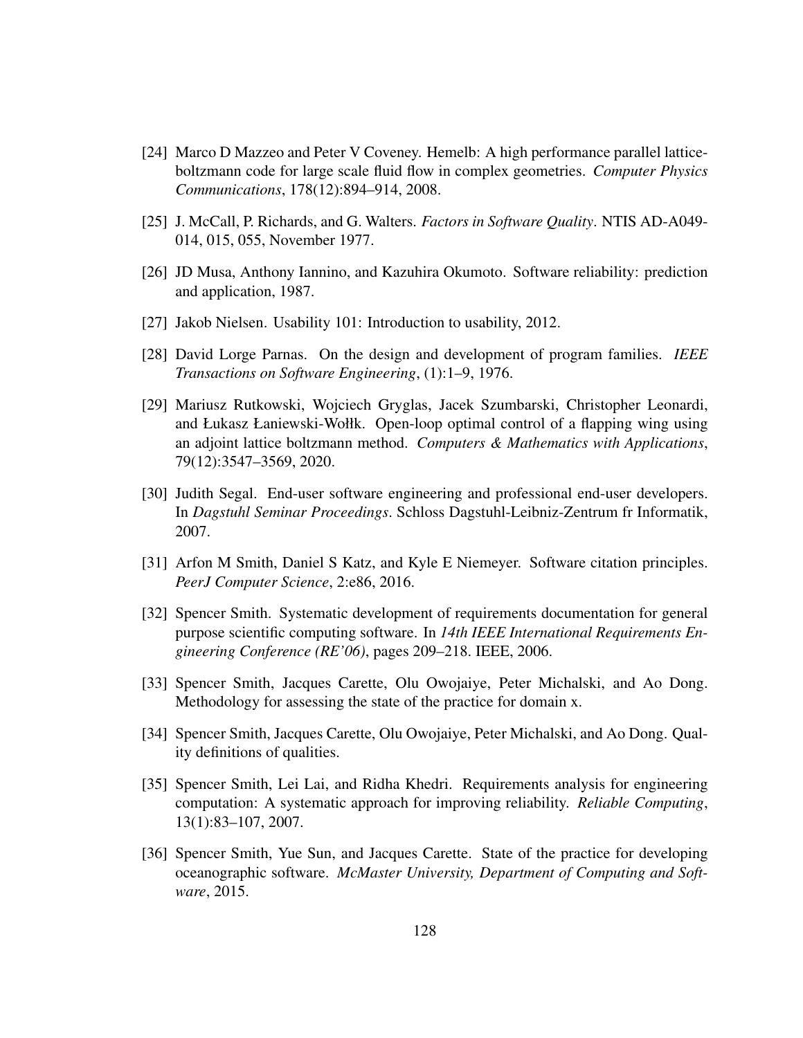[24] Marco D Mazzeo and Peter V Coveney. Hemelb: A high performance parallel lattice-boltzmann code for large scale fluid flow in complex geometries. *Computer Physics Communications*, 178(12):894–914, 2008.

[25] J. McCall, P. Richards, and G. Walters. *Factors in Software Quality*. NTIS AD-A049-014, 015, 055, November 1977.

[26] JD Musa, Anthony Iannino, and Kazuhira Okumoto. Software reliability: prediction and application, 1987.

[27] Jakob Nielsen. Usability 101: Introduction to usability, 2012.

[28] David Lorge Parnas. On the design and development of program families. *IEEE Transactions on Software Engineering*, (1):1–9, 1976.

[29] Mariusz Rutkowski, Wojciech Gryglas, Jacek Szumbarski, Christopher Leonardi, and Łukasz Łaniewski-Wołłk. Open-loop optimal control of a flapping wing using an adjoint lattice boltzmann method. *Computers & Mathematics with Applications*, 79(12):3547–3569, 2020.

[30] Judith Segal. End-user software engineering and professional end-user developers. In *Dagstuhl Seminar Proceedings*. Schloss Dagstuhl-Leibniz-Zentrum fr Informatik, 2007.

[31] Arfon M Smith, Daniel S Katz, and Kyle E Niemeyer. Software citation principles. *PeerJ Computer Science*, 2:e86, 2016.

[32] Spencer Smith. Systematic development of requirements documentation for general purpose scientific computing software. In *14th IEEE International Requirements Engineering Conference (RE'06)*, pages 209–218. IEEE, 2006.

[33] Spencer Smith, Jacques Carette, Olu Owojaiye, Peter Michalski, and Ao Dong. Methodology for assessing the state of the practice for domain x.

[34] Spencer Smith, Jacques Carette, Olu Owojaiye, Peter Michalski, and Ao Dong. Quality definitions of qualities.

[35] Spencer Smith, Lei Lai, and Ridha Khedri. Requirements analysis for engineering computation: A systematic approach for improving reliability. *Reliable Computing*, 13(1):83–107, 2007.

[36] Spencer Smith, Yue Sun, and Jacques Carette. State of the practice for developing oceanographic software. *McMaster University, Department of Computing and Software*, 2015.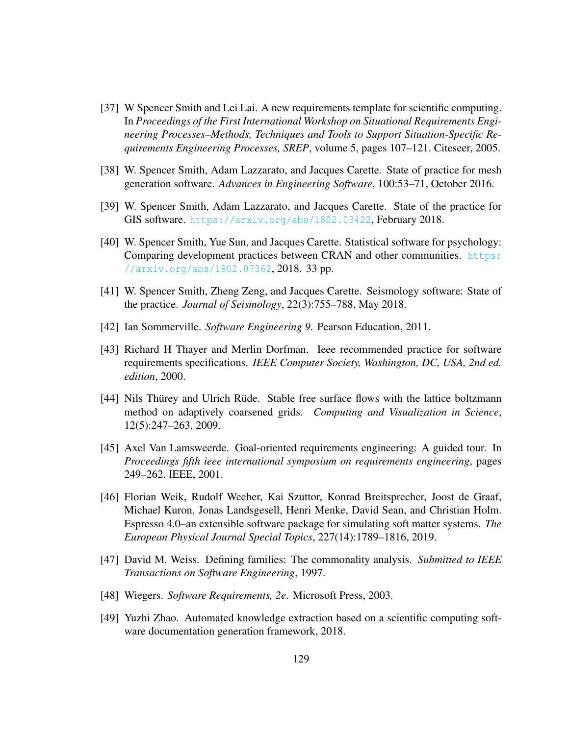[37] W Spencer Smith and Lei Lai. A new requirements template for scientific computing. In *Proceedings of the First International Workshop on Situational Requirements Engineering Processes–Methods, Techniques and Tools to Support Situation-Specific Requirements Engineering Processes, SREP*, volume 5, pages 107–121. Citeseer, 2005.

[38] W. Spencer Smith, Adam Lazzarato, and Jacques Carette. State of practice for mesh generation software. *Advances in Engineering Software*, 100:53–71, October 2016.

[39] W. Spencer Smith, Adam Lazzarato, and Jacques Carette. State of the practice for GIS software. https://arxiv.org/abs/1802.03422, February 2018.

[40] W. Spencer Smith, Yue Sun, and Jacques Carette. Statistical software for psychology: Comparing development practices between CRAN and other communities. https://arxiv.org/abs/1802.07362, 2018. 33 pp.

[41] W. Spencer Smith, Zheng Zeng, and Jacques Carette. Seismology software: State of the practice. *Journal of Seismology*, 22(3):755–788, May 2018.

[42] Ian Sommerville. *Software Engineering 9*. Pearson Education, 2011.

[43] Richard H Thayer and Merlin Dorfman. Ieee recommended practice for software requirements specifications. *IEEE Computer Society, Washington, DC, USA, 2nd ed. edition*, 2000.

[44] Nils Thürey and Ulrich Rüde. Stable free surface flows with the lattice boltzmann method on adaptively coarsened grids. *Computing and Visualization in Science*, 12(5):247–263, 2009.

[45] Axel Van Lamsweerde. Goal-oriented requirements engineering: A guided tour. In *Proceedings fifth ieee international symposium on requirements engineering*, pages 249–262. IEEE, 2001.

[46] Florian Weik, Rudolf Weeber, Kai Szuttor, Konrad Breitsprecher, Joost de Graaf, Michael Kuron, Jonas Landsgesell, Henri Menke, David Sean, and Christian Holm. Espresso 4.0–an extensible software package for simulating soft matter systems. *The European Physical Journal Special Topics*, 227(14):1789–1816, 2019.

[47] David M. Weiss. Defining families: The commonality analysis. *Submitted to IEEE Transactions on Software Engineering*, 1997.

[48] Wiegers. *Software Requirements, 2e*. Microsoft Press, 2003.

[49] Yuzhi Zhao. Automated knowledge extraction based on a scientific computing software documentation generation framework, 2018.